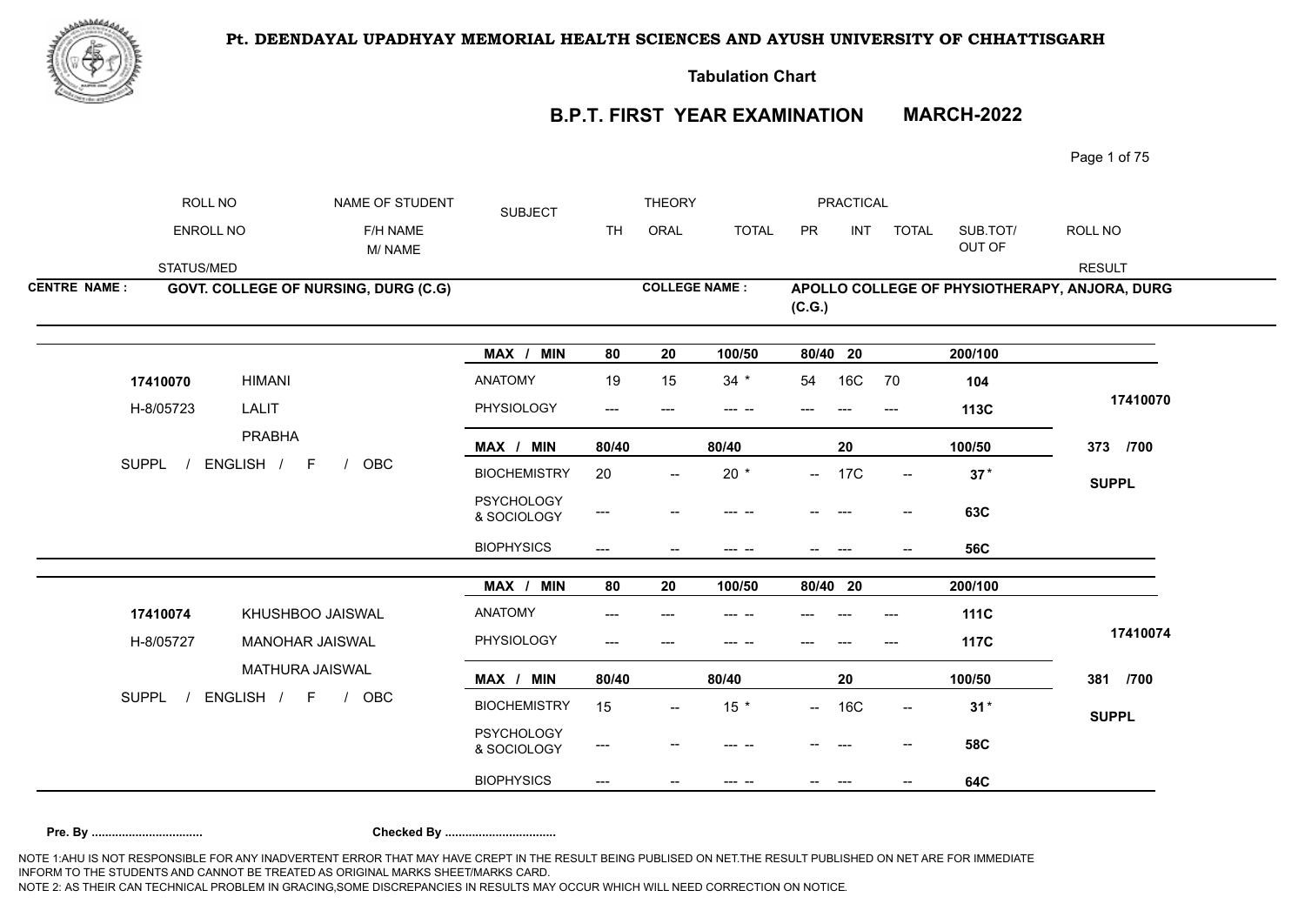# Pt. DEENDAYAL UPADHYAY MEMORIAL HEALTH SCIENCES AND AYUSH UNIVERSITY OF CHHATTISGARH

**Tabulation Chart**

## B.P.T. FIRST YEAR EXAMINATION MARCH-2022

| ROLL NO / ENROLL NO / STATUS/MED | NAME OF STUDENT / F/H NAME / M/ NAME | SUBJECT | THEORY TH | THEORY ORAL | THEORY TOTAL | PRACTICAL PR | PRACTICAL INT | PRACTICAL TOTAL | SUB.TOT/ OUT OF | ROLL NO / RESULT |
|---|---|---|---|---|---|---|---|---|---|---|

**CENTRE NAME :** GOVT. COLLEGE OF NURSING, DURG (C.G)

**COLLEGE NAME :** APOLLO COLLEGE OF PHYSIOTHERAPY, ANJORA, DURG (C.G.)

| ROLL NO / ENROLL NO / STATUS/MED | NAME OF STUDENT / F/H NAME / M/ NAME | SUBJECT | TH | ORAL | TOTAL | PR | INT | TOTAL | SUB.TOT/ OUT OF | ROLL NO / RESULT |
|---|---|---|---|---|---|---|---|---|---|---|
| | | MAX / MIN | 80 | 20 | 100/50 | 80/40 | 20 | | 200/100 | |
| 17410070 | HIMANI | ANATOMY | 19 | 15 | 34 * | 54 | 16C | 70 | 104 | |
| H-8/05723 | LALIT | PHYSIOLOGY | --- | --- | --- -- | --- | --- | --- | 113C | 17410070 |
| | PRABHA | MAX / MIN | 80/40 | | 80/40 | | 20 | | 100/50 | 373 /700 |
| SUPPL / ENGLISH / F / OBC | | BIOCHEMISTRY | 20 | -- | 20 * | -- | 17C | -- | 37 * | SUPPL |
| | | PSYCHOLOGY & SOCIOLOGY | --- | -- | --- -- | -- | --- | -- | 63C | |
| | | BIOPHYSICS | --- | -- | --- -- | -- | --- | -- | 56C | |
| | | MAX / MIN | 80 | 20 | 100/50 | 80/40 | 20 | | 200/100 | |
| 17410074 | KHUSHBOO JAISWAL | ANATOMY | --- | --- | --- -- | --- | --- | --- | 111C | |
| H-8/05727 | MANOHAR JAISWAL | PHYSIOLOGY | --- | --- | --- -- | --- | --- | --- | 117C | 17410074 |
| | MATHURA JAISWAL | MAX / MIN | 80/40 | | 80/40 | | 20 | | 100/50 | 381 /700 |
| SUPPL / ENGLISH / F / OBC | | BIOCHEMISTRY | 15 | -- | 15 * | -- | 16C | -- | 31 * | SUPPL |
| | | PSYCHOLOGY & SOCIOLOGY | --- | -- | --- -- | -- | --- | -- | 58C | |
| | | BIOPHYSICS | --- | -- | --- -- | -- | --- | -- | 64C | |

**Pre. By ................................** **Checked By ................................**

NOTE 1:AHU IS NOT RESPONSIBLE FOR ANY INADVERTENT ERROR THAT MAY HAVE CREPT IN THE RESULT BEING PUBLISED ON NET.THE RESULT PUBLISHED ON NET ARE FOR IMMEDIATE INFORM TO THE STUDENTS AND CANNOT BE TREATED AS ORIGINAL MARKS SHEET/MARKS CARD.

NOTE 2: AS THEIR CAN TECHNICAL PROBLEM IN GRACING,SOME DISCREPANCIES IN RESULTS MAY OCCUR WHICH WILL NEED CORRECTION ON NOTICE.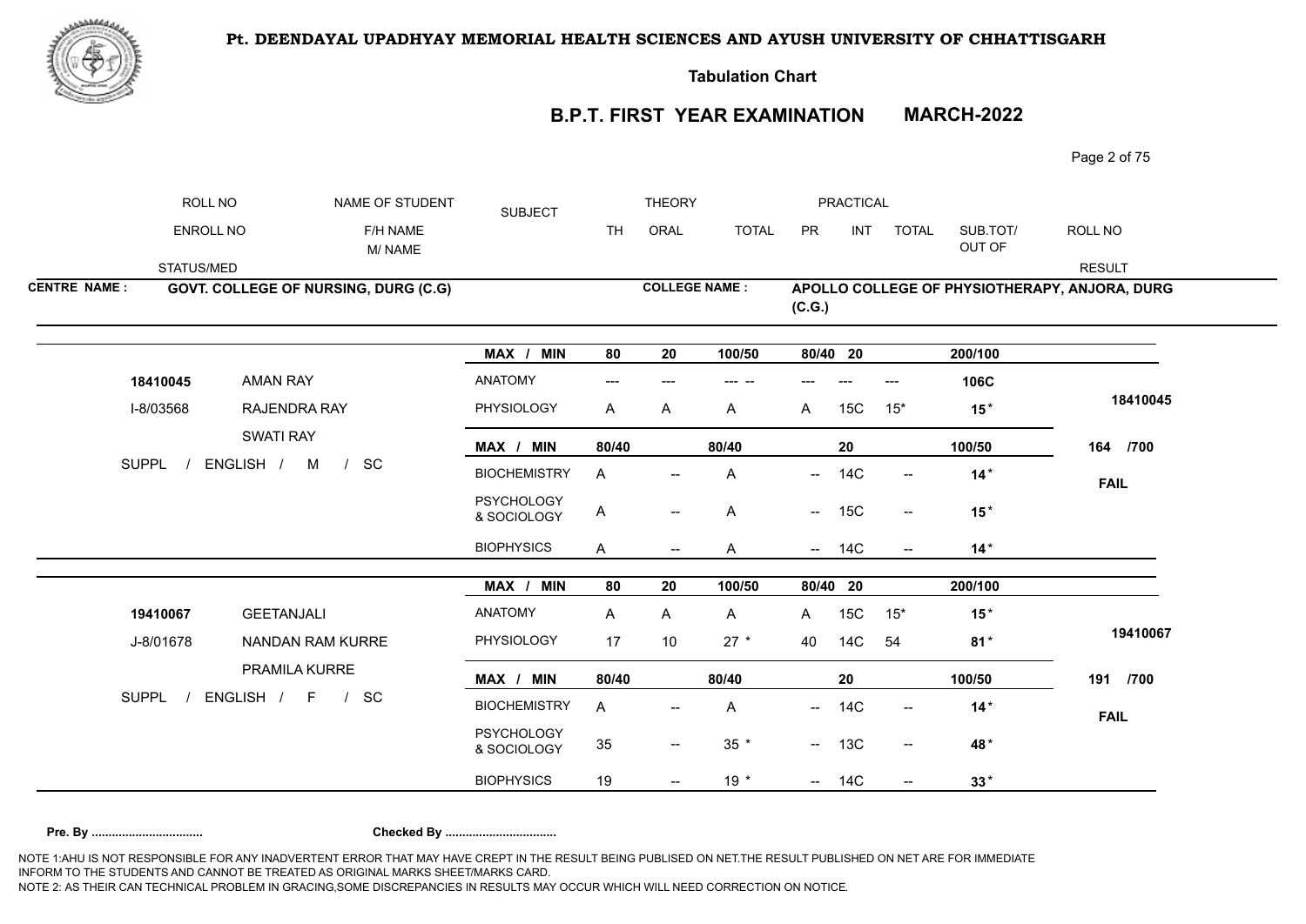**Pt. DEENDAYAL UPADHYAY MEMORIAL HEALTH SCIENCES AND AYUSH UNIVERSITY OF CHHATTISGARH**

**Tabulation Chart**

## B.P.T. FIRST YEAR EXAMINATION MARCH-2022

| ROLL NO | NAME OF STUDENT | SUBJECT | THEORY | | | PRACTICAL | | | | ROLL NO |
|---|---|---|---|---|---|---|---|---|---|---|
| ENROLL NO | F/H NAME M/ NAME | | TH | ORAL | TOTAL | PR | INT | TOTAL | SUB.TOT/ OUT OF | |
| STATUS/MED | | | | | | | | | | RESULT |

**CENTRE NAME :** GOVT. COLLEGE OF NURSING, DURG (C.G)

**COLLEGE NAME :** APOLLO COLLEGE OF PHYSIOTHERAPY, ANJORA, DURG (C.G.)

| | | SUBJECT | TH | ORAL | TOTAL | PR | INT | TOTAL | SUB.TOT/ OUT OF | RESULT |
|---|---|---|---|---|---|---|---|---|---|---|
| | | MAX / MIN | 80 | 20 | 100/50 | 80/40 | 20 | | 200/100 | |
| 18410045 | AMAN RAY | ANATOMY | --- | --- | --- -- | --- | --- | --- | 106C | 18410045 |
| I-8/03568 | RAJENDRA RAY | PHYSIOLOGY | A | A | A | A | 15C | 15* | 15* | |
| | SWATI RAY | MAX / MIN | 80/40 | | 80/40 | | 20 | | 100/50 | 164 /700 |
| SUPPL / ENGLISH / M / SC | | BIOCHEMISTRY | A | -- | A | -- | 14C | -- | 14* | FAIL |
| | | PSYCHOLOGY & SOCIOLOGY | A | -- | A | -- | 15C | -- | 15* | |
| | | BIOPHYSICS | A | -- | A | -- | 14C | -- | 14* | |

| | | SUBJECT | TH | ORAL | TOTAL | PR | INT | TOTAL | SUB.TOT/ OUT OF | RESULT |
|---|---|---|---|---|---|---|---|---|---|---|
| | | MAX / MIN | 80 | 20 | 100/50 | 80/40 | 20 | | 200/100 | |
| 19410067 | GEETANJALI | ANATOMY | A | A | A | A | 15C | 15* | 15* | 19410067 |
| J-8/01678 | NANDAN RAM KURRE | PHYSIOLOGY | 17 | 10 | 27 * | 40 | 14C | 54 | 81* | |
| | PRAMILA KURRE | MAX / MIN | 80/40 | | 80/40 | | 20 | | 100/50 | 191 /700 |
| SUPPL / ENGLISH / F / SC | | BIOCHEMISTRY | A | -- | A | -- | 14C | -- | 14* | FAIL |
| | | PSYCHOLOGY & SOCIOLOGY | 35 | -- | 35 * | -- | 13C | -- | 48* | |
| | | BIOPHYSICS | 19 | -- | 19 * | -- | 14C | -- | 33* | |

**Pre. By ................................** **Checked By ................................**

NOTE 1:AHU IS NOT RESPONSIBLE FOR ANY INADVERTENT ERROR THAT MAY HAVE CREPT IN THE RESULT BEING PUBLISED ON NET.THE RESULT PUBLISHED ON NET ARE FOR IMMEDIATE INFORM TO THE STUDENTS AND CANNOT BE TREATED AS ORIGINAL MARKS SHEET/MARKS CARD.
NOTE 2: AS THEIR CAN TECHNICAL PROBLEM IN GRACING,SOME DISCREPANCIES IN RESULTS MAY OCCUR WHICH WILL NEED CORRECTION ON NOTICE.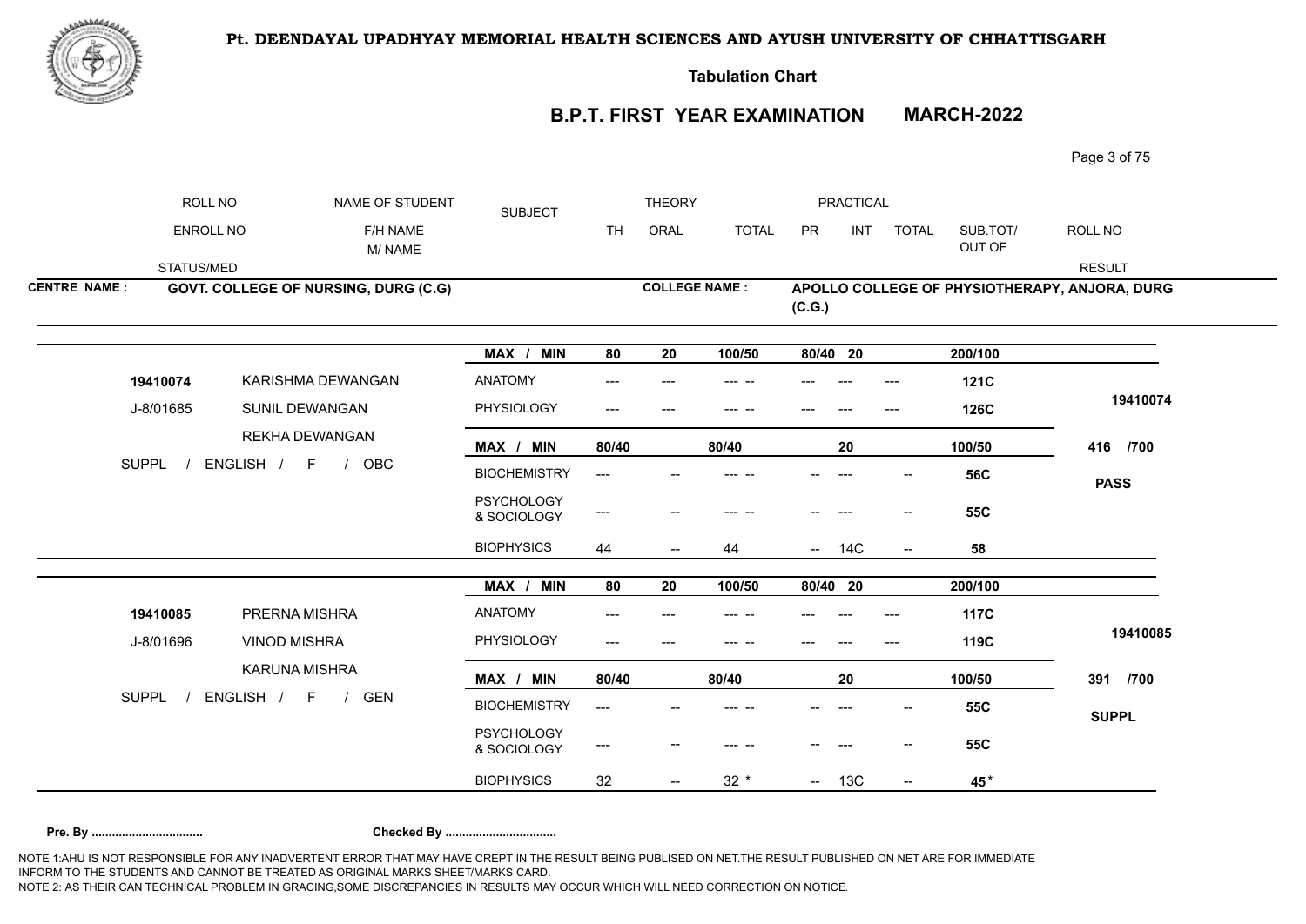# Pt. DEENDAYAL UPADHYAY MEMORIAL HEALTH SCIENCES AND AYUSH UNIVERSITY OF CHHATTISGARH

**Tabulation Chart**

## B.P.T. FIRST YEAR EXAMINATION MARCH-2022

| ROLL NO / ENROLL NO / STATUS/MED | NAME OF STUDENT / F/H NAME / M/ NAME | SUBJECT | THEORY TH | THEORY ORAL | THEORY TOTAL | PRACTICAL PR | PRACTICAL INT | PRACTICAL TOTAL | SUB.TOT/ OUT OF | ROLL NO / RESULT |
|---|---|---|---|---|---|---|---|---|---|---|

**CENTRE NAME :** GOVT. COLLEGE OF NURSING, DURG (C.G)

**COLLEGE NAME :** APOLLO COLLEGE OF PHYSIOTHERAPY, ANJORA, DURG (C.G.)

| ROLL NO / ENROLL NO / STATUS/MED | NAME | SUBJECT | TH | ORAL | TOTAL | PR | INT | TOTAL | SUB.TOT/ OUT OF | RESULT |
|---|---|---|---|---|---|---|---|---|---|---|
| | | MAX / MIN | 80 | 20 | 100/50 | 80/40 | 20 | | 200/100 | |
| 19410074 | KARISHMA DEWANGAN | ANATOMY | --- | --- | --- -- | --- | --- | --- | 121C | 19410074 |
| J-8/01685 | SUNIL DEWANGAN | PHYSIOLOGY | --- | --- | --- -- | --- | --- | --- | 126C | |
| | REKHA DEWANGAN | MAX / MIN | 80/40 | | 80/40 | | 20 | | 100/50 | 416 /700 |
| SUPPL / ENGLISH / F / OBC | | BIOCHEMISTRY | --- | -- | --- -- | -- | --- | -- | 56C | PASS |
| | | PSYCHOLOGY & SOCIOLOGY | --- | -- | --- -- | -- | --- | -- | 55C | |
| | | BIOPHYSICS | 44 | -- | 44 | -- | 14C | -- | 58 | |
| | | MAX / MIN | 80 | 20 | 100/50 | 80/40 | 20 | | 200/100 | |
| 19410085 | PRERNA MISHRA | ANATOMY | --- | --- | --- -- | --- | --- | --- | 117C | 19410085 |
| J-8/01696 | VINOD MISHRA | PHYSIOLOGY | --- | --- | --- -- | --- | --- | --- | 119C | |
| | KARUNA MISHRA | MAX / MIN | 80/40 | | 80/40 | | 20 | | 100/50 | 391 /700 |
| SUPPL / ENGLISH / F / GEN | | BIOCHEMISTRY | --- | -- | --- -- | -- | --- | -- | 55C | SUPPL |
| | | PSYCHOLOGY & SOCIOLOGY | --- | -- | --- -- | -- | --- | -- | 55C | |
| | | BIOPHYSICS | 32 | -- | 32 * | -- | 13C | -- | 45* | |

**Pre. By ................................ Checked By ................................**

NOTE 1:AHU IS NOT RESPONSIBLE FOR ANY INADVERTENT ERROR THAT MAY HAVE CREPT IN THE RESULT BEING PUBLISED ON NET.THE RESULT PUBLISHED ON NET ARE FOR IMMEDIATE INFORM TO THE STUDENTS AND CANNOT BE TREATED AS ORIGINAL MARKS SHEET/MARKS CARD.

NOTE 2: AS THEIR CAN TECHNICAL PROBLEM IN GRACING,SOME DISCREPANCIES IN RESULTS MAY OCCUR WHICH WILL NEED CORRECTION ON NOTICE.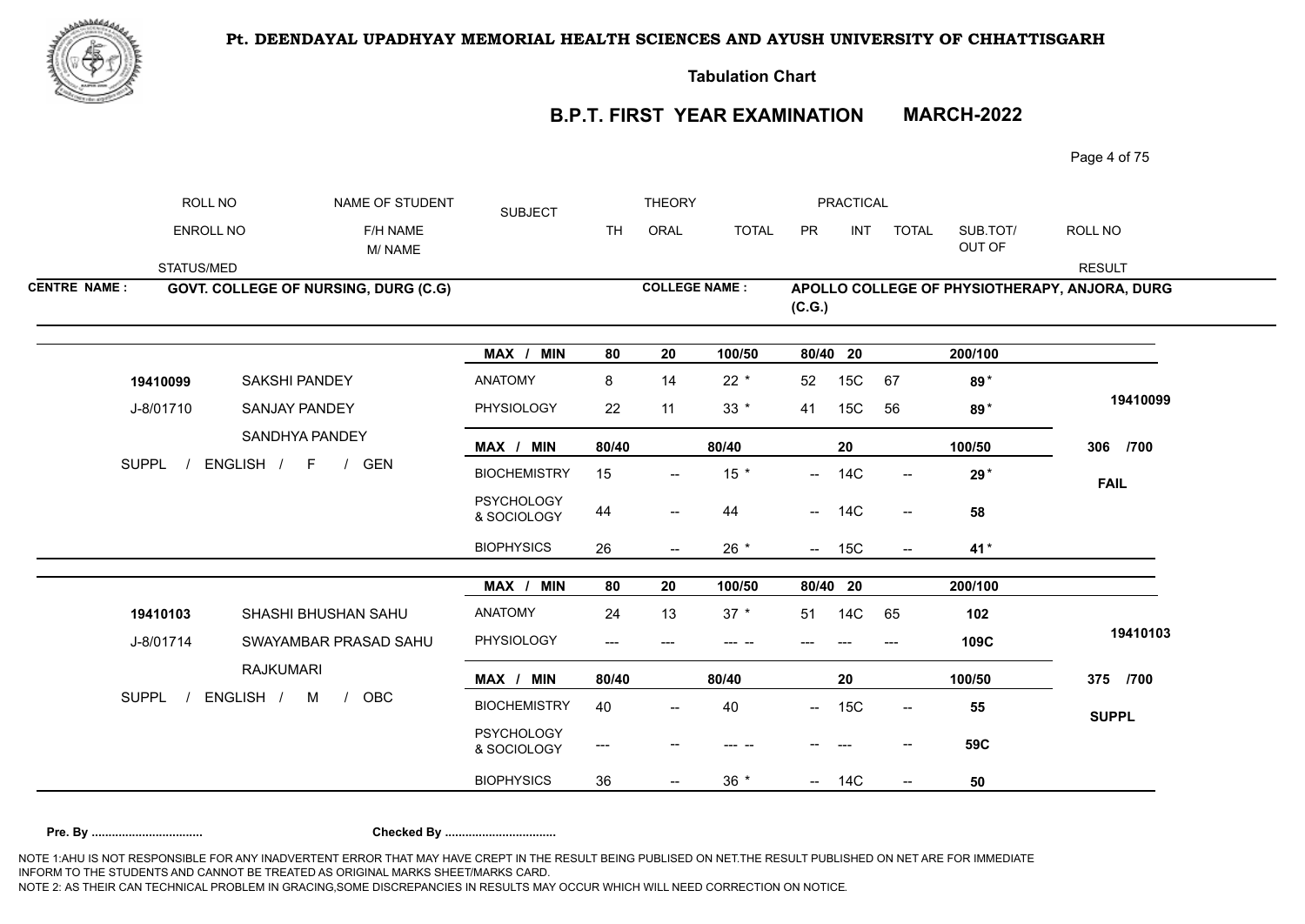**Pt. DEENDAYAL UPADHYAY MEMORIAL HEALTH SCIENCES AND AYUSH UNIVERSITY OF CHHATTISGARH**

**Tabulation Chart**

## B.P.T. FIRST YEAR EXAMINATION MARCH-2022

| ROLL NO / ENROLL NO / STATUS/MED | NAME OF STUDENT / F/H NAME / M/ NAME | SUBJECT | THEORY TH | THEORY ORAL | THEORY TOTAL | PRACTICAL PR | PRACTICAL INT | PRACTICAL TOTAL | SUB.TOT/ OUT OF | ROLL NO / RESULT |
|---|---|---|---|---|---|---|---|---|---|---|

**CENTRE NAME :** GOVT. COLLEGE OF NURSING, DURG (C.G) **COLLEGE NAME :** APOLLO COLLEGE OF PHYSIOTHERAPY, ANJORA, DURG (C.G.)

| ROLL NO / ENROLL NO / STATUS/MED | NAME OF STUDENT / F/H NAME / M/ NAME | SUBJECT | TH | ORAL | TOTAL | PR | INT | TOTAL | SUB.TOT/ OUT OF | ROLL NO / RESULT |
|---|---|---|---|---|---|---|---|---|---|---|
| | | MAX / MIN | 80 | 20 | 100/50 | 80/40 | 20 | | 200/100 | |
| 19410099 | SAKSHI PANDEY | ANATOMY | 8 | 14 | 22 * | 52 | 15C | 67 | 89 * | 19410099 |
| J-8/01710 | SANJAY PANDEY | PHYSIOLOGY | 22 | 11 | 33 * | 41 | 15C | 56 | 89 * | |
| | SANDHYA PANDEY | MAX / MIN | 80/40 | | 80/40 | | 20 | | 100/50 | 306 /700 |
| SUPPL / ENGLISH / F / GEN | | BIOCHEMISTRY | 15 | -- | 15 * | -- | 14C | -- | 29 * | FAIL |
| | | PSYCHOLOGY & SOCIOLOGY | 44 | -- | 44 | -- | 14C | -- | 58 | |
| | | BIOPHYSICS | 26 | -- | 26 * | -- | 15C | -- | 41 * | |
| | | MAX / MIN | 80 | 20 | 100/50 | 80/40 | 20 | | 200/100 | |
| 19410103 | SHASHI BHUSHAN SAHU | ANATOMY | 24 | 13 | 37 * | 51 | 14C | 65 | 102 | 19410103 |
| J-8/01714 | SWAYAMBAR PRASAD SAHU | PHYSIOLOGY | --- | --- | --- -- | --- | --- | --- | 109C | |
| | RAJKUMARI | MAX / MIN | 80/40 | | 80/40 | | 20 | | 100/50 | 375 /700 |
| SUPPL / ENGLISH / M / OBC | | BIOCHEMISTRY | 40 | -- | 40 | -- | 15C | -- | 55 | SUPPL |
| | | PSYCHOLOGY & SOCIOLOGY | --- | -- | --- -- | -- | --- | -- | 59C | |
| | | BIOPHYSICS | 36 | -- | 36 * | -- | 14C | -- | 50 | |

**Pre. By ................................ Checked By ................................**

NOTE 1:AHU IS NOT RESPONSIBLE FOR ANY INADVERTENT ERROR THAT MAY HAVE CREPT IN THE RESULT BEING PUBLISED ON NET.THE RESULT PUBLISHED ON NET ARE FOR IMMEDIATE INFORM TO THE STUDENTS AND CANNOT BE TREATED AS ORIGINAL MARKS SHEET/MARKS CARD.
NOTE 2: AS THEIR CAN TECHNICAL PROBLEM IN GRACING,SOME DISCREPANCIES IN RESULTS MAY OCCUR WHICH WILL NEED CORRECTION ON NOTICE.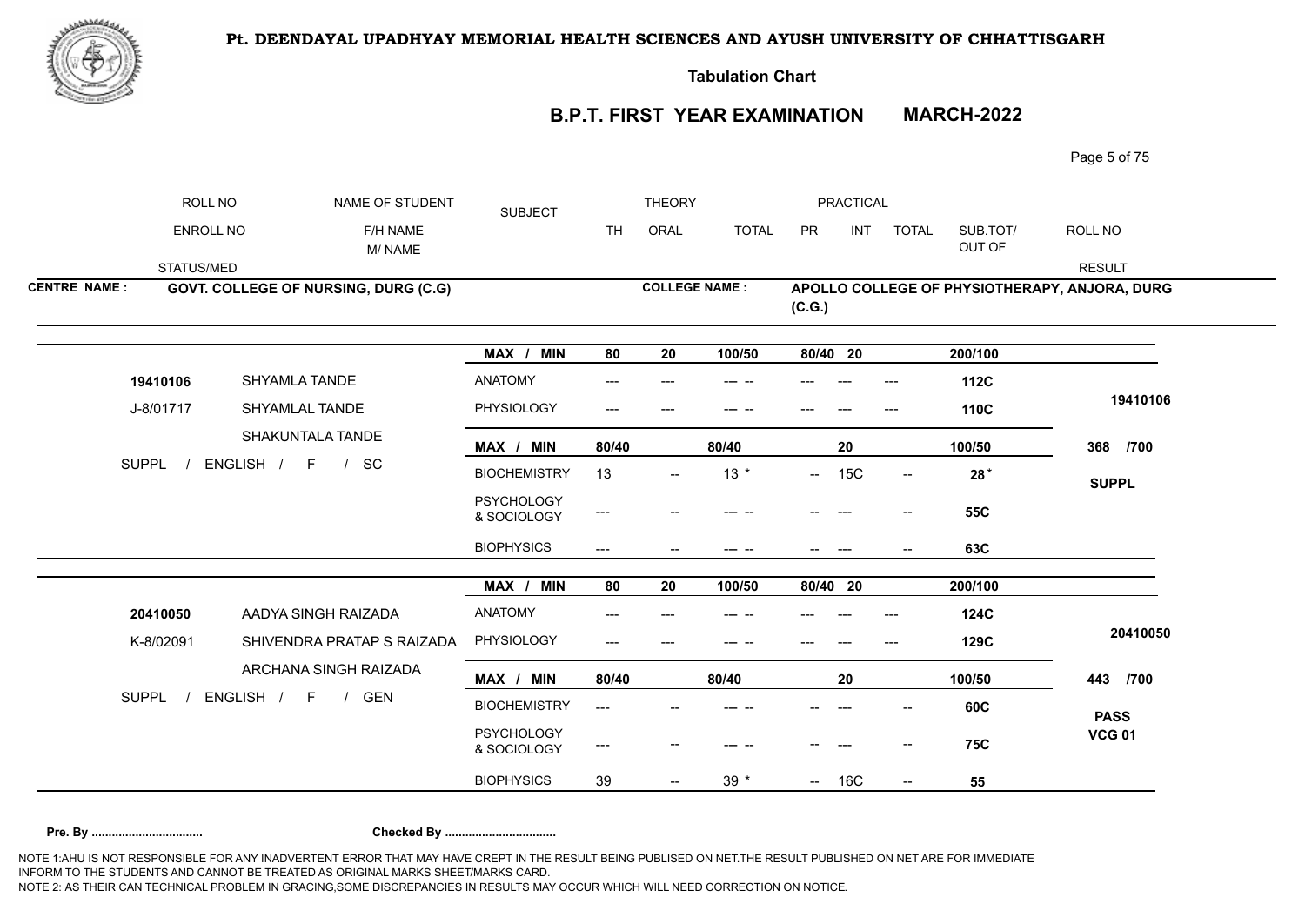# Pt. DEENDAYAL UPADHYAY MEMORIAL HEALTH SCIENCES AND AYUSH UNIVERSITY OF CHHATTISGARH

**Tabulation Chart**

## B.P.T. FIRST YEAR EXAMINATION MARCH-2022

| ROLL NO / ENROLL NO / STATUS/MED | NAME OF STUDENT / F/H NAME / M/ NAME | SUBJECT | THEORY TH | THEORY ORAL | THEORY TOTAL | PRACTICAL PR | PRACTICAL INT | PRACTICAL TOTAL | SUB.TOT/ OUT OF | ROLL NO / RESULT |
|---|---|---|---|---|---|---|---|---|---|---|

**CENTRE NAME :** GOVT. COLLEGE OF NURSING, DURG (C.G) **COLLEGE NAME :** APOLLO COLLEGE OF PHYSIOTHERAPY, ANJORA, DURG (C.G.)

| ROLL NO / ENROLL NO / STATUS/MED | NAME OF STUDENT / F/H NAME / M/ NAME | SUBJECT | TH | ORAL | TOTAL | PR | INT | TOTAL | SUB.TOT/ OUT OF | ROLL NO / RESULT |
|---|---|---|---|---|---|---|---|---|---|---|
| | | MAX / MIN | 80 | 20 | 100/50 | 80/40 | 20 | | 200/100 | |
| 19410106 | SHYAMLA TANDE | ANATOMY | --- | --- | --- -- | --- | --- | --- | 112C | 19410106 |
| J-8/01717 | SHYAMLAL TANDE | PHYSIOLOGY | --- | --- | --- -- | --- | --- | --- | 110C | |
| | SHAKUNTALA TANDE | MAX / MIN | 80/40 | | 80/40 | | 20 | | 100/50 | 368 /700 |
| SUPPL / ENGLISH / F / SC | | BIOCHEMISTRY | 13 | -- | 13 * | -- | 15C | -- | 28 * | SUPPL |
| | | PSYCHOLOGY & SOCIOLOGY | --- | -- | --- -- | -- | --- | -- | 55C | |
| | | BIOPHYSICS | --- | -- | --- -- | -- | --- | -- | 63C | |
| | | MAX / MIN | 80 | 20 | 100/50 | 80/40 | 20 | | 200/100 | |
| 20410050 | AADYA SINGH RAIZADA | ANATOMY | --- | --- | --- -- | --- | --- | --- | 124C | 20410050 |
| K-8/02091 | SHIVENDRA PRATAP S RAIZADA | PHYSIOLOGY | --- | --- | --- -- | --- | --- | --- | 129C | |
| | ARCHANA SINGH RAIZADA | MAX / MIN | 80/40 | | 80/40 | | 20 | | 100/50 | 443 /700 |
| SUPPL / ENGLISH / F / GEN | | BIOCHEMISTRY | --- | -- | --- -- | -- | --- | -- | 60C | PASS VCG 01 |
| | | PSYCHOLOGY & SOCIOLOGY | --- | -- | --- -- | -- | --- | -- | 75C | |
| | | BIOPHYSICS | 39 | -- | 39 * | -- | 16C | -- | 55 | |

**Pre. By ................................** **Checked By ................................**

NOTE 1:AHU IS NOT RESPONSIBLE FOR ANY INADVERTENT ERROR THAT MAY HAVE CREPT IN THE RESULT BEING PUBLISED ON NET.THE RESULT PUBLISHED ON NET ARE FOR IMMEDIATE INFORM TO THE STUDENTS AND CANNOT BE TREATED AS ORIGINAL MARKS SHEET/MARKS CARD.
NOTE 2: AS THEIR CAN TECHNICAL PROBLEM IN GRACING,SOME DISCREPANCIES IN RESULTS MAY OCCUR WHICH WILL NEED CORRECTION ON NOTICE.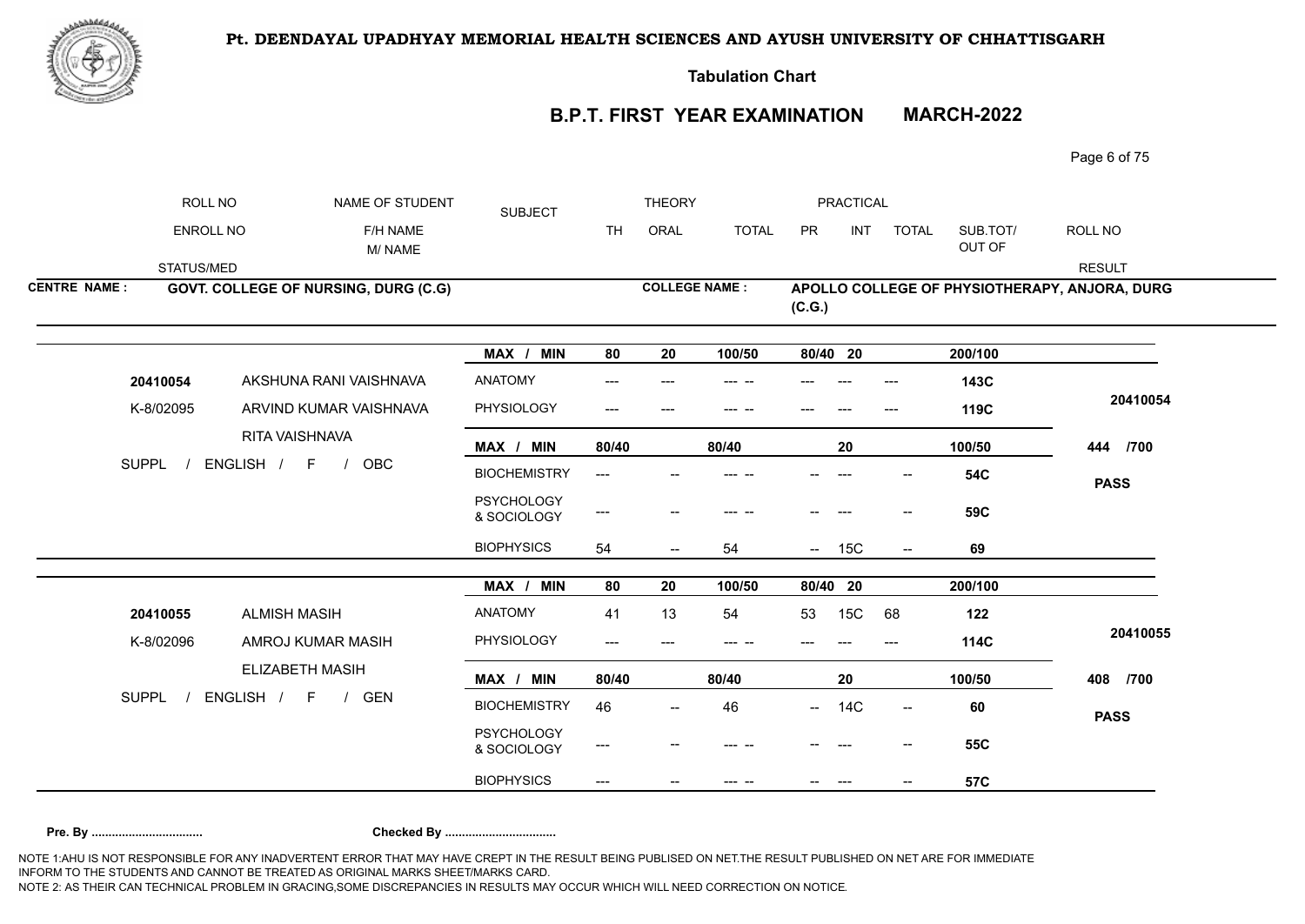# Pt. DEENDAYAL UPADHYAY MEMORIAL HEALTH SCIENCES AND AYUSH UNIVERSITY OF CHHATTISGARH

**Tabulation Chart**

## B.P.T. FIRST YEAR EXAMINATION MARCH-2022

| ROLL NO / ENROLL NO / STATUS/MED | NAME OF STUDENT / F/H NAME / M/ NAME | SUBJECT | THEORY TH | THEORY ORAL | THEORY TOTAL | PRACTICAL PR | PRACTICAL INT | PRACTICAL TOTAL | SUB.TOT/ OUT OF | ROLL NO / RESULT |
|---|---|---|---|---|---|---|---|---|---|---|

**CENTRE NAME :** GOVT. COLLEGE OF NURSING, DURG (C.G)

**COLLEGE NAME :** APOLLO COLLEGE OF PHYSIOTHERAPY, ANJORA, DURG (C.G.)

| ROLL NO / ENROLL NO / STATUS/MED | NAME OF STUDENT / F/H NAME / M/ NAME | SUBJECT | TH | ORAL | TOTAL | PR | INT | TOTAL | SUB.TOT/ OUT OF | ROLL NO / RESULT |
|---|---|---|---|---|---|---|---|---|---|---|
| | | MAX / MIN | 80 | 20 | 100/50 | 80/40 | 20 | | 200/100 | |
| 20410054 | AKSHUNA RANI VAISHNAVA | ANATOMY | --- | --- | --- -- | --- | --- | --- | 143C | 20410054 |
| K-8/02095 | ARVIND KUMAR VAISHNAVA | PHYSIOLOGY | --- | --- | --- -- | --- | --- | --- | 119C | |
| | RITA VAISHNAVA | MAX / MIN | 80/40 | | 80/40 | | 20 | | 100/50 | 444 /700 |
| SUPPL / ENGLISH / F / OBC | | BIOCHEMISTRY | --- | -- | --- -- | -- | --- | -- | 54C | PASS |
| | | PSYCHOLOGY & SOCIOLOGY | --- | -- | --- -- | -- | --- | -- | 59C | |
| | | BIOPHYSICS | 54 | -- | 54 | -- | 15C | -- | 69 | |
| | | MAX / MIN | 80 | 20 | 100/50 | 80/40 | 20 | | 200/100 | |
| 20410055 | ALMISH MASIH | ANATOMY | 41 | 13 | 54 | 53 | 15C | 68 | 122 | 20410055 |
| K-8/02096 | AMROJ KUMAR MASIH | PHYSIOLOGY | --- | --- | --- -- | --- | --- | --- | 114C | |
| | ELIZABETH MASIH | MAX / MIN | 80/40 | | 80/40 | | 20 | | 100/50 | 408 /700 |
| SUPPL / ENGLISH / F / GEN | | BIOCHEMISTRY | 46 | -- | 46 | -- | 14C | -- | 60 | PASS |
| | | PSYCHOLOGY & SOCIOLOGY | --- | -- | --- -- | -- | --- | -- | 55C | |
| | | BIOPHYSICS | --- | -- | --- -- | -- | --- | -- | 57C | |

**Pre. By ................................ Checked By ................................**

NOTE 1:AHU IS NOT RESPONSIBLE FOR ANY INADVERTENT ERROR THAT MAY HAVE CREPT IN THE RESULT BEING PUBLISED ON NET.THE RESULT PUBLISHED ON NET ARE FOR IMMEDIATE INFORM TO THE STUDENTS AND CANNOT BE TREATED AS ORIGINAL MARKS SHEET/MARKS CARD.
NOTE 2: AS THEIR CAN TECHNICAL PROBLEM IN GRACING,SOME DISCREPANCIES IN RESULTS MAY OCCUR WHICH WILL NEED CORRECTION ON NOTICE.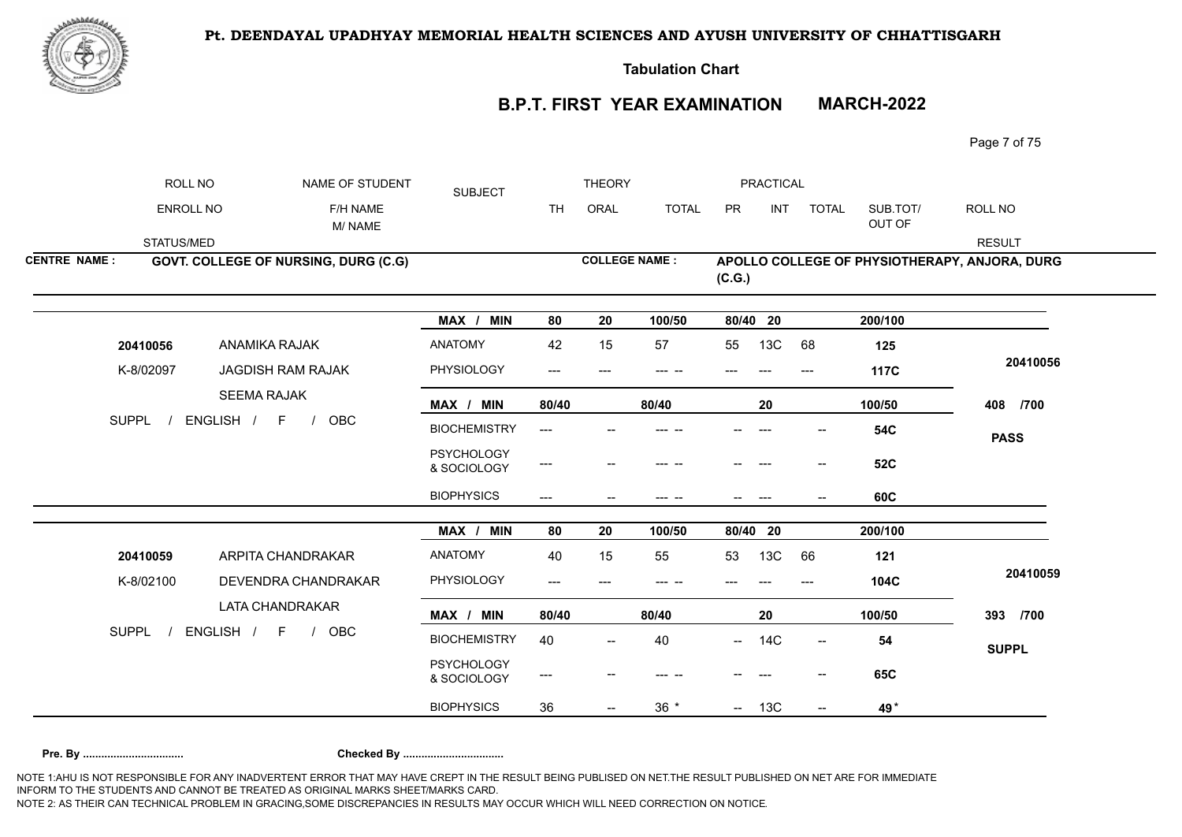**Pt. DEENDAYAL UPADHYAY MEMORIAL HEALTH SCIENCES AND AYUSH UNIVERSITY OF CHHATTISGARH**

**Tabulation Chart**

## B.P.T. FIRST YEAR EXAMINATION MARCH-2022

| ROLL NO / ENROLL NO / STATUS/MED | NAME OF STUDENT / F/H NAME / M/ NAME | SUBJECT | THEORY TH | THEORY ORAL | THEORY TOTAL | PRACTICAL PR | PRACTICAL INT | PRACTICAL TOTAL | SUB.TOT/ OUT OF | ROLL NO / RESULT |
|---|---|---|---|---|---|---|---|---|---|---|

**CENTRE NAME :** GOVT. COLLEGE OF NURSING, DURG (C.G)

**COLLEGE NAME :** APOLLO COLLEGE OF PHYSIOTHERAPY, ANJORA, DURG (C.G.)

| ROLL NO / ENROLL NO / STATUS/MED | NAME | SUBJECT | TH | ORAL | TOTAL | PR | INT | TOTAL | SUB.TOT/ OUT OF | ROLL NO / RESULT |
|---|---|---|---|---|---|---|---|---|---|---|
| | | MAX / MIN | 80 | 20 | 100/50 | 80/40 | 20 | | 200/100 | |
| 20410056 | ANAMIKA RAJAK | ANATOMY | 42 | 15 | 57 | 55 | 13C | 68 | 125 | 20410056 |
| K-8/02097 | JAGDISH RAM RAJAK | PHYSIOLOGY | --- | --- | --- -- | --- | --- | --- | 117C | |
| | SEEMA RAJAK | MAX / MIN | 80/40 | | 80/40 | | 20 | | 100/50 | 408 /700 |
| SUPPL / ENGLISH / F / OBC | | BIOCHEMISTRY | --- | -- | --- -- | -- | --- | -- | 54C | PASS |
| | | PSYCHOLOGY & SOCIOLOGY | --- | -- | --- -- | -- | --- | -- | 52C | |
| | | BIOPHYSICS | --- | -- | --- -- | -- | --- | -- | 60C | |

| ROLL NO / ENROLL NO / STATUS/MED | NAME | SUBJECT | TH | ORAL | TOTAL | PR | INT | TOTAL | SUB.TOT/ OUT OF | ROLL NO / RESULT |
|---|---|---|---|---|---|---|---|---|---|---|
| | | MAX / MIN | 80 | 20 | 100/50 | 80/40 | 20 | | 200/100 | |
| 20410059 | ARPITA CHANDRAKAR | ANATOMY | 40 | 15 | 55 | 53 | 13C | 66 | 121 | 20410059 |
| K-8/02100 | DEVENDRA CHANDRAKAR | PHYSIOLOGY | --- | --- | --- -- | --- | --- | --- | 104C | |
| | LATA CHANDRAKAR | MAX / MIN | 80/40 | | 80/40 | | 20 | | 100/50 | 393 /700 |
| SUPPL / ENGLISH / F / OBC | | BIOCHEMISTRY | 40 | -- | 40 | -- | 14C | -- | 54 | SUPPL |
| | | PSYCHOLOGY & SOCIOLOGY | --- | -- | --- -- | -- | --- | -- | 65C | |
| | | BIOPHYSICS | 36 | -- | 36 * | -- | 13C | -- | 49 * | |

**Pre. By ................................ Checked By ................................**

NOTE 1:AHU IS NOT RESPONSIBLE FOR ANY INADVERTENT ERROR THAT MAY HAVE CREPT IN THE RESULT BEING PUBLISED ON NET.THE RESULT PUBLISHED ON NET ARE FOR IMMEDIATE INFORM TO THE STUDENTS AND CANNOT BE TREATED AS ORIGINAL MARKS SHEET/MARKS CARD.
NOTE 2: AS THEIR CAN TECHNICAL PROBLEM IN GRACING,SOME DISCREPANCIES IN RESULTS MAY OCCUR WHICH WILL NEED CORRECTION ON NOTICE.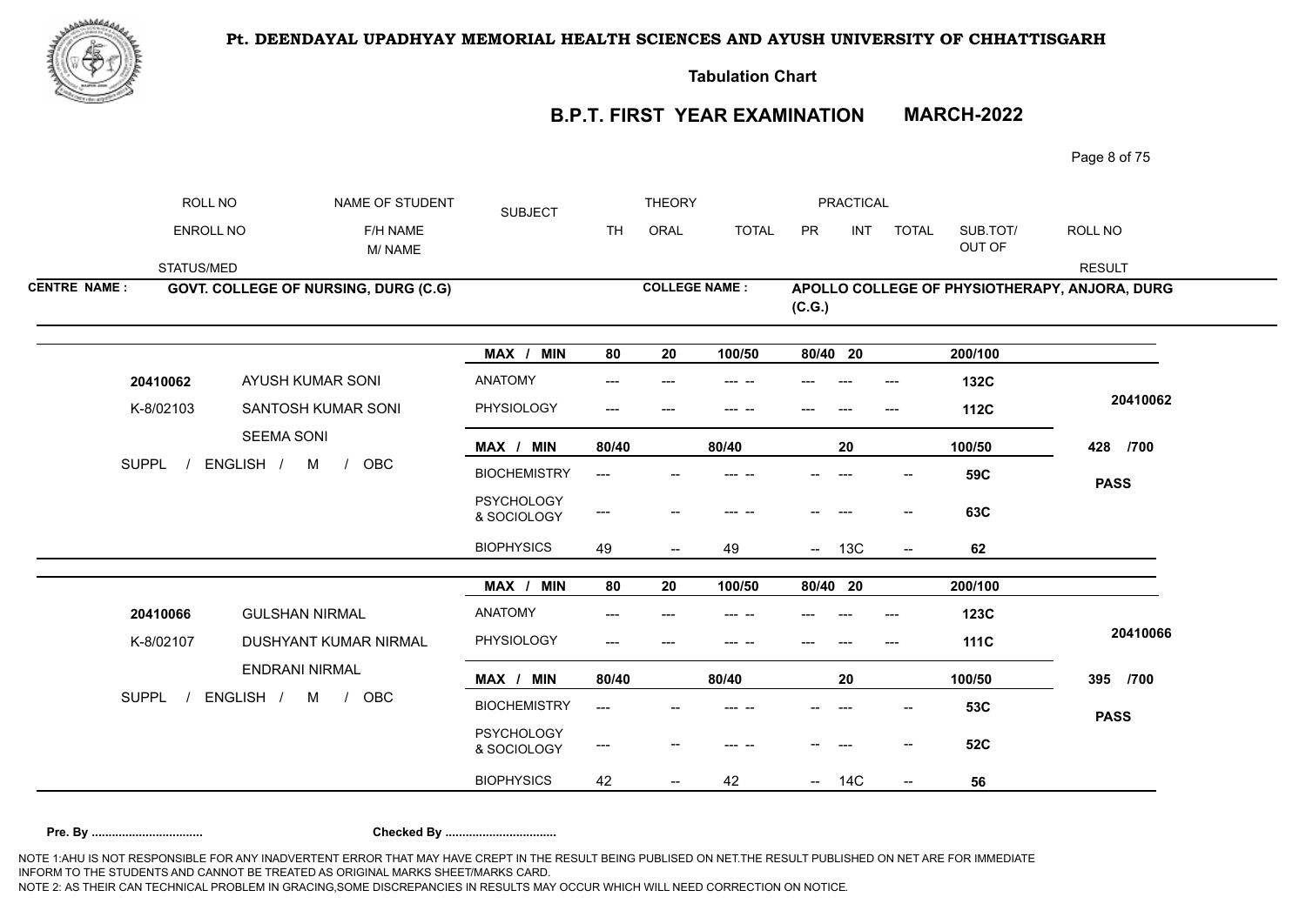**Pt. DEENDAYAL UPADHYAY MEMORIAL HEALTH SCIENCES AND AYUSH UNIVERSITY OF CHHATTISGARH**

**Tabulation Chart**

## B.P.T. FIRST YEAR EXAMINATION MARCH-2022

| ROLL NO / ENROLL NO / STATUS/MED | NAME OF STUDENT / F/H NAME / M/ NAME | SUBJECT | THEORY TH | THEORY ORAL | THEORY TOTAL | PRACTICAL PR | PRACTICAL INT | PRACTICAL TOTAL | SUB.TOT/ OUT OF | ROLL NO / RESULT |
|---|---|---|---|---|---|---|---|---|---|---|

**CENTRE NAME : GOVT. COLLEGE OF NURSING, DURG (C.G)**

**COLLEGE NAME : APOLLO COLLEGE OF PHYSIOTHERAPY, ANJORA, DURG (C.G.)**

| ROLL NO / ENROLL NO / STATUS/MED | NAME OF STUDENT / F/H NAME / M/ NAME | SUBJECT | TH | ORAL | TOTAL | PR | INT | TOTAL | SUB.TOT/ OUT OF | ROLL NO / RESULT |
|---|---|---|---|---|---|---|---|---|---|---|
| | | MAX / MIN | 80 | 20 | 100/50 | 80/40 | 20 | | 200/100 | |
| 20410062 | AYUSH KUMAR SONI | ANATOMY | --- | --- | --- -- | --- | --- | --- | 132C | 20410062 |
| K-8/02103 | SANTOSH KUMAR SONI | PHYSIOLOGY | --- | --- | --- -- | --- | --- | --- | 112C | |
| | SEEMA SONI | MAX / MIN | 80/40 | | 80/40 | | 20 | | 100/50 | 428 /700 |
| SUPPL / ENGLISH / M / OBC | | BIOCHEMISTRY | --- | -- | --- -- | -- | --- | -- | 59C | PASS |
| | | PSYCHOLOGY & SOCIOLOGY | --- | -- | --- -- | -- | --- | -- | 63C | |
| | | BIOPHYSICS | 49 | -- | 49 | -- | 13C | -- | 62 | |
| | | MAX / MIN | 80 | 20 | 100/50 | 80/40 | 20 | | 200/100 | |
| 20410066 | GULSHAN NIRMAL | ANATOMY | --- | --- | --- -- | --- | --- | --- | 123C | 20410066 |
| K-8/02107 | DUSHYANT KUMAR NIRMAL | PHYSIOLOGY | --- | --- | --- -- | --- | --- | --- | 111C | |
| | ENDRANI NIRMAL | MAX / MIN | 80/40 | | 80/40 | | 20 | | 100/50 | 395 /700 |
| SUPPL / ENGLISH / M / OBC | | BIOCHEMISTRY | --- | -- | --- -- | -- | --- | -- | 53C | PASS |
| | | PSYCHOLOGY & SOCIOLOGY | --- | -- | --- -- | -- | --- | -- | 52C | |
| | | BIOPHYSICS | 42 | -- | 42 | -- | 14C | -- | 56 | |

**Pre. By ................................** **Checked By ................................**

NOTE 1:AHU IS NOT RESPONSIBLE FOR ANY INADVERTENT ERROR THAT MAY HAVE CREPT IN THE RESULT BEING PUBLISED ON NET.THE RESULT PUBLISHED ON NET ARE FOR IMMEDIATE INFORM TO THE STUDENTS AND CANNOT BE TREATED AS ORIGINAL MARKS SHEET/MARKS CARD.
NOTE 2: AS THEIR CAN TECHNICAL PROBLEM IN GRACING,SOME DISCREPANCIES IN RESULTS MAY OCCUR WHICH WILL NEED CORRECTION ON NOTICE.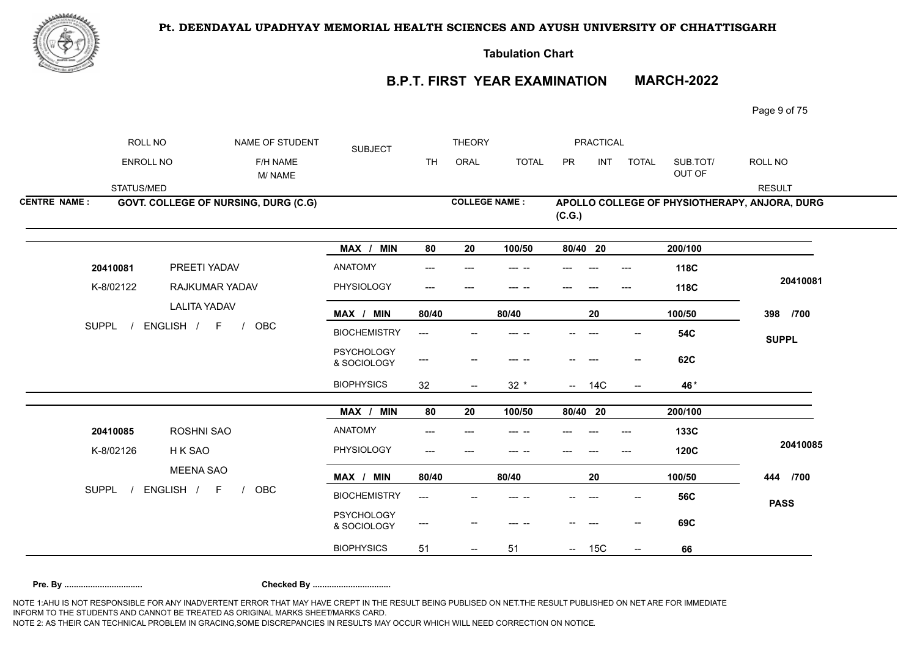# Pt. DEENDAYAL UPADHYAY MEMORIAL HEALTH SCIENCES AND AYUSH UNIVERSITY OF CHHATTISGARH

## Tabulation Chart

## B.P.T. FIRST YEAR EXAMINATION MARCH-2022

| ROLL NO / ENROLL NO / STATUS/MED | NAME OF STUDENT / F/H NAME / M/ NAME | SUBJECT | THEORY TH | THEORY ORAL | THEORY TOTAL | PRACTICAL PR | PRACTICAL INT | PRACTICAL TOTAL | SUB.TOT/ OUT OF | ROLL NO / RESULT |
|---|---|---|---|---|---|---|---|---|---|---|

**CENTRE NAME :** GOVT. COLLEGE OF NURSING, DURG (C.G)

**COLLEGE NAME :** APOLLO COLLEGE OF PHYSIOTHERAPY, ANJORA, DURG (C.G.)

| ROLL NO / ENROLL NO / STATUS/MED | NAME OF STUDENT / F/H NAME / M/ NAME | SUBJECT | TH | ORAL | TOTAL | PR | INT | TOTAL | SUB.TOT/ OUT OF | ROLL NO / RESULT |
|---|---|---|---|---|---|---|---|---|---|---|
| | | MAX / MIN | 80 | 20 | 100/50 | 80/40 | 20 | | 200/100 | |
| 20410081 | PREETI YADAV | ANATOMY | --- | --- | --- -- | --- | --- | --- | 118C | 20410081 |
| K-8/02122 | RAJKUMAR YADAV | PHYSIOLOGY | --- | --- | --- -- | --- | --- | --- | 118C | |
| | LALITA YADAV | MAX / MIN | 80/40 | | 80/40 | | 20 | | 100/50 | 398 /700 |
| SUPPL / ENGLISH / F / OBC | | BIOCHEMISTRY | --- | -- | --- -- | -- | --- | -- | 54C | SUPPL |
| | | PSYCHOLOGY & SOCIOLOGY | --- | -- | --- -- | -- | --- | -- | 62C | |
| | | BIOPHYSICS | 32 | -- | 32 * | -- | 14C | -- | 46 * | |
| | | MAX / MIN | 80 | 20 | 100/50 | 80/40 | 20 | | 200/100 | |
| 20410085 | ROSHNI SAO | ANATOMY | --- | --- | --- -- | --- | --- | --- | 133C | 20410085 |
| K-8/02126 | H K SAO | PHYSIOLOGY | --- | --- | --- -- | --- | --- | --- | 120C | |
| | MEENA SAO | MAX / MIN | 80/40 | | 80/40 | | 20 | | 100/50 | 444 /700 |
| SUPPL / ENGLISH / F / OBC | | BIOCHEMISTRY | --- | -- | --- -- | -- | --- | -- | 56C | PASS |
| | | PSYCHOLOGY & SOCIOLOGY | --- | -- | --- -- | -- | --- | -- | 69C | |
| | | BIOPHYSICS | 51 | -- | 51 | -- | 15C | -- | 66 | |

**Pre. By ................................** **Checked By ................................**

NOTE 1:AHU IS NOT RESPONSIBLE FOR ANY INADVERTENT ERROR THAT MAY HAVE CREPT IN THE RESULT BEING PUBLISED ON NET.THE RESULT PUBLISHED ON NET ARE FOR IMMEDIATE INFORM TO THE STUDENTS AND CANNOT BE TREATED AS ORIGINAL MARKS SHEET/MARKS CARD.
NOTE 2: AS THEIR CAN TECHNICAL PROBLEM IN GRACING,SOME DISCREPANCIES IN RESULTS MAY OCCUR WHICH WILL NEED CORRECTION ON NOTICE.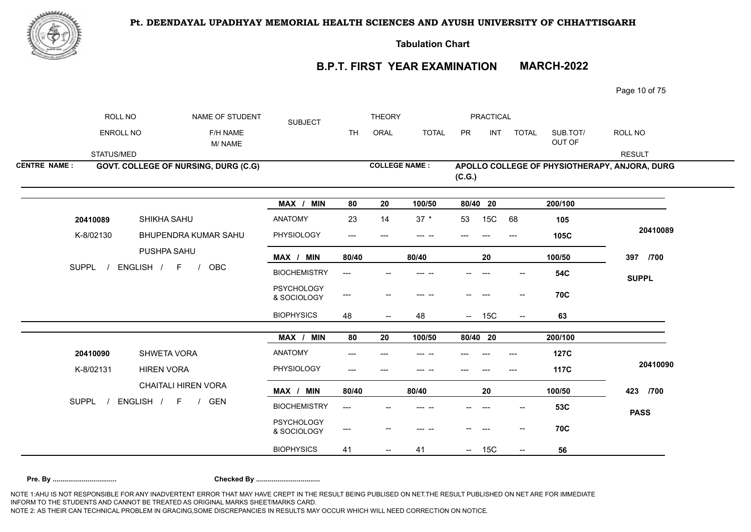# Pt. DEENDAYAL UPADHYAY MEMORIAL HEALTH SCIENCES AND AYUSH UNIVERSITY OF CHHATTISGARH

**Tabulation Chart**

## B.P.T. FIRST YEAR EXAMINATION MARCH-2022

| ROLL NO / ENROLL NO / STATUS/MED | NAME OF STUDENT / F/H NAME / M/ NAME | SUBJECT | THEORY TH | THEORY ORAL | THEORY TOTAL | PRACTICAL PR | PRACTICAL INT | PRACTICAL TOTAL | SUB.TOT/ OUT OF | ROLL NO / RESULT |
|---|---|---|---|---|---|---|---|---|---|---|

**CENTRE NAME :** GOVT. COLLEGE OF NURSING, DURG (C.G) **COLLEGE NAME :** APOLLO COLLEGE OF PHYSIOTHERAPY, ANJORA, DURG (C.G.)

| ROLL NO | NAME OF STUDENT | SUBJECT | TH | ORAL | TOTAL | PR | INT | TOTAL | SUB.TOT/ OUT OF | RESULT |
|---|---|---|---|---|---|---|---|---|---|---|
| | | MAX / MIN | 80 | 20 | 100/50 | 80/40 | 20 | | 200/100 | |
| 20410089 | SHIKHA SAHU | ANATOMY | 23 | 14 | 37 * | 53 | 15C | 68 | 105 | 20410089 |
| K-8/02130 | BHUPENDRA KUMAR SAHU | PHYSIOLOGY | --- | --- | --- -- | --- | --- | --- | 105C | |
| | PUSHPA SAHU | MAX / MIN | 80/40 | | 80/40 | | 20 | | 100/50 | 397 /700 |
| SUPPL / ENGLISH / F / OBC | | BIOCHEMISTRY | --- | -- | --- -- | -- | --- | -- | 54C | SUPPL |
| | | PSYCHOLOGY & SOCIOLOGY | --- | -- | --- -- | -- | --- | -- | 70C | |
| | | BIOPHYSICS | 48 | -- | 48 | -- | 15C | -- | 63 | |
| | | MAX / MIN | 80 | 20 | 100/50 | 80/40 | 20 | | 200/100 | |
| 20410090 | SHWETA VORA | ANATOMY | --- | --- | --- -- | --- | --- | --- | 127C | 20410090 |
| K-8/02131 | HIREN VORA | PHYSIOLOGY | --- | --- | --- -- | --- | --- | --- | 117C | |
| | CHAITALI HIREN VORA | MAX / MIN | 80/40 | | 80/40 | | 20 | | 100/50 | 423 /700 |
| SUPPL / ENGLISH / F / GEN | | BIOCHEMISTRY | --- | -- | --- -- | -- | --- | -- | 53C | PASS |
| | | PSYCHOLOGY & SOCIOLOGY | --- | -- | --- -- | -- | --- | -- | 70C | |
| | | BIOPHYSICS | 41 | -- | 41 | -- | 15C | -- | 56 | |

**Pre. By ................................** **Checked By ................................**

NOTE 1:AHU IS NOT RESPONSIBLE FOR ANY INADVERTENT ERROR THAT MAY HAVE CREPT IN THE RESULT BEING PUBLISED ON NET.THE RESULT PUBLISHED ON NET ARE FOR IMMEDIATE INFORM TO THE STUDENTS AND CANNOT BE TREATED AS ORIGINAL MARKS SHEET/MARKS CARD.
NOTE 2: AS THEIR CAN TECHNICAL PROBLEM IN GRACING,SOME DISCREPANCIES IN RESULTS MAY OCCUR WHICH WILL NEED CORRECTION ON NOTICE.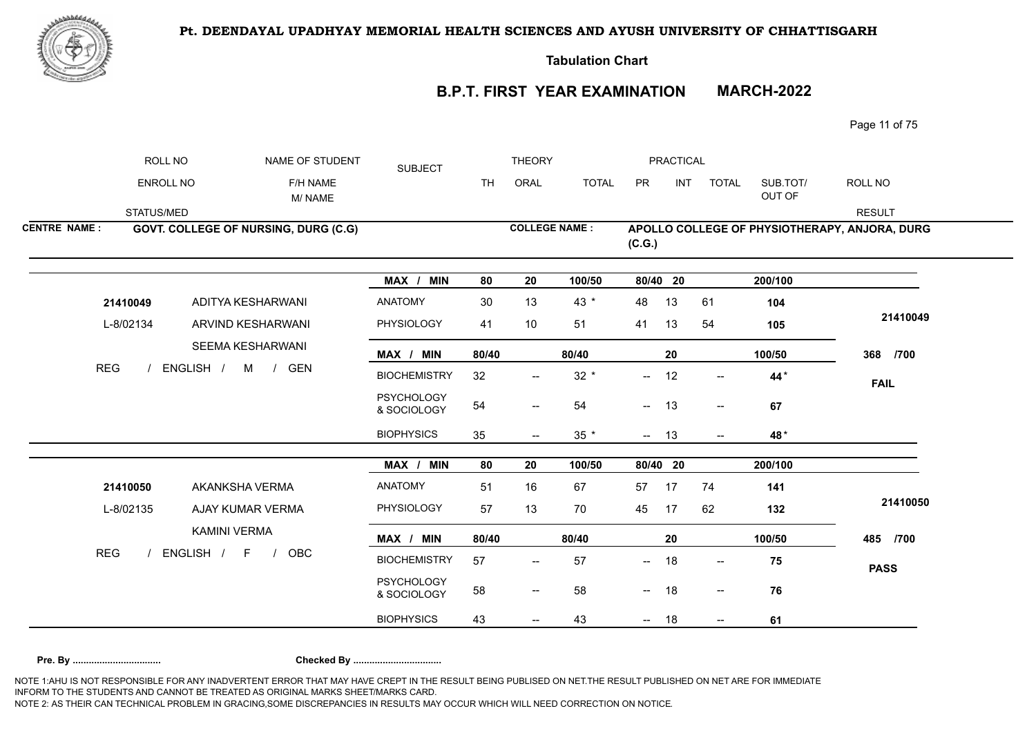**Pt. DEENDAYAL UPADHYAY MEMORIAL HEALTH SCIENCES AND AYUSH UNIVERSITY OF CHHATTISGARH**

**Tabulation Chart**

**B.P.T. FIRST YEAR EXAMINATION MARCH-2022**

| ROLL NO / ENROLL NO / STATUS/MED | NAME OF STUDENT / F/H NAME / M/ NAME | SUBJECT | THEORY TH | THEORY ORAL | THEORY TOTAL | PRACTICAL PR | PRACTICAL INT | PRACTICAL TOTAL | SUB.TOT/ OUT OF | ROLL NO / RESULT |
|---|---|---|---|---|---|---|---|---|---|---|

**CENTRE NAME : GOVT. COLLEGE OF NURSING, DURG (C.G)**

**COLLEGE NAME : APOLLO COLLEGE OF PHYSIOTHERAPY, ANJORA, DURG (C.G.)**

| ROLL NO / ENROLL NO / STATUS/MED | NAME OF STUDENT / F/H NAME / M/ NAME | SUBJECT | TH | ORAL | TOTAL | PR | INT | TOTAL | SUB.TOT/ OUT OF | ROLL NO / RESULT |
|---|---|---|---|---|---|---|---|---|---|---|
| | | **MAX / MIN** | **80** | **20** | **100/50** | **80/40** | **20** | | **200/100** | |
| **21410049** | ADITYA KESHARWANI | ANATOMY | 30 | 13 | 43 * | 48 | 13 | 61 | **104** | |
| L-8/02134 | ARVIND KESHARWANI | PHYSIOLOGY | 41 | 10 | 51 | 41 | 13 | 54 | **105** | **21410049** |
| | SEEMA KESHARWANI | **MAX / MIN** | **80/40** | | **80/40** | | **20** | | **100/50** | **368 /700** |
| REG / ENGLISH / M / GEN | | BIOCHEMISTRY | 32 | -- | 32 * | -- | 12 | -- | **44** * | **FAIL** |
| | | PSYCHOLOGY & SOCIOLOGY | 54 | -- | 54 | -- | 13 | -- | **67** | |
| | | BIOPHYSICS | 35 | -- | 35 * | -- | 13 | -- | **48** * | |
| | | **MAX / MIN** | **80** | **20** | **100/50** | **80/40** | **20** | | **200/100** | |
| **21410050** | AKANKSHA VERMA | ANATOMY | 51 | 16 | 67 | 57 | 17 | 74 | **141** | |
| L-8/02135 | AJAY KUMAR VERMA | PHYSIOLOGY | 57 | 13 | 70 | 45 | 17 | 62 | **132** | **21410050** |
| | KAMINI VERMA | **MAX / MIN** | **80/40** | | **80/40** | | **20** | | **100/50** | **485 /700** |
| REG / ENGLISH / F / OBC | | BIOCHEMISTRY | 57 | -- | 57 | -- | 18 | -- | **75** | **PASS** |
| | | PSYCHOLOGY & SOCIOLOGY | 58 | -- | 58 | -- | 18 | -- | **76** | |
| | | BIOPHYSICS | 43 | -- | 43 | -- | 18 | -- | **61** | |

**Pre. By ................................** **Checked By ................................**

NOTE 1:AHU IS NOT RESPONSIBLE FOR ANY INADVERTENT ERROR THAT MAY HAVE CREPT IN THE RESULT BEING PUBLISED ON NET.THE RESULT PUBLISHED ON NET ARE FOR IMMEDIATE INFORM TO THE STUDENTS AND CANNOT BE TREATED AS ORIGINAL MARKS SHEET/MARKS CARD.
NOTE 2: AS THEIR CAN TECHNICAL PROBLEM IN GRACING,SOME DISCREPANCIES IN RESULTS MAY OCCUR WHICH WILL NEED CORRECTION ON NOTICE.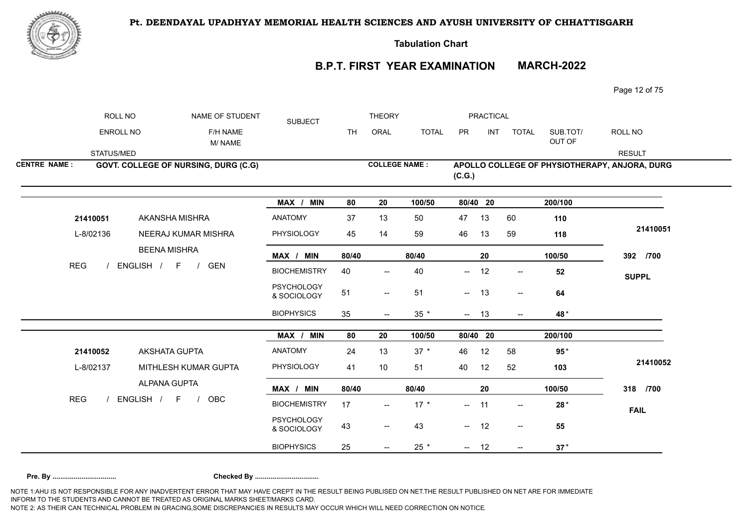**Pt. DEENDAYAL UPADHYAY MEMORIAL HEALTH SCIENCES AND AYUSH UNIVERSITY OF CHHATTISGARH**

**Tabulation Chart**

## B.P.T. FIRST YEAR EXAMINATION MARCH-2022

| ROLL NO / ENROLL NO / STATUS/MED | NAME OF STUDENT / F/H NAME / M/ NAME | SUBJECT | THEORY TH | THEORY ORAL | THEORY TOTAL | PRACTICAL PR | PRACTICAL INT | PRACTICAL TOTAL | SUB.TOT/ OUT OF | ROLL NO / RESULT |
|---|---|---|---|---|---|---|---|---|---|---|

**CENTRE NAME :** GOVT. COLLEGE OF NURSING, DURG (C.G)

**COLLEGE NAME :** APOLLO COLLEGE OF PHYSIOTHERAPY, ANJORA, DURG (C.G.)

| ROLL NO / ENROLL NO / STATUS/MED | NAME OF STUDENT / F/H NAME / M/ NAME | SUBJECT | TH | ORAL | TOTAL | PR | INT | TOTAL | SUB.TOT/ OUT OF | ROLL NO / RESULT |
|---|---|---|---|---|---|---|---|---|---|---|
| | | MAX / MIN | 80 | 20 | 100/50 | 80/40 | 20 | | 200/100 | |
| 21410051 | AKANSHA MISHRA | ANATOMY | 37 | 13 | 50 | 47 | 13 | 60 | 110 | |
| L-8/02136 | NEERAJ KUMAR MISHRA | PHYSIOLOGY | 45 | 14 | 59 | 46 | 13 | 59 | 118 | 21410051 |
| | BEENA MISHRA | MAX / MIN | 80/40 | | 80/40 | | 20 | | 100/50 | 392 /700 |
| REG / ENGLISH / F / GEN | | BIOCHEMISTRY | 40 | -- | 40 | -- | 12 | -- | 52 | SUPPL |
| | | PSYCHOLOGY & SOCIOLOGY | 51 | -- | 51 | -- | 13 | -- | 64 | |
| | | BIOPHYSICS | 35 | -- | 35 * | -- | 13 | -- | 48 * | |
| | | MAX / MIN | 80 | 20 | 100/50 | 80/40 | 20 | | 200/100 | |
| 21410052 | AKSHATA GUPTA | ANATOMY | 24 | 13 | 37 * | 46 | 12 | 58 | 95 * | |
| L-8/02137 | MITHLESH KUMAR GUPTA | PHYSIOLOGY | 41 | 10 | 51 | 40 | 12 | 52 | 103 | 21410052 |
| | ALPANA GUPTA | MAX / MIN | 80/40 | | 80/40 | | 20 | | 100/50 | 318 /700 |
| REG / ENGLISH / F / OBC | | BIOCHEMISTRY | 17 | -- | 17 * | -- | 11 | -- | 28 * | FAIL |
| | | PSYCHOLOGY & SOCIOLOGY | 43 | -- | 43 | -- | 12 | -- | 55 | |
| | | BIOPHYSICS | 25 | -- | 25 * | -- | 12 | -- | 37 * | |

**Pre. By ................................ Checked By ................................**

NOTE 1:AHU IS NOT RESPONSIBLE FOR ANY INADVERTENT ERROR THAT MAY HAVE CREPT IN THE RESULT BEING PUBLISED ON NET.THE RESULT PUBLISHED ON NET ARE FOR IMMEDIATE INFORM TO THE STUDENTS AND CANNOT BE TREATED AS ORIGINAL MARKS SHEET/MARKS CARD.

NOTE 2: AS THEIR CAN TECHNICAL PROBLEM IN GRACING,SOME DISCREPANCIES IN RESULTS MAY OCCUR WHICH WILL NEED CORRECTION ON NOTICE.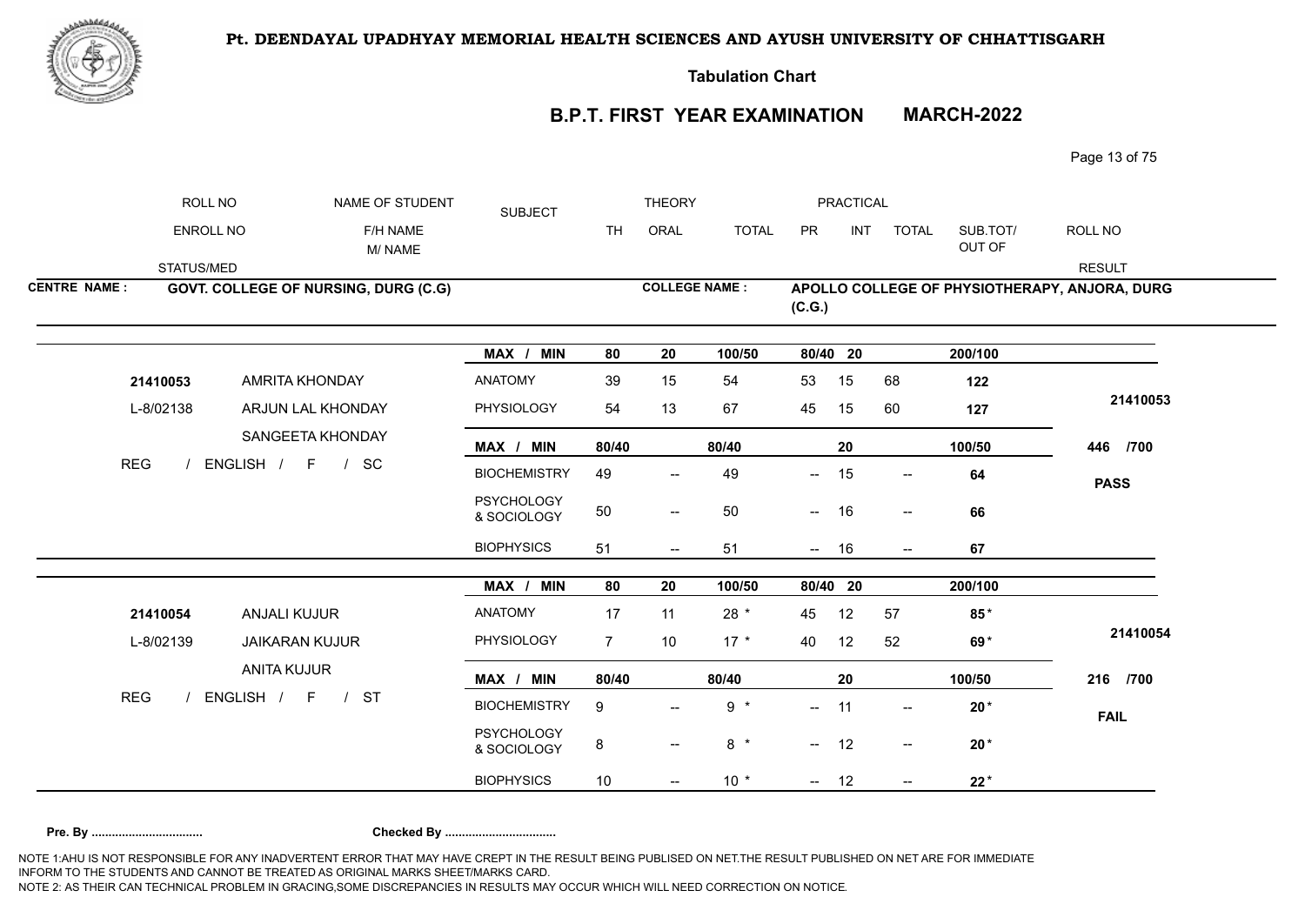# Pt. DEENDAYAL UPADHYAY MEMORIAL HEALTH SCIENCES AND AYUSH UNIVERSITY OF CHHATTISGARH

**Tabulation Chart**

## B.P.T. FIRST YEAR EXAMINATION MARCH-2022

| ROLL NO / ENROLL NO / STATUS/MED | NAME OF STUDENT / F/H NAME / M/ NAME | SUBJECT | THEORY TH | THEORY ORAL | THEORY TOTAL | PRACTICAL PR | PRACTICAL INT | PRACTICAL TOTAL | SUB.TOT/ OUT OF | ROLL NO / RESULT |
|---|---|---|---|---|---|---|---|---|---|---|

**CENTRE NAME :** GOVT. COLLEGE OF NURSING, DURG (C.G)

**COLLEGE NAME :** APOLLO COLLEGE OF PHYSIOTHERAPY, ANJORA, DURG (C.G.)

| ROLL NO / ENROLL NO / STATUS/MED | NAME OF STUDENT / F/H NAME / M/ NAME | SUBJECT | TH | ORAL | TOTAL | PR | INT | TOTAL | SUB.TOT/ OUT OF | ROLL NO / RESULT |
|---|---|---|---|---|---|---|---|---|---|---|
| | | MAX / MIN | 80 | 20 | 100/50 | 80/40 | 20 | | 200/100 | |
| 21410053 | AMRITA KHONDAY | ANATOMY | 39 | 15 | 54 | 53 | 15 | 68 | 122 | |
| L-8/02138 | ARJUN LAL KHONDAY | PHYSIOLOGY | 54 | 13 | 67 | 45 | 15 | 60 | 127 | 21410053 |
| | SANGEETA KHONDAY | MAX / MIN | 80/40 | | 80/40 | | 20 | | 100/50 | 446 /700 |
| REG / ENGLISH / F / SC | | BIOCHEMISTRY | 49 | -- | 49 | -- | 15 | -- | 64 | PASS |
| | | PSYCHOLOGY & SOCIOLOGY | 50 | -- | 50 | -- | 16 | -- | 66 | |
| | | BIOPHYSICS | 51 | -- | 51 | -- | 16 | -- | 67 | |
| | | MAX / MIN | 80 | 20 | 100/50 | 80/40 | 20 | | 200/100 | |
| 21410054 | ANJALI KUJUR | ANATOMY | 17 | 11 | 28 * | 45 | 12 | 57 | 85* | |
| L-8/02139 | JAIKARAN KUJUR | PHYSIOLOGY | 7 | 10 | 17 * | 40 | 12 | 52 | 69* | 21410054 |
| | ANITA KUJUR | MAX / MIN | 80/40 | | 80/40 | | 20 | | 100/50 | 216 /700 |
| REG / ENGLISH / F / ST | | BIOCHEMISTRY | 9 | -- | 9 * | -- | 11 | -- | 20* | FAIL |
| | | PSYCHOLOGY & SOCIOLOGY | 8 | -- | 8 * | -- | 12 | -- | 20* | |
| | | BIOPHYSICS | 10 | -- | 10 * | -- | 12 | -- | 22* | |

**Pre. By ................................ Checked By ................................**

NOTE 1:AHU IS NOT RESPONSIBLE FOR ANY INADVERTENT ERROR THAT MAY HAVE CREPT IN THE RESULT BEING PUBLISED ON NET.THE RESULT PUBLISHED ON NET ARE FOR IMMEDIATE INFORM TO THE STUDENTS AND CANNOT BE TREATED AS ORIGINAL MARKS SHEET/MARKS CARD.
NOTE 2: AS THEIR CAN TECHNICAL PROBLEM IN GRACING,SOME DISCREPANCIES IN RESULTS MAY OCCUR WHICH WILL NEED CORRECTION ON NOTICE.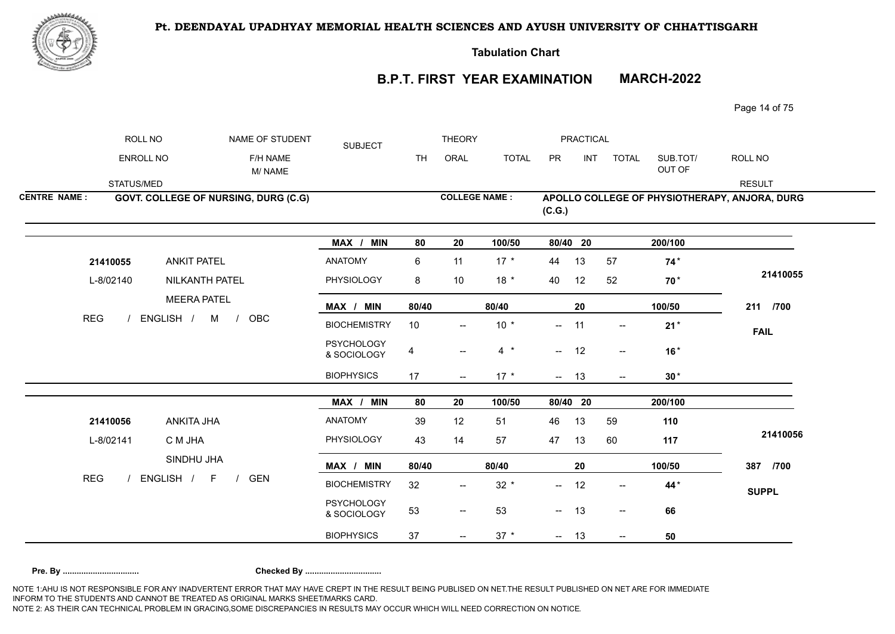**Pt. DEENDAYAL UPADHYAY MEMORIAL HEALTH SCIENCES AND AYUSH UNIVERSITY OF CHHATTISGARH**

**Tabulation Chart**

## B.P.T. FIRST YEAR EXAMINATION MARCH-2022

| ROLL NO | NAME OF STUDENT | SUBJECT | THEORY | | | PRACTICAL | | | SUB.TOT/ | ROLL NO |
|---|---|---|---|---|---|---|---|---|---|---|
| ENROLL NO | F/H NAME / M/ NAME | | TH | ORAL | TOTAL | PR | INT | TOTAL | OUT OF | |
| STATUS/MED | | | | | | | | | | RESULT |

**CENTRE NAME : GOVT. COLLEGE OF NURSING, DURG (C.G)**

**COLLEGE NAME : APOLLO COLLEGE OF PHYSIOTHERAPY, ANJORA, DURG (C.G.)**

| ROLL NO / ENROLL NO / STATUS | NAME / F/H NAME / M NAME | SUBJECT | TH | ORAL | TOTAL | PR | INT | TOTAL | SUB.TOT/OUT OF | RESULT |
|---|---|---|---|---|---|---|---|---|---|---|
| | | **MAX / MIN** | **80** | **20** | **100/50** | **80/40** | **20** | | **200/100** | |
| **21410055** | ANKIT PATEL | ANATOMY | 6 | 11 | 17 * | 44 | 13 | 57 | **74*** | |
| L-8/02140 | NILKANTH PATEL | PHYSIOLOGY | 8 | 10 | 18 * | 40 | 12 | 52 | **70*** | **21410055** |
| | MEERA PATEL | **MAX / MIN** | **80/40** | | **80/40** | | **20** | | **100/50** | **211 /700** |
| REG / ENGLISH / M / OBC | | BIOCHEMISTRY | 10 | -- | 10 * | -- | 11 | -- | **21*** | **FAIL** |
| | | PSYCHOLOGY & SOCIOLOGY | 4 | -- | 4 * | -- | 12 | -- | **16*** | |
| | | BIOPHYSICS | 17 | -- | 17 * | -- | 13 | -- | **30*** | |
| | | **MAX / MIN** | **80** | **20** | **100/50** | **80/40** | **20** | | **200/100** | |
| **21410056** | ANKITA JHA | ANATOMY | 39 | 12 | 51 | 46 | 13 | 59 | **110** | |
| L-8/02141 | C M JHA | PHYSIOLOGY | 43 | 14 | 57 | 47 | 13 | 60 | **117** | **21410056** |
| | SINDHU JHA | **MAX / MIN** | **80/40** | | **80/40** | | **20** | | **100/50** | **387 /700** |
| REG / ENGLISH / F / GEN | | BIOCHEMISTRY | 32 | -- | 32 * | -- | 12 | -- | **44*** | **SUPPL** |
| | | PSYCHOLOGY & SOCIOLOGY | 53 | -- | 53 | -- | 13 | -- | **66** | |
| | | BIOPHYSICS | 37 | -- | 37 * | -- | 13 | -- | **50** | |

**Pre. By ................................ Checked By ................................**

NOTE 1:AHU IS NOT RESPONSIBLE FOR ANY INADVERTENT ERROR THAT MAY HAVE CREPT IN THE RESULT BEING PUBLISED ON NET.THE RESULT PUBLISHED ON NET ARE FOR IMMEDIATE INFORM TO THE STUDENTS AND CANNOT BE TREATED AS ORIGINAL MARKS SHEET/MARKS CARD.
NOTE 2: AS THEIR CAN TECHNICAL PROBLEM IN GRACING,SOME DISCREPANCIES IN RESULTS MAY OCCUR WHICH WILL NEED CORRECTION ON NOTICE.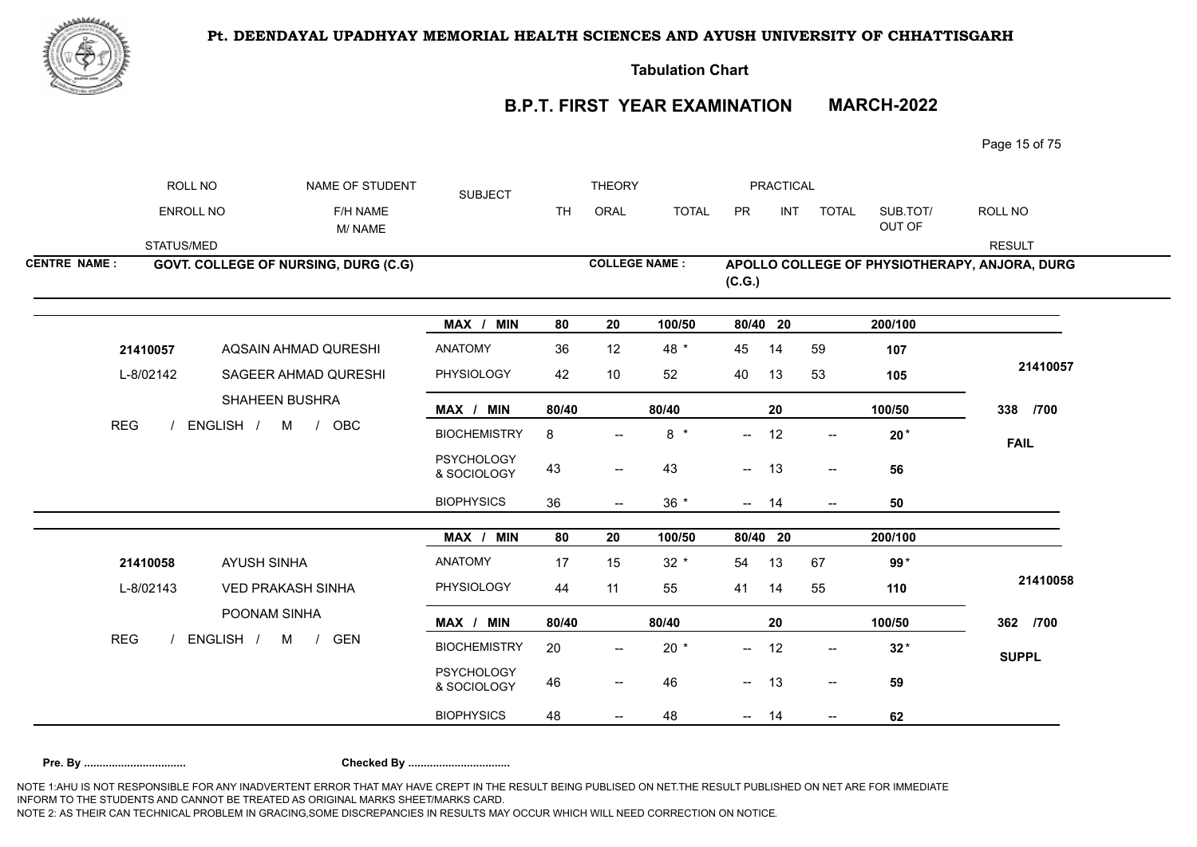**Pt. DEENDAYAL UPADHYAY MEMORIAL HEALTH SCIENCES AND AYUSH UNIVERSITY OF CHHATTISGARH**

**Tabulation Chart**

## B.P.T. FIRST YEAR EXAMINATION MARCH-2022

| ROLL NO | NAME OF STUDENT | SUBJECT | THEORY | | | PRACTICAL | | | | ROLL NO |
|---|---|---|---|---|---|---|---|---|---|---|
| ENROLL NO | F/H NAME / M/ NAME | | TH | ORAL | TOTAL | PR | INT | TOTAL | SUB.TOT/ OUT OF | |
| STATUS/MED | | | | | | | | | | RESULT |

**CENTRE NAME : GOVT. COLLEGE OF NURSING, DURG (C.G)**

**COLLEGE NAME : APOLLO COLLEGE OF PHYSIOTHERAPY, ANJORA, DURG (C.G.)**

| | | MAX / MIN | 80 | 20 | 100/50 | 80/40 | 20 | | 200/100 | |
|---|---|---|---|---|---|---|---|---|---|---|
| 21410057 | AQSAIN AHMAD QURESHI | ANATOMY | 36 | 12 | 48 * | 45 | 14 | 59 | 107 | 21410057 |
| L-8/02142 | SAGEER AHMAD QURESHI | PHYSIOLOGY | 42 | 10 | 52 | 40 | 13 | 53 | 105 | |
| | SHAHEEN BUSHRA | MAX / MIN | 80/40 | | 80/40 | | 20 | | 100/50 | 338 /700 |
| REG / ENGLISH / M / OBC | | BIOCHEMISTRY | 8 | -- | 8 * | -- | 12 | -- | 20 * | FAIL |
| | | PSYCHOLOGY & SOCIOLOGY | 43 | -- | 43 | -- | 13 | -- | 56 | |
| | | BIOPHYSICS | 36 | -- | 36 * | -- | 14 | -- | 50 | |

| | | MAX / MIN | 80 | 20 | 100/50 | 80/40 | 20 | | 200/100 | |
|---|---|---|---|---|---|---|---|---|---|---|
| 21410058 | AYUSH SINHA | ANATOMY | 17 | 15 | 32 * | 54 | 13 | 67 | 99 * | 21410058 |
| L-8/02143 | VED PRAKASH SINHA | PHYSIOLOGY | 44 | 11 | 55 | 41 | 14 | 55 | 110 | |
| | POONAM SINHA | MAX / MIN | 80/40 | | 80/40 | | 20 | | 100/50 | 362 /700 |
| REG / ENGLISH / M / GEN | | BIOCHEMISTRY | 20 | -- | 20 * | -- | 12 | -- | 32 * | SUPPL |
| | | PSYCHOLOGY & SOCIOLOGY | 46 | -- | 46 | -- | 13 | -- | 59 | |
| | | BIOPHYSICS | 48 | -- | 48 | -- | 14 | -- | 62 | |

**Pre. By ................................  Checked By ................................**

NOTE 1:AHU IS NOT RESPONSIBLE FOR ANY INADVERTENT ERROR THAT MAY HAVE CREPT IN THE RESULT BEING PUBLISED ON NET.THE RESULT PUBLISHED ON NET ARE FOR IMMEDIATE INFORM TO THE STUDENTS AND CANNOT BE TREATED AS ORIGINAL MARKS SHEET/MARKS CARD.
NOTE 2: AS THEIR CAN TECHNICAL PROBLEM IN GRACING,SOME DISCREPANCIES IN RESULTS MAY OCCUR WHICH WILL NEED CORRECTION ON NOTICE.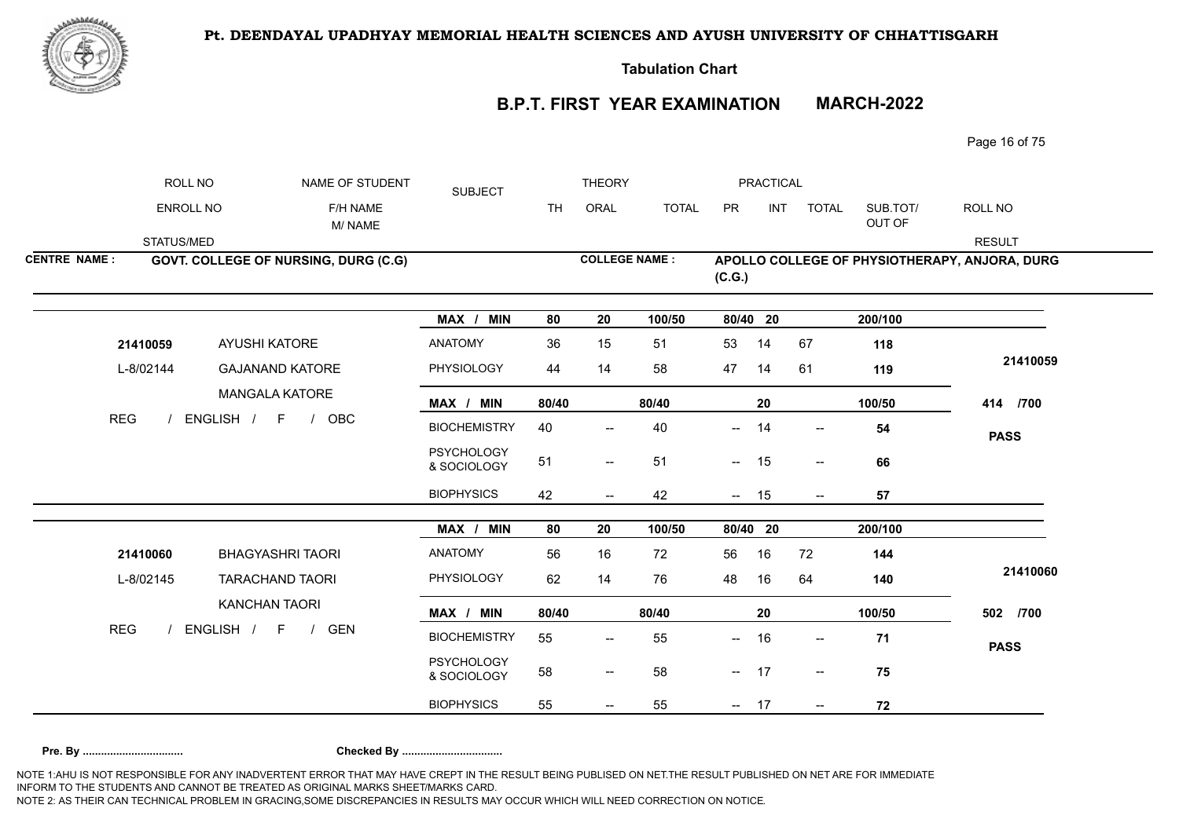**Pt. DEENDAYAL UPADHYAY MEMORIAL HEALTH SCIENCES AND AYUSH UNIVERSITY OF CHHATTISGARH**

**Tabulation Chart**

## B.P.T. FIRST YEAR EXAMINATION MARCH-2022

| ROLL NO / ENROLL NO / STATUS/MED | NAME OF STUDENT / F/H NAME / M/ NAME | SUBJECT | THEORY TH | THEORY ORAL | THEORY TOTAL | PRACTICAL PR | PRACTICAL INT | PRACTICAL TOTAL | SUB.TOT/ OUT OF | ROLL NO / RESULT |
|---|---|---|---|---|---|---|---|---|---|---|

**CENTRE NAME :** GOVT. COLLEGE OF NURSING, DURG (C.G)
**COLLEGE NAME :** APOLLO COLLEGE OF PHYSIOTHERAPY, ANJORA, DURG (C.G.)

| ROLL NO / ENROLL NO / STATUS/MED | NAME OF STUDENT / F/H NAME / M/ NAME | SUBJECT | TH | ORAL | TOTAL | PR | INT | TOTAL | SUB.TOT/ OUT OF | ROLL NO / RESULT |
|---|---|---|---|---|---|---|---|---|---|---|
| | | MAX / MIN | 80 | 20 | 100/50 | 80/40 | 20 | | 200/100 | |
| 21410059 | AYUSHI KATORE | ANATOMY | 36 | 15 | 51 | 53 | 14 | 67 | **118** | |
| L-8/02144 | GAJANAND KATORE | PHYSIOLOGY | 44 | 14 | 58 | 47 | 14 | 61 | **119** | **21410059** |
| | MANGALA KATORE | MAX / MIN | 80/40 | | 80/40 | | 20 | | 100/50 | **414 /700** |
| REG / ENGLISH / F / OBC | | BIOCHEMISTRY | 40 | -- | 40 | -- | 14 | -- | **54** | **PASS** |
| | | PSYCHOLOGY & SOCIOLOGY | 51 | -- | 51 | -- | 15 | -- | **66** | |
| | | BIOPHYSICS | 42 | -- | 42 | -- | 15 | -- | **57** | |
| | | MAX / MIN | 80 | 20 | 100/50 | 80/40 | 20 | | 200/100 | |
| 21410060 | BHAGYASHRI TAORI | ANATOMY | 56 | 16 | 72 | 56 | 16 | 72 | **144** | |
| L-8/02145 | TARACHAND TAORI | PHYSIOLOGY | 62 | 14 | 76 | 48 | 16 | 64 | **140** | **21410060** |
| | KANCHAN TAORI | MAX / MIN | 80/40 | | 80/40 | | 20 | | 100/50 | **502 /700** |
| REG / ENGLISH / F / GEN | | BIOCHEMISTRY | 55 | -- | 55 | -- | 16 | -- | **71** | **PASS** |
| | | PSYCHOLOGY & SOCIOLOGY | 58 | -- | 58 | -- | 17 | -- | **75** | |
| | | BIOPHYSICS | 55 | -- | 55 | -- | 17 | -- | **72** | |

**Pre. By ................................** **Checked By ................................**

NOTE 1:AHU IS NOT RESPONSIBLE FOR ANY INADVERTENT ERROR THAT MAY HAVE CREPT IN THE RESULT BEING PUBLISED ON NET.THE RESULT PUBLISHED ON NET ARE FOR IMMEDIATE INFORM TO THE STUDENTS AND CANNOT BE TREATED AS ORIGINAL MARKS SHEET/MARKS CARD.
NOTE 2: AS THEIR CAN TECHNICAL PROBLEM IN GRACING,SOME DISCREPANCIES IN RESULTS MAY OCCUR WHICH WILL NEED CORRECTION ON NOTICE.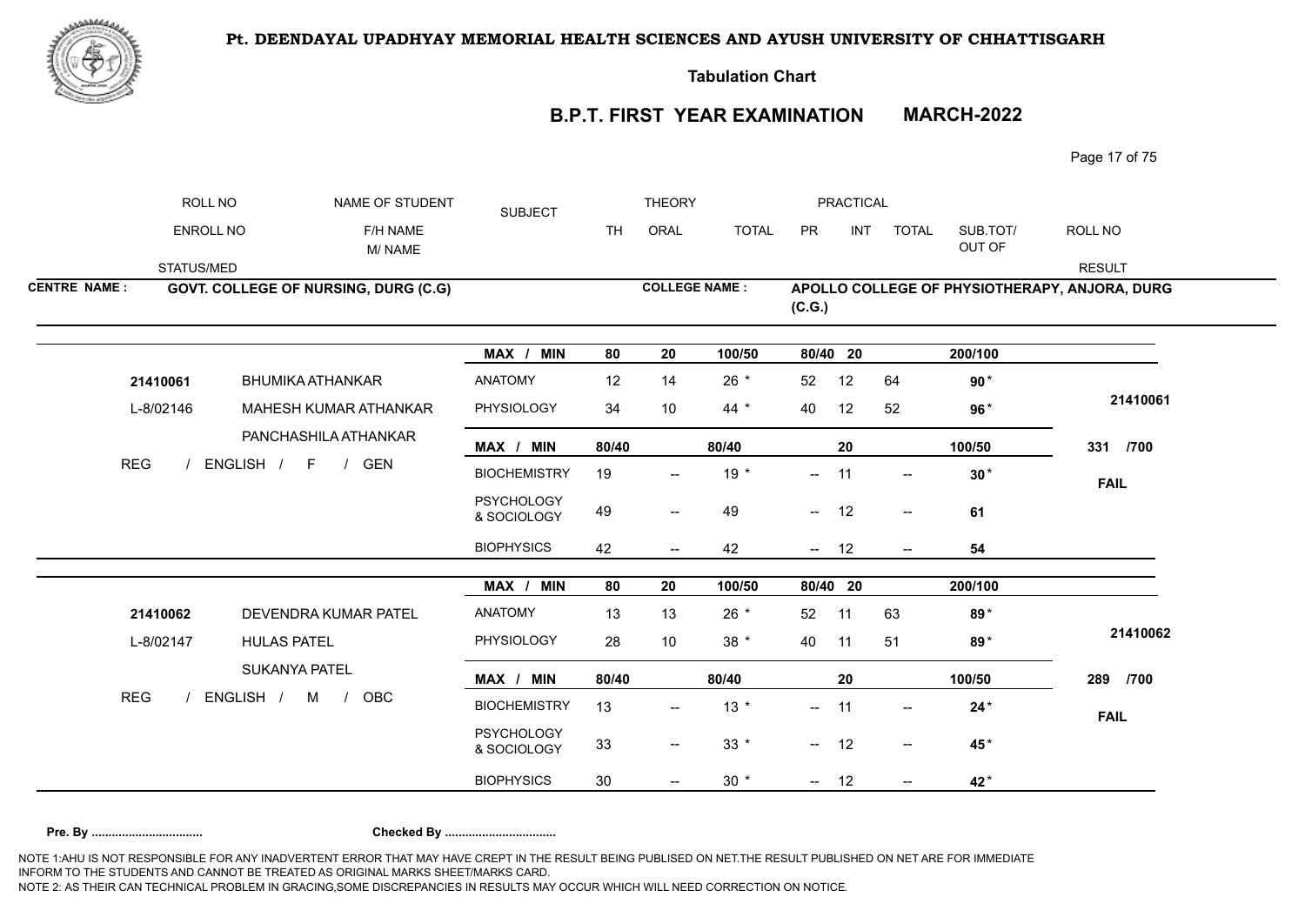# Pt. DEENDAYAL UPADHYAY MEMORIAL HEALTH SCIENCES AND AYUSH UNIVERSITY OF CHHATTISGARH

**Tabulation Chart**

## B.P.T. FIRST YEAR EXAMINATION MARCH-2022

| ROLL NO | NAME OF STUDENT | SUBJECT | THEORY | | | PRACTICAL | | | | ROLL NO |
|---|---|---|---|---|---|---|---|---|---|---|
| ENROLL NO | F/H NAME M/ NAME | | TH | ORAL | TOTAL | PR | INT | TOTAL | SUB.TOT/ OUT OF | |
| STATUS/MED | | | | | | | | | | RESULT |

**CENTRE NAME :** GOVT. COLLEGE OF NURSING, DURG (C.G) **COLLEGE NAME :** APOLLO COLLEGE OF PHYSIOTHERAPY, ANJORA, DURG (C.G.)

| ROLL NO / ENROLL NO / STATUS | NAME | SUBJECT | TH | ORAL | TOTAL | PR | INT | TOTAL | SUB.TOT/ OUT OF | RESULT |
|---|---|---|---|---|---|---|---|---|---|---|
| | | MAX / MIN | 80 | 20 | 100/50 | 80/40 | 20 | | 200/100 | |
| 21410061 | BHUMIKA ATHANKAR | ANATOMY | 12 | 14 | 26 * | 52 | 12 | 64 | 90 * | |
| L-8/02146 | MAHESH KUMAR ATHANKAR | PHYSIOLOGY | 34 | 10 | 44 * | 40 | 12 | 52 | 96 * | 21410061 |
| | PANCHASHILA ATHANKAR | MAX / MIN | 80/40 | | 80/40 | | 20 | | 100/50 | 331 /700 |
| REG / ENGLISH / F / GEN | | BIOCHEMISTRY | 19 | -- | 19 * | -- | 11 | -- | 30 * | FAIL |
| | | PSYCHOLOGY & SOCIOLOGY | 49 | -- | 49 | -- | 12 | -- | 61 | |
| | | BIOPHYSICS | 42 | -- | 42 | -- | 12 | -- | 54 | |
| | | MAX / MIN | 80 | 20 | 100/50 | 80/40 | 20 | | 200/100 | |
| 21410062 | DEVENDRA KUMAR PATEL | ANATOMY | 13 | 13 | 26 * | 52 | 11 | 63 | 89 * | |
| L-8/02147 | HULAS PATEL | PHYSIOLOGY | 28 | 10 | 38 * | 40 | 11 | 51 | 89 * | 21410062 |
| | SUKANYA PATEL | MAX / MIN | 80/40 | | 80/40 | | 20 | | 100/50 | 289 /700 |
| REG / ENGLISH / M / OBC | | BIOCHEMISTRY | 13 | -- | 13 * | -- | 11 | -- | 24 * | FAIL |
| | | PSYCHOLOGY & SOCIOLOGY | 33 | -- | 33 * | -- | 12 | -- | 45 * | |
| | | BIOPHYSICS | 30 | -- | 30 * | -- | 12 | -- | 42 * | |

**Pre. By ................................** **Checked By ................................**

NOTE 1:AHU IS NOT RESPONSIBLE FOR ANY INADVERTENT ERROR THAT MAY HAVE CREPT IN THE RESULT BEING PUBLISED ON NET.THE RESULT PUBLISHED ON NET ARE FOR IMMEDIATE INFORM TO THE STUDENTS AND CANNOT BE TREATED AS ORIGINAL MARKS SHEET/MARKS CARD.
NOTE 2: AS THEIR CAN TECHNICAL PROBLEM IN GRACING,SOME DISCREPANCIES IN RESULTS MAY OCCUR WHICH WILL NEED CORRECTION ON NOTICE.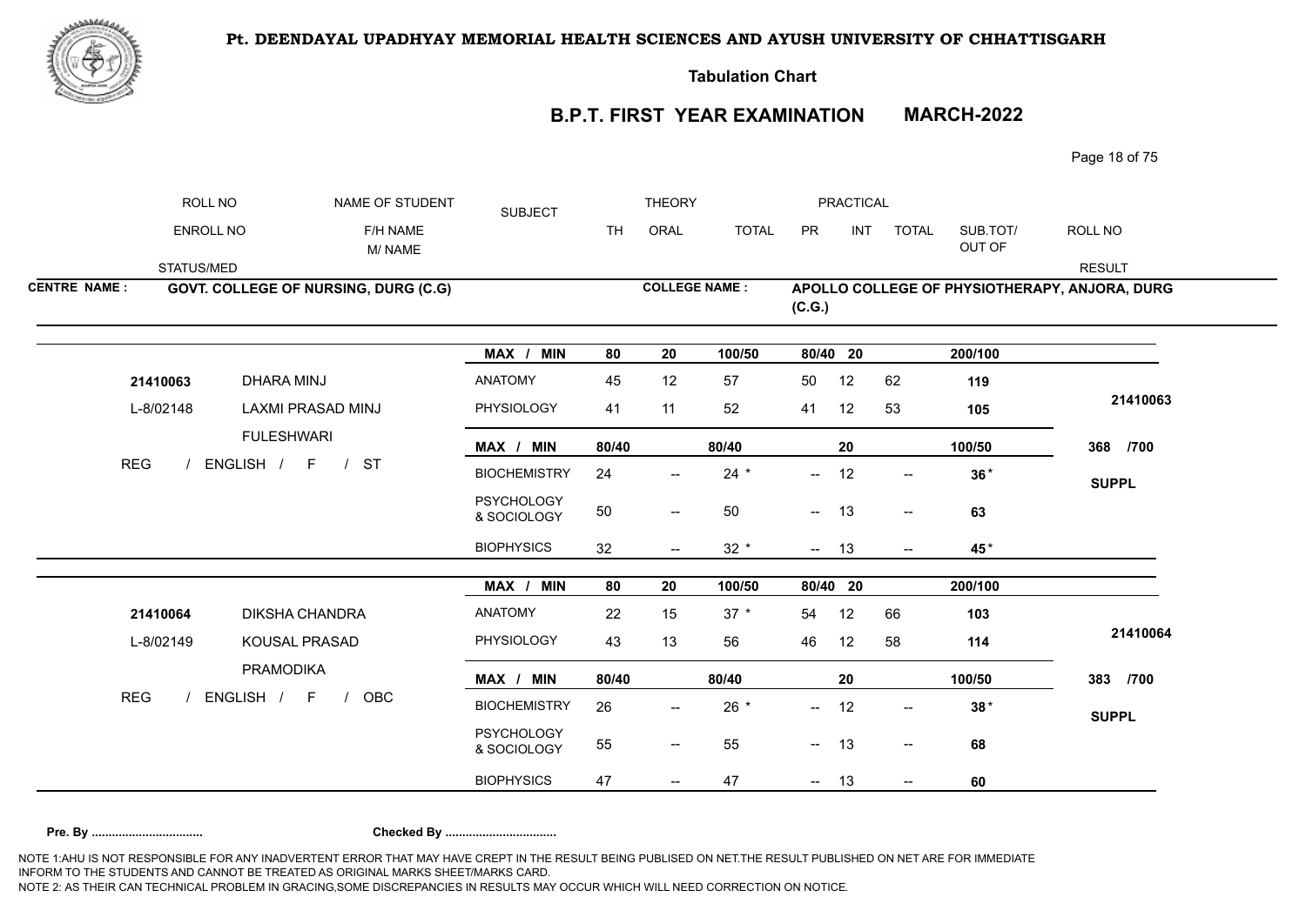**Pt. DEENDAYAL UPADHYAY MEMORIAL HEALTH SCIENCES AND AYUSH UNIVERSITY OF CHHATTISGARH**

**Tabulation Chart**

## B.P.T. FIRST YEAR EXAMINATION MARCH-2022

| ROLL NO / ENROLL NO / STATUS/MED | NAME OF STUDENT / F/H NAME / M/ NAME | SUBJECT | THEORY TH | THEORY ORAL | THEORY TOTAL | PRACTICAL PR | PRACTICAL INT | PRACTICAL TOTAL | SUB.TOT/ OUT OF | ROLL NO / RESULT |
|---|---|---|---|---|---|---|---|---|---|---|

**CENTRE NAME :** GOVT. COLLEGE OF NURSING, DURG (C.G) **COLLEGE NAME :** APOLLO COLLEGE OF PHYSIOTHERAPY, ANJORA, DURG (C.G.)

| ROLL NO / ENROLL NO / STATUS/MED | NAME OF STUDENT | SUBJECT | TH | ORAL | TOTAL | PR | INT | TOTAL | SUB.TOT/ OUT OF | ROLL NO / RESULT |
|---|---|---|---|---|---|---|---|---|---|---|
| | | MAX / MIN | 80 | 20 | 100/50 | 80/40 | 20 | | 200/100 | |
| 21410063 | DHARA MINJ | ANATOMY | 45 | 12 | 57 | 50 | 12 | 62 | 119 | |
| L-8/02148 | LAXMI PRASAD MINJ | PHYSIOLOGY | 41 | 11 | 52 | 41 | 12 | 53 | 105 | 21410063 |
| | FULESHWARI | MAX / MIN | 80/40 | | 80/40 | | 20 | | 100/50 | 368 /700 |
| REG / ENGLISH / F / ST | | BIOCHEMISTRY | 24 | -- | 24 * | -- | 12 | -- | 36* | SUPPL |
| | | PSYCHOLOGY & SOCIOLOGY | 50 | -- | 50 | -- | 13 | -- | 63 | |
| | | BIOPHYSICS | 32 | -- | 32 * | -- | 13 | -- | 45* | |
| | | MAX / MIN | 80 | 20 | 100/50 | 80/40 | 20 | | 200/100 | |
| 21410064 | DIKSHA CHANDRA | ANATOMY | 22 | 15 | 37 * | 54 | 12 | 66 | 103 | |
| L-8/02149 | KOUSAL PRASAD | PHYSIOLOGY | 43 | 13 | 56 | 46 | 12 | 58 | 114 | 21410064 |
| | PRAMODIKA | MAX / MIN | 80/40 | | 80/40 | | 20 | | 100/50 | 383 /700 |
| REG / ENGLISH / F / OBC | | BIOCHEMISTRY | 26 | -- | 26 * | -- | 12 | -- | 38* | SUPPL |
| | | PSYCHOLOGY & SOCIOLOGY | 55 | -- | 55 | -- | 13 | -- | 68 | |
| | | BIOPHYSICS | 47 | -- | 47 | -- | 13 | -- | 60 | |

**Pre. By ................................ Checked By ................................**

NOTE 1:AHU IS NOT RESPONSIBLE FOR ANY INADVERTENT ERROR THAT MAY HAVE CREPT IN THE RESULT BEING PUBLISED ON NET.THE RESULT PUBLISHED ON NET ARE FOR IMMEDIATE INFORM TO THE STUDENTS AND CANNOT BE TREATED AS ORIGINAL MARKS SHEET/MARKS CARD.
NOTE 2: AS THEIR CAN TECHNICAL PROBLEM IN GRACING,SOME DISCREPANCIES IN RESULTS MAY OCCUR WHICH WILL NEED CORRECTION ON NOTICE.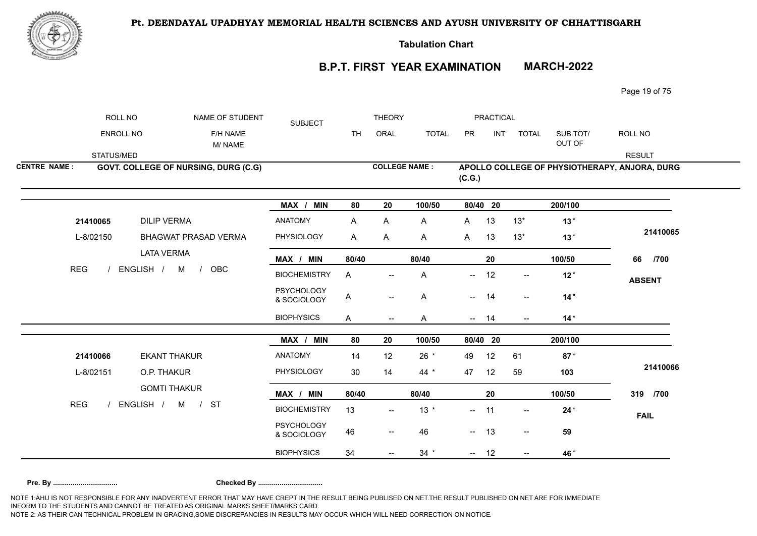**Pt. DEENDAYAL UPADHYAY MEMORIAL HEALTH SCIENCES AND AYUSH UNIVERSITY OF CHHATTISGARH**

**Tabulation Chart**

**B.P.T. FIRST YEAR EXAMINATION MARCH-2022**

| ROLL NO / ENROLL NO / STATUS/MED | NAME OF STUDENT / F/H NAME / M/ NAME | SUBJECT | THEORY TH | THEORY ORAL | THEORY TOTAL | PRACTICAL PR | PRACTICAL INT | PRACTICAL TOTAL | SUB.TOT/ OUT OF | ROLL NO / RESULT |
|---|---|---|---|---|---|---|---|---|---|---|

**CENTRE NAME : GOVT. COLLEGE OF NURSING, DURG (C.G)**

**COLLEGE NAME : APOLLO COLLEGE OF PHYSIOTHERAPY, ANJORA, DURG (C.G.)**

| ROLL NO | NAME | SUBJECT | TH | ORAL | TOTAL | PR | INT | TOTAL | SUB.TOT/ OUT OF | RESULT |
|---|---|---|---|---|---|---|---|---|---|---|
| | | MAX / MIN | 80 | 20 | 100/50 | 80/40 | 20 | | 200/100 | |
| 21410065 | DILIP VERMA | ANATOMY | A | A | A | A | 13 | 13* | 13* | 21410065 |
| L-8/02150 | BHAGWAT PRASAD VERMA | PHYSIOLOGY | A | A | A | A | 13 | 13* | 13* | |
| | LATA VERMA | MAX / MIN | 80/40 | | 80/40 | | 20 | | 100/50 | 66 /700 |
| REG / ENGLISH / M / OBC | | BIOCHEMISTRY | A | -- | A | -- | 12 | -- | 12* | ABSENT |
| | | PSYCHOLOGY & SOCIOLOGY | A | -- | A | -- | 14 | -- | 14* | |
| | | BIOPHYSICS | A | -- | A | -- | 14 | -- | 14* | |

| ROLL NO | NAME | SUBJECT | TH | ORAL | TOTAL | PR | INT | TOTAL | SUB.TOT/ OUT OF | RESULT |
|---|---|---|---|---|---|---|---|---|---|---|
| | | MAX / MIN | 80 | 20 | 100/50 | 80/40 | 20 | | 200/100 | |
| 21410066 | EKANT THAKUR | ANATOMY | 14 | 12 | 26 * | 49 | 12 | 61 | 87* | 21410066 |
| L-8/02151 | O.P. THAKUR | PHYSIOLOGY | 30 | 14 | 44 * | 47 | 12 | 59 | 103 | |
| | GOMTI THAKUR | MAX / MIN | 80/40 | | 80/40 | | 20 | | 100/50 | 319 /700 |
| REG / ENGLISH / M / ST | | BIOCHEMISTRY | 13 | -- | 13 * | -- | 11 | -- | 24* | FAIL |
| | | PSYCHOLOGY & SOCIOLOGY | 46 | -- | 46 | -- | 13 | -- | 59 | |
| | | BIOPHYSICS | 34 | -- | 34 * | -- | 12 | -- | 46* | |

**Pre. By ................................** **Checked By ................................**

NOTE 1:AHU IS NOT RESPONSIBLE FOR ANY INADVERTENT ERROR THAT MAY HAVE CREPT IN THE RESULT BEING PUBLISED ON NET.THE RESULT PUBLISHED ON NET ARE FOR IMMEDIATE INFORM TO THE STUDENTS AND CANNOT BE TREATED AS ORIGINAL MARKS SHEET/MARKS CARD.
NOTE 2: AS THEIR CAN TECHNICAL PROBLEM IN GRACING,SOME DISCREPANCIES IN RESULTS MAY OCCUR WHICH WILL NEED CORRECTION ON NOTICE.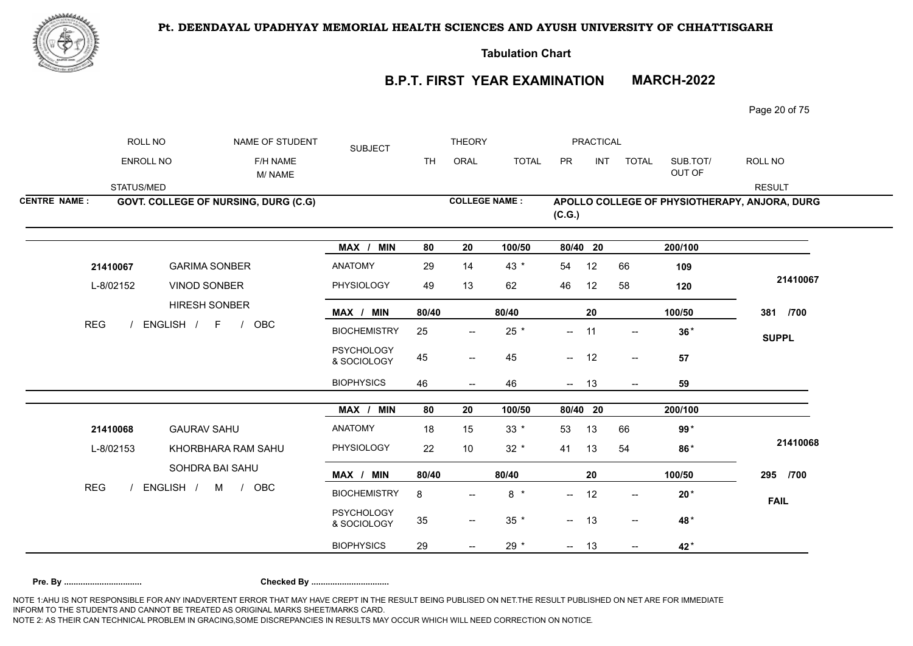**Pt. DEENDAYAL UPADHYAY MEMORIAL HEALTH SCIENCES AND AYUSH UNIVERSITY OF CHHATTISGARH**

**Tabulation Chart**

## B.P.T. FIRST YEAR EXAMINATION MARCH-2022

| ROLL NO / ENROLL NO / STATUS/MED | NAME OF STUDENT / F/H NAME / M/ NAME | SUBJECT | THEORY TH | THEORY ORAL | THEORY TOTAL | PRACTICAL PR | PRACTICAL INT | PRACTICAL TOTAL | SUB.TOT/ OUT OF | ROLL NO / RESULT |
|---|---|---|---|---|---|---|---|---|---|---|

**CENTRE NAME :** GOVT. COLLEGE OF NURSING, DURG (C.G) **COLLEGE NAME :** APOLLO COLLEGE OF PHYSIOTHERAPY, ANJORA, DURG (C.G.)

| ROLL NO / ENROLL NO / STATUS/MED | NAME OF STUDENT / F/H NAME / M/ NAME | SUBJECT | TH | ORAL | TOTAL | PR | INT | TOTAL | SUB.TOT/ OUT OF | ROLL NO / RESULT |
|---|---|---|---|---|---|---|---|---|---|---|
| | | MAX / MIN | 80 | 20 | 100/50 | 80/40 | 20 | | 200/100 | |
| 21410067 | GARIMA SONBER | ANATOMY | 29 | 14 | 43 * | 54 | 12 | 66 | 109 | |
| L-8/02152 | VINOD SONBER | PHYSIOLOGY | 49 | 13 | 62 | 46 | 12 | 58 | 120 | 21410067 |
| | HIRESH SONBER | MAX / MIN | 80/40 | | 80/40 | | 20 | | 100/50 | 381 /700 |
| REG / ENGLISH / F / OBC | | BIOCHEMISTRY | 25 | -- | 25 * | -- | 11 | -- | 36 * | SUPPL |
| | | PSYCHOLOGY & SOCIOLOGY | 45 | -- | 45 | -- | 12 | -- | 57 | |
| | | BIOPHYSICS | 46 | -- | 46 | -- | 13 | -- | 59 | |
| | | MAX / MIN | 80 | 20 | 100/50 | 80/40 | 20 | | 200/100 | |
| 21410068 | GAURAV SAHU | ANATOMY | 18 | 15 | 33 * | 53 | 13 | 66 | 99 * | |
| L-8/02153 | KHORBHARA RAM SAHU | PHYSIOLOGY | 22 | 10 | 32 * | 41 | 13 | 54 | 86 * | 21410068 |
| | SOHDRA BAI SAHU | MAX / MIN | 80/40 | | 80/40 | | 20 | | 100/50 | 295 /700 |
| REG / ENGLISH / M / OBC | | BIOCHEMISTRY | 8 | -- | 8 * | -- | 12 | -- | 20 * | FAIL |
| | | PSYCHOLOGY & SOCIOLOGY | 35 | -- | 35 * | -- | 13 | -- | 48 * | |
| | | BIOPHYSICS | 29 | -- | 29 * | -- | 13 | -- | 42 * | |

**Pre. By ................................ Checked By ................................**

NOTE 1:AHU IS NOT RESPONSIBLE FOR ANY INADVERTENT ERROR THAT MAY HAVE CREPT IN THE RESULT BEING PUBLISED ON NET.THE RESULT PUBLISHED ON NET ARE FOR IMMEDIATE INFORM TO THE STUDENTS AND CANNOT BE TREATED AS ORIGINAL MARKS SHEET/MARKS CARD.
NOTE 2: AS THEIR CAN TECHNICAL PROBLEM IN GRACING,SOME DISCREPANCIES IN RESULTS MAY OCCUR WHICH WILL NEED CORRECTION ON NOTICE.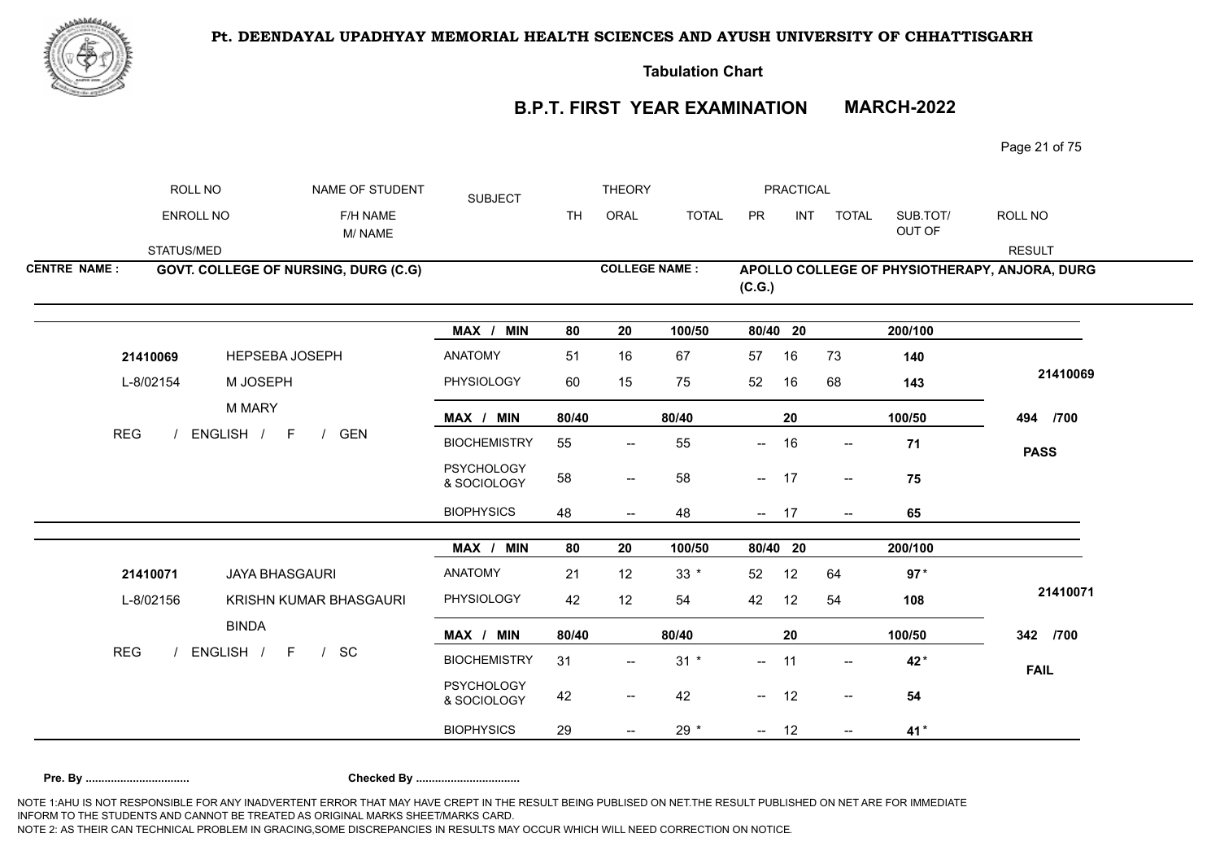**Pt. DEENDAYAL UPADHYAY MEMORIAL HEALTH SCIENCES AND AYUSH UNIVERSITY OF CHHATTISGARH**

**Tabulation Chart**

## B.P.T. FIRST YEAR EXAMINATION MARCH-2022

| ROLL NO / ENROLL NO / STATUS/MED | NAME OF STUDENT / F/H NAME / M/ NAME | SUBJECT | THEORY TH | THEORY ORAL | THEORY TOTAL | PRACTICAL PR | PRACTICAL INT | PRACTICAL TOTAL | SUB.TOT/ OUT OF | ROLL NO / RESULT |
|---|---|---|---|---|---|---|---|---|---|---|

**CENTRE NAME :** GOVT. COLLEGE OF NURSING, DURG (C.G)
**COLLEGE NAME :** APOLLO COLLEGE OF PHYSIOTHERAPY, ANJORA, DURG (C.G.)

| ROLL NO / ENROLL NO / STATUS/MED | NAME OF STUDENT / F/H NAME / M/ NAME | SUBJECT | TH | ORAL | TOTAL | PR | INT | TOTAL | SUB.TOT/ OUT OF | ROLL NO / RESULT |
|---|---|---|---|---|---|---|---|---|---|---|
| | | MAX / MIN | 80 | 20 | 100/50 | 80/40 | 20 | | 200/100 | |
| 21410069 | HEPSEBA JOSEPH | ANATOMY | 51 | 16 | 67 | 57 | 16 | 73 | 140 | 21410069 |
| L-8/02154 | M JOSEPH | PHYSIOLOGY | 60 | 15 | 75 | 52 | 16 | 68 | 143 | |
| | M MARY | MAX / MIN | 80/40 | | 80/40 | | 20 | | 100/50 | 494 /700 |
| REG / ENGLISH / F / GEN | | BIOCHEMISTRY | 55 | -- | 55 | -- | 16 | -- | 71 | PASS |
| | | PSYCHOLOGY & SOCIOLOGY | 58 | -- | 58 | -- | 17 | -- | 75 | |
| | | BIOPHYSICS | 48 | -- | 48 | -- | 17 | -- | 65 | |
| | | MAX / MIN | 80 | 20 | 100/50 | 80/40 | 20 | | 200/100 | |
| 21410071 | JAYA BHASGAURI | ANATOMY | 21 | 12 | 33 * | 52 | 12 | 64 | 97 * | 21410071 |
| L-8/02156 | KRISHN KUMAR BHASGAURI | PHYSIOLOGY | 42 | 12 | 54 | 42 | 12 | 54 | 108 | |
| | BINDA | MAX / MIN | 80/40 | | 80/40 | | 20 | | 100/50 | 342 /700 |
| REG / ENGLISH / F / SC | | BIOCHEMISTRY | 31 | -- | 31 * | -- | 11 | -- | 42 * | FAIL |
| | | PSYCHOLOGY & SOCIOLOGY | 42 | -- | 42 | -- | 12 | -- | 54 | |
| | | BIOPHYSICS | 29 | -- | 29 * | -- | 12 | -- | 41 * | |

**Pre. By ................................ Checked By ................................**

NOTE 1:AHU IS NOT RESPONSIBLE FOR ANY INADVERTENT ERROR THAT MAY HAVE CREPT IN THE RESULT BEING PUBLISED ON NET.THE RESULT PUBLISHED ON NET ARE FOR IMMEDIATE INFORM TO THE STUDENTS AND CANNOT BE TREATED AS ORIGINAL MARKS SHEET/MARKS CARD.
NOTE 2: AS THEIR CAN TECHNICAL PROBLEM IN GRACING,SOME DISCREPANCIES IN RESULTS MAY OCCUR WHICH WILL NEED CORRECTION ON NOTICE.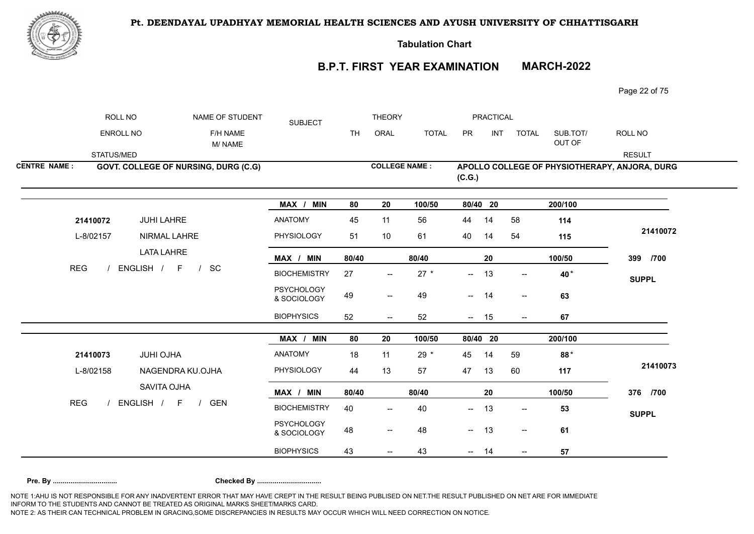# Pt. DEENDAYAL UPADHYAY MEMORIAL HEALTH SCIENCES AND AYUSH UNIVERSITY OF CHHATTISGARH

**Tabulation Chart**

## B.P.T. FIRST YEAR EXAMINATION MARCH-2022

| ROLL NO | NAME OF STUDENT | SUBJECT | THEORY | | | PRACTICAL | | | | ROLL NO |
|---|---|---|---|---|---|---|---|---|---|---|
| ENROLL NO | F/H NAME / M/ NAME | | TH | ORAL | TOTAL | PR | INT | TOTAL | SUB.TOT/ OUT OF | |
| STATUS/MED | | | | | | | | | | RESULT |

**CENTRE NAME :** GOVT. COLLEGE OF NURSING, DURG (C.G)

**COLLEGE NAME :** APOLLO COLLEGE OF PHYSIOTHERAPY, ANJORA, DURG (C.G.)

| ROLL NO / ENROLL NO / STATUS | NAME / F/H NAME / M NAME | SUBJECT | TH | ORAL | TOTAL | PR | INT | TOTAL | SUB.TOT/ OUT OF | RESULT |
|---|---|---|---|---|---|---|---|---|---|---|
| | | MAX / MIN | 80 | 20 | 100/50 | 80/40 | 20 | | 200/100 | |
| 21410072 | JUHI LAHRE | ANATOMY | 45 | 11 | 56 | 44 | 14 | 58 | 114 | 21410072 |
| L-8/02157 | NIRMAL LAHRE | PHYSIOLOGY | 51 | 10 | 61 | 40 | 14 | 54 | 115 | |
| | LATA LAHRE | MAX / MIN | 80/40 | | 80/40 | | 20 | | 100/50 | 399 /700 |
| REG / ENGLISH / F / SC | | BIOCHEMISTRY | 27 | -- | 27 * | -- | 13 | -- | 40 * | SUPPL |
| | | PSYCHOLOGY & SOCIOLOGY | 49 | -- | 49 | -- | 14 | -- | 63 | |
| | | BIOPHYSICS | 52 | -- | 52 | -- | 15 | -- | 67 | |
| | | MAX / MIN | 80 | 20 | 100/50 | 80/40 | 20 | | 200/100 | |
| 21410073 | JUHI OJHA | ANATOMY | 18 | 11 | 29 * | 45 | 14 | 59 | 88 * | 21410073 |
| L-8/02158 | NAGENDRA KU.OJHA | PHYSIOLOGY | 44 | 13 | 57 | 47 | 13 | 60 | 117 | |
| | SAVITA OJHA | MAX / MIN | 80/40 | | 80/40 | | 20 | | 100/50 | 376 /700 |
| REG / ENGLISH / F / GEN | | BIOCHEMISTRY | 40 | -- | 40 | -- | 13 | -- | 53 | SUPPL |
| | | PSYCHOLOGY & SOCIOLOGY | 48 | -- | 48 | -- | 13 | -- | 61 | |
| | | BIOPHYSICS | 43 | -- | 43 | -- | 14 | -- | 57 | |

**Pre. By ................................** **Checked By ................................**

NOTE 1:AHU IS NOT RESPONSIBLE FOR ANY INADVERTENT ERROR THAT MAY HAVE CREPT IN THE RESULT BEING PUBLISED ON NET.THE RESULT PUBLISHED ON NET ARE FOR IMMEDIATE INFORM TO THE STUDENTS AND CANNOT BE TREATED AS ORIGINAL MARKS SHEET/MARKS CARD.
NOTE 2: AS THEIR CAN TECHNICAL PROBLEM IN GRACING,SOME DISCREPANCIES IN RESULTS MAY OCCUR WHICH WILL NEED CORRECTION ON NOTICE.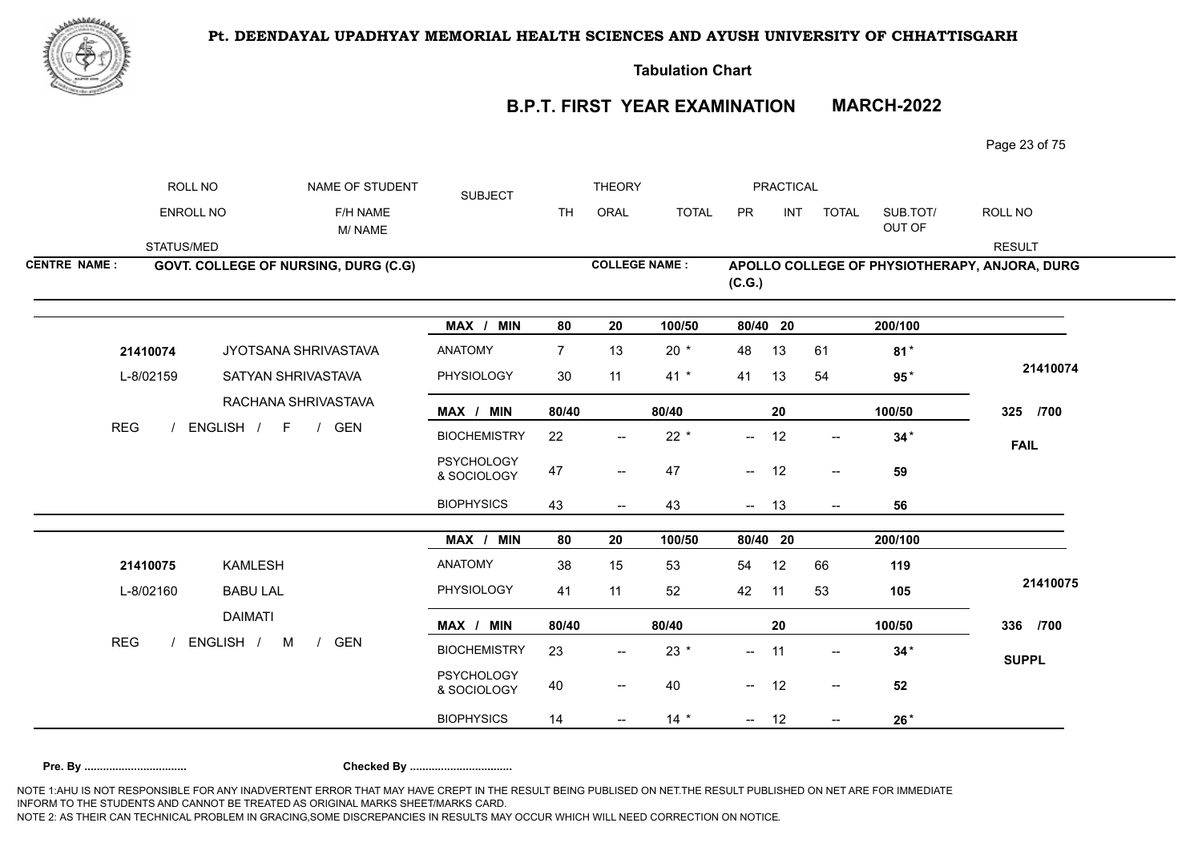# Pt. DEENDAYAL UPADHYAY MEMORIAL HEALTH SCIENCES AND AYUSH UNIVERSITY OF CHHATTISGARH

**Tabulation Chart**

## B.P.T. FIRST YEAR EXAMINATION MARCH-2022

| ROLL NO | NAME OF STUDENT | SUBJECT | THEORY | | | PRACTICAL | | | | ROLL NO |
|---|---|---|---|---|---|---|---|---|---|---|
| ENROLL NO | F/H NAME / M/ NAME | | TH | ORAL | TOTAL | PR | INT | TOTAL | SUB.TOT/ OUT OF | |
| STATUS/MED | | | | | | | | | | RESULT |

**CENTRE NAME :** GOVT. COLLEGE OF NURSING, DURG (C.G)

**COLLEGE NAME :** APOLLO COLLEGE OF PHYSIOTHERAPY, ANJORA, DURG (C.G.)

| ROLL NO / ENROLL NO / STATUS | NAME / F/H NAME / M/ NAME | SUBJECT | TH | ORAL | TOTAL | PR | INT | TOTAL | SUB.TOT/ OUT OF | RESULT |
|---|---|---|---|---|---|---|---|---|---|---|
| | | MAX / MIN | 80 | 20 | 100/50 | 80/40 | 20 | | 200/100 | |
| 21410074 | JYOTSANA SHRIVASTAVA | ANATOMY | 7 | 13 | 20 * | 48 | 13 | 61 | 81* | 21410074 |
| L-8/02159 | SATYAN SHRIVASTAVA | PHYSIOLOGY | 30 | 11 | 41 * | 41 | 13 | 54 | 95* | |
| | RACHANA SHRIVASTAVA | MAX / MIN | 80/40 | | 80/40 | | 20 | | 100/50 | 325 /700 |
| REG / ENGLISH / F / GEN | | BIOCHEMISTRY | 22 | -- | 22 * | -- | 12 | -- | 34* | FAIL |
| | | PSYCHOLOGY & SOCIOLOGY | 47 | -- | 47 | -- | 12 | -- | 59 | |
| | | BIOPHYSICS | 43 | -- | 43 | -- | 13 | -- | 56 | |
| | | MAX / MIN | 80 | 20 | 100/50 | 80/40 | 20 | | 200/100 | |
| 21410075 | KAMLESH | ANATOMY | 38 | 15 | 53 | 54 | 12 | 66 | 119 | 21410075 |
| L-8/02160 | BABU LAL | PHYSIOLOGY | 41 | 11 | 52 | 42 | 11 | 53 | 105 | |
| | DAIMATI | MAX / MIN | 80/40 | | 80/40 | | 20 | | 100/50 | 336 /700 |
| REG / ENGLISH / M / GEN | | BIOCHEMISTRY | 23 | -- | 23 * | -- | 11 | -- | 34* | SUPPL |
| | | PSYCHOLOGY & SOCIOLOGY | 40 | -- | 40 | -- | 12 | -- | 52 | |
| | | BIOPHYSICS | 14 | -- | 14 * | -- | 12 | -- | 26* | |

**Pre. By ................................** **Checked By ................................**

NOTE 1:AHU IS NOT RESPONSIBLE FOR ANY INADVERTENT ERROR THAT MAY HAVE CREPT IN THE RESULT BEING PUBLISED ON NET.THE RESULT PUBLISHED ON NET ARE FOR IMMEDIATE INFORM TO THE STUDENTS AND CANNOT BE TREATED AS ORIGINAL MARKS SHEET/MARKS CARD.
NOTE 2: AS THEIR CAN TECHNICAL PROBLEM IN GRACING,SOME DISCREPANCIES IN RESULTS MAY OCCUR WHICH WILL NEED CORRECTION ON NOTICE.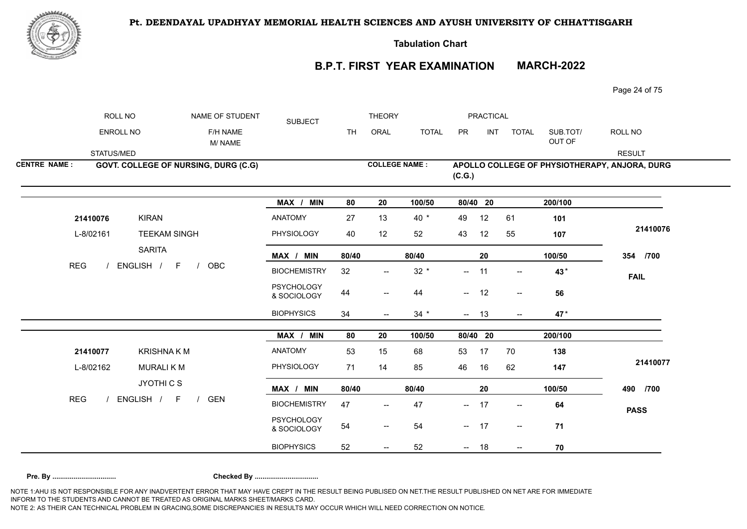**Pt. DEENDAYAL UPADHYAY MEMORIAL HEALTH SCIENCES AND AYUSH UNIVERSITY OF CHHATTISGARH**

**Tabulation Chart**

**B.P.T. FIRST YEAR EXAMINATION MARCH-2022**

| ROLL NO / ENROLL NO / STATUS/MED | NAME OF STUDENT / F/H NAME / M/ NAME | SUBJECT | THEORY TH | THEORY ORAL | THEORY TOTAL | PRACTICAL PR | PRACTICAL INT | PRACTICAL TOTAL | SUB.TOT/ OUT OF | ROLL NO / RESULT |
|---|---|---|---|---|---|---|---|---|---|---|

**CENTRE NAME : GOVT. COLLEGE OF NURSING, DURG (C.G)**

**COLLEGE NAME : APOLLO COLLEGE OF PHYSIOTHERAPY, ANJORA, DURG (C.G.)**

| ROLL NO / ENROLL NO / STATUS/MED | NAME | SUBJECT | TH | ORAL | TOTAL | PR | INT | TOTAL | SUB.TOT/ OUT OF | RESULT |
|---|---|---|---|---|---|---|---|---|---|---|
| | | MAX / MIN | 80 | 20 | 100/50 | 80/40 | 20 | | 200/100 | |
| 21410076 | KIRAN | ANATOMY | 27 | 13 | 40 * | 49 | 12 | 61 | 101 | 21410076 |
| L-8/02161 | TEEKAM SINGH | PHYSIOLOGY | 40 | 12 | 52 | 43 | 12 | 55 | 107 | |
| | SARITA | MAX / MIN | 80/40 | | 80/40 | | 20 | | 100/50 | 354 /700 |
| REG / ENGLISH / F / OBC | | BIOCHEMISTRY | 32 | -- | 32 * | -- | 11 | -- | 43 * | FAIL |
| | | PSYCHOLOGY & SOCIOLOGY | 44 | -- | 44 | -- | 12 | -- | 56 | |
| | | BIOPHYSICS | 34 | -- | 34 * | -- | 13 | -- | 47 * | |
| | | MAX / MIN | 80 | 20 | 100/50 | 80/40 | 20 | | 200/100 | |
| 21410077 | KRISHNA K M | ANATOMY | 53 | 15 | 68 | 53 | 17 | 70 | 138 | 21410077 |
| L-8/02162 | MURALI K M | PHYSIOLOGY | 71 | 14 | 85 | 46 | 16 | 62 | 147 | |
| | JYOTHI C S | MAX / MIN | 80/40 | | 80/40 | | 20 | | 100/50 | 490 /700 |
| REG / ENGLISH / F / GEN | | BIOCHEMISTRY | 47 | -- | 47 | -- | 17 | -- | 64 | PASS |
| | | PSYCHOLOGY & SOCIOLOGY | 54 | -- | 54 | -- | 17 | -- | 71 | |
| | | BIOPHYSICS | 52 | -- | 52 | -- | 18 | -- | 70 | |

**Pre. By ................................** **Checked By ................................**

NOTE 1:AHU IS NOT RESPONSIBLE FOR ANY INADVERTENT ERROR THAT MAY HAVE CREPT IN THE RESULT BEING PUBLISED ON NET.THE RESULT PUBLISHED ON NET ARE FOR IMMEDIATE INFORM TO THE STUDENTS AND CANNOT BE TREATED AS ORIGINAL MARKS SHEET/MARKS CARD.
NOTE 2: AS THEIR CAN TECHNICAL PROBLEM IN GRACING,SOME DISCREPANCIES IN RESULTS MAY OCCUR WHICH WILL NEED CORRECTION ON NOTICE.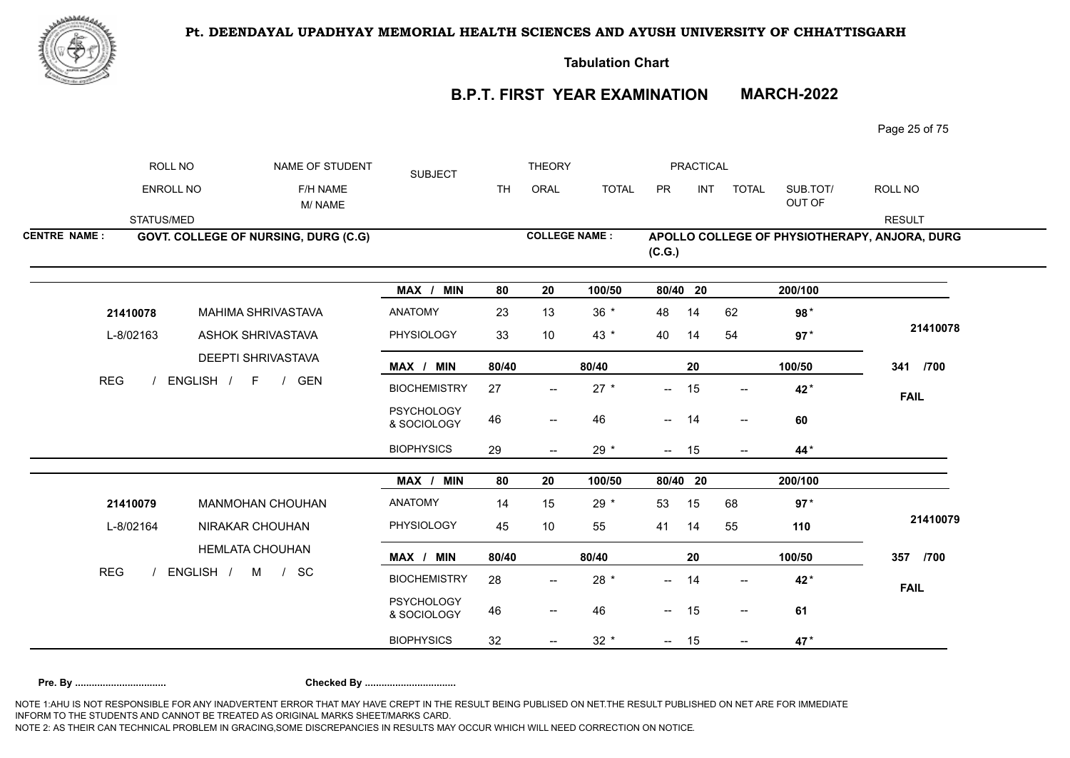# Pt. DEENDAYAL UPADHYAY MEMORIAL HEALTH SCIENCES AND AYUSH UNIVERSITY OF CHHATTISGARH

**Tabulation Chart**

## B.P.T. FIRST YEAR EXAMINATION MARCH-2022

| ROLL NO | NAME OF STUDENT | SUBJECT | THEORY | | | PRACTICAL | | | | ROLL NO |
|---|---|---|---|---|---|---|---|---|---|---|
| ENROLL NO | F/H NAME / M/ NAME | | TH | ORAL | TOTAL | PR | INT | TOTAL | SUB.TOT/ OUT OF | |
| STATUS/MED | | | | | | | | | | RESULT |

**CENTRE NAME :** GOVT. COLLEGE OF NURSING, DURG (C.G) **COLLEGE NAME :** APOLLO COLLEGE OF PHYSIOTHERAPY, ANJORA, DURG (C.G.)

| ROLL NO / ENROLL NO / STATUS | NAME / F/H NAME / M NAME | SUBJECT | TH | ORAL | TOTAL | PR | INT | TOTAL | SUB.TOT/ OUT OF | RESULT |
|---|---|---|---|---|---|---|---|---|---|---|
| | | MAX / MIN | 80 | 20 | 100/50 | 80/40 | 20 | | 200/100 | |
| 21410078 | MAHIMA SHRIVASTAVA | ANATOMY | 23 | 13 | 36 * | 48 | 14 | 62 | 98 * | 21410078 |
| L-8/02163 | ASHOK SHRIVASTAVA | PHYSIOLOGY | 33 | 10 | 43 * | 40 | 14 | 54 | 97 * | |
| | DEEPTI SHRIVASTAVA | MAX / MIN | 80/40 | | 80/40 | | 20 | | 100/50 | 341 /700 |
| REG / ENGLISH / F / GEN | | BIOCHEMISTRY | 27 | -- | 27 * | -- | 15 | -- | 42 * | FAIL |
| | | PSYCHOLOGY & SOCIOLOGY | 46 | -- | 46 | -- | 14 | -- | 60 | |
| | | BIOPHYSICS | 29 | -- | 29 * | -- | 15 | -- | 44 * | |
| | | MAX / MIN | 80 | 20 | 100/50 | 80/40 | 20 | | 200/100 | |
| 21410079 | MANMOHAN CHOUHAN | ANATOMY | 14 | 15 | 29 * | 53 | 15 | 68 | 97 * | 21410079 |
| L-8/02164 | NIRAKAR CHOUHAN | PHYSIOLOGY | 45 | 10 | 55 | 41 | 14 | 55 | 110 | |
| | HEMLATA CHOUHAN | MAX / MIN | 80/40 | | 80/40 | | 20 | | 100/50 | 357 /700 |
| REG / ENGLISH / M / SC | | BIOCHEMISTRY | 28 | -- | 28 * | -- | 14 | -- | 42 * | FAIL |
| | | PSYCHOLOGY & SOCIOLOGY | 46 | -- | 46 | -- | 15 | -- | 61 | |
| | | BIOPHYSICS | 32 | -- | 32 * | -- | 15 | -- | 47 * | |

**Pre. By ................................** **Checked By ................................**

NOTE 1:AHU IS NOT RESPONSIBLE FOR ANY INADVERTENT ERROR THAT MAY HAVE CREPT IN THE RESULT BEING PUBLISED ON NET.THE RESULT PUBLISHED ON NET ARE FOR IMMEDIATE INFORM TO THE STUDENTS AND CANNOT BE TREATED AS ORIGINAL MARKS SHEET/MARKS CARD.
NOTE 2: AS THEIR CAN TECHNICAL PROBLEM IN GRACING,SOME DISCREPANCIES IN RESULTS MAY OCCUR WHICH WILL NEED CORRECTION ON NOTICE.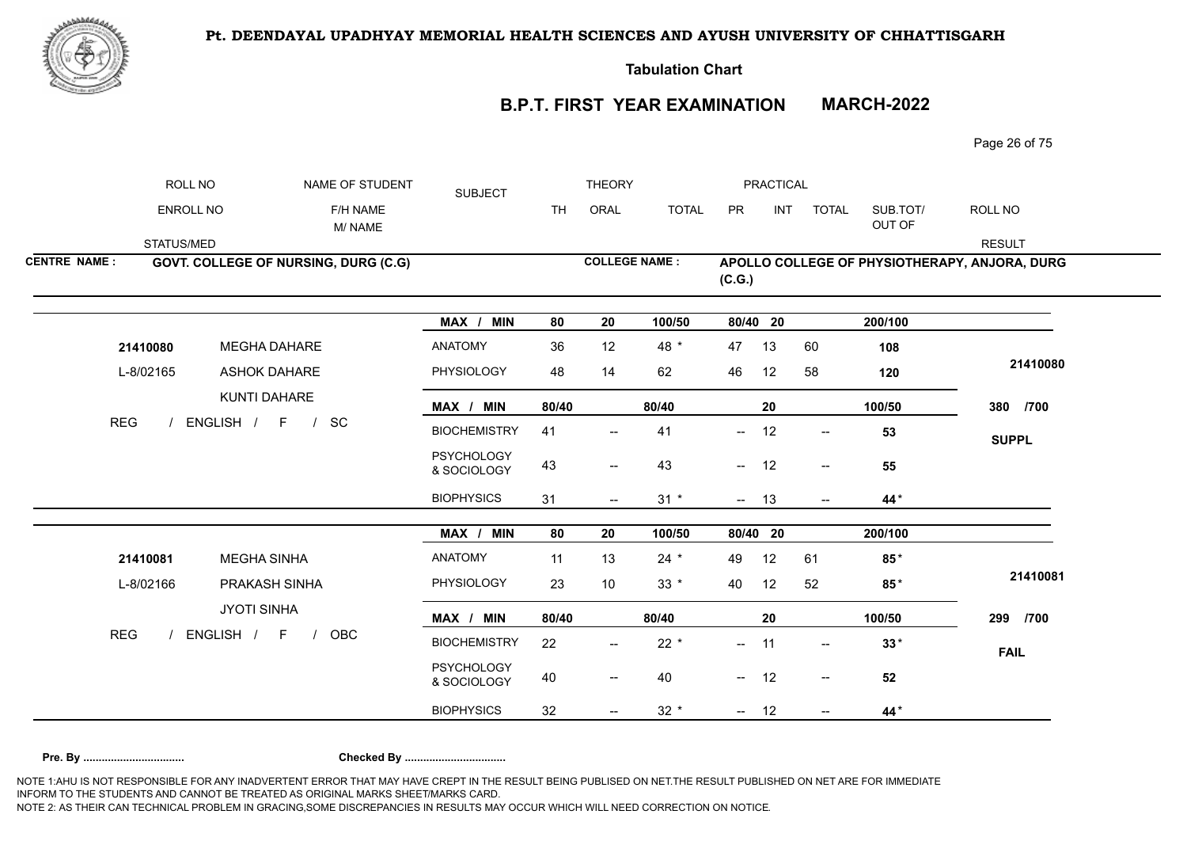# Pt. DEENDAYAL UPADHYAY MEMORIAL HEALTH SCIENCES AND AYUSH UNIVERSITY OF CHHATTISGARH

**Tabulation Chart**

## B.P.T. FIRST YEAR EXAMINATION MARCH-2022

| ROLL NO | NAME OF STUDENT | SUBJECT | THEORY | | | PRACTICAL | | | | |
|---|---|---|---|---|---|---|---|---|---|---|
| ENROLL NO | F/H NAME / M/ NAME | | TH | ORAL | TOTAL | PR | INT | TOTAL | SUB.TOT/ OUT OF | ROLL NO |
| STATUS/MED | | | | | | | | | | RESULT |

**CENTRE NAME :** GOVT. COLLEGE OF NURSING, DURG (C.G)

**COLLEGE NAME :** APOLLO COLLEGE OF PHYSIOTHERAPY, ANJORA, DURG (C.G.)

| ROLL NO / ENROLL NO / STATUS | NAME / F/H NAME / M/ NAME | SUBJECT | TH | ORAL | TOTAL | PR | INT | TOTAL | SUB.TOT/ OUT OF | RESULT |
|---|---|---|---|---|---|---|---|---|---|---|
| | | MAX / MIN | 80 | 20 | 100/50 | 80/40 | 20 | | 200/100 | |
| 21410080 | MEGHA DAHARE | ANATOMY | 36 | 12 | 48 * | 47 | 13 | 60 | 108 | 21410080 |
| L-8/02165 | ASHOK DAHARE | PHYSIOLOGY | 48 | 14 | 62 | 46 | 12 | 58 | 120 | |
| | KUNTI DAHARE | MAX / MIN | 80/40 | | 80/40 | | 20 | | 100/50 | 380 /700 |
| REG / ENGLISH / F / SC | | BIOCHEMISTRY | 41 | -- | 41 | -- | 12 | -- | 53 | SUPPL |
| | | PSYCHOLOGY & SOCIOLOGY | 43 | -- | 43 | -- | 12 | -- | 55 | |
| | | BIOPHYSICS | 31 | -- | 31 * | -- | 13 | -- | 44 * | |
| | | MAX / MIN | 80 | 20 | 100/50 | 80/40 | 20 | | 200/100 | |
| 21410081 | MEGHA SINHA | ANATOMY | 11 | 13 | 24 * | 49 | 12 | 61 | 85 * | 21410081 |
| L-8/02166 | PRAKASH SINHA | PHYSIOLOGY | 23 | 10 | 33 * | 40 | 12 | 52 | 85 * | |
| | JYOTI SINHA | MAX / MIN | 80/40 | | 80/40 | | 20 | | 100/50 | 299 /700 |
| REG / ENGLISH / F / OBC | | BIOCHEMISTRY | 22 | -- | 22 * | -- | 11 | -- | 33 * | FAIL |
| | | PSYCHOLOGY & SOCIOLOGY | 40 | -- | 40 | -- | 12 | -- | 52 | |
| | | BIOPHYSICS | 32 | -- | 32 * | -- | 12 | -- | 44 * | |

**Pre. By ................................** **Checked By ................................**

NOTE 1:AHU IS NOT RESPONSIBLE FOR ANY INADVERTENT ERROR THAT MAY HAVE CREPT IN THE RESULT BEING PUBLISED ON NET.THE RESULT PUBLISHED ON NET ARE FOR IMMEDIATE INFORM TO THE STUDENTS AND CANNOT BE TREATED AS ORIGINAL MARKS SHEET/MARKS CARD.
NOTE 2: AS THEIR CAN TECHNICAL PROBLEM IN GRACING,SOME DISCREPANCIES IN RESULTS MAY OCCUR WHICH WILL NEED CORRECTION ON NOTICE.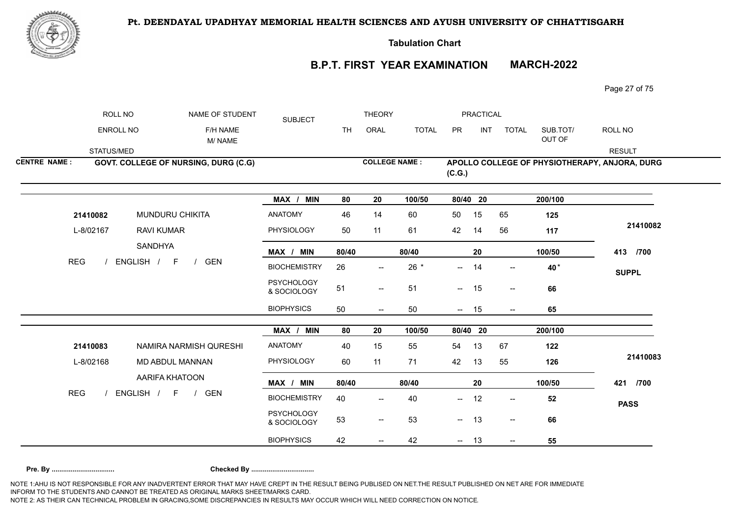**Pt. DEENDAYAL UPADHYAY MEMORIAL HEALTH SCIENCES AND AYUSH UNIVERSITY OF CHHATTISGARH**

**Tabulation Chart**

**B.P.T. FIRST YEAR EXAMINATION MARCH-2022**

| ROLL NO | NAME OF STUDENT | SUBJECT | THEORY | | | PRACTICAL | | | | ROLL NO |
|---|---|---|---|---|---|---|---|---|---|---|
| ENROLL NO | F/H NAME M/ NAME | | TH | ORAL | TOTAL | PR | INT | TOTAL | SUB.TOT/ OUT OF | |
| STATUS/MED | | | | | | | | | | RESULT |

**CENTRE NAME : GOVT. COLLEGE OF NURSING, DURG (C.G)**

**COLLEGE NAME : APOLLO COLLEGE OF PHYSIOTHERAPY, ANJORA, DURG (C.G.)**

| ROLL NO / ENROLL NO / STATUS | NAME / F/H NAME / M/ NAME | SUBJECT | TH | ORAL | TOTAL | PR | INT | TOTAL | SUB.TOT/ OUT OF | RESULT |
|---|---|---|---|---|---|---|---|---|---|---|
| | | MAX / MIN | 80 | 20 | 100/50 | 80/40 | 20 | | 200/100 | |
| 21410082 | MUNDURU CHIKITA | ANATOMY | 46 | 14 | 60 | 50 | 15 | 65 | 125 | 21410082 |
| L-8/02167 | RAVI KUMAR | PHYSIOLOGY | 50 | 11 | 61 | 42 | 14 | 56 | 117 | |
| | SANDHYA | MAX / MIN | 80/40 | | 80/40 | | 20 | | 100/50 | 413 /700 |
| REG / ENGLISH / F / GEN | | BIOCHEMISTRY | 26 | -- | 26 * | -- | 14 | -- | 40 * | SUPPL |
| | | PSYCHOLOGY & SOCIOLOGY | 51 | -- | 51 | -- | 15 | -- | 66 | |
| | | BIOPHYSICS | 50 | -- | 50 | -- | 15 | -- | 65 | |
| | | MAX / MIN | 80 | 20 | 100/50 | 80/40 | 20 | | 200/100 | |
| 21410083 | NAMIRA NARMISH QURESHI | ANATOMY | 40 | 15 | 55 | 54 | 13 | 67 | 122 | 21410083 |
| L-8/02168 | MD ABDUL MANNAN | PHYSIOLOGY | 60 | 11 | 71 | 42 | 13 | 55 | 126 | |
| | AARIFA KHATOON | MAX / MIN | 80/40 | | 80/40 | | 20 | | 100/50 | 421 /700 |
| REG / ENGLISH / F / GEN | | BIOCHEMISTRY | 40 | -- | 40 | -- | 12 | -- | 52 | PASS |
| | | PSYCHOLOGY & SOCIOLOGY | 53 | -- | 53 | -- | 13 | -- | 66 | |
| | | BIOPHYSICS | 42 | -- | 42 | -- | 13 | -- | 55 | |

**Pre. By ................................ Checked By ................................**

NOTE 1:AHU IS NOT RESPONSIBLE FOR ANY INADVERTENT ERROR THAT MAY HAVE CREPT IN THE RESULT BEING PUBLISED ON NET.THE RESULT PUBLISHED ON NET ARE FOR IMMEDIATE INFORM TO THE STUDENTS AND CANNOT BE TREATED AS ORIGINAL MARKS SHEET/MARKS CARD.
NOTE 2: AS THEIR CAN TECHNICAL PROBLEM IN GRACING,SOME DISCREPANCIES IN RESULTS MAY OCCUR WHICH WILL NEED CORRECTION ON NOTICE.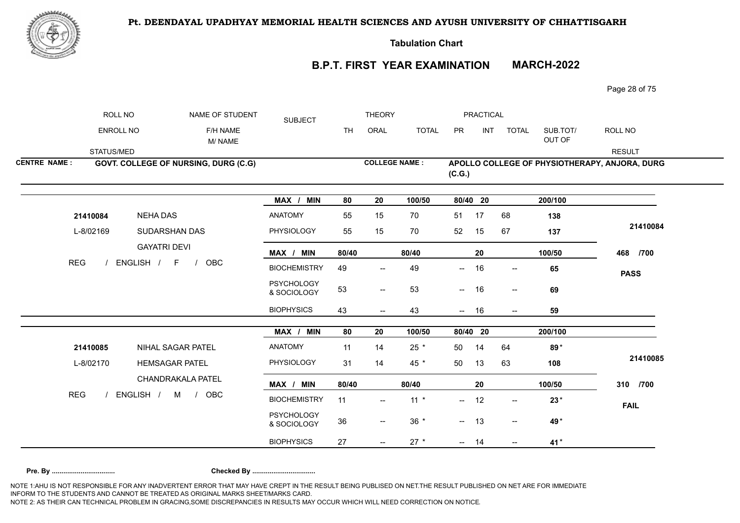**Pt. DEENDAYAL UPADHYAY MEMORIAL HEALTH SCIENCES AND AYUSH UNIVERSITY OF CHHATTISGARH**

**Tabulation Chart**

## B.P.T. FIRST YEAR EXAMINATION MARCH-2022

| ROLL NO / ENROLL NO / STATUS/MED | NAME OF STUDENT / F/H NAME / M/ NAME | SUBJECT | THEORY TH | THEORY ORAL | THEORY TOTAL | PRACTICAL PR | PRACTICAL INT | PRACTICAL TOTAL | SUB.TOT/ OUT OF | ROLL NO / RESULT |
|---|---|---|---|---|---|---|---|---|---|---|

**CENTRE NAME :** GOVT. COLLEGE OF NURSING, DURG (C.G)

**COLLEGE NAME :** APOLLO COLLEGE OF PHYSIOTHERAPY, ANJORA, DURG (C.G.)

| ROLL NO / ENROLL NO / STATUS | NAME | SUBJECT | TH | ORAL | TOTAL | PR | INT | TOTAL | SUB.TOT/ OUT OF | RESULT |
|---|---|---|---|---|---|---|---|---|---|---|
| | | MAX / MIN | 80 | 20 | 100/50 | 80/40 | 20 | | 200/100 | |
| 21410084 | NEHA DAS | ANATOMY | 55 | 15 | 70 | 51 | 17 | 68 | 138 | |
| L-8/02169 | SUDARSHAN DAS | PHYSIOLOGY | 55 | 15 | 70 | 52 | 15 | 67 | 137 | 21410084 |
| | GAYATRI DEVI | MAX / MIN | 80/40 | | 80/40 | | 20 | | 100/50 | 468 /700 |
| REG / ENGLISH / F / OBC | | BIOCHEMISTRY | 49 | -- | 49 | -- | 16 | -- | 65 | PASS |
| | | PSYCHOLOGY & SOCIOLOGY | 53 | -- | 53 | -- | 16 | -- | 69 | |
| | | BIOPHYSICS | 43 | -- | 43 | -- | 16 | -- | 59 | |
| | | MAX / MIN | 80 | 20 | 100/50 | 80/40 | 20 | | 200/100 | |
| 21410085 | NIHAL SAGAR PATEL | ANATOMY | 11 | 14 | 25 * | 50 | 14 | 64 | 89* | |
| L-8/02170 | HEMSAGAR PATEL | PHYSIOLOGY | 31 | 14 | 45 * | 50 | 13 | 63 | 108 | 21410085 |
| | CHANDRAKALA PATEL | MAX / MIN | 80/40 | | 80/40 | | 20 | | 100/50 | 310 /700 |
| REG / ENGLISH / M / OBC | | BIOCHEMISTRY | 11 | -- | 11 * | -- | 12 | -- | 23* | FAIL |
| | | PSYCHOLOGY & SOCIOLOGY | 36 | -- | 36 * | -- | 13 | -- | 49* | |
| | | BIOPHYSICS | 27 | -- | 27 * | -- | 14 | -- | 41* | |

**Pre. By ................................ Checked By ................................**

NOTE 1:AHU IS NOT RESPONSIBLE FOR ANY INADVERTENT ERROR THAT MAY HAVE CREPT IN THE RESULT BEING PUBLISED ON NET.THE RESULT PUBLISHED ON NET ARE FOR IMMEDIATE INFORM TO THE STUDENTS AND CANNOT BE TREATED AS ORIGINAL MARKS SHEET/MARKS CARD.
NOTE 2: AS THEIR CAN TECHNICAL PROBLEM IN GRACING,SOME DISCREPANCIES IN RESULTS MAY OCCUR WHICH WILL NEED CORRECTION ON NOTICE.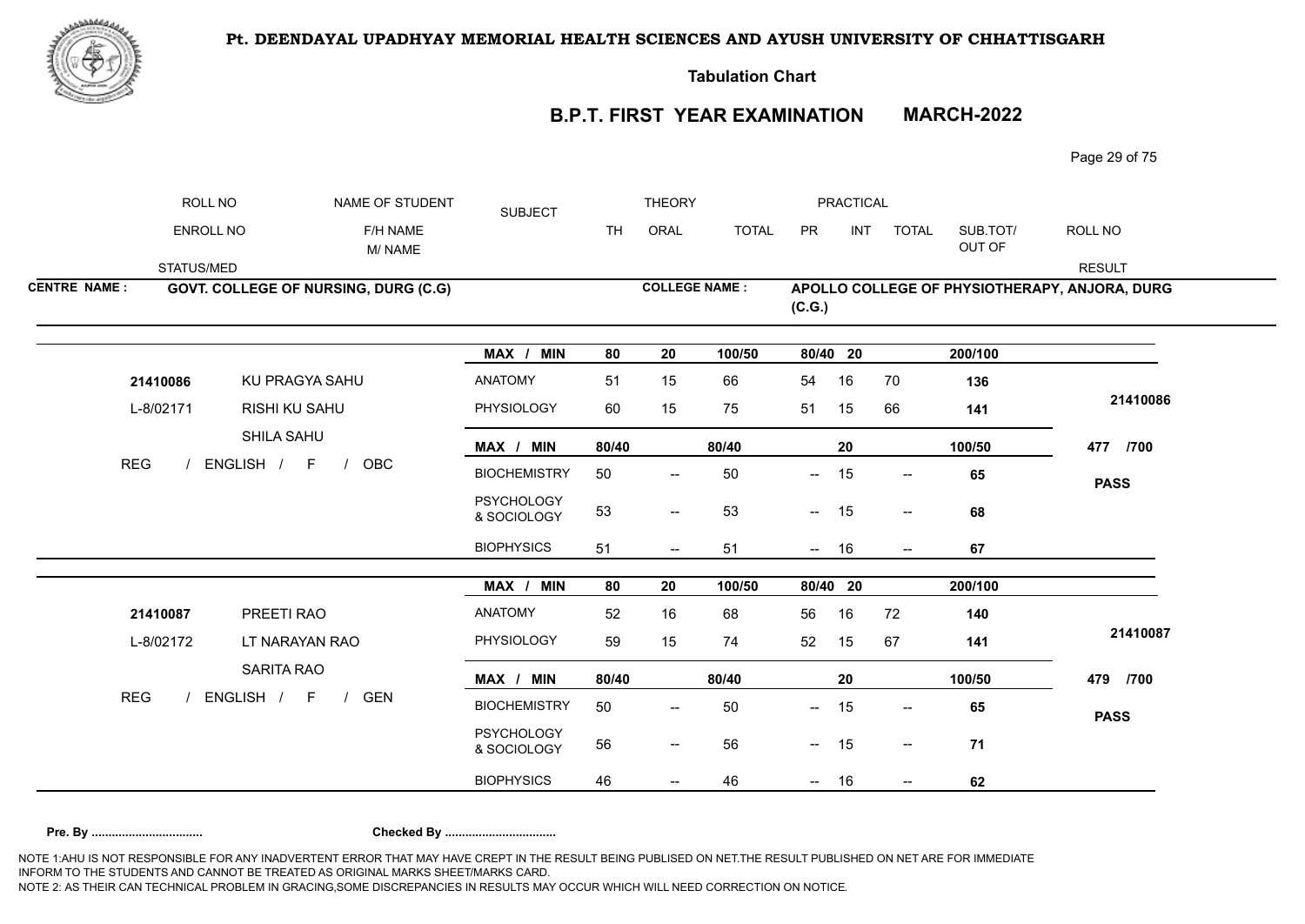# Pt. DEENDAYAL UPADHYAY MEMORIAL HEALTH SCIENCES AND AYUSH UNIVERSITY OF CHHATTISGARH

**Tabulation Chart**

## B.P.T. FIRST YEAR EXAMINATION MARCH-2022

| ROLL NO / ENROLL NO / STATUS/MED | NAME OF STUDENT / F/H NAME / M/ NAME | SUBJECT | THEORY TH | THEORY ORAL | THEORY TOTAL | PRACTICAL PR | PRACTICAL INT | PRACTICAL TOTAL | SUB.TOT/ OUT OF | ROLL NO / RESULT |
|---|---|---|---|---|---|---|---|---|---|---|

**CENTRE NAME :** GOVT. COLLEGE OF NURSING, DURG (C.G)

**COLLEGE NAME :** APOLLO COLLEGE OF PHYSIOTHERAPY, ANJORA, DURG (C.G.)

| ROLL NO / ENROLL NO / STATUS/MED | NAME OF STUDENT / F/H NAME / M/ NAME | SUBJECT | TH | ORAL | TOTAL | PR | INT | TOTAL | SUB.TOT/ OUT OF | ROLL NO / RESULT |
|---|---|---|---|---|---|---|---|---|---|---|
| | | MAX / MIN | 80 | 20 | 100/50 | 80/40 | 20 | | 200/100 | |
| 21410086 | KU PRAGYA SAHU | ANATOMY | 51 | 15 | 66 | 54 | 16 | 70 | 136 | |
| L-8/02171 | RISHI KU SAHU | PHYSIOLOGY | 60 | 15 | 75 | 51 | 15 | 66 | 141 | 21410086 |
| | SHILA SAHU | MAX / MIN | 80/40 | | 80/40 | | 20 | | 100/50 | 477 /700 |
| REG / ENGLISH / F / OBC | | BIOCHEMISTRY | 50 | -- | 50 | -- | 15 | -- | 65 | PASS |
| | | PSYCHOLOGY & SOCIOLOGY | 53 | -- | 53 | -- | 15 | -- | 68 | |
| | | BIOPHYSICS | 51 | -- | 51 | -- | 16 | -- | 67 | |
| | | MAX / MIN | 80 | 20 | 100/50 | 80/40 | 20 | | 200/100 | |
| 21410087 | PREETI RAO | ANATOMY | 52 | 16 | 68 | 56 | 16 | 72 | 140 | |
| L-8/02172 | LT NARAYAN RAO | PHYSIOLOGY | 59 | 15 | 74 | 52 | 15 | 67 | 141 | 21410087 |
| | SARITA RAO | MAX / MIN | 80/40 | | 80/40 | | 20 | | 100/50 | 479 /700 |
| REG / ENGLISH / F / GEN | | BIOCHEMISTRY | 50 | -- | 50 | -- | 15 | -- | 65 | PASS |
| | | PSYCHOLOGY & SOCIOLOGY | 56 | -- | 56 | -- | 15 | -- | 71 | |
| | | BIOPHYSICS | 46 | -- | 46 | -- | 16 | -- | 62 | |

**Pre. By ................................. Checked By .................................**

NOTE 1:AHU IS NOT RESPONSIBLE FOR ANY INADVERTENT ERROR THAT MAY HAVE CREPT IN THE RESULT BEING PUBLISED ON NET.THE RESULT PUBLISHED ON NET ARE FOR IMMEDIATE INFORM TO THE STUDENTS AND CANNOT BE TREATED AS ORIGINAL MARKS SHEET/MARKS CARD.
NOTE 2: AS THEIR CAN TECHNICAL PROBLEM IN GRACING,SOME DISCREPANCIES IN RESULTS MAY OCCUR WHICH WILL NEED CORRECTION ON NOTICE.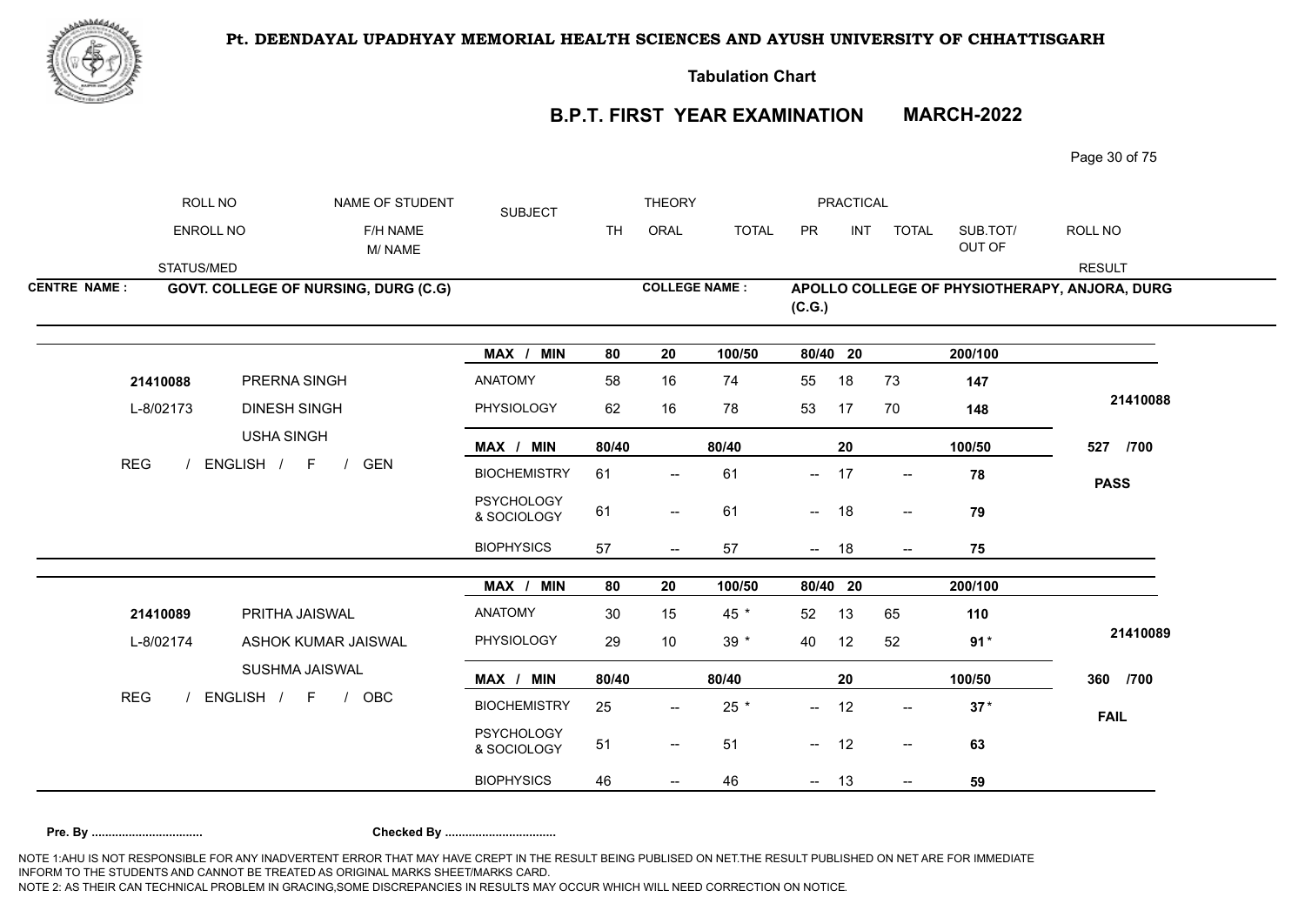**Pt. DEENDAYAL UPADHYAY MEMORIAL HEALTH SCIENCES AND AYUSH UNIVERSITY OF CHHATTISGARH**

**Tabulation Chart**

**B.P.T. FIRST YEAR EXAMINATION MARCH-2022**

| ROLL NO / ENROLL NO / STATUS/MED | NAME OF STUDENT / F/H NAME / M/ NAME | SUBJECT | THEORY TH | THEORY ORAL | THEORY TOTAL | PRACTICAL PR | PRACTICAL INT | PRACTICAL TOTAL | SUB.TOT/ OUT OF | ROLL NO / RESULT |
|---|---|---|---|---|---|---|---|---|---|---|

**CENTRE NAME : GOVT. COLLEGE OF NURSING, DURG (C.G)**

**COLLEGE NAME : APOLLO COLLEGE OF PHYSIOTHERAPY, ANJORA, DURG (C.G.)**

| | | SUBJECT | TH | ORAL | TOTAL | PR | INT | TOTAL | SUB.TOT/ OUT OF | |
|---|---|---|---|---|---|---|---|---|---|---|
| | | MAX / MIN | 80 | 20 | 100/50 | 80/40 | 20 | | 200/100 | |
| 21410088 | PRERNA SINGH | ANATOMY | 58 | 16 | 74 | 55 | 18 | 73 | 147 | |
| L-8/02173 | DINESH SINGH | PHYSIOLOGY | 62 | 16 | 78 | 53 | 17 | 70 | 148 | 21410088 |
| | USHA SINGH | MAX / MIN | 80/40 | | 80/40 | | 20 | | 100/50 | 527 /700 |
| REG / ENGLISH / F / GEN | | BIOCHEMISTRY | 61 | -- | 61 | -- | 17 | -- | 78 | PASS |
| | | PSYCHOLOGY & SOCIOLOGY | 61 | -- | 61 | -- | 18 | -- | 79 | |
| | | BIOPHYSICS | 57 | -- | 57 | -- | 18 | -- | 75 | |

| | | SUBJECT | TH | ORAL | TOTAL | PR | INT | TOTAL | SUB.TOT/ OUT OF | |
|---|---|---|---|---|---|---|---|---|---|---|
| | | MAX / MIN | 80 | 20 | 100/50 | 80/40 | 20 | | 200/100 | |
| 21410089 | PRITHA JAISWAL | ANATOMY | 30 | 15 | 45 * | 52 | 13 | 65 | 110 | |
| L-8/02174 | ASHOK KUMAR JAISWAL | PHYSIOLOGY | 29 | 10 | 39 * | 40 | 12 | 52 | 91 * | 21410089 |
| | SUSHMA JAISWAL | MAX / MIN | 80/40 | | 80/40 | | 20 | | 100/50 | 360 /700 |
| REG / ENGLISH / F / OBC | | BIOCHEMISTRY | 25 | -- | 25 * | -- | 12 | -- | 37 * | FAIL |
| | | PSYCHOLOGY & SOCIOLOGY | 51 | -- | 51 | -- | 12 | -- | 63 | |
| | | BIOPHYSICS | 46 | -- | 46 | -- | 13 | -- | 59 | |

**Pre. By ................................ Checked By ................................**

NOTE 1:AHU IS NOT RESPONSIBLE FOR ANY INADVERTENT ERROR THAT MAY HAVE CREPT IN THE RESULT BEING PUBLISED ON NET.THE RESULT PUBLISHED ON NET ARE FOR IMMEDIATE INFORM TO THE STUDENTS AND CANNOT BE TREATED AS ORIGINAL MARKS SHEET/MARKS CARD.
NOTE 2: AS THEIR CAN TECHNICAL PROBLEM IN GRACING,SOME DISCREPANCIES IN RESULTS MAY OCCUR WHICH WILL NEED CORRECTION ON NOTICE.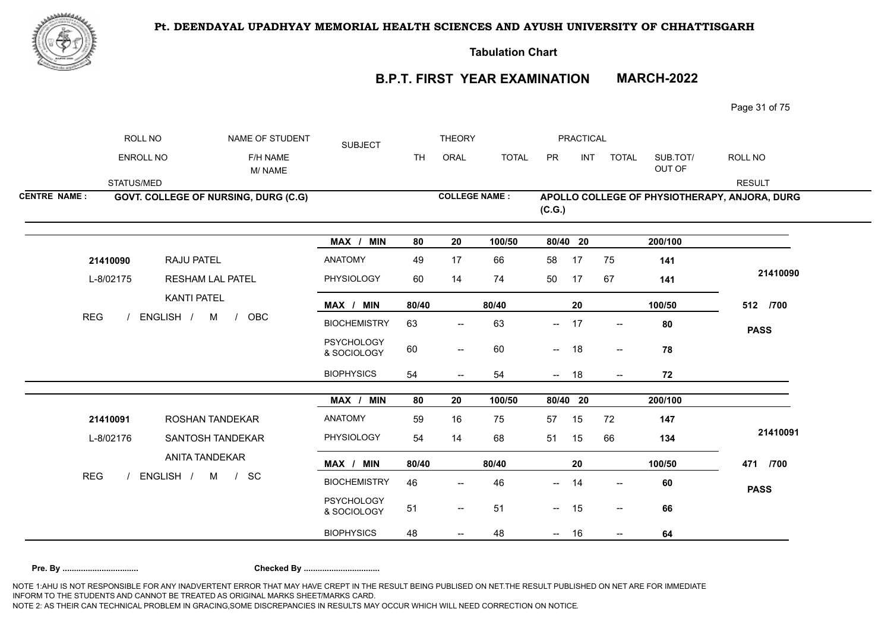**Pt. DEENDAYAL UPADHYAY MEMORIAL HEALTH SCIENCES AND AYUSH UNIVERSITY OF CHHATTISGARH**

**Tabulation Chart**

## B.P.T. FIRST YEAR EXAMINATION MARCH-2022

| ROLL NO | NAME OF STUDENT | SUBJECT | THEORY | | | PRACTICAL | | | | ROLL NO |
|---|---|---|---|---|---|---|---|---|---|---|
| ENROLL NO | F/H NAME M/ NAME | | TH | ORAL | TOTAL | PR | INT | TOTAL | SUB.TOT/ OUT OF | |
| STATUS/MED | | | | | | | | | | RESULT |

**CENTRE NAME :** GOVT. COLLEGE OF NURSING, DURG (C.G) **COLLEGE NAME :** APOLLO COLLEGE OF PHYSIOTHERAPY, ANJORA, DURG (C.G.)

| | | MAX / MIN | 80 | 20 | 100/50 | 80/40 | 20 | | 200/100 | |
|---|---|---|---|---|---|---|---|---|---|---|
| 21410090 | RAJU PATEL | ANATOMY | 49 | 17 | 66 | 58 | 17 | 75 | **141** | |
| L-8/02175 | RESHAM LAL PATEL | PHYSIOLOGY | 60 | 14 | 74 | 50 | 17 | 67 | **141** | **21410090** |
| | KANTI PATEL | **MAX / MIN** | **80/40** | | **80/40** | | **20** | | **100/50** | **512 /700** |
| REG / ENGLISH / M / OBC | | BIOCHEMISTRY | 63 | -- | 63 | -- | 17 | -- | **80** | **PASS** |
| | | PSYCHOLOGY & SOCIOLOGY | 60 | -- | 60 | -- | 18 | -- | **78** | |
| | | BIOPHYSICS | 54 | -- | 54 | -- | 18 | -- | **72** | |

| | | MAX / MIN | 80 | 20 | 100/50 | 80/40 | 20 | | 200/100 | |
|---|---|---|---|---|---|---|---|---|---|---|
| 21410091 | ROSHAN TANDEKAR | ANATOMY | 59 | 16 | 75 | 57 | 15 | 72 | **147** | |
| L-8/02176 | SANTOSH TANDEKAR | PHYSIOLOGY | 54 | 14 | 68 | 51 | 15 | 66 | **134** | **21410091** |
| | ANITA TANDEKAR | **MAX / MIN** | **80/40** | | **80/40** | | **20** | | **100/50** | **471 /700** |
| REG / ENGLISH / M / SC | | BIOCHEMISTRY | 46 | -- | 46 | -- | 14 | -- | **60** | **PASS** |
| | | PSYCHOLOGY & SOCIOLOGY | 51 | -- | 51 | -- | 15 | -- | **66** | |
| | | BIOPHYSICS | 48 | -- | 48 | -- | 16 | -- | **64** | |

**Pre. By ................................** **Checked By ................................**

NOTE 1:AHU IS NOT RESPONSIBLE FOR ANY INADVERTENT ERROR THAT MAY HAVE CREPT IN THE RESULT BEING PUBLISED ON NET.THE RESULT PUBLISHED ON NET ARE FOR IMMEDIATE INFORM TO THE STUDENTS AND CANNOT BE TREATED AS ORIGINAL MARKS SHEET/MARKS CARD.
NOTE 2: AS THEIR CAN TECHNICAL PROBLEM IN GRACING,SOME DISCREPANCIES IN RESULTS MAY OCCUR WHICH WILL NEED CORRECTION ON NOTICE.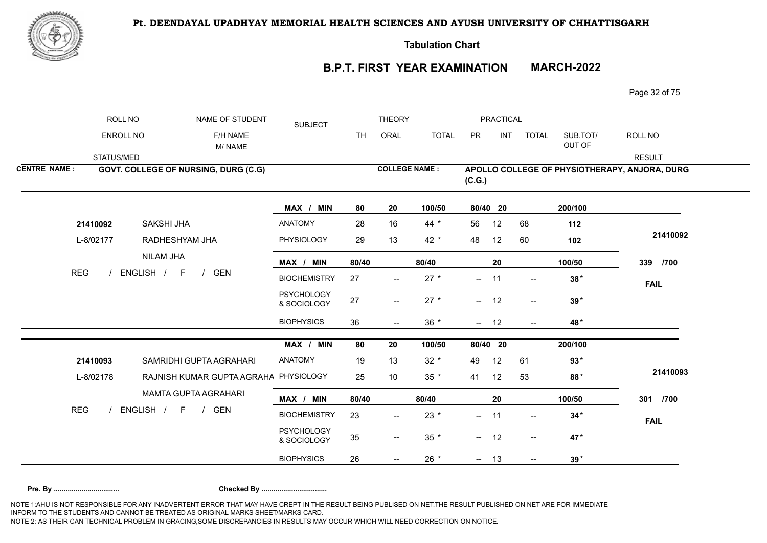# Pt. DEENDAYAL UPADHYAY MEMORIAL HEALTH SCIENCES AND AYUSH UNIVERSITY OF CHHATTISGARH

**Tabulation Chart**

## B.P.T. FIRST YEAR EXAMINATION MARCH-2022

| ROLL NO | NAME OF STUDENT | SUBJECT | THEORY | | | PRACTICAL | | | | ROLL NO |
|---|---|---|---|---|---|---|---|---|---|---|
| ENROLL NO | F/H NAME / M/ NAME | | TH | ORAL | TOTAL | PR | INT | TOTAL | SUB.TOT/ OUT OF | |
| STATUS/MED | | | | | | | | | | RESULT |

**CENTRE NAME :** GOVT. COLLEGE OF NURSING, DURG (C.G)

**COLLEGE NAME :** APOLLO COLLEGE OF PHYSIOTHERAPY, ANJORA, DURG (C.G.)

| ROLL NO / ENROLL NO / STATUS | NAME OF STUDENT | SUBJECT | TH | ORAL | TOTAL | PR | INT | TOTAL | SUB.TOT/ OUT OF | RESULT |
|---|---|---|---|---|---|---|---|---|---|---|
| | | MAX / MIN | 80 | 20 | 100/50 | 80/40 | 20 | | 200/100 | |
| 21410092 | SAKSHI JHA | ANATOMY | 28 | 16 | 44 * | 56 | 12 | 68 | 112 | |
| L-8/02177 | RADHESHYAM JHA | PHYSIOLOGY | 29 | 13 | 42 * | 48 | 12 | 60 | 102 | 21410092 |
| | NILAM JHA | MAX / MIN | 80/40 | | 80/40 | | 20 | | 100/50 | 339 /700 |
| REG / ENGLISH / F / GEN | | BIOCHEMISTRY | 27 | -- | 27 * | -- | 11 | -- | 38 * | FAIL |
| | | PSYCHOLOGY & SOCIOLOGY | 27 | -- | 27 * | -- | 12 | -- | 39 * | |
| | | BIOPHYSICS | 36 | -- | 36 * | -- | 12 | -- | 48 * | |
| | | MAX / MIN | 80 | 20 | 100/50 | 80/40 | 20 | | 200/100 | |
| 21410093 | SAMRIDHI GUPTA AGRAHARI | ANATOMY | 19 | 13 | 32 * | 49 | 12 | 61 | 93 * | |
| L-8/02178 | RAJNISH KUMAR GUPTA AGRAHA | PHYSIOLOGY | 25 | 10 | 35 * | 41 | 12 | 53 | 88 * | 21410093 |
| | MAMTA GUPTA AGRAHARI | MAX / MIN | 80/40 | | 80/40 | | 20 | | 100/50 | 301 /700 |
| REG / ENGLISH / F / GEN | | BIOCHEMISTRY | 23 | -- | 23 * | -- | 11 | -- | 34 * | FAIL |
| | | PSYCHOLOGY & SOCIOLOGY | 35 | -- | 35 * | -- | 12 | -- | 47 * | |
| | | BIOPHYSICS | 26 | -- | 26 * | -- | 13 | -- | 39 * | |

**Pre. By ................................ Checked By ................................**

NOTE 1:AHU IS NOT RESPONSIBLE FOR ANY INADVERTENT ERROR THAT MAY HAVE CREPT IN THE RESULT BEING PUBLISED ON NET.THE RESULT PUBLISHED ON NET ARE FOR IMMEDIATE INFORM TO THE STUDENTS AND CANNOT BE TREATED AS ORIGINAL MARKS SHEET/MARKS CARD.
NOTE 2: AS THEIR CAN TECHNICAL PROBLEM IN GRACING,SOME DISCREPANCIES IN RESULTS MAY OCCUR WHICH WILL NEED CORRECTION ON NOTICE.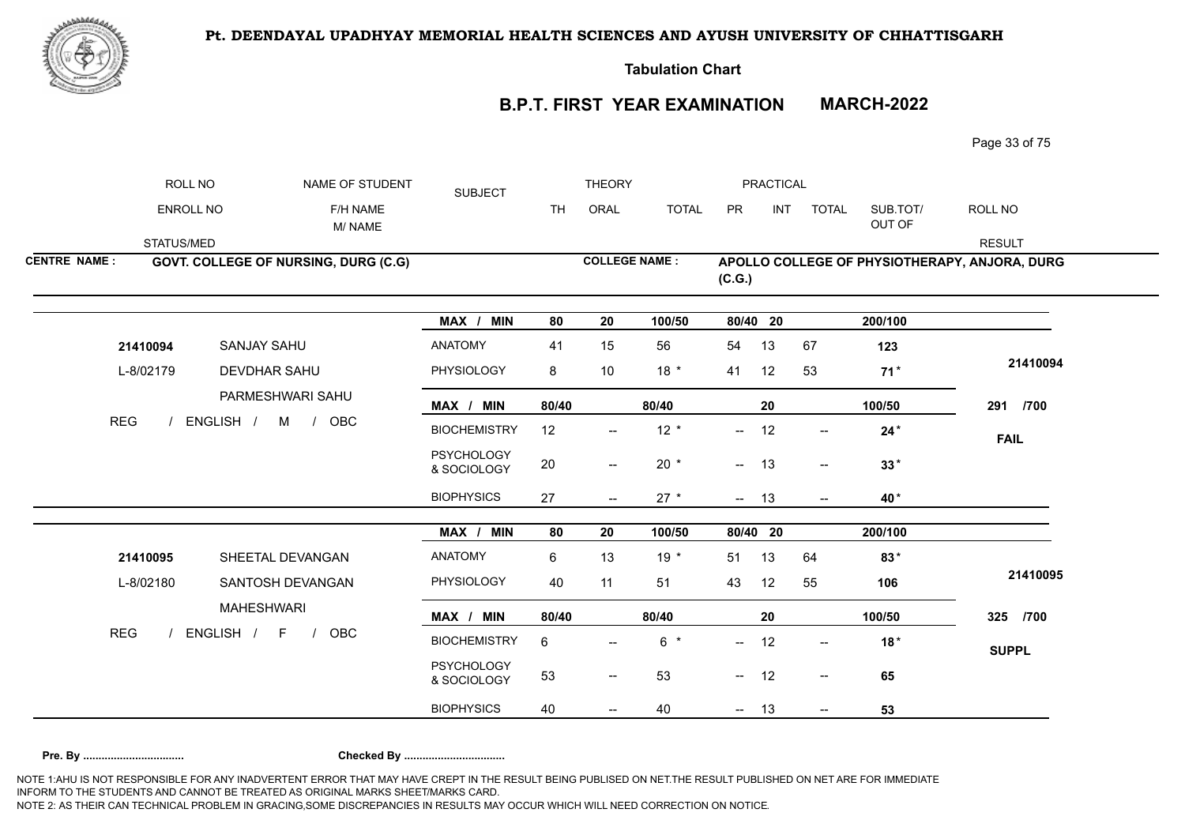# Pt. DEENDAYAL UPADHYAY MEMORIAL HEALTH SCIENCES AND AYUSH UNIVERSITY OF CHHATTISGARH

**Tabulation Chart**

## B.P.T. FIRST YEAR EXAMINATION MARCH-2022

| ROLL NO | NAME OF STUDENT | SUBJECT | THEORY | | | PRACTICAL | | | | ROLL NO |
|---|---|---|---|---|---|---|---|---|---|---|
| ENROLL NO | F/H NAME / M/ NAME | | TH | ORAL | TOTAL | PR | INT | TOTAL | SUB.TOT/ OUT OF | |
| STATUS/MED | | | | | | | | | | RESULT |

**CENTRE NAME :** GOVT. COLLEGE OF NURSING, DURG (C.G)

**COLLEGE NAME :** APOLLO COLLEGE OF PHYSIOTHERAPY, ANJORA, DURG (C.G.)

| ROLL NO / ENROLL NO / STATUS | NAME / F/H NAME / M/ NAME | SUBJECT | TH | ORAL | TOTAL | PR | INT | TOTAL | SUB.TOT/ OUT OF | ROLL NO / RESULT |
|---|---|---|---|---|---|---|---|---|---|---|
| | | MAX / MIN | 80 | 20 | 100/50 | 80/40 | 20 | | 200/100 | |
| 21410094 | SANJAY SAHU | ANATOMY | 41 | 15 | 56 | 54 | 13 | 67 | 123 | |
| L-8/02179 | DEVDHAR SAHU | PHYSIOLOGY | 8 | 10 | 18 * | 41 | 12 | 53 | 71 * | 21410094 |
| | PARMESHWARI SAHU | MAX / MIN | 80/40 | | 80/40 | | 20 | | 100/50 | 291 /700 |
| REG / ENGLISH / M / OBC | | BIOCHEMISTRY | 12 | -- | 12 * | -- | 12 | -- | 24 * | FAIL |
| | | PSYCHOLOGY & SOCIOLOGY | 20 | -- | 20 * | -- | 13 | -- | 33 * | |
| | | BIOPHYSICS | 27 | -- | 27 * | -- | 13 | -- | 40 * | |
| | | MAX / MIN | 80 | 20 | 100/50 | 80/40 | 20 | | 200/100 | |
| 21410095 | SHEETAL DEVANGAN | ANATOMY | 6 | 13 | 19 * | 51 | 13 | 64 | 83 * | |
| L-8/02180 | SANTOSH DEVANGAN | PHYSIOLOGY | 40 | 11 | 51 | 43 | 12 | 55 | 106 | 21410095 |
| | MAHESHWARI | MAX / MIN | 80/40 | | 80/40 | | 20 | | 100/50 | 325 /700 |
| REG / ENGLISH / F / OBC | | BIOCHEMISTRY | 6 | -- | 6 * | -- | 12 | -- | 18 * | SUPPL |
| | | PSYCHOLOGY & SOCIOLOGY | 53 | -- | 53 | -- | 12 | -- | 65 | |
| | | BIOPHYSICS | 40 | -- | 40 | -- | 13 | -- | 53 | |

**Pre. By ................................ Checked By ................................**

NOTE 1:AHU IS NOT RESPONSIBLE FOR ANY INADVERTENT ERROR THAT MAY HAVE CREPT IN THE RESULT BEING PUBLISED ON NET.THE RESULT PUBLISHED ON NET ARE FOR IMMEDIATE INFORM TO THE STUDENTS AND CANNOT BE TREATED AS ORIGINAL MARKS SHEET/MARKS CARD.
NOTE 2: AS THEIR CAN TECHNICAL PROBLEM IN GRACING,SOME DISCREPANCIES IN RESULTS MAY OCCUR WHICH WILL NEED CORRECTION ON NOTICE.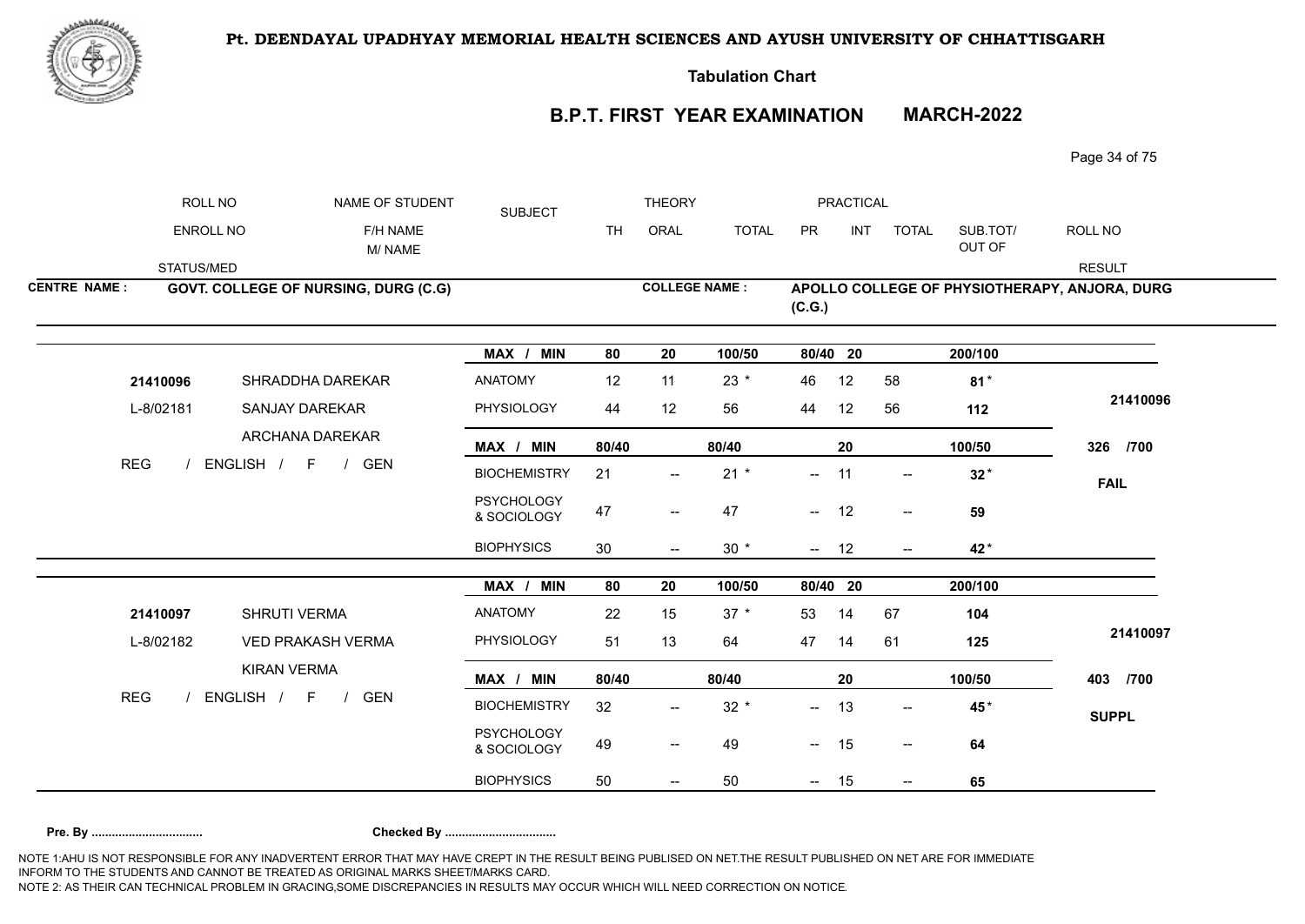**Pt. DEENDAYAL UPADHYAY MEMORIAL HEALTH SCIENCES AND AYUSH UNIVERSITY OF CHHATTISGARH**

**Tabulation Chart**

## B.P.T. FIRST YEAR EXAMINATION MARCH-2022

| ROLL NO / ENROLL NO / STATUS/MED | NAME OF STUDENT / F/H NAME / M/ NAME | SUBJECT | THEORY TH | THEORY ORAL | THEORY TOTAL | PRACTICAL PR | PRACTICAL INT | PRACTICAL TOTAL | SUB.TOT/ OUT OF | ROLL NO / RESULT |
|---|---|---|---|---|---|---|---|---|---|---|

**CENTRE NAME : GOVT. COLLEGE OF NURSING, DURG (C.G)**

**COLLEGE NAME : APOLLO COLLEGE OF PHYSIOTHERAPY, ANJORA, DURG (C.G.)**

| ROLL NO / ENROLL NO / STATUS/MED | NAME OF STUDENT / F/H NAME / M/ NAME | SUBJECT | TH | ORAL | TOTAL | PR | INT | TOTAL | SUB.TOT/ OUT OF | ROLL NO / RESULT |
|---|---|---|---|---|---|---|---|---|---|---|
| | | MAX / MIN | 80 | 20 | 100/50 | 80/40 | 20 | | 200/100 | |
| 21410096 | SHRADDHA DAREKAR | ANATOMY | 12 | 11 | 23 * | 46 | 12 | 58 | 81 * | 21410096 |
| L-8/02181 | SANJAY DAREKAR | PHYSIOLOGY | 44 | 12 | 56 | 44 | 12 | 56 | 112 | |
| | ARCHANA DAREKAR | MAX / MIN | 80/40 | | 80/40 | | 20 | | 100/50 | 326 /700 |
| REG / ENGLISH / F / GEN | | BIOCHEMISTRY | 21 | -- | 21 * | -- | 11 | -- | 32 * | FAIL |
| | | PSYCHOLOGY & SOCIOLOGY | 47 | -- | 47 | -- | 12 | -- | 59 | |
| | | BIOPHYSICS | 30 | -- | 30 * | -- | 12 | -- | 42 * | |
| | | MAX / MIN | 80 | 20 | 100/50 | 80/40 | 20 | | 200/100 | |
| 21410097 | SHRUTI VERMA | ANATOMY | 22 | 15 | 37 * | 53 | 14 | 67 | 104 | 21410097 |
| L-8/02182 | VED PRAKASH VERMA | PHYSIOLOGY | 51 | 13 | 64 | 47 | 14 | 61 | 125 | |
| | KIRAN VERMA | MAX / MIN | 80/40 | | 80/40 | | 20 | | 100/50 | 403 /700 |
| REG / ENGLISH / F / GEN | | BIOCHEMISTRY | 32 | -- | 32 * | -- | 13 | -- | 45 * | SUPPL |
| | | PSYCHOLOGY & SOCIOLOGY | 49 | -- | 49 | -- | 15 | -- | 64 | |
| | | BIOPHYSICS | 50 | -- | 50 | -- | 15 | -- | 65 | |

**Pre. By ................................** **Checked By ................................**

NOTE 1:AHU IS NOT RESPONSIBLE FOR ANY INADVERTENT ERROR THAT MAY HAVE CREPT IN THE RESULT BEING PUBLISED ON NET.THE RESULT PUBLISHED ON NET ARE FOR IMMEDIATE INFORM TO THE STUDENTS AND CANNOT BE TREATED AS ORIGINAL MARKS SHEET/MARKS CARD.
NOTE 2: AS THEIR CAN TECHNICAL PROBLEM IN GRACING,SOME DISCREPANCIES IN RESULTS MAY OCCUR WHICH WILL NEED CORRECTION ON NOTICE.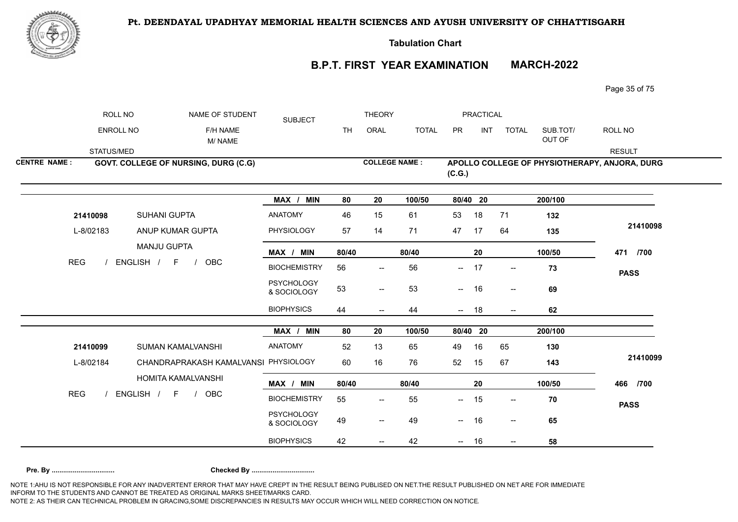**Pt. DEENDAYAL UPADHYAY MEMORIAL HEALTH SCIENCES AND AYUSH UNIVERSITY OF CHHATTISGARH**

**Tabulation Chart**

## B.P.T. FIRST YEAR EXAMINATION MARCH-2022

| ROLL NO | NAME OF STUDENT | SUBJECT | THEORY | | | PRACTICAL | | | SUB.TOT/ | ROLL NO |
|---|---|---|---|---|---|---|---|---|---|---|
| ENROLL NO | F/H NAME M/ NAME | | TH | ORAL | TOTAL | PR | INT | TOTAL | OUT OF | |
| STATUS/MED | | | | | | | | | | RESULT |

**CENTRE NAME :** GOVT. COLLEGE OF NURSING, DURG (C.G)

**COLLEGE NAME :** APOLLO COLLEGE OF PHYSIOTHERAPY, ANJORA, DURG (C.G.)

| ROLL NO / ENROLL NO / STATUS | NAME | SUBJECT | TH | ORAL | TOTAL | PR | INT | TOTAL | SUB.TOT/OUT OF | RESULT |
|---|---|---|---|---|---|---|---|---|---|---|
| | | MAX / MIN | 80 | 20 | 100/50 | 80/40 | 20 | | 200/100 | |
| 21410098 | SUHANI GUPTA | ANATOMY | 46 | 15 | 61 | 53 | 18 | 71 | 132 | 21410098 |
| L-8/02183 | ANUP KUMAR GUPTA | PHYSIOLOGY | 57 | 14 | 71 | 47 | 17 | 64 | 135 | |
| | MANJU GUPTA | MAX / MIN | 80/40 | | 80/40 | | 20 | | 100/50 | 471 /700 |
| REG / ENGLISH / F / OBC | | BIOCHEMISTRY | 56 | -- | 56 | -- | 17 | -- | 73 | PASS |
| | | PSYCHOLOGY & SOCIOLOGY | 53 | -- | 53 | -- | 16 | -- | 69 | |
| | | BIOPHYSICS | 44 | -- | 44 | -- | 18 | -- | 62 | |
| | | MAX / MIN | 80 | 20 | 100/50 | 80/40 | 20 | | 200/100 | |
| 21410099 | SUMAN KAMALVANSHI | ANATOMY | 52 | 13 | 65 | 49 | 16 | 65 | 130 | 21410099 |
| L-8/02184 | CHANDRAPRAKASH KAMALVANSHI | PHYSIOLOGY | 60 | 16 | 76 | 52 | 15 | 67 | 143 | |
| | HOMITA KAMALVANSHI | MAX / MIN | 80/40 | | 80/40 | | 20 | | 100/50 | 466 /700 |
| REG / ENGLISH / F / OBC | | BIOCHEMISTRY | 55 | -- | 55 | -- | 15 | -- | 70 | PASS |
| | | PSYCHOLOGY & SOCIOLOGY | 49 | -- | 49 | -- | 16 | -- | 65 | |
| | | BIOPHYSICS | 42 | -- | 42 | -- | 16 | -- | 58 | |

**Pre. By ................................** **Checked By ................................**

NOTE 1:AHU IS NOT RESPONSIBLE FOR ANY INADVERTENT ERROR THAT MAY HAVE CREPT IN THE RESULT BEING PUBLISED ON NET.THE RESULT PUBLISHED ON NET ARE FOR IMMEDIATE INFORM TO THE STUDENTS AND CANNOT BE TREATED AS ORIGINAL MARKS SHEET/MARKS CARD.
NOTE 2: AS THEIR CAN TECHNICAL PROBLEM IN GRACING,SOME DISCREPANCIES IN RESULTS MAY OCCUR WHICH WILL NEED CORRECTION ON NOTICE.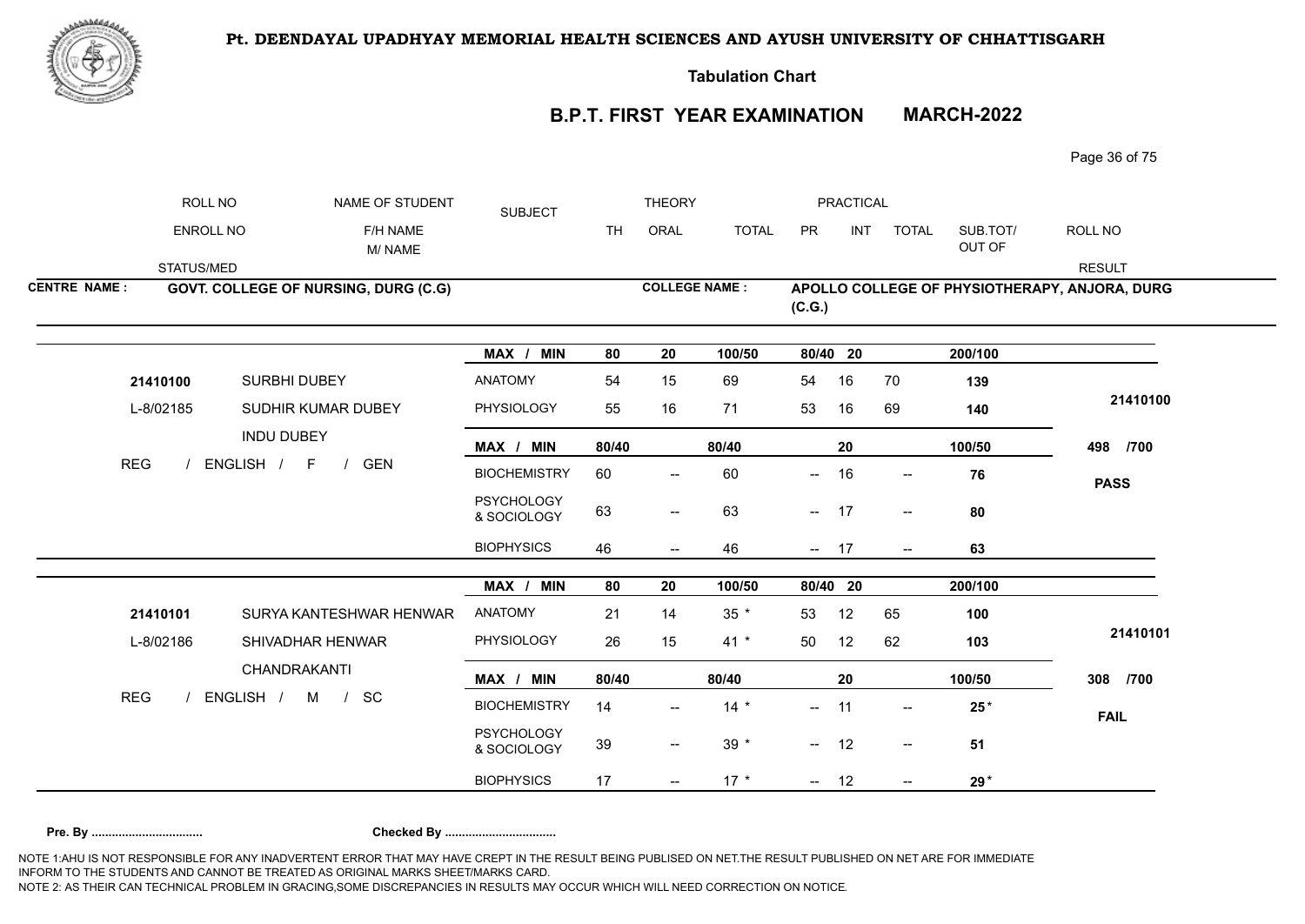**Pt. DEENDAYAL UPADHYAY MEMORIAL HEALTH SCIENCES AND AYUSH UNIVERSITY OF CHHATTISGARH**

**Tabulation Chart**

## B.P.T. FIRST YEAR EXAMINATION MARCH-2022

| ROLL NO | NAME OF STUDENT | SUBJECT | THEORY | | | PRACTICAL | | | | ROLL NO |
|---|---|---|---|---|---|---|---|---|---|---|
| ENROLL NO | F/H NAME<br>M/ NAME | | TH | ORAL | TOTAL | PR | INT | TOTAL | SUB.TOT/<br>OUT OF | |
| STATUS/MED | | | | | | | | | | RESULT |

**CENTRE NAME :** GOVT. COLLEGE OF NURSING, DURG (C.G) **COLLEGE NAME :** APOLLO COLLEGE OF PHYSIOTHERAPY, ANJORA, DURG (C.G.)

| | | MAX / MIN | 80 | 20 | 100/50 | 80/40 | 20 | | 200/100 | |
|---|---|---|---|---|---|---|---|---|---|---|
| 21410100 | SURBHI DUBEY | ANATOMY | 54 | 15 | 69 | 54 | 16 | 70 | **139** | |
| L-8/02185 | SUDHIR KUMAR DUBEY | PHYSIOLOGY | 55 | 16 | 71 | 53 | 16 | 69 | **140** | **21410100** |
| | INDU DUBEY | MAX / MIN | 80/40 | | 80/40 | | 20 | | 100/50 | **498 /700** |
| REG / ENGLISH / F / GEN | | BIOCHEMISTRY | 60 | -- | 60 | -- | 16 | -- | **76** | **PASS** |
| | | PSYCHOLOGY & SOCIOLOGY | 63 | -- | 63 | -- | 17 | -- | **80** | |
| | | BIOPHYSICS | 46 | -- | 46 | -- | 17 | -- | **63** | |

| | | MAX / MIN | 80 | 20 | 100/50 | 80/40 | 20 | | 200/100 | |
|---|---|---|---|---|---|---|---|---|---|---|
| 21410101 | SURYA KANTESHWAR HENWAR | ANATOMY | 21 | 14 | 35 * | 53 | 12 | 65 | **100** | |
| L-8/02186 | SHIVADHAR HENWAR | PHYSIOLOGY | 26 | 15 | 41 * | 50 | 12 | 62 | **103** | **21410101** |
| | CHANDRAKANTI | MAX / MIN | 80/40 | | 80/40 | | 20 | | 100/50 | **308 /700** |
| REG / ENGLISH / M / SC | | BIOCHEMISTRY | 14 | -- | 14 * | -- | 11 | -- | **25*** | **FAIL** |
| | | PSYCHOLOGY & SOCIOLOGY | 39 | -- | 39 * | -- | 12 | -- | **51** | |
| | | BIOPHYSICS | 17 | -- | 17 * | -- | 12 | -- | **29*** | |

**Pre. By ................................** **Checked By ................................**

NOTE 1:AHU IS NOT RESPONSIBLE FOR ANY INADVERTENT ERROR THAT MAY HAVE CREPT IN THE RESULT BEING PUBLISED ON NET.THE RESULT PUBLISHED ON NET ARE FOR IMMEDIATE INFORM TO THE STUDENTS AND CANNOT BE TREATED AS ORIGINAL MARKS SHEET/MARKS CARD.
NOTE 2: AS THEIR CAN TECHNICAL PROBLEM IN GRACING,SOME DISCREPANCIES IN RESULTS MAY OCCUR WHICH WILL NEED CORRECTION ON NOTICE.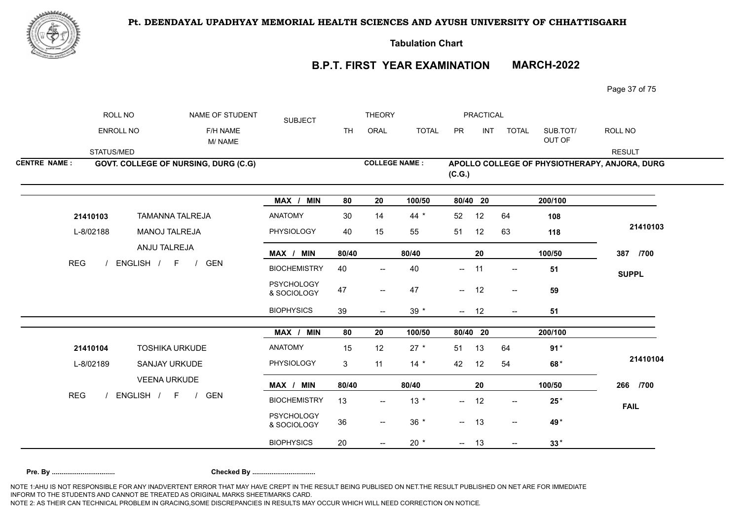**Pt. DEENDAYAL UPADHYAY MEMORIAL HEALTH SCIENCES AND AYUSH UNIVERSITY OF CHHATTISGARH**

**Tabulation Chart**

**B.P.T. FIRST YEAR EXAMINATION MARCH-2022**

| ROLL NO / ENROLL NO / STATUS/MED | NAME OF STUDENT / F/H NAME / M/ NAME | SUBJECT | TH | ORAL | TOTAL | PR | INT | TOTAL | SUB.TOT/ OUT OF | ROLL NO / RESULT |
|---|---|---|---|---|---|---|---|---|---|---|

**CENTRE NAME :** GOVT. COLLEGE OF NURSING, DURG (C.G)

**COLLEGE NAME :** APOLLO COLLEGE OF PHYSIOTHERAPY, ANJORA, DURG (C.G.)

| ROLL NO / ENROLL NO / STATUS/MED | NAME OF STUDENT | SUBJECT | TH | ORAL | TOTAL | PR | INT | TOTAL | SUB.TOT/ OUT OF | RESULT |
|---|---|---|---|---|---|---|---|---|---|---|
| | | MAX / MIN | 80 | 20 | 100/50 | 80/40 | 20 | | 200/100 | |
| 21410103 | TAMANNA TALREJA | ANATOMY | 30 | 14 | 44 * | 52 | 12 | 64 | 108 | 21410103 |
| L-8/02188 | MANOJ TALREJA | PHYSIOLOGY | 40 | 15 | 55 | 51 | 12 | 63 | 118 | |
| | ANJU TALREJA | MAX / MIN | 80/40 | | 80/40 | | 20 | | 100/50 | 387 /700 |
| REG / ENGLISH / F / GEN | | BIOCHEMISTRY | 40 | -- | 40 | -- | 11 | -- | 51 | SUPPL |
| | | PSYCHOLOGY & SOCIOLOGY | 47 | -- | 47 | -- | 12 | -- | 59 | |
| | | BIOPHYSICS | 39 | -- | 39 * | -- | 12 | -- | 51 | |
| | | MAX / MIN | 80 | 20 | 100/50 | 80/40 | 20 | | 200/100 | |
| 21410104 | TOSHIKA URKUDE | ANATOMY | 15 | 12 | 27 * | 51 | 13 | 64 | 91 * | 21410104 |
| L-8/02189 | SANJAY URKUDE | PHYSIOLOGY | 3 | 11 | 14 * | 42 | 12 | 54 | 68 * | |
| | VEENA URKUDE | MAX / MIN | 80/40 | | 80/40 | | 20 | | 100/50 | 266 /700 |
| REG / ENGLISH / F / GEN | | BIOCHEMISTRY | 13 | -- | 13 * | -- | 12 | -- | 25 * | FAIL |
| | | PSYCHOLOGY & SOCIOLOGY | 36 | -- | 36 * | -- | 13 | -- | 49 * | |
| | | BIOPHYSICS | 20 | -- | 20 * | -- | 13 | -- | 33 * | |

**Pre. By ................................ Checked By ................................**

NOTE 1:AHU IS NOT RESPONSIBLE FOR ANY INADVERTENT ERROR THAT MAY HAVE CREPT IN THE RESULT BEING PUBLISED ON NET.THE RESULT PUBLISHED ON NET ARE FOR IMMEDIATE INFORM TO THE STUDENTS AND CANNOT BE TREATED AS ORIGINAL MARKS SHEET/MARKS CARD.
NOTE 2: AS THEIR CAN TECHNICAL PROBLEM IN GRACING,SOME DISCREPANCIES IN RESULTS MAY OCCUR WHICH WILL NEED CORRECTION ON NOTICE.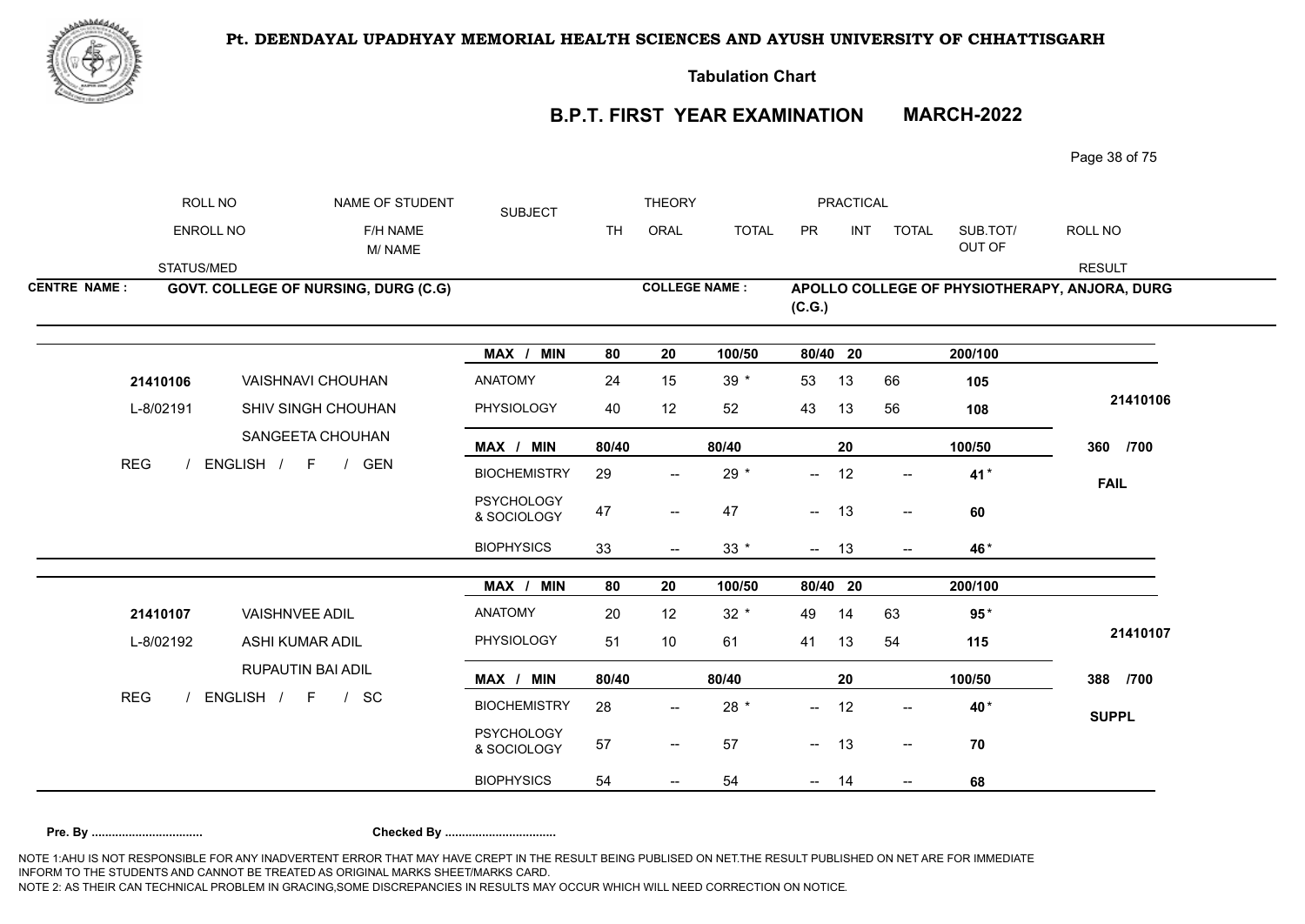# Pt. DEENDAYAL UPADHYAY MEMORIAL HEALTH SCIENCES AND AYUSH UNIVERSITY OF CHHATTISGARH

## Tabulation Chart

## B.P.T. FIRST YEAR EXAMINATION MARCH-2022

| ROLL NO / ENROLL NO / STATUS/MED | NAME OF STUDENT / F/H NAME / M/ NAME | SUBJECT | THEORY TH | THEORY ORAL | THEORY TOTAL | PRACTICAL PR | PRACTICAL INT | PRACTICAL TOTAL | SUB.TOT/ OUT OF | ROLL NO / RESULT |
|---|---|---|---|---|---|---|---|---|---|---|

**CENTRE NAME :** GOVT. COLLEGE OF NURSING, DURG (C.G)

**COLLEGE NAME :** APOLLO COLLEGE OF PHYSIOTHERAPY, ANJORA, DURG (C.G.)

| ROLL NO / ENROLL NO / STATUS/MED | NAME OF STUDENT / F/H NAME / M/ NAME | SUBJECT | TH | ORAL | TOTAL | PR | INT | TOTAL | SUB.TOT/ OUT OF | ROLL NO / RESULT |
|---|---|---|---|---|---|---|---|---|---|---|
| | | MAX / MIN | 80 | 20 | 100/50 | 80/40 | 20 | | 200/100 | |
| 21410106 | VAISHNAVI CHOUHAN | ANATOMY | 24 | 15 | 39 * | 53 | 13 | 66 | 105 | |
| L-8/02191 | SHIV SINGH CHOUHAN | PHYSIOLOGY | 40 | 12 | 52 | 43 | 13 | 56 | 108 | 21410106 |
| | SANGEETA CHOUHAN | MAX / MIN | 80/40 | | 80/40 | | 20 | | 100/50 | 360 /700 |
| REG / ENGLISH / F / GEN | | BIOCHEMISTRY | 29 | -- | 29 * | -- | 12 | -- | 41 * | FAIL |
| | | PSYCHOLOGY & SOCIOLOGY | 47 | -- | 47 | -- | 13 | -- | 60 | |
| | | BIOPHYSICS | 33 | -- | 33 * | -- | 13 | -- | 46 * | |
| | | MAX / MIN | 80 | 20 | 100/50 | 80/40 | 20 | | 200/100 | |
| 21410107 | VAISHNVEE ADIL | ANATOMY | 20 | 12 | 32 * | 49 | 14 | 63 | 95 * | |
| L-8/02192 | ASHI KUMAR ADIL | PHYSIOLOGY | 51 | 10 | 61 | 41 | 13 | 54 | 115 | 21410107 |
| | RUPAUTIN BAI ADIL | MAX / MIN | 80/40 | | 80/40 | | 20 | | 100/50 | 388 /700 |
| REG / ENGLISH / F / SC | | BIOCHEMISTRY | 28 | -- | 28 * | -- | 12 | -- | 40 * | SUPPL |
| | | PSYCHOLOGY & SOCIOLOGY | 57 | -- | 57 | -- | 13 | -- | 70 | |
| | | BIOPHYSICS | 54 | -- | 54 | -- | 14 | -- | 68 | |

**Pre. By ................................** **Checked By ................................**

NOTE 1:AHU IS NOT RESPONSIBLE FOR ANY INADVERTENT ERROR THAT MAY HAVE CREPT IN THE RESULT BEING PUBLISED ON NET.THE RESULT PUBLISHED ON NET ARE FOR IMMEDIATE INFORM TO THE STUDENTS AND CANNOT BE TREATED AS ORIGINAL MARKS SHEET/MARKS CARD.

NOTE 2: AS THEIR CAN TECHNICAL PROBLEM IN GRACING,SOME DISCREPANCIES IN RESULTS MAY OCCUR WHICH WILL NEED CORRECTION ON NOTICE.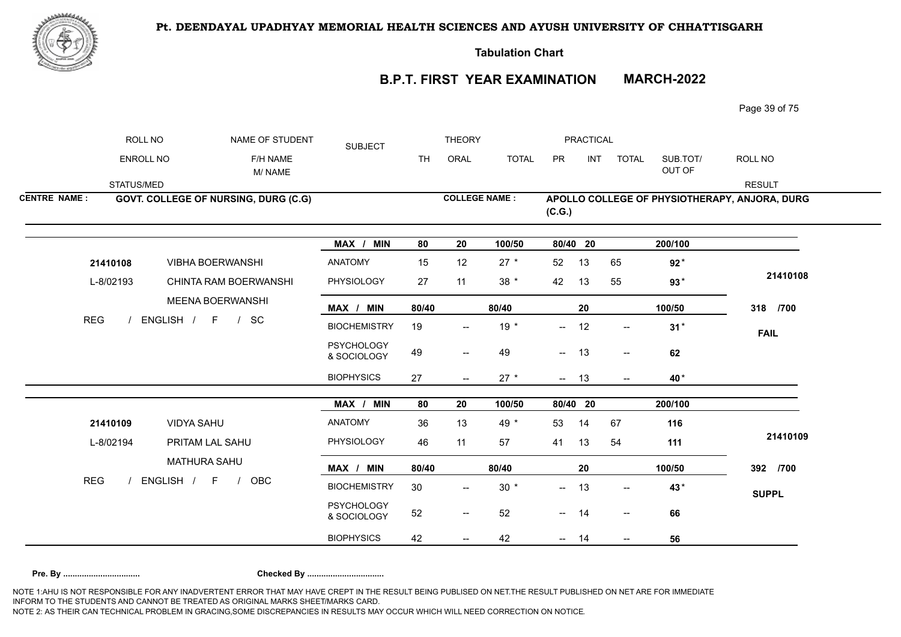**Pt. DEENDAYAL UPADHYAY MEMORIAL HEALTH SCIENCES AND AYUSH UNIVERSITY OF CHHATTISGARH**

**Tabulation Chart**

## B.P.T. FIRST YEAR EXAMINATION MARCH-2022

| ROLL NO / ENROLL NO / STATUS/MED | NAME OF STUDENT / F/H NAME / M/ NAME | SUBJECT | THEORY TH | THEORY ORAL | THEORY TOTAL | PRACTICAL PR | PRACTICAL INT | PRACTICAL TOTAL | SUB.TOT/ OUT OF | ROLL NO / RESULT |
|---|---|---|---|---|---|---|---|---|---|---|

**CENTRE NAME :** GOVT. COLLEGE OF NURSING, DURG (C.G)

**COLLEGE NAME :** APOLLO COLLEGE OF PHYSIOTHERAPY, ANJORA, DURG (C.G.)

| ROLL NO / ENROLL NO / STATUS | NAME | SUBJECT | TH | ORAL | TOTAL | PR | INT | TOTAL | SUB.TOT/ OUT OF | RESULT |
|---|---|---|---|---|---|---|---|---|---|---|
| | | MAX / MIN | 80 | 20 | 100/50 | 80/40 | 20 | | 200/100 | |
| 21410108 | VIBHA BOERWANSHI | ANATOMY | 15 | 12 | 27 * | 52 | 13 | 65 | 92 * | 21410108 |
| L-8/02193 | CHINTA RAM BOERWANSHI | PHYSIOLOGY | 27 | 11 | 38 * | 42 | 13 | 55 | 93 * | |
| | MEENA BOERWANSHI | MAX / MIN | 80/40 | | 80/40 | | 20 | | 100/50 | 318 /700 |
| REG / ENGLISH / F / SC | | BIOCHEMISTRY | 19 | -- | 19 * | -- | 12 | -- | 31 * | FAIL |
| | | PSYCHOLOGY & SOCIOLOGY | 49 | -- | 49 | -- | 13 | -- | 62 | |
| | | BIOPHYSICS | 27 | -- | 27 * | -- | 13 | -- | 40 * | |
| | | MAX / MIN | 80 | 20 | 100/50 | 80/40 | 20 | | 200/100 | |
| 21410109 | VIDYA SAHU | ANATOMY | 36 | 13 | 49 * | 53 | 14 | 67 | 116 | 21410109 |
| L-8/02194 | PRITAM LAL SAHU | PHYSIOLOGY | 46 | 11 | 57 | 41 | 13 | 54 | 111 | |
| | MATHURA SAHU | MAX / MIN | 80/40 | | 80/40 | | 20 | | 100/50 | 392 /700 |
| REG / ENGLISH / F / OBC | | BIOCHEMISTRY | 30 | -- | 30 * | -- | 13 | -- | 43 * | SUPPL |
| | | PSYCHOLOGY & SOCIOLOGY | 52 | -- | 52 | -- | 14 | -- | 66 | |
| | | BIOPHYSICS | 42 | -- | 42 | -- | 14 | -- | 56 | |

**Pre. By ................................ Checked By ................................**

NOTE 1:AHU IS NOT RESPONSIBLE FOR ANY INADVERTENT ERROR THAT MAY HAVE CREPT IN THE RESULT BEING PUBLISED ON NET.THE RESULT PUBLISHED ON NET ARE FOR IMMEDIATE INFORM TO THE STUDENTS AND CANNOT BE TREATED AS ORIGINAL MARKS SHEET/MARKS CARD.
NOTE 2: AS THEIR CAN TECHNICAL PROBLEM IN GRACING,SOME DISCREPANCIES IN RESULTS MAY OCCUR WHICH WILL NEED CORRECTION ON NOTICE.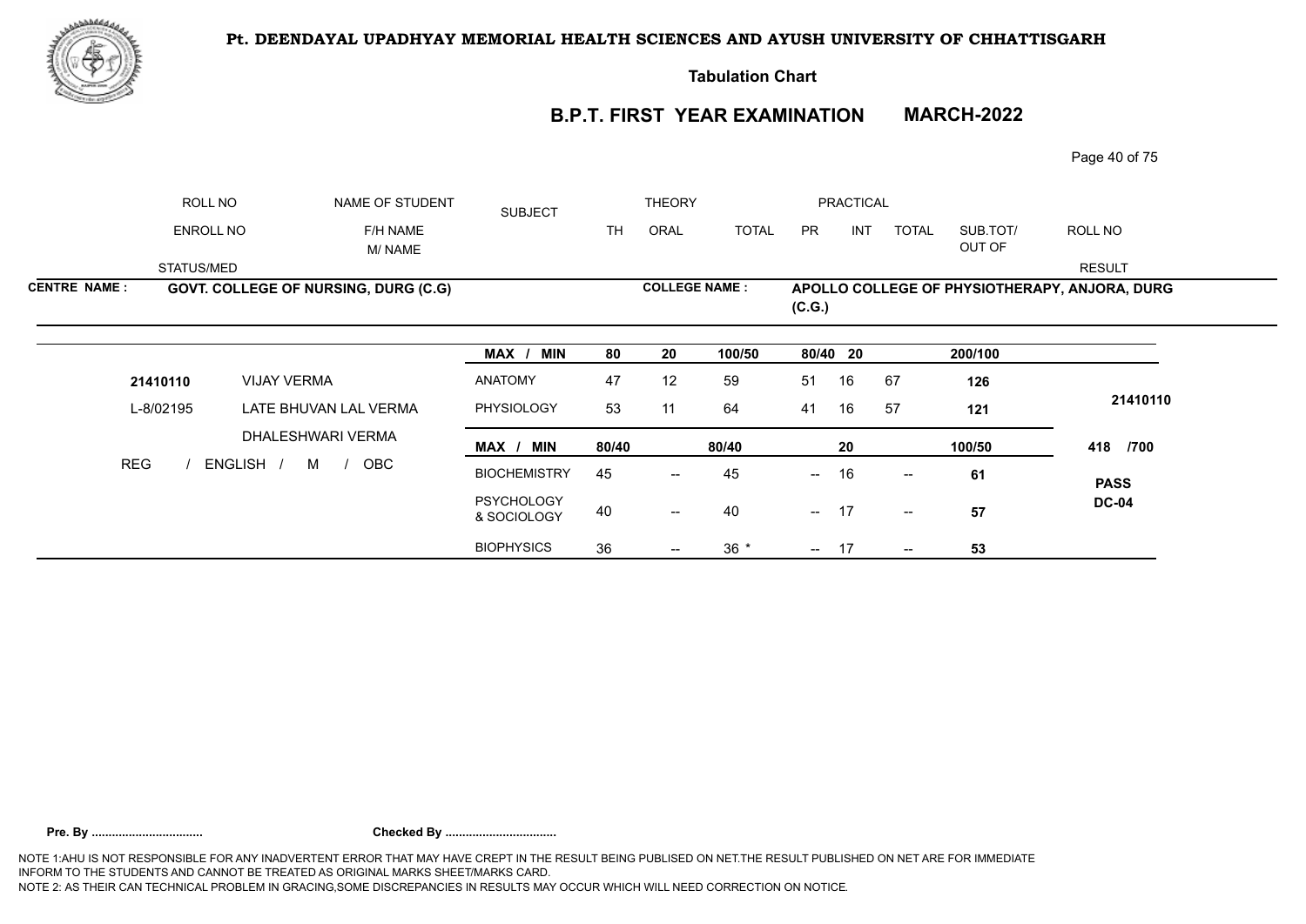**Pt. DEENDAYAL UPADHYAY MEMORIAL HEALTH SCIENCES AND AYUSH UNIVERSITY OF CHHATTISGARH**

**Tabulation Chart**

## B.P.T. FIRST YEAR EXAMINATION MARCH-2022

| ROLL NO | NAME OF STUDENT | SUBJECT | THEORY | | | PRACTICAL | | | | ROLL NO |
|---|---|---|---|---|---|---|---|---|---|---|
| ENROLL NO | F/H NAME / M/ NAME | | TH | ORAL | TOTAL | PR | INT | TOTAL | SUB.TOT/ OUT OF | |
| STATUS/MED | | | | | | | | | | RESULT |

**CENTRE NAME : GOVT. COLLEGE OF NURSING, DURG (C.G)**

**COLLEGE NAME : APOLLO COLLEGE OF PHYSIOTHERAPY, ANJORA, DURG (C.G.)**

| | | SUBJECT | TH | ORAL | TOTAL | PR | INT | TOTAL | SUB.TOT/ OUT OF | RESULT |
|---|---|---|---|---|---|---|---|---|---|---|
| | | **MAX / MIN** | **80** | **20** | **100/50** | **80/40** | **20** | | **200/100** | |
| **21410110** | VIJAY VERMA | ANATOMY | 47 | 12 | 59 | 51 | 16 | 67 | **126** | |
| L-8/02195 | LATE BHUVAN LAL VERMA | PHYSIOLOGY | 53 | 11 | 64 | 41 | 16 | 57 | **121** | **21410110** |
| | DHALESHWARI VERMA | **MAX / MIN** | **80/40** | | **80/40** | | **20** | | **100/50** | **418 /700** |
| REG / ENGLISH / M / OBC | | BIOCHEMISTRY | 45 | -- | 45 | -- | 16 | -- | **61** | **PASS** |
| | | PSYCHOLOGY & SOCIOLOGY | 40 | -- | 40 | -- | 17 | -- | **57** | **DC-04** |
| | | BIOPHYSICS | 36 | -- | 36 * | -- | 17 | -- | **53** | |

**Pre. By ................................ Checked By ................................**

NOTE 1:AHU IS NOT RESPONSIBLE FOR ANY INADVERTENT ERROR THAT MAY HAVE CREPT IN THE RESULT BEING PUBLISED ON NET.THE RESULT PUBLISHED ON NET ARE FOR IMMEDIATE INFORM TO THE STUDENTS AND CANNOT BE TREATED AS ORIGINAL MARKS SHEET/MARKS CARD.
NOTE 2: AS THEIR CAN TECHNICAL PROBLEM IN GRACING,SOME DISCREPANCIES IN RESULTS MAY OCCUR WHICH WILL NEED CORRECTION ON NOTICE.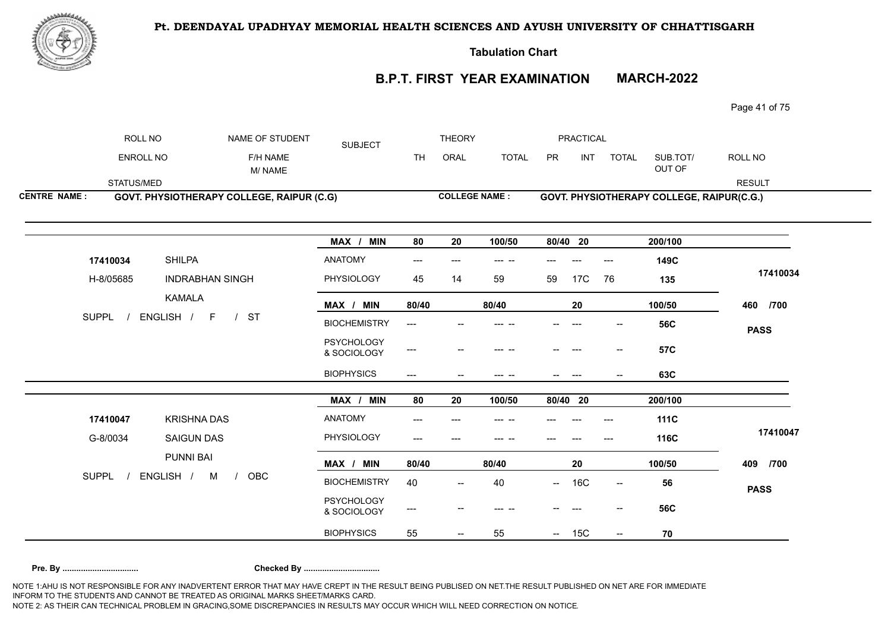**Pt. DEENDAYAL UPADHYAY MEMORIAL HEALTH SCIENCES AND AYUSH UNIVERSITY OF CHHATTISGARH**

**Tabulation Chart**

## B.P.T. FIRST YEAR EXAMINATION MARCH-2022

| ROLL NO / ENROLL NO / STATUS/MED | NAME OF STUDENT / F/H NAME / M/ NAME | SUBJECT | THEORY TH | ORAL | TOTAL | PRACTICAL PR | INT | TOTAL | SUB.TOT/ OUT OF | ROLL NO / RESULT |
|---|---|---|---|---|---|---|---|---|---|---|

**CENTRE NAME : GOVT. PHYSIOTHERAPY COLLEGE, RAIPUR (C.G)** **COLLEGE NAME : GOVT. PHYSIOTHERAPY COLLEGE, RAIPUR(C.G.)**

| | | MAX / MIN | 80 | 20 | 100/50 | 80/40 | 20 | | 200/100 | |
|---|---|---|---|---|---|---|---|---|---|---|
| 17410034 | SHILPA | ANATOMY | --- | --- | --- -- | --- | --- | --- | 149C | 17410034 |
| H-8/05685 | INDRABHAN SINGH | PHYSIOLOGY | 45 | 14 | 59 | 59 | 17C | 76 | 135 | |
| | KAMALA | MAX / MIN | 80/40 | | 80/40 | | 20 | | 100/50 | 460 /700 |
| SUPPL / ENGLISH / F / ST | | BIOCHEMISTRY | --- | -- | --- -- | -- | --- | -- | 56C | PASS |
| | | PSYCHOLOGY & SOCIOLOGY | --- | -- | --- -- | -- | --- | -- | 57C | |
| | | BIOPHYSICS | --- | -- | --- -- | -- | --- | -- | 63C | |

| | | MAX / MIN | 80 | 20 | 100/50 | 80/40 | 20 | | 200/100 | |
|---|---|---|---|---|---|---|---|---|---|---|
| 17410047 | KRISHNA DAS | ANATOMY | --- | --- | --- -- | --- | --- | --- | 111C | 17410047 |
| G-8/0034 | SAIGUN DAS | PHYSIOLOGY | --- | --- | --- -- | --- | --- | --- | 116C | |
| | PUNNI BAI | MAX / MIN | 80/40 | | 80/40 | | 20 | | 100/50 | 409 /700 |
| SUPPL / ENGLISH / M / OBC | | BIOCHEMISTRY | 40 | -- | 40 | -- | 16C | -- | 56 | PASS |
| | | PSYCHOLOGY & SOCIOLOGY | --- | -- | --- -- | -- | --- | -- | 56C | |
| | | BIOPHYSICS | 55 | -- | 55 | -- | 15C | -- | 70 | |

**Pre. By ................................** **Checked By ................................**

NOTE 1:AHU IS NOT RESPONSIBLE FOR ANY INADVERTENT ERROR THAT MAY HAVE CREPT IN THE RESULT BEING PUBLISED ON NET.THE RESULT PUBLISHED ON NET ARE FOR IMMEDIATE INFORM TO THE STUDENTS AND CANNOT BE TREATED AS ORIGINAL MARKS SHEET/MARKS CARD.
NOTE 2: AS THEIR CAN TECHNICAL PROBLEM IN GRACING,SOME DISCREPANCIES IN RESULTS MAY OCCUR WHICH WILL NEED CORRECTION ON NOTICE.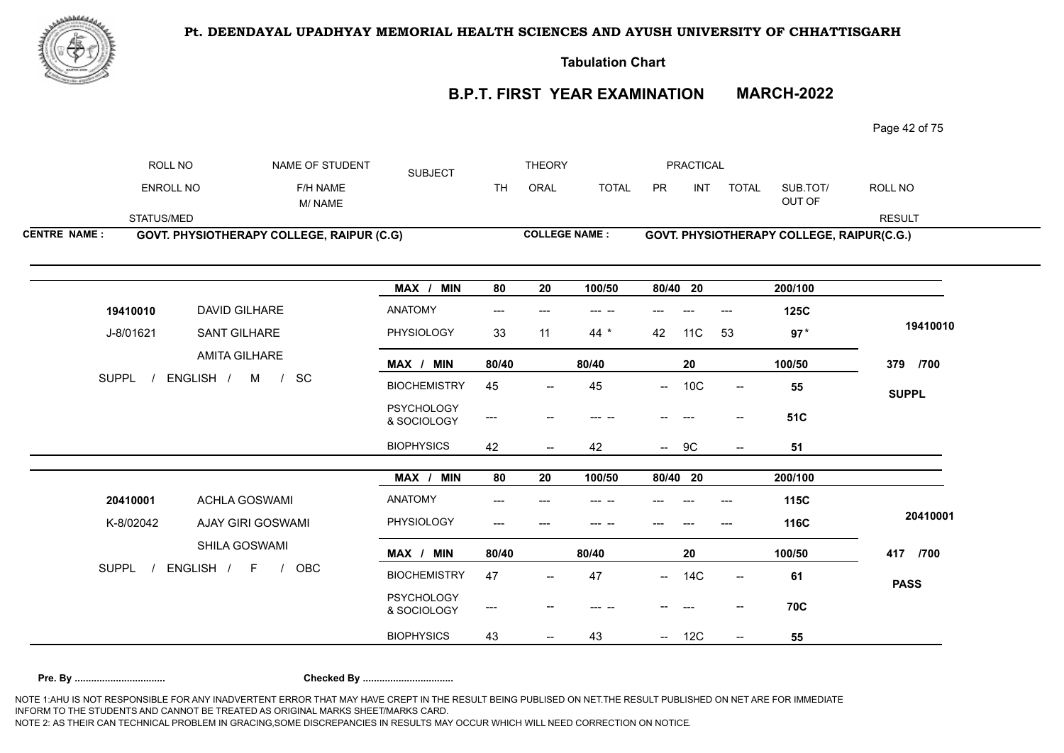**Pt. DEENDAYAL UPADHYAY MEMORIAL HEALTH SCIENCES AND AYUSH UNIVERSITY OF CHHATTISGARH**

**Tabulation Chart**

## B.P.T. FIRST YEAR EXAMINATION MARCH-2022

| ROLL NO | NAME OF STUDENT | SUBJECT | THEORY | | | PRACTICAL | | | | ROLL NO |
|---|---|---|---|---|---|---|---|---|---|---|
| ENROLL NO | F/H NAME / M/ NAME | | TH | ORAL | TOTAL | PR | INT | TOTAL | SUB.TOT/ OUT OF | |
| STATUS/MED | | | | | | | | | | RESULT |

**CENTRE NAME : GOVT. PHYSIOTHERAPY COLLEGE, RAIPUR (C.G)**

**COLLEGE NAME : GOVT. PHYSIOTHERAPY COLLEGE, RAIPUR(C.G.)**

| ROLL NO / ENROLL NO / STATUS | NAME | SUBJECT | TH | ORAL | TOTAL | PR | INT | TOTAL | SUB.TOT | RESULT |
|---|---|---|---|---|---|---|---|---|---|---|
| | | MAX / MIN | 80 | 20 | 100/50 | 80/40 | 20 | | 200/100 | |
| 19410010 | DAVID GILHARE | ANATOMY | --- | --- | --- -- | --- | --- | --- | 125C | 19410010 |
| J-8/01621 | SANT GILHARE | PHYSIOLOGY | 33 | 11 | 44 * | 42 | 11C | 53 | 97* | |
| | AMITA GILHARE | MAX / MIN | 80/40 | | 80/40 | | 20 | | 100/50 | 379 /700 |
| SUPPL / ENGLISH / M / SC | | BIOCHEMISTRY | 45 | -- | 45 | -- | 10C | -- | 55 | SUPPL |
| | | PSYCHOLOGY & SOCIOLOGY | --- | -- | --- -- | -- | --- | -- | 51C | |
| | | BIOPHYSICS | 42 | -- | 42 | -- | 9C | -- | 51 | |
| | | MAX / MIN | 80 | 20 | 100/50 | 80/40 | 20 | | 200/100 | |
| 20410001 | ACHLA GOSWAMI | ANATOMY | --- | --- | --- -- | --- | --- | --- | 115C | 20410001 |
| K-8/02042 | AJAY GIRI GOSWAMI | PHYSIOLOGY | --- | --- | --- -- | --- | --- | --- | 116C | |
| | SHILA GOSWAMI | MAX / MIN | 80/40 | | 80/40 | | 20 | | 100/50 | 417 /700 |
| SUPPL / ENGLISH / F / OBC | | BIOCHEMISTRY | 47 | -- | 47 | -- | 14C | -- | 61 | PASS |
| | | PSYCHOLOGY & SOCIOLOGY | --- | -- | --- -- | -- | --- | -- | 70C | |
| | | BIOPHYSICS | 43 | -- | 43 | -- | 12C | -- | 55 | |

**Pre. By ................................** **Checked By ................................**

NOTE 1:AHU IS NOT RESPONSIBLE FOR ANY INADVERTENT ERROR THAT MAY HAVE CREPT IN THE RESULT BEING PUBLISED ON NET.THE RESULT PUBLISHED ON NET ARE FOR IMMEDIATE INFORM TO THE STUDENTS AND CANNOT BE TREATED AS ORIGINAL MARKS SHEET/MARKS CARD.
NOTE 2: AS THEIR CAN TECHNICAL PROBLEM IN GRACING,SOME DISCREPANCIES IN RESULTS MAY OCCUR WHICH WILL NEED CORRECTION ON NOTICE.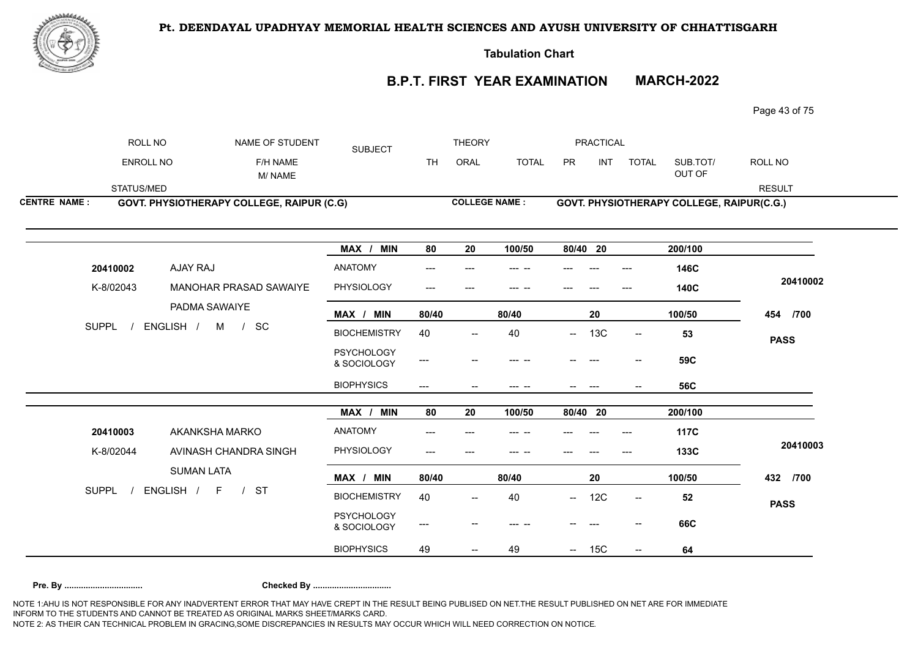# Pt. DEENDAYAL UPADHYAY MEMORIAL HEALTH SCIENCES AND AYUSH UNIVERSITY OF CHHATTISGARH

## Tabulation Chart

## B.P.T. FIRST YEAR EXAMINATION MARCH-2022

| ROLL NO | NAME OF STUDENT | SUBJECT | THEORY | | | PRACTICAL | | | SUB.TOT/ OUT OF | ROLL NO |
|---|---|---|---|---|---|---|---|---|---|---|
| ENROLL NO | F/H NAME M/ NAME | | TH | ORAL | TOTAL | PR | INT | TOTAL | | |
| STATUS/MED | | | | | | | | | | RESULT |

**CENTRE NAME : GOVT. PHYSIOTHERAPY COLLEGE, RAIPUR (C.G)**

**COLLEGE NAME : GOVT. PHYSIOTHERAPY COLLEGE, RAIPUR(C.G.)**

| | | MAX / MIN | 80 | 20 | 100/50 | 80/40 | 20 | | 200/100 | |
|---|---|---|---|---|---|---|---|---|---|---|
| 20410002 | AJAY RAJ | ANATOMY | --- | --- | --- -- | --- | --- | --- | 146C | 20410002 |
| K-8/02043 | MANOHAR PRASAD SAWAIYE | PHYSIOLOGY | --- | --- | --- -- | --- | --- | --- | 140C | |
| | PADMA SAWAIYE | MAX / MIN | 80/40 | | 80/40 | | 20 | | 100/50 | 454 /700 |
| SUPPL / ENGLISH / M / SC | | BIOCHEMISTRY | 40 | -- | 40 | -- | 13C | -- | 53 | PASS |
| | | PSYCHOLOGY & SOCIOLOGY | --- | -- | --- -- | -- | --- | -- | 59C | |
| | | BIOPHYSICS | --- | -- | --- -- | -- | --- | -- | 56C | |

| | | MAX / MIN | 80 | 20 | 100/50 | 80/40 | 20 | | 200/100 | |
|---|---|---|---|---|---|---|---|---|---|---|
| 20410003 | AKANKSHA MARKO | ANATOMY | --- | --- | --- -- | --- | --- | --- | 117C | 20410003 |
| K-8/02044 | AVINASH CHANDRA SINGH | PHYSIOLOGY | --- | --- | --- -- | --- | --- | --- | 133C | |
| | SUMAN LATA | MAX / MIN | 80/40 | | 80/40 | | 20 | | 100/50 | 432 /700 |
| SUPPL / ENGLISH / F / ST | | BIOCHEMISTRY | 40 | -- | 40 | -- | 12C | -- | 52 | PASS |
| | | PSYCHOLOGY & SOCIOLOGY | --- | -- | --- -- | -- | --- | -- | 66C | |
| | | BIOPHYSICS | 49 | -- | 49 | -- | 15C | -- | 64 | |

**Pre. By ................................** **Checked By ................................**

NOTE 1:AHU IS NOT RESPONSIBLE FOR ANY INADVERTENT ERROR THAT MAY HAVE CREPT IN THE RESULT BEING PUBLISED ON NET.THE RESULT PUBLISHED ON NET ARE FOR IMMEDIATE INFORM TO THE STUDENTS AND CANNOT BE TREATED AS ORIGINAL MARKS SHEET/MARKS CARD.
NOTE 2: AS THEIR CAN TECHNICAL PROBLEM IN GRACING,SOME DISCREPANCIES IN RESULTS MAY OCCUR WHICH WILL NEED CORRECTION ON NOTICE.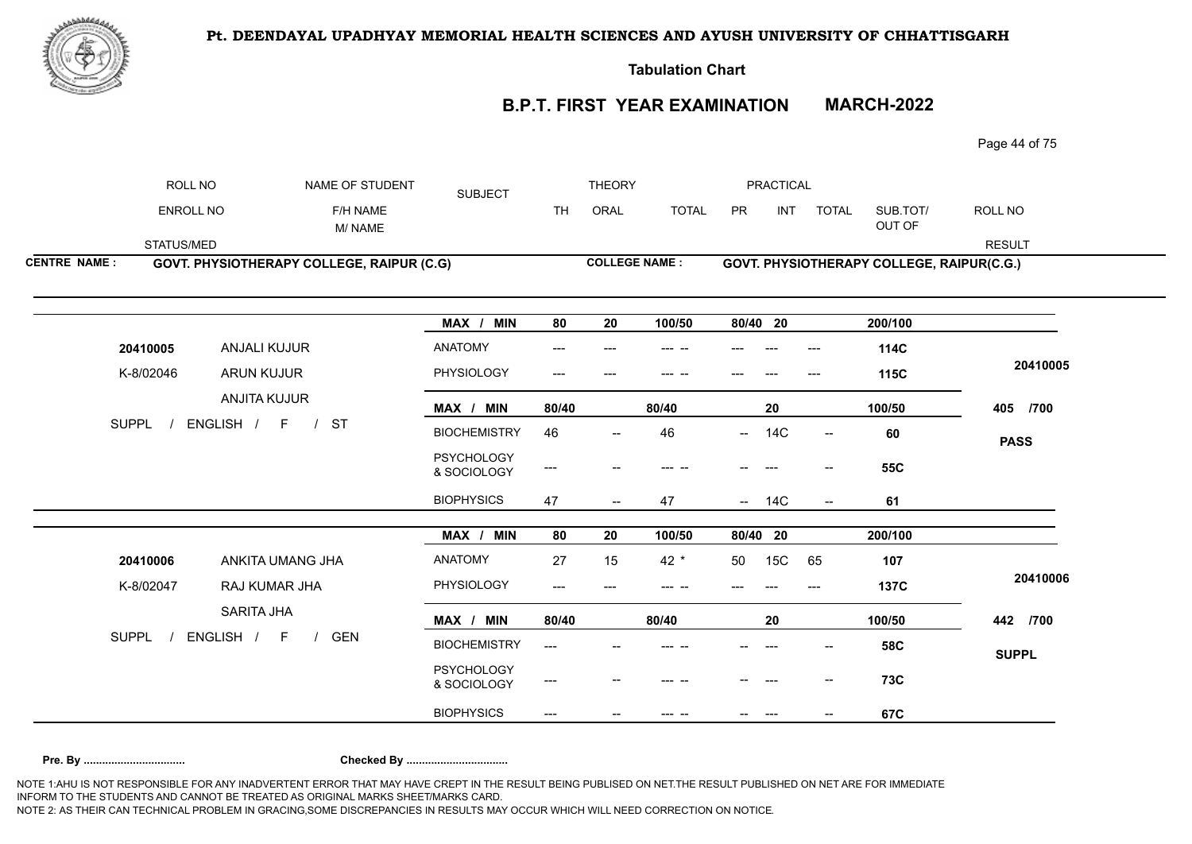**Pt. DEENDAYAL UPADHYAY MEMORIAL HEALTH SCIENCES AND AYUSH UNIVERSITY OF CHHATTISGARH**

**Tabulation Chart**

## B.P.T. FIRST YEAR EXAMINATION MARCH-2022

| ROLL NO | NAME OF STUDENT | SUBJECT | THEORY | | | PRACTICAL | | | | ROLL NO |
|---|---|---|---|---|---|---|---|---|---|---|
| ENROLL NO | F/H NAME / M/ NAME | | TH | ORAL | TOTAL | PR | INT | TOTAL | SUB.TOT/ OUT OF | |
| STATUS/MED | | | | | | | | | | RESULT |

**CENTRE NAME :** GOVT. PHYSIOTHERAPY COLLEGE, RAIPUR (C.G) **COLLEGE NAME :** GOVT. PHYSIOTHERAPY COLLEGE, RAIPUR(C.G.)

| Student | Subject | TH | ORAL | TOTAL | PR | INT | TOTAL | SUB.TOT/ OUT OF | Result |
|---|---|---|---|---|---|---|---|---|---|
| | MAX / MIN | 80 | 20 | 100/50 | 80/40 | 20 | | 200/100 | |
| 20410005 ANJALI KUJUR | ANATOMY | --- | --- | --- -- | --- | --- | --- | 114C | 20410005 |
| K-8/02046 ARUN KUJUR | PHYSIOLOGY | --- | --- | --- -- | --- | --- | --- | 115C | |
| ANJITA KUJUR | MAX / MIN | 80/40 | | 80/40 | | 20 | | 100/50 | 405 /700 |
| SUPPL / ENGLISH / F / ST | BIOCHEMISTRY | 46 | -- | 46 | -- | 14C | -- | 60 | PASS |
| | PSYCHOLOGY & SOCIOLOGY | --- | -- | --- -- | -- | --- | -- | 55C | |
| | BIOPHYSICS | 47 | -- | 47 | -- | 14C | -- | 61 | |
| | MAX / MIN | 80 | 20 | 100/50 | 80/40 | 20 | | 200/100 | |
| 20410006 ANKITA UMANG JHA | ANATOMY | 27 | 15 | 42 * | 50 | 15C | 65 | 107 | 20410006 |
| K-8/02047 RAJ KUMAR JHA | PHYSIOLOGY | --- | --- | --- -- | --- | --- | --- | 137C | |
| SARITA JHA | MAX / MIN | 80/40 | | 80/40 | | 20 | | 100/50 | 442 /700 |
| SUPPL / ENGLISH / F / GEN | BIOCHEMISTRY | --- | -- | --- -- | -- | --- | -- | 58C | SUPPL |
| | PSYCHOLOGY & SOCIOLOGY | --- | -- | --- -- | -- | --- | -- | 73C | |
| | BIOPHYSICS | --- | -- | --- -- | -- | --- | -- | 67C | |

**Pre. By ................................** **Checked By ................................**

NOTE 1:AHU IS NOT RESPONSIBLE FOR ANY INADVERTENT ERROR THAT MAY HAVE CREPT IN THE RESULT BEING PUBLISED ON NET.THE RESULT PUBLISHED ON NET ARE FOR IMMEDIATE INFORM TO THE STUDENTS AND CANNOT BE TREATED AS ORIGINAL MARKS SHEET/MARKS CARD.
NOTE 2: AS THEIR CAN TECHNICAL PROBLEM IN GRACING,SOME DISCREPANCIES IN RESULTS MAY OCCUR WHICH WILL NEED CORRECTION ON NOTICE.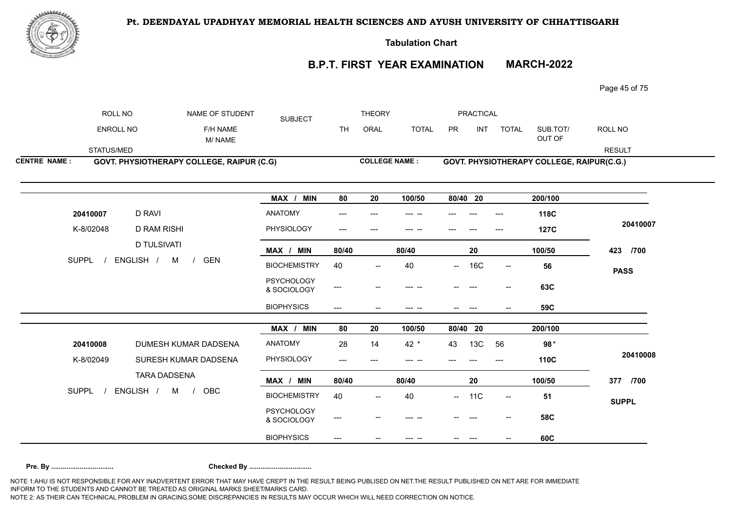**Pt. DEENDAYAL UPADHYAY MEMORIAL HEALTH SCIENCES AND AYUSH UNIVERSITY OF CHHATTISGARH**

**Tabulation Chart**

## B.P.T. FIRST YEAR EXAMINATION MARCH-2022

| ROLL NO / ENROLL NO / STATUS/MED | NAME OF STUDENT / F/H NAME / M/ NAME | SUBJECT | THEORY TH | THEORY ORAL | THEORY TOTAL | PRACTICAL PR | PRACTICAL INT | PRACTICAL TOTAL | SUB.TOT/ OUT OF | ROLL NO / RESULT |
|---|---|---|---|---|---|---|---|---|---|---|

**CENTRE NAME : GOVT. PHYSIOTHERAPY COLLEGE, RAIPUR (C.G)**

**COLLEGE NAME : GOVT. PHYSIOTHERAPY COLLEGE, RAIPUR(C.G.)**

| ROLL NO / ENROLL NO / STATUS/MED | NAME | SUBJECT | TH | ORAL | TOTAL | PR | INT | TOTAL | SUB.TOT/ OUT OF | RESULT |
|---|---|---|---|---|---|---|---|---|---|---|
| | | **MAX / MIN** | **80** | **20** | **100/50** | **80/40** | **20** | | **200/100** | |
| **20410007** | D RAVI | ANATOMY | --- | --- | --- -- | --- | --- | --- | **118C** | **20410007** |
| K-8/02048 | D RAM RISHI | PHYSIOLOGY | --- | --- | --- -- | --- | --- | --- | **127C** | |
| | D TULSIVATI | **MAX / MIN** | **80/40** | | **80/40** | | **20** | | **100/50** | **423 /700** |
| SUPPL / ENGLISH / M / GEN | | BIOCHEMISTRY | 40 | -- | 40 | -- | 16C | -- | **56** | **PASS** |
| | | PSYCHOLOGY & SOCIOLOGY | --- | -- | --- -- | -- | --- | -- | **63C** | |
| | | BIOPHYSICS | --- | -- | --- -- | -- | --- | -- | **59C** | |
| | | **MAX / MIN** | **80** | **20** | **100/50** | **80/40** | **20** | | **200/100** | |
| **20410008** | DUMESH KUMAR DADSENA | ANATOMY | 28 | 14 | 42 * | 43 | 13C | 56 | **98** * | **20410008** |
| K-8/02049 | SURESH KUMAR DADSENA | PHYSIOLOGY | --- | --- | --- -- | --- | --- | --- | **110C** | |
| | TARA DADSENA | **MAX / MIN** | **80/40** | | **80/40** | | **20** | | **100/50** | **377 /700** |
| SUPPL / ENGLISH / M / OBC | | BIOCHEMISTRY | 40 | -- | 40 | -- | 11C | -- | **51** | **SUPPL** |
| | | PSYCHOLOGY & SOCIOLOGY | --- | -- | --- -- | -- | --- | -- | **58C** | |
| | | BIOPHYSICS | --- | -- | --- -- | -- | --- | -- | **60C** | |

**Pre. By ................................** **Checked By ................................**

NOTE 1:AHU IS NOT RESPONSIBLE FOR ANY INADVERTENT ERROR THAT MAY HAVE CREPT IN THE RESULT BEING PUBLISED ON NET.THE RESULT PUBLISHED ON NET ARE FOR IMMEDIATE INFORM TO THE STUDENTS AND CANNOT BE TREATED AS ORIGINAL MARKS SHEET/MARKS CARD.
NOTE 2: AS THEIR CAN TECHNICAL PROBLEM IN GRACING,SOME DISCREPANCIES IN RESULTS MAY OCCUR WHICH WILL NEED CORRECTION ON NOTICE.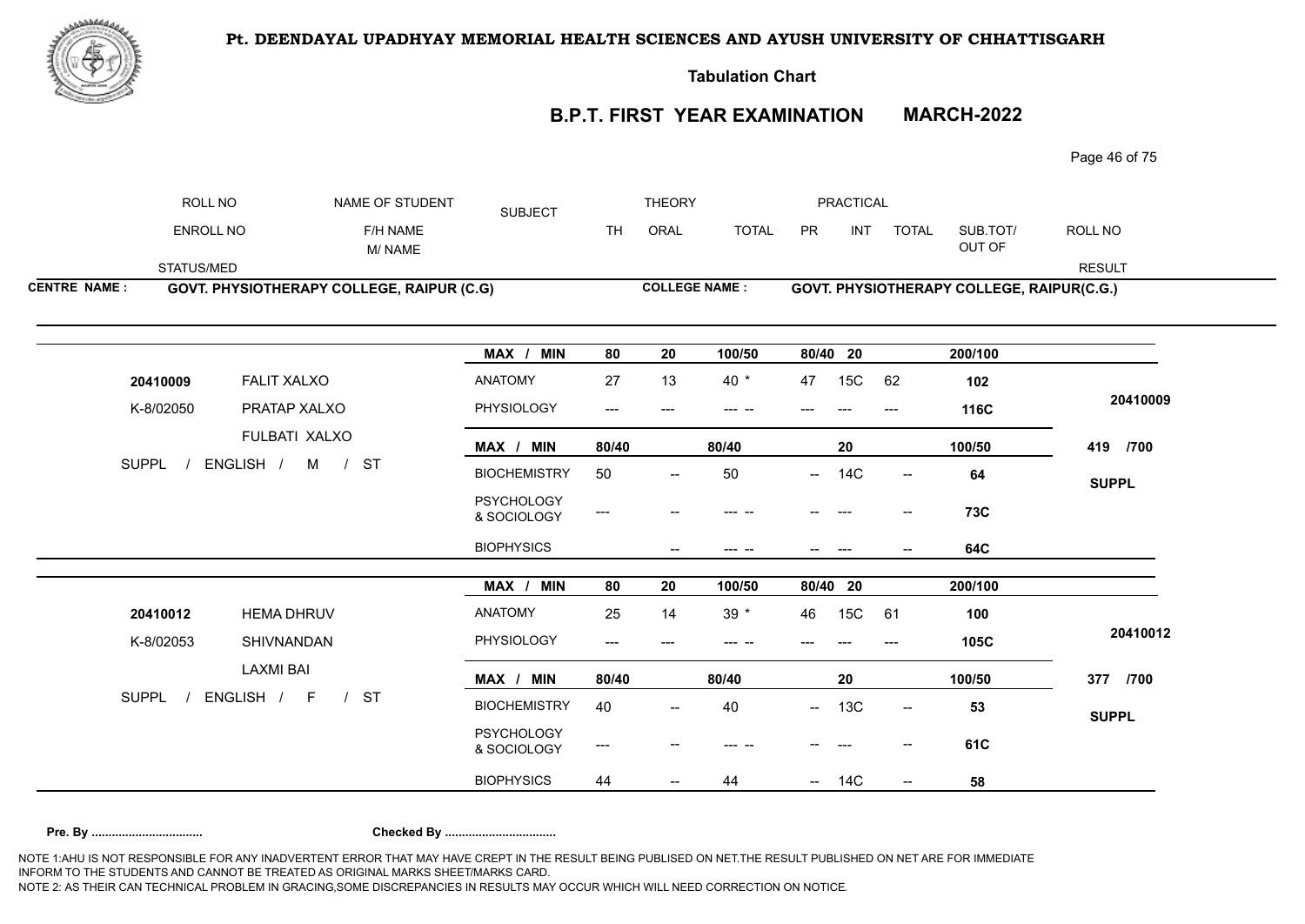**Pt. DEENDAYAL UPADHYAY MEMORIAL HEALTH SCIENCES AND AYUSH UNIVERSITY OF CHHATTISGARH**

**Tabulation Chart**

## B.P.T. FIRST YEAR EXAMINATION MARCH-2022

| ROLL NO | NAME OF STUDENT | SUBJECT | THEORY | | | PRACTICAL | | | | ROLL NO |
|---|---|---|---|---|---|---|---|---|---|---|
| ENROLL NO | F/H NAME | | TH | ORAL | TOTAL | PR | INT | TOTAL | SUB.TOT/ | |
| | M/ NAME | | | | | | | | OUT OF | |
| STATUS/MED | | | | | | | | | | RESULT |

**CENTRE NAME : GOVT. PHYSIOTHERAPY COLLEGE, RAIPUR (C.G)**

**COLLEGE NAME : GOVT. PHYSIOTHERAPY COLLEGE, RAIPUR(C.G.)**

| | | MAX / MIN | 80 | 20 | 100/50 | 80/40 | 20 | | 200/100 | |
|---|---|---|---|---|---|---|---|---|---|---|
| 20410009 | FALIT XALXO | ANATOMY | 27 | 13 | 40 * | 47 | 15C | 62 | 102 | 20410009 |
| K-8/02050 | PRATAP XALXO | PHYSIOLOGY | --- | --- | --- -- | --- | --- | --- | 116C | |
| | FULBATI XALXO | MAX / MIN | 80/40 | | 80/40 | | 20 | | 100/50 | 419 /700 |
| SUPPL / ENGLISH / M / ST | | BIOCHEMISTRY | 50 | -- | 50 | -- | 14C | -- | 64 | SUPPL |
| | | PSYCHOLOGY & SOCIOLOGY | --- | -- | --- -- | -- | --- | -- | 73C | |
| | | BIOPHYSICS | | -- | --- -- | -- | --- | -- | 64C | |

| | | MAX / MIN | 80 | 20 | 100/50 | 80/40 | 20 | | 200/100 | |
|---|---|---|---|---|---|---|---|---|---|---|
| 20410012 | HEMA DHRUV | ANATOMY | 25 | 14 | 39 * | 46 | 15C | 61 | 100 | 20410012 |
| K-8/02053 | SHIVNANDAN | PHYSIOLOGY | --- | --- | --- -- | --- | --- | --- | 105C | |
| | LAXMI BAI | MAX / MIN | 80/40 | | 80/40 | | 20 | | 100/50 | 377 /700 |
| SUPPL / ENGLISH / F / ST | | BIOCHEMISTRY | 40 | -- | 40 | -- | 13C | -- | 53 | SUPPL |
| | | PSYCHOLOGY & SOCIOLOGY | --- | -- | --- -- | -- | --- | -- | 61C | |
| | | BIOPHYSICS | 44 | -- | 44 | -- | 14C | -- | 58 | |

**Pre. By ................................** **Checked By ................................**

NOTE 1:AHU IS NOT RESPONSIBLE FOR ANY INADVERTENT ERROR THAT MAY HAVE CREPT IN THE RESULT BEING PUBLISED ON NET.THE RESULT PUBLISHED ON NET ARE FOR IMMEDIATE INFORM TO THE STUDENTS AND CANNOT BE TREATED AS ORIGINAL MARKS SHEET/MARKS CARD.

NOTE 2: AS THEIR CAN TECHNICAL PROBLEM IN GRACING,SOME DISCREPANCIES IN RESULTS MAY OCCUR WHICH WILL NEED CORRECTION ON NOTICE.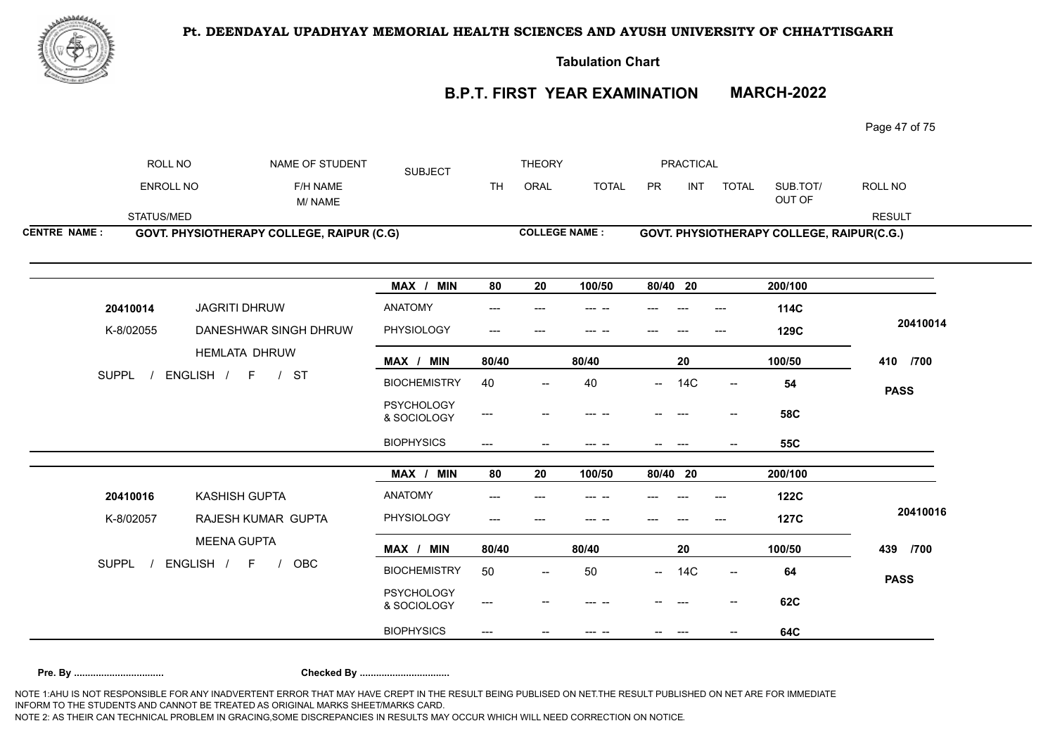# Pt. DEENDAYAL UPADHYAY MEMORIAL HEALTH SCIENCES AND AYUSH UNIVERSITY OF CHHATTISGARH

## Tabulation Chart

## B.P.T. FIRST YEAR EXAMINATION MARCH-2022

| ROLL NO / ENROLL NO / STATUS/MED | NAME OF STUDENT / F/H NAME / M/ NAME | SUBJECT | THEORY TH | THEORY ORAL | THEORY TOTAL | PRACTICAL PR | PRACTICAL INT | PRACTICAL TOTAL | SUB.TOT/ OUT OF | ROLL NO / RESULT |
|---|---|---|---|---|---|---|---|---|---|---|

**CENTRE NAME : GOVT. PHYSIOTHERAPY COLLEGE, RAIPUR (C.G)**

**COLLEGE NAME : GOVT. PHYSIOTHERAPY COLLEGE, RAIPUR(C.G.)**

| ROLL NO / ENROLL NO / STATUS | NAME | SUBJECT | TH | ORAL | TOTAL | PR | INT | TOTAL | SUB.TOT/ OUT OF | RESULT |
|---|---|---|---|---|---|---|---|---|---|---|
| | | MAX / MIN | 80 | 20 | 100/50 | 80/40 | 20 | | 200/100 | |
| 20410014 | JAGRITI DHRUW | ANATOMY | --- | --- | --- -- | --- | --- | --- | 114C | 20410014 |
| K-8/02055 | DANESHWAR SINGH DHRUW | PHYSIOLOGY | --- | --- | --- -- | --- | --- | --- | 129C | |
| | HEMLATA DHRUW | MAX / MIN | 80/40 | | 80/40 | | 20 | | 100/50 | 410 /700 |
| SUPPL / ENGLISH / F / ST | | BIOCHEMISTRY | 40 | -- | 40 | -- | 14C | -- | 54 | PASS |
| | | PSYCHOLOGY & SOCIOLOGY | --- | -- | --- -- | -- | --- | -- | 58C | |
| | | BIOPHYSICS | --- | -- | --- -- | -- | --- | -- | 55C | |
| | | MAX / MIN | 80 | 20 | 100/50 | 80/40 | 20 | | 200/100 | |
| 20410016 | KASHISH GUPTA | ANATOMY | --- | --- | --- -- | --- | --- | --- | 122C | 20410016 |
| K-8/02057 | RAJESH KUMAR GUPTA | PHYSIOLOGY | --- | --- | --- -- | --- | --- | --- | 127C | |
| | MEENA GUPTA | MAX / MIN | 80/40 | | 80/40 | | 20 | | 100/50 | 439 /700 |
| SUPPL / ENGLISH / F / OBC | | BIOCHEMISTRY | 50 | -- | 50 | -- | 14C | -- | 64 | PASS |
| | | PSYCHOLOGY & SOCIOLOGY | --- | -- | --- -- | -- | --- | -- | 62C | |
| | | BIOPHYSICS | --- | -- | --- -- | -- | --- | -- | 64C | |

**Pre. By ................................ Checked By ................................**

NOTE 1:AHU IS NOT RESPONSIBLE FOR ANY INADVERTENT ERROR THAT MAY HAVE CREPT IN THE RESULT BEING PUBLISED ON NET.THE RESULT PUBLISHED ON NET ARE FOR IMMEDIATE INFORM TO THE STUDENTS AND CANNOT BE TREATED AS ORIGINAL MARKS SHEET/MARKS CARD.
NOTE 2: AS THEIR CAN TECHNICAL PROBLEM IN GRACING,SOME DISCREPANCIES IN RESULTS MAY OCCUR WHICH WILL NEED CORRECTION ON NOTICE.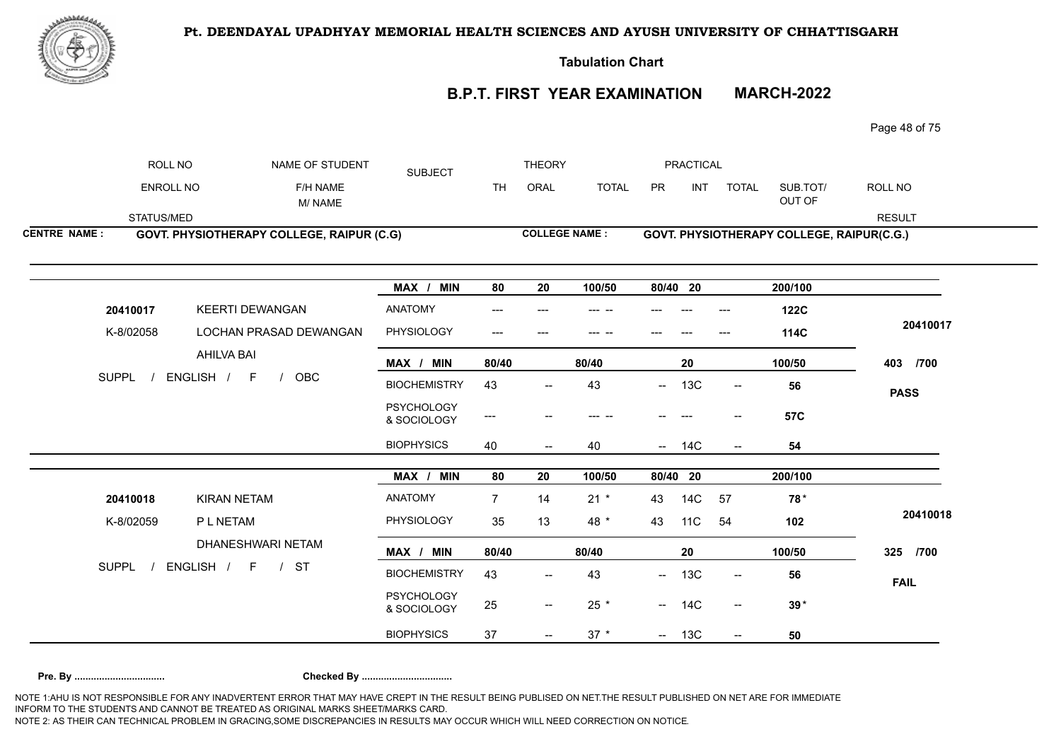**Pt. DEENDAYAL UPADHYAY MEMORIAL HEALTH SCIENCES AND AYUSH UNIVERSITY OF CHHATTISGARH**

**Tabulation Chart**

## B.P.T. FIRST YEAR EXAMINATION MARCH-2022

| ROLL NO | NAME OF STUDENT | SUBJECT | THEORY | | | PRACTICAL | | | SUB.TOT/ | ROLL NO |
|---|---|---|---|---|---|---|---|---|---|---|
| ENROLL NO | F/H NAME / M/ NAME | | TH | ORAL | TOTAL | PR | INT | TOTAL | OUT OF | |
| STATUS/MED | | | | | | | | | | RESULT |

**CENTRE NAME :** GOVT. PHYSIOTHERAPY COLLEGE, RAIPUR (C.G) **COLLEGE NAME :** GOVT. PHYSIOTHERAPY COLLEGE, RAIPUR(C.G.)

| Student | Subject | TH | ORAL | TOTAL | PR | INT | TOTAL | SUB.TOT | Result |
|---|---|---|---|---|---|---|---|---|---|
| | MAX / MIN | 80 | 20 | 100/50 | 80/40 | 20 | | 200/100 | |
| 20410017 KEERTI DEWANGAN | ANATOMY | --- | --- | --- -- | --- | --- | --- | 122C | 20410017 |
| K-8/02058 LOCHAN PRASAD DEWANGAN | PHYSIOLOGY | --- | --- | --- -- | --- | --- | --- | 114C | |
| AHILVA BAI | MAX / MIN | 80/40 | | 80/40 | | 20 | | 100/50 | 403 /700 |
| SUPPL / ENGLISH / F / OBC | BIOCHEMISTRY | 43 | -- | 43 | -- | 13C | -- | 56 | PASS |
| | PSYCHOLOGY & SOCIOLOGY | --- | -- | --- -- | -- | --- | -- | 57C | |
| | BIOPHYSICS | 40 | -- | 40 | -- | 14C | -- | 54 | |

| Student | Subject | TH | ORAL | TOTAL | PR | INT | TOTAL | SUB.TOT | Result |
|---|---|---|---|---|---|---|---|---|---|
| | MAX / MIN | 80 | 20 | 100/50 | 80/40 | 20 | | 200/100 | |
| 20410018 KIRAN NETAM | ANATOMY | 7 | 14 | 21 * | 43 | 14C | 57 | 78* | 20410018 |
| K-8/02059 P L NETAM | PHYSIOLOGY | 35 | 13 | 48 * | 43 | 11C | 54 | 102 | |
| DHANESHWARI NETAM | MAX / MIN | 80/40 | | 80/40 | | 20 | | 100/50 | 325 /700 |
| SUPPL / ENGLISH / F / ST | BIOCHEMISTRY | 43 | -- | 43 | -- | 13C | -- | 56 | FAIL |
| | PSYCHOLOGY & SOCIOLOGY | 25 | -- | 25 * | -- | 14C | -- | 39* | |
| | BIOPHYSICS | 37 | -- | 37 * | -- | 13C | -- | 50 | |

**Pre. By ................................** **Checked By ................................**

NOTE 1:AHU IS NOT RESPONSIBLE FOR ANY INADVERTENT ERROR THAT MAY HAVE CREPT IN THE RESULT BEING PUBLISED ON NET.THE RESULT PUBLISHED ON NET ARE FOR IMMEDIATE INFORM TO THE STUDENTS AND CANNOT BE TREATED AS ORIGINAL MARKS SHEET/MARKS CARD.
NOTE 2: AS THEIR CAN TECHNICAL PROBLEM IN GRACING,SOME DISCREPANCIES IN RESULTS MAY OCCUR WHICH WILL NEED CORRECTION ON NOTICE.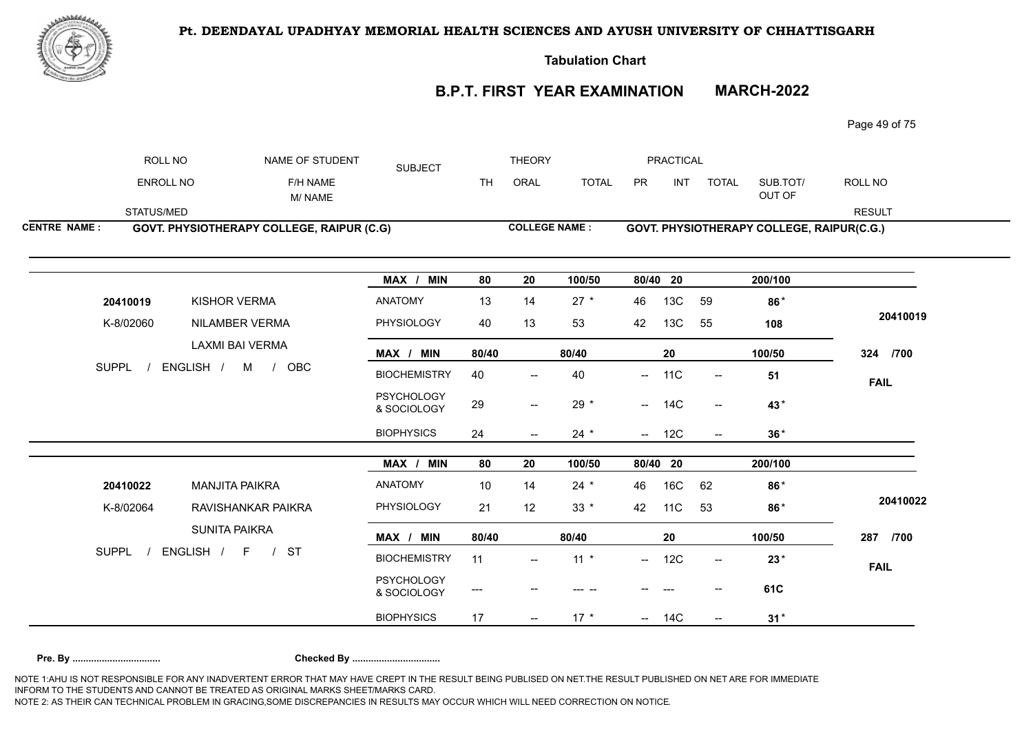**Pt. DEENDAYAL UPADHYAY MEMORIAL HEALTH SCIENCES AND AYUSH UNIVERSITY OF CHHATTISGARH**

**Tabulation Chart**

## B.P.T. FIRST YEAR EXAMINATION MARCH-2022

| ROLL NO | NAME OF STUDENT | SUBJECT | THEORY | | | PRACTICAL | | | SUB.TOT/ | ROLL NO |
|---|---|---|---|---|---|---|---|---|---|---|
| ENROLL NO | F/H NAME / M/ NAME | | TH | ORAL | TOTAL | PR | INT | TOTAL | OUT OF | |
| STATUS/MED | | | | | | | | | | RESULT |

**CENTRE NAME :** GOVT. PHYSIOTHERAPY COLLEGE, RAIPUR (C.G) **COLLEGE NAME :** GOVT. PHYSIOTHERAPY COLLEGE, RAIPUR(C.G.)

| | | SUBJECT | TH | ORAL | TOTAL | PR | INT | TOTAL | SUB.TOT | |
|---|---|---|---|---|---|---|---|---|---|---|
| | | MAX / MIN | 80 | 20 | 100/50 | 80/40 | 20 | | 200/100 | |
| 20410019 | KISHOR VERMA | ANATOMY | 13 | 14 | 27 * | 46 | 13C | 59 | 86* | |
| K-8/02060 | NILAMBER VERMA | PHYSIOLOGY | 40 | 13 | 53 | 42 | 13C | 55 | 108 | 20410019 |
| | LAXMI BAI VERMA | MAX / MIN | 80/40 | | 80/40 | | 20 | | 100/50 | 324 /700 |
| SUPPL / ENGLISH / M / OBC | | BIOCHEMISTRY | 40 | -- | 40 | -- | 11C | -- | 51 | FAIL |
| | | PSYCHOLOGY & SOCIOLOGY | 29 | -- | 29 * | -- | 14C | -- | 43* | |
| | | BIOPHYSICS | 24 | -- | 24 * | -- | 12C | -- | 36* | |
| | | MAX / MIN | 80 | 20 | 100/50 | 80/40 | 20 | | 200/100 | |
| 20410022 | MANJITA PAIKRA | ANATOMY | 10 | 14 | 24 * | 46 | 16C | 62 | 86* | |
| K-8/02064 | RAVISHANKAR PAIKRA | PHYSIOLOGY | 21 | 12 | 33 * | 42 | 11C | 53 | 86* | 20410022 |
| | SUNITA PAIKRA | MAX / MIN | 80/40 | | 80/40 | | 20 | | 100/50 | 287 /700 |
| SUPPL / ENGLISH / F / ST | | BIOCHEMISTRY | 11 | -- | 11 * | -- | 12C | -- | 23* | FAIL |
| | | PSYCHOLOGY & SOCIOLOGY | --- | -- | --- -- | -- | --- | -- | 61C | |
| | | BIOPHYSICS | 17 | -- | 17 * | -- | 14C | -- | 31* | |

**Pre. By ................................** **Checked By ................................**

NOTE 1:AHU IS NOT RESPONSIBLE FOR ANY INADVERTENT ERROR THAT MAY HAVE CREPT IN THE RESULT BEING PUBLISED ON NET.THE RESULT PUBLISHED ON NET ARE FOR IMMEDIATE INFORM TO THE STUDENTS AND CANNOT BE TREATED AS ORIGINAL MARKS SHEET/MARKS CARD.
NOTE 2: AS THEIR CAN TECHNICAL PROBLEM IN GRACING,SOME DISCREPANCIES IN RESULTS MAY OCCUR WHICH WILL NEED CORRECTION ON NOTICE.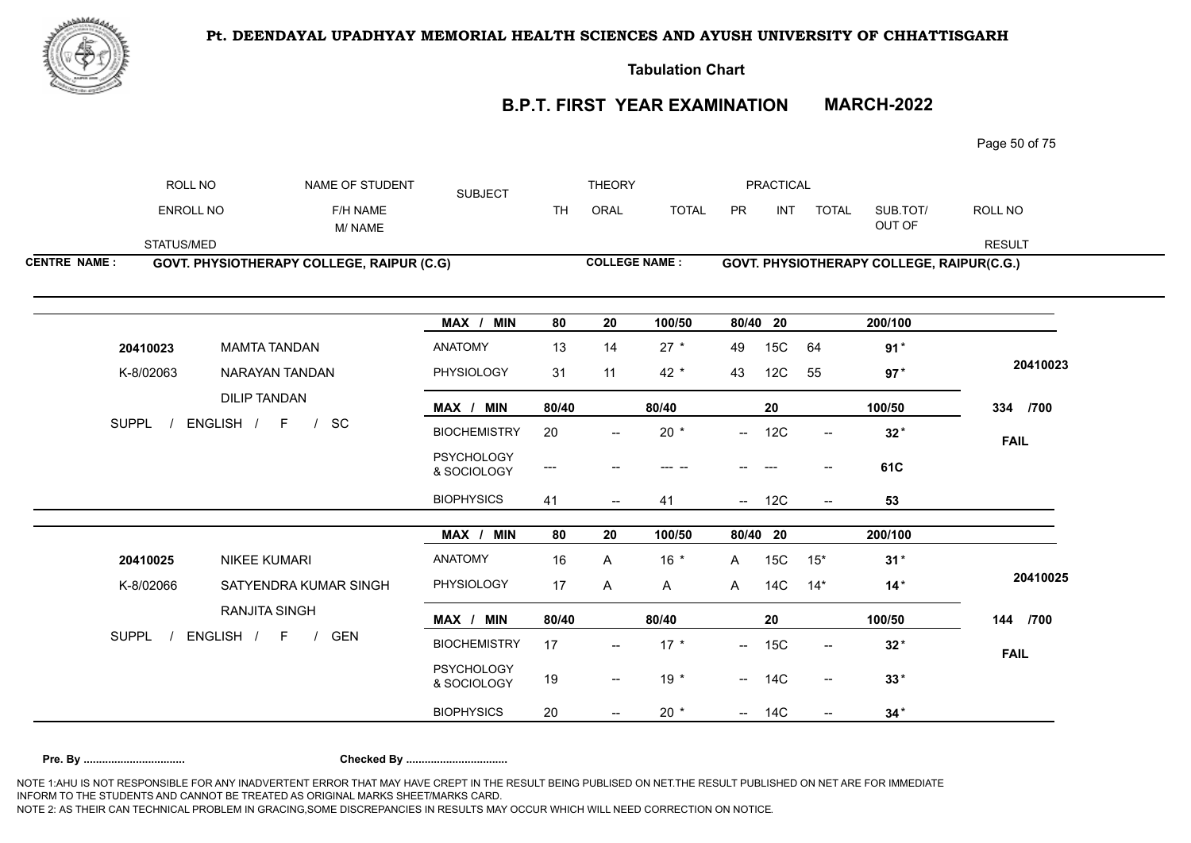**Pt. DEENDAYAL UPADHYAY MEMORIAL HEALTH SCIENCES AND AYUSH UNIVERSITY OF CHHATTISGARH**

**Tabulation Chart**

## B.P.T. FIRST YEAR EXAMINATION MARCH-2022

| ROLL NO / ENROLL NO / STATUS/MED | NAME OF STUDENT / F/H NAME / M/ NAME | SUBJECT | THEORY TH | THEORY ORAL | THEORY TOTAL | PRACTICAL PR | PRACTICAL INT | PRACTICAL TOTAL | SUB.TOT/ OUT OF | ROLL NO / RESULT |
|---|---|---|---|---|---|---|---|---|---|---|

**CENTRE NAME : GOVT. PHYSIOTHERAPY COLLEGE, RAIPUR (C.G)**  **COLLEGE NAME : GOVT. PHYSIOTHERAPY COLLEGE, RAIPUR(C.G.)**

| ROLL NO / ENROLL NO / STATUS/MED | NAME OF STUDENT / F/H NAME / M/ NAME | SUBJECT | TH | ORAL | TOTAL | PR | INT | TOTAL | SUB.TOT/ OUT OF | ROLL NO / RESULT |
|---|---|---|---|---|---|---|---|---|---|---|
| | | MAX / MIN | 80 | 20 | 100/50 | 80/40 | 20 | | 200/100 | |
| 20410023 | MAMTA TANDAN | ANATOMY | 13 | 14 | 27 * | 49 | 15C | 64 | 91 * | 20410023 |
| K-8/02063 | NARAYAN TANDAN | PHYSIOLOGY | 31 | 11 | 42 * | 43 | 12C | 55 | 97 * | |
| | DILIP TANDAN | MAX / MIN | 80/40 | | 80/40 | | 20 | | 100/50 | 334 /700 |
| SUPPL / ENGLISH / F / SC | | BIOCHEMISTRY | 20 | -- | 20 * | -- | 12C | -- | 32 * | FAIL |
| | | PSYCHOLOGY & SOCIOLOGY | --- | -- | --- -- | -- | --- | -- | 61C | |
| | | BIOPHYSICS | 41 | -- | 41 | -- | 12C | -- | 53 | |
| | | MAX / MIN | 80 | 20 | 100/50 | 80/40 | 20 | | 200/100 | |
| 20410025 | NIKEE KUMARI | ANATOMY | 16 | A | 16 * | A | 15C | 15* | 31 * | 20410025 |
| K-8/02066 | SATYENDRA KUMAR SINGH | PHYSIOLOGY | 17 | A | A | A | 14C | 14* | 14 * | |
| | RANJITA SINGH | MAX / MIN | 80/40 | | 80/40 | | 20 | | 100/50 | 144 /700 |
| SUPPL / ENGLISH / F / GEN | | BIOCHEMISTRY | 17 | -- | 17 * | -- | 15C | -- | 32 * | FAIL |
| | | PSYCHOLOGY & SOCIOLOGY | 19 | -- | 19 * | -- | 14C | -- | 33 * | |
| | | BIOPHYSICS | 20 | -- | 20 * | -- | 14C | -- | 34 * | |

**Pre. By ................................** **Checked By ................................**

NOTE 1:AHU IS NOT RESPONSIBLE FOR ANY INADVERTENT ERROR THAT MAY HAVE CREPT IN THE RESULT BEING PUBLISED ON NET.THE RESULT PUBLISHED ON NET ARE FOR IMMEDIATE INFORM TO THE STUDENTS AND CANNOT BE TREATED AS ORIGINAL MARKS SHEET/MARKS CARD.
NOTE 2: AS THEIR CAN TECHNICAL PROBLEM IN GRACING,SOME DISCREPANCIES IN RESULTS MAY OCCUR WHICH WILL NEED CORRECTION ON NOTICE.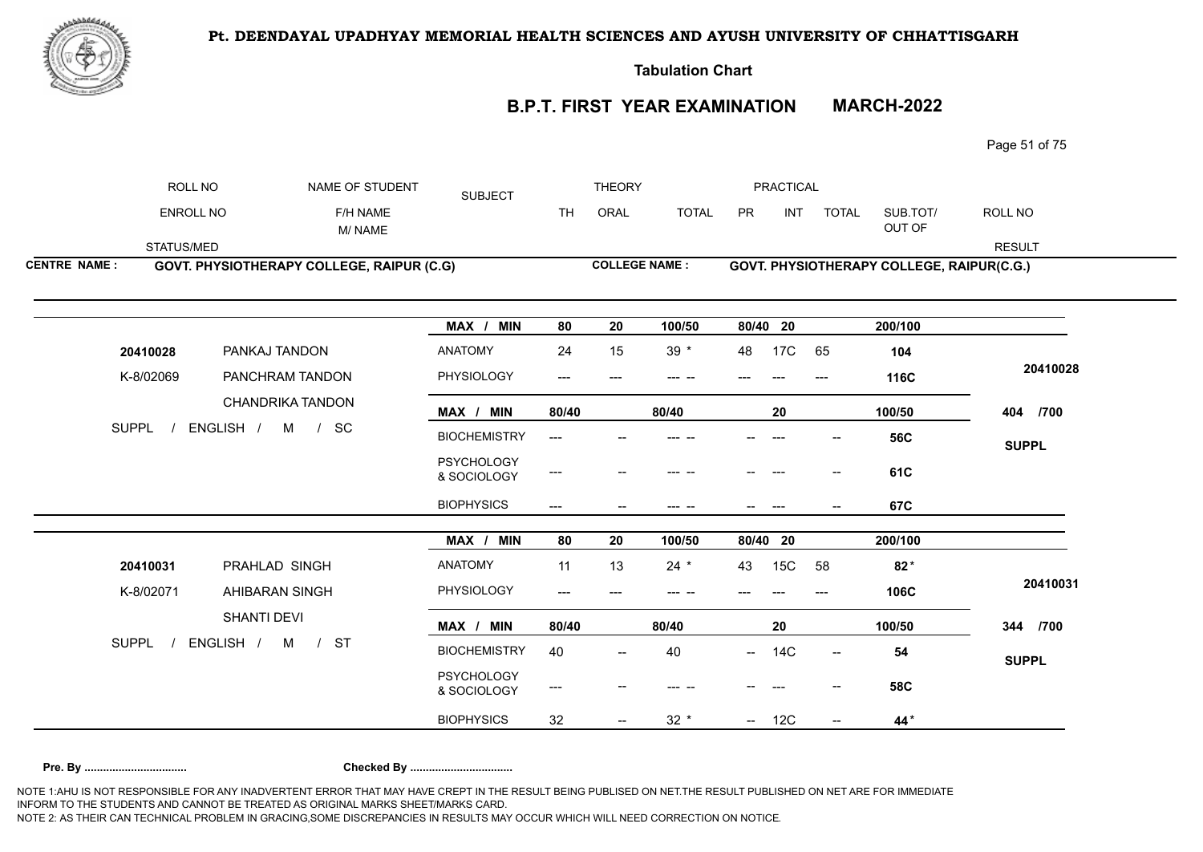**Pt. DEENDAYAL UPADHYAY MEMORIAL HEALTH SCIENCES AND AYUSH UNIVERSITY OF CHHATTISGARH**

**Tabulation Chart**

## B.P.T. FIRST YEAR EXAMINATION MARCH-2022

| ROLL NO | NAME OF STUDENT | SUBJECT | THEORY | | | PRACTICAL | | | | ROLL NO |
|---|---|---|---|---|---|---|---|---|---|---|
| ENROLL NO | F/H NAME M/ NAME | | TH | ORAL | TOTAL | PR | INT | TOTAL | SUB.TOT/ OUT OF | |
| STATUS/MED | | | | | | | | | | RESULT |

**CENTRE NAME :** GOVT. PHYSIOTHERAPY COLLEGE, RAIPUR (C.G) **COLLEGE NAME :** GOVT. PHYSIOTHERAPY COLLEGE, RAIPUR(C.G.)

| | | MAX / MIN | 80 | 20 | 100/50 | 80/40 | 20 | | 200/100 | |
|---|---|---|---|---|---|---|---|---|---|---|
| 20410028 | PANKAJ TANDON | ANATOMY | 24 | 15 | 39 * | 48 | 17C | 65 | 104 | 20410028 |
| K-8/02069 | PANCHRAM TANDON | PHYSIOLOGY | --- | --- | --- -- | --- | --- | --- | 116C | |
| | CHANDRIKA TANDON | MAX / MIN | 80/40 | | 80/40 | | 20 | | 100/50 | 404 /700 |
| SUPPL / ENGLISH / M / SC | | BIOCHEMISTRY | --- | -- | --- -- | -- | --- | -- | 56C | SUPPL |
| | | PSYCHOLOGY & SOCIOLOGY | --- | -- | --- -- | -- | --- | -- | 61C | |
| | | BIOPHYSICS | --- | -- | --- -- | -- | --- | -- | 67C | |

| | | MAX / MIN | 80 | 20 | 100/50 | 80/40 | 20 | | 200/100 | |
|---|---|---|---|---|---|---|---|---|---|---|
| 20410031 | PRAHLAD SINGH | ANATOMY | 11 | 13 | 24 * | 43 | 15C | 58 | 82 * | 20410031 |
| K-8/02071 | AHIBARAN SINGH | PHYSIOLOGY | --- | --- | --- -- | --- | --- | --- | 106C | |
| | SHANTI DEVI | MAX / MIN | 80/40 | | 80/40 | | 20 | | 100/50 | 344 /700 |
| SUPPL / ENGLISH / M / ST | | BIOCHEMISTRY | 40 | -- | 40 | -- | 14C | -- | 54 | SUPPL |
| | | PSYCHOLOGY & SOCIOLOGY | --- | -- | --- -- | -- | --- | -- | 58C | |
| | | BIOPHYSICS | 32 | -- | 32 * | -- | 12C | -- | 44 * | |

**Pre. By ................................** **Checked By ................................**

NOTE 1:AHU IS NOT RESPONSIBLE FOR ANY INADVERTENT ERROR THAT MAY HAVE CREPT IN THE RESULT BEING PUBLISED ON NET.THE RESULT PUBLISHED ON NET ARE FOR IMMEDIATE INFORM TO THE STUDENTS AND CANNOT BE TREATED AS ORIGINAL MARKS SHEET/MARKS CARD.
NOTE 2: AS THEIR CAN TECHNICAL PROBLEM IN GRACING,SOME DISCREPANCIES IN RESULTS MAY OCCUR WHICH WILL NEED CORRECTION ON NOTICE.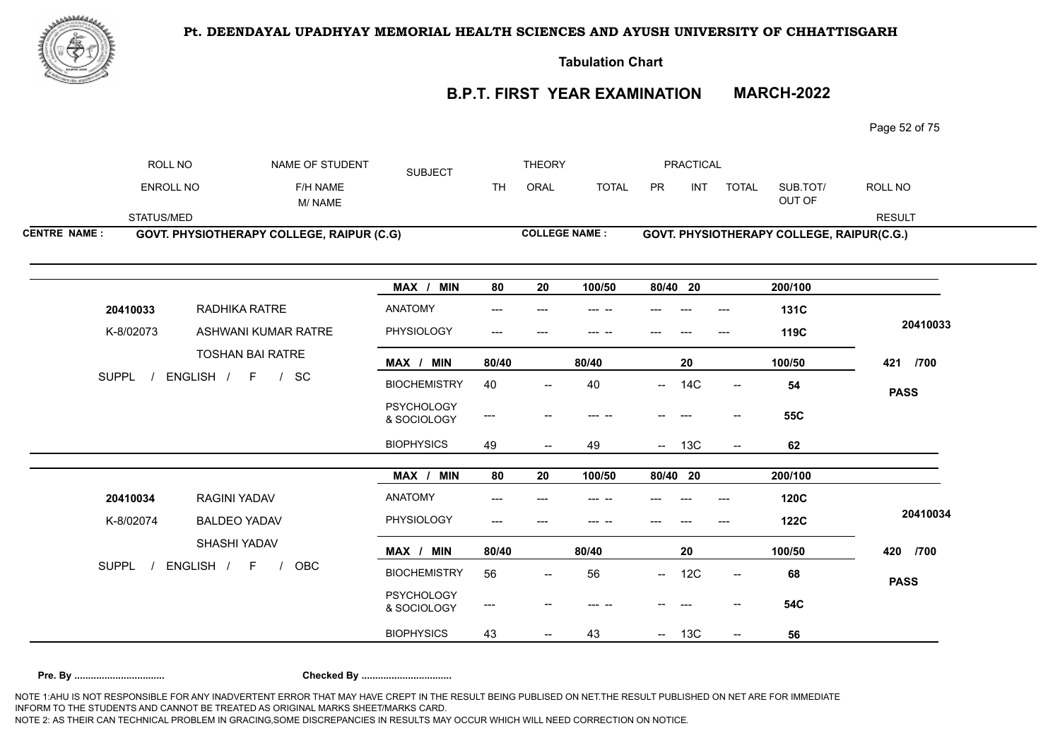**Pt. DEENDAYAL UPADHYAY MEMORIAL HEALTH SCIENCES AND AYUSH UNIVERSITY OF CHHATTISGARH**

**Tabulation Chart**

## B.P.T. FIRST YEAR EXAMINATION MARCH-2022

| ROLL NO / ENROLL NO / STATUS/MED | NAME OF STUDENT / F/H NAME / M/ NAME | SUBJECT | THEORY TH | THEORY ORAL | THEORY TOTAL | PRACTICAL PR | PRACTICAL INT | PRACTICAL TOTAL | SUB.TOT/ OUT OF | ROLL NO / RESULT |
|---|---|---|---|---|---|---|---|---|---|---|

**CENTRE NAME : GOVT. PHYSIOTHERAPY COLLEGE, RAIPUR (C.G)** | **COLLEGE NAME : GOVT. PHYSIOTHERAPY COLLEGE, RAIPUR(C.G.)**

| | | SUBJECT | TH | ORAL | TOTAL | PR | INT | TOTAL | SUB.TOT/ OUT OF | RESULT |
|---|---|---|---|---|---|---|---|---|---|---|
| | | MAX / MIN | 80 | 20 | 100/50 | 80/40 | 20 | | 200/100 | |
| 20410033 | RADHIKA RATRE | ANATOMY | --- | --- | --- -- | --- | --- | --- | 131C | 20410033 |
| K-8/02073 | ASHWANI KUMAR RATRE | PHYSIOLOGY | --- | --- | --- -- | --- | --- | --- | 119C | |
| | TOSHAN BAI RATRE | MAX / MIN | 80/40 | | 80/40 | | 20 | | 100/50 | 421 /700 |
| SUPPL / ENGLISH / F / SC | | BIOCHEMISTRY | 40 | -- | 40 | -- | 14C | -- | 54 | PASS |
| | | PSYCHOLOGY & SOCIOLOGY | --- | -- | --- -- | -- | --- | -- | 55C | |
| | | BIOPHYSICS | 49 | -- | 49 | -- | 13C | -- | 62 | |

| | | SUBJECT | TH | ORAL | TOTAL | PR | INT | TOTAL | SUB.TOT/ OUT OF | RESULT |
|---|---|---|---|---|---|---|---|---|---|---|
| | | MAX / MIN | 80 | 20 | 100/50 | 80/40 | 20 | | 200/100 | |
| 20410034 | RAGINI YADAV | ANATOMY | --- | --- | --- -- | --- | --- | --- | 120C | 20410034 |
| K-8/02074 | BALDEO YADAV | PHYSIOLOGY | --- | --- | --- -- | --- | --- | --- | 122C | |
| | SHASHI YADAV | MAX / MIN | 80/40 | | 80/40 | | 20 | | 100/50 | 420 /700 |
| SUPPL / ENGLISH / F / OBC | | BIOCHEMISTRY | 56 | -- | 56 | -- | 12C | -- | 68 | PASS |
| | | PSYCHOLOGY & SOCIOLOGY | --- | -- | --- -- | -- | --- | -- | 54C | |
| | | BIOPHYSICS | 43 | -- | 43 | -- | 13C | -- | 56 | |

**Pre. By ................................** **Checked By ................................**

NOTE 1:AHU IS NOT RESPONSIBLE FOR ANY INADVERTENT ERROR THAT MAY HAVE CREPT IN THE RESULT BEING PUBLISED ON NET.THE RESULT PUBLISHED ON NET ARE FOR IMMEDIATE INFORM TO THE STUDENTS AND CANNOT BE TREATED AS ORIGINAL MARKS SHEET/MARKS CARD.
NOTE 2: AS THEIR CAN TECHNICAL PROBLEM IN GRACING,SOME DISCREPANCIES IN RESULTS MAY OCCUR WHICH WILL NEED CORRECTION ON NOTICE.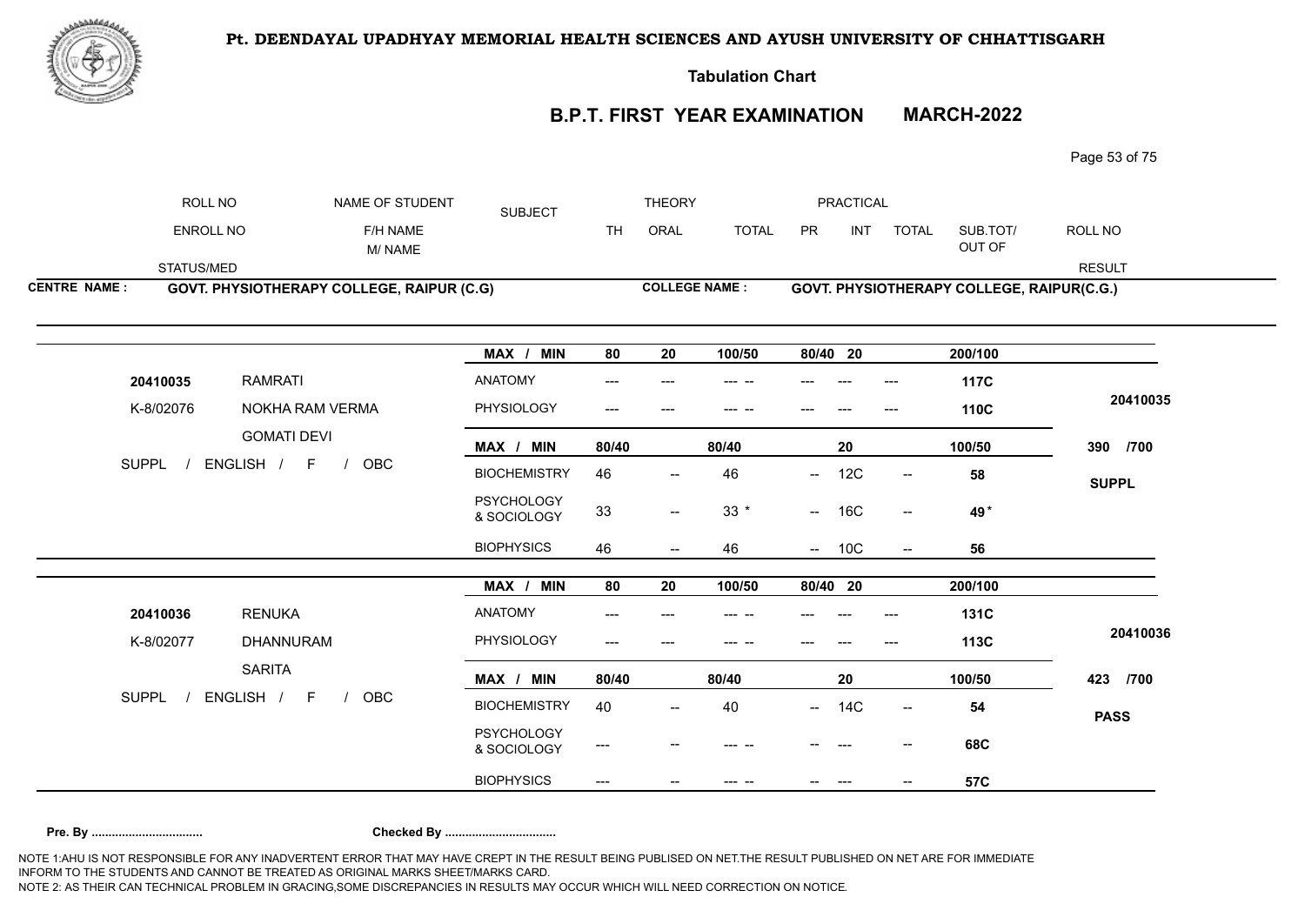**Pt. DEENDAYAL UPADHYAY MEMORIAL HEALTH SCIENCES AND AYUSH UNIVERSITY OF CHHATTISGARH**

**Tabulation Chart**

## B.P.T. FIRST YEAR EXAMINATION MARCH-2022

| ROLL NO / ENROLL NO / STATUS/MED | NAME OF STUDENT / F/H NAME / M/ NAME | SUBJECT | THEORY TH | THEORY ORAL | THEORY TOTAL | PRACTICAL PR | PRACTICAL INT | PRACTICAL TOTAL | SUB.TOT/ OUT OF | ROLL NO / RESULT |
|---|---|---|---|---|---|---|---|---|---|---|

**CENTRE NAME : GOVT. PHYSIOTHERAPY COLLEGE, RAIPUR (C.G)** | **COLLEGE NAME : GOVT. PHYSIOTHERAPY COLLEGE, RAIPUR(C.G.)**

| ROLL NO / ENROLL NO / STATUS | NAME | SUBJECT | TH | ORAL | TOTAL | PR | INT | TOTAL | SUB.TOT/ OUT OF | RESULT |
|---|---|---|---|---|---|---|---|---|---|---|
| | | MAX / MIN | 80 | 20 | 100/50 | 80/40 | 20 | | 200/100 | |
| 20410035 | RAMRATI | ANATOMY | --- | --- | --- -- | --- | --- | --- | 117C | 20410035 |
| K-8/02076 | NOKHA RAM VERMA | PHYSIOLOGY | --- | --- | --- -- | --- | --- | --- | 110C | |
| | GOMATI DEVI | MAX / MIN | 80/40 | | 80/40 | | 20 | | 100/50 | 390 /700 |
| SUPPL / ENGLISH / F / OBC | | BIOCHEMISTRY | 46 | -- | 46 | -- | 12C | -- | 58 | SUPPL |
| | | PSYCHOLOGY & SOCIOLOGY | 33 | -- | 33 * | -- | 16C | -- | 49 * | |
| | | BIOPHYSICS | 46 | -- | 46 | -- | 10C | -- | 56 | |
| | | MAX / MIN | 80 | 20 | 100/50 | 80/40 | 20 | | 200/100 | |
| 20410036 | RENUKA | ANATOMY | --- | --- | --- -- | --- | --- | --- | 131C | 20410036 |
| K-8/02077 | DHANNURAM | PHYSIOLOGY | --- | --- | --- -- | --- | --- | --- | 113C | |
| | SARITA | MAX / MIN | 80/40 | | 80/40 | | 20 | | 100/50 | 423 /700 |
| SUPPL / ENGLISH / F / OBC | | BIOCHEMISTRY | 40 | -- | 40 | -- | 14C | -- | 54 | PASS |
| | | PSYCHOLOGY & SOCIOLOGY | --- | -- | --- -- | -- | --- | -- | 68C | |
| | | BIOPHYSICS | --- | -- | --- -- | -- | --- | -- | 57C | |

**Pre. By ................................** **Checked By ................................**

NOTE 1:AHU IS NOT RESPONSIBLE FOR ANY INADVERTENT ERROR THAT MAY HAVE CREPT IN THE RESULT BEING PUBLISED ON NET.THE RESULT PUBLISHED ON NET ARE FOR IMMEDIATE INFORM TO THE STUDENTS AND CANNOT BE TREATED AS ORIGINAL MARKS SHEET/MARKS CARD.
NOTE 2: AS THEIR CAN TECHNICAL PROBLEM IN GRACING,SOME DISCREPANCIES IN RESULTS MAY OCCUR WHICH WILL NEED CORRECTION ON NOTICE.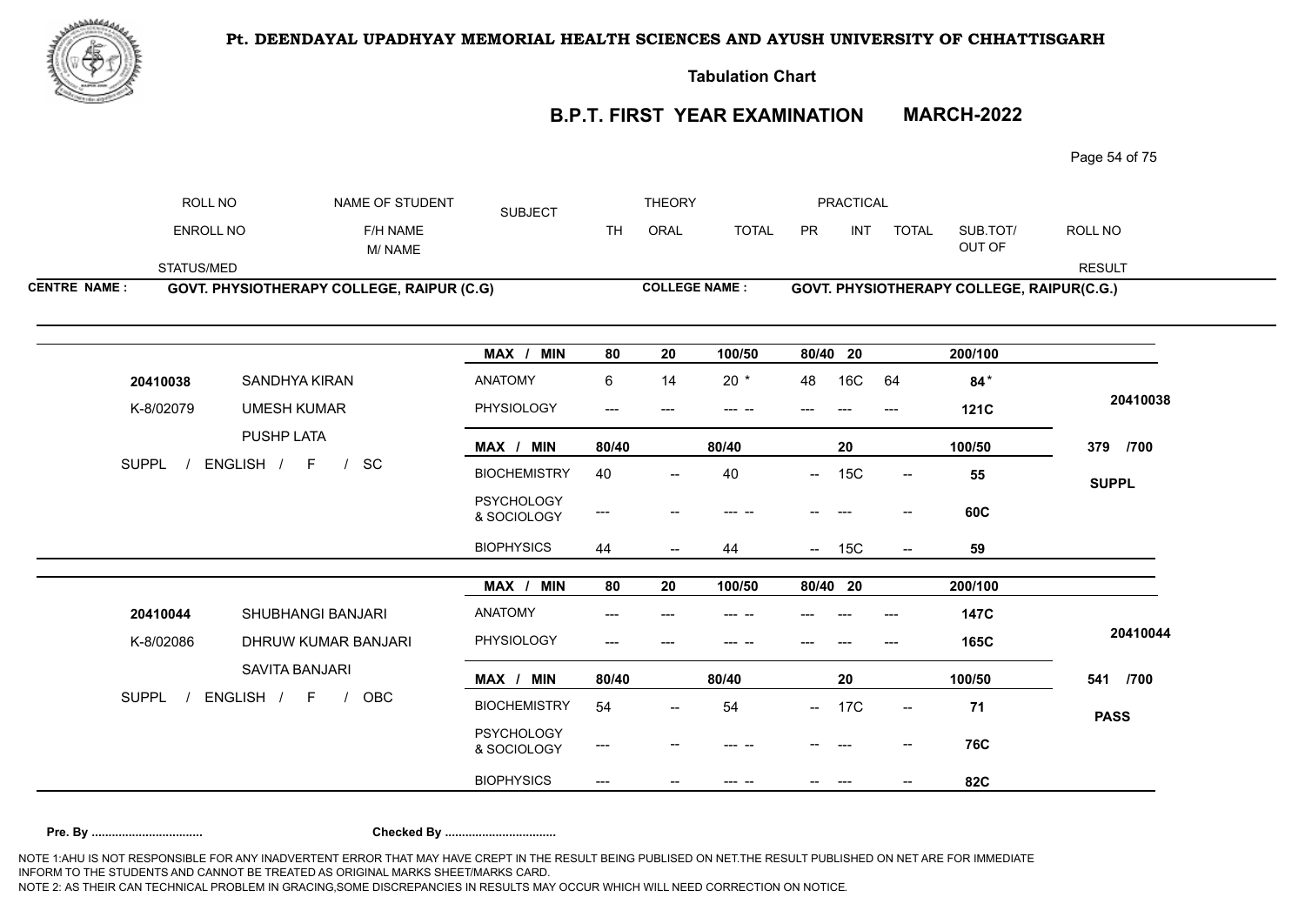**Pt. DEENDAYAL UPADHYAY MEMORIAL HEALTH SCIENCES AND AYUSH UNIVERSITY OF CHHATTISGARH**

**Tabulation Chart**

## B.P.T. FIRST YEAR EXAMINATION MARCH-2022

| ROLL NO | NAME OF STUDENT | SUBJECT | THEORY | | | PRACTICAL | | | | ROLL NO |
|---|---|---|---|---|---|---|---|---|---|---|
| ENROLL NO | F/H NAME M/ NAME | | TH | ORAL | TOTAL | PR | INT | TOTAL | SUB.TOT/ OUT OF | |
| STATUS/MED | | | | | | | | | | RESULT |

**CENTRE NAME : GOVT. PHYSIOTHERAPY COLLEGE, RAIPUR (C.G)** **COLLEGE NAME : GOVT. PHYSIOTHERAPY COLLEGE, RAIPUR(C.G.)**

| Student | Subject | TH | ORAL | TOTAL | PR | INT | TOTAL | SUB.TOT/OUT OF | Result |
|---|---|---|---|---|---|---|---|---|---|
| | MAX / MIN | 80 | 20 | 100/50 | 80/40 | 20 | | 200/100 | |
| 20410038 SANDHYA KIRAN | ANATOMY | 6 | 14 | 20 * | 48 | 16C | 64 | 84* | 20410038 |
| K-8/02079 UMESH KUMAR | PHYSIOLOGY | --- | --- | --- -- | --- | --- | --- | 121C | |
| PUSHP LATA | MAX / MIN | 80/40 | | 80/40 | | 20 | | 100/50 | 379 /700 |
| SUPPL / ENGLISH / F / SC | BIOCHEMISTRY | 40 | -- | 40 | -- | 15C | -- | 55 | SUPPL |
| | PSYCHOLOGY & SOCIOLOGY | --- | -- | --- -- | -- | --- | -- | 60C | |
| | BIOPHYSICS | 44 | -- | 44 | -- | 15C | -- | 59 | |

| Student | Subject | TH | ORAL | TOTAL | PR | INT | TOTAL | SUB.TOT/OUT OF | Result |
|---|---|---|---|---|---|---|---|---|---|
| | MAX / MIN | 80 | 20 | 100/50 | 80/40 | 20 | | 200/100 | |
| 20410044 SHUBHANGI BANJARI | ANATOMY | --- | --- | --- -- | --- | --- | --- | 147C | 20410044 |
| K-8/02086 DHRUW KUMAR BANJARI | PHYSIOLOGY | --- | --- | --- -- | --- | --- | --- | 165C | |
| SAVITA BANJARI | MAX / MIN | 80/40 | | 80/40 | | 20 | | 100/50 | 541 /700 |
| SUPPL / ENGLISH / F / OBC | BIOCHEMISTRY | 54 | -- | 54 | -- | 17C | -- | 71 | PASS |
| | PSYCHOLOGY & SOCIOLOGY | --- | -- | --- -- | -- | --- | -- | 76C | |
| | BIOPHYSICS | --- | -- | --- -- | -- | --- | -- | 82C | |

**Pre. By ................................** **Checked By ................................**

NOTE 1:AHU IS NOT RESPONSIBLE FOR ANY INADVERTENT ERROR THAT MAY HAVE CREPT IN THE RESULT BEING PUBLISED ON NET.THE RESULT PUBLISHED ON NET ARE FOR IMMEDIATE INFORM TO THE STUDENTS AND CANNOT BE TREATED AS ORIGINAL MARKS SHEET/MARKS CARD.
NOTE 2: AS THEIR CAN TECHNICAL PROBLEM IN GRACING,SOME DISCREPANCIES IN RESULTS MAY OCCUR WHICH WILL NEED CORRECTION ON NOTICE.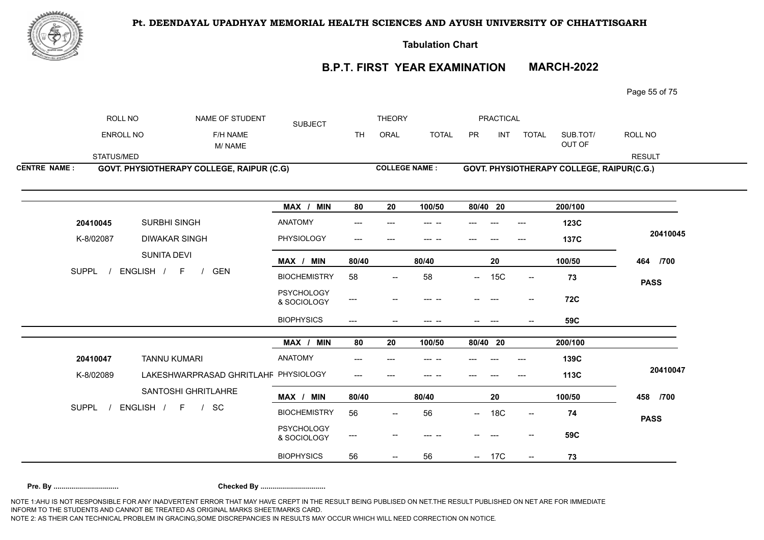# Pt. DEENDAYAL UPADHYAY MEMORIAL HEALTH SCIENCES AND AYUSH UNIVERSITY OF CHHATTISGARH

**Tabulation Chart**

## B.P.T. FIRST YEAR EXAMINATION MARCH-2022

| ROLL NO | NAME OF STUDENT | SUBJECT | THEORY | | | PRACTICAL | | | | ROLL NO |
|---|---|---|---|---|---|---|---|---|---|---|
| ENROLL NO | F/H NAME M/ NAME | | TH | ORAL | TOTAL | PR | INT | TOTAL | SUB.TOT/ OUT OF | |
| STATUS/MED | | | | | | | | | | RESULT |

**CENTRE NAME : GOVT. PHYSIOTHERAPY COLLEGE, RAIPUR (C.G)**

**COLLEGE NAME : GOVT. PHYSIOTHERAPY COLLEGE, RAIPUR(C.G.)**

| ROLL NO / ENROLL NO / STATUS | NAME | SUBJECT | TH | ORAL | TOTAL | PR | INT | TOTAL | SUB.TOT | RESULT |
|---|---|---|---|---|---|---|---|---|---|---|
| | | MAX / MIN | 80 | 20 | 100/50 | 80/40 | 20 | | 200/100 | |
| 20410045 | SURBHI SINGH | ANATOMY | --- | --- | --- -- | --- | --- | --- | 123C | 20410045 |
| K-8/02087 | DIWAKAR SINGH | PHYSIOLOGY | --- | --- | --- -- | --- | --- | --- | 137C | |
| | SUNITA DEVI | MAX / MIN | 80/40 | | 80/40 | | 20 | | 100/50 | 464 /700 |
| SUPPL / ENGLISH / F / GEN | | BIOCHEMISTRY | 58 | -- | 58 | -- | 15C | -- | 73 | PASS |
| | | PSYCHOLOGY & SOCIOLOGY | --- | -- | --- -- | -- | --- | -- | 72C | |
| | | BIOPHYSICS | --- | -- | --- -- | -- | --- | -- | 59C | |
| | | MAX / MIN | 80 | 20 | 100/50 | 80/40 | 20 | | 200/100 | |
| 20410047 | TANNU KUMARI | ANATOMY | --- | --- | --- -- | --- | --- | --- | 139C | 20410047 |
| K-8/02089 | LAKESHWARPRASAD GHRITLAHF | PHYSIOLOGY | --- | --- | --- -- | --- | --- | --- | 113C | |
| | SANTOSHI GHRITLAHRE | MAX / MIN | 80/40 | | 80/40 | | 20 | | 100/50 | 458 /700 |
| SUPPL / ENGLISH / F / SC | | BIOCHEMISTRY | 56 | -- | 56 | -- | 18C | -- | 74 | PASS |
| | | PSYCHOLOGY & SOCIOLOGY | --- | -- | --- -- | -- | --- | -- | 59C | |
| | | BIOPHYSICS | 56 | -- | 56 | -- | 17C | -- | 73 | |

**Pre. By ................................ Checked By ................................**

NOTE 1:AHU IS NOT RESPONSIBLE FOR ANY INADVERTENT ERROR THAT MAY HAVE CREPT IN THE RESULT BEING PUBLISED ON NET.THE RESULT PUBLISHED ON NET ARE FOR IMMEDIATE INFORM TO THE STUDENTS AND CANNOT BE TREATED AS ORIGINAL MARKS SHEET/MARKS CARD.
NOTE 2: AS THEIR CAN TECHNICAL PROBLEM IN GRACING,SOME DISCREPANCIES IN RESULTS MAY OCCUR WHICH WILL NEED CORRECTION ON NOTICE.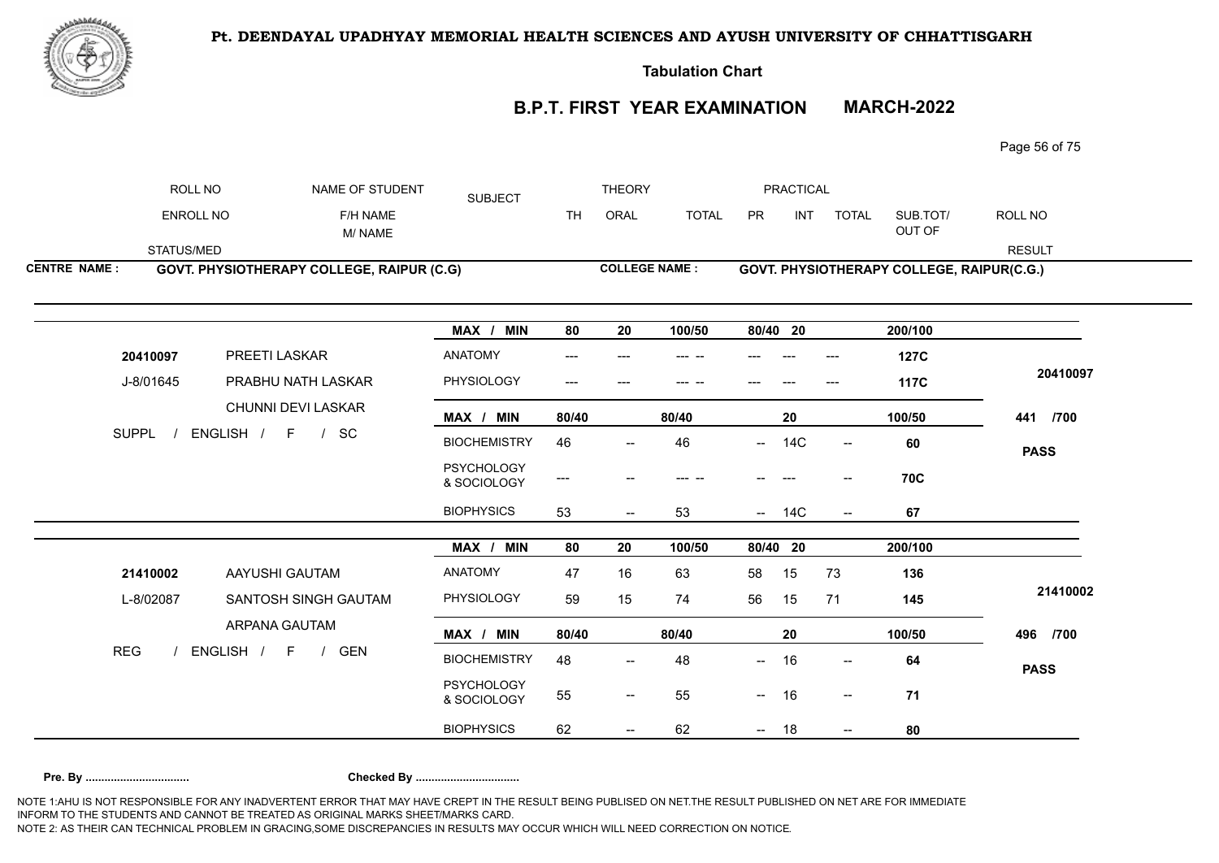**Pt. DEENDAYAL UPADHYAY MEMORIAL HEALTH SCIENCES AND AYUSH UNIVERSITY OF CHHATTISGARH**

**Tabulation Chart**

## B.P.T. FIRST YEAR EXAMINATION MARCH-2022

| ROLL NO / ENROLL NO / STATUS/MED | NAME OF STUDENT / F/H NAME / M/ NAME | SUBJECT | THEORY TH | THEORY ORAL | THEORY TOTAL | PRACTICAL PR | PRACTICAL INT | PRACTICAL TOTAL | SUB.TOT/ OUT OF | ROLL NO / RESULT |
|---|---|---|---|---|---|---|---|---|---|---|

**CENTRE NAME : GOVT. PHYSIOTHERAPY COLLEGE, RAIPUR (C.G)** | **COLLEGE NAME : GOVT. PHYSIOTHERAPY COLLEGE, RAIPUR(C.G.)**

| ROLL NO / ENROLL NO / STATUS | NAME | SUBJECT | TH | ORAL | TOTAL | PR | INT | TOTAL | SUB.TOT | RESULT |
|---|---|---|---|---|---|---|---|---|---|---|
| | | MAX / MIN | 80 | 20 | 100/50 | 80/40 | 20 | | 200/100 | |
| 20410097 | PREETI LASKAR | ANATOMY | --- | --- | --- -- | --- | --- | --- | 127C | 20410097 |
| J-8/01645 | PRABHU NATH LASKAR | PHYSIOLOGY | --- | --- | --- -- | --- | --- | --- | 117C | |
| | CHUNNI DEVI LASKAR | MAX / MIN | 80/40 | | 80/40 | | 20 | | 100/50 | 441 /700 |
| SUPPL / ENGLISH / F / SC | | BIOCHEMISTRY | 46 | -- | 46 | -- | 14C | -- | 60 | PASS |
| | | PSYCHOLOGY & SOCIOLOGY | --- | -- | --- -- | -- | --- | -- | 70C | |
| | | BIOPHYSICS | 53 | -- | 53 | -- | 14C | -- | 67 | |
| | | MAX / MIN | 80 | 20 | 100/50 | 80/40 | 20 | | 200/100 | |
| 21410002 | AAYUSHI GAUTAM | ANATOMY | 47 | 16 | 63 | 58 | 15 | 73 | 136 | 21410002 |
| L-8/02087 | SANTOSH SINGH GAUTAM | PHYSIOLOGY | 59 | 15 | 74 | 56 | 15 | 71 | 145 | |
| | ARPANA GAUTAM | MAX / MIN | 80/40 | | 80/40 | | 20 | | 100/50 | 496 /700 |
| REG / ENGLISH / F / GEN | | BIOCHEMISTRY | 48 | -- | 48 | -- | 16 | -- | 64 | PASS |
| | | PSYCHOLOGY & SOCIOLOGY | 55 | -- | 55 | -- | 16 | -- | 71 | |
| | | BIOPHYSICS | 62 | -- | 62 | -- | 18 | -- | 80 | |

**Pre. By ................................** **Checked By ................................**

NOTE 1:AHU IS NOT RESPONSIBLE FOR ANY INADVERTENT ERROR THAT MAY HAVE CREPT IN THE RESULT BEING PUBLISED ON NET.THE RESULT PUBLISHED ON NET ARE FOR IMMEDIATE INFORM TO THE STUDENTS AND CANNOT BE TREATED AS ORIGINAL MARKS SHEET/MARKS CARD.

NOTE 2: AS THEIR CAN TECHNICAL PROBLEM IN GRACING,SOME DISCREPANCIES IN RESULTS MAY OCCUR WHICH WILL NEED CORRECTION ON NOTICE.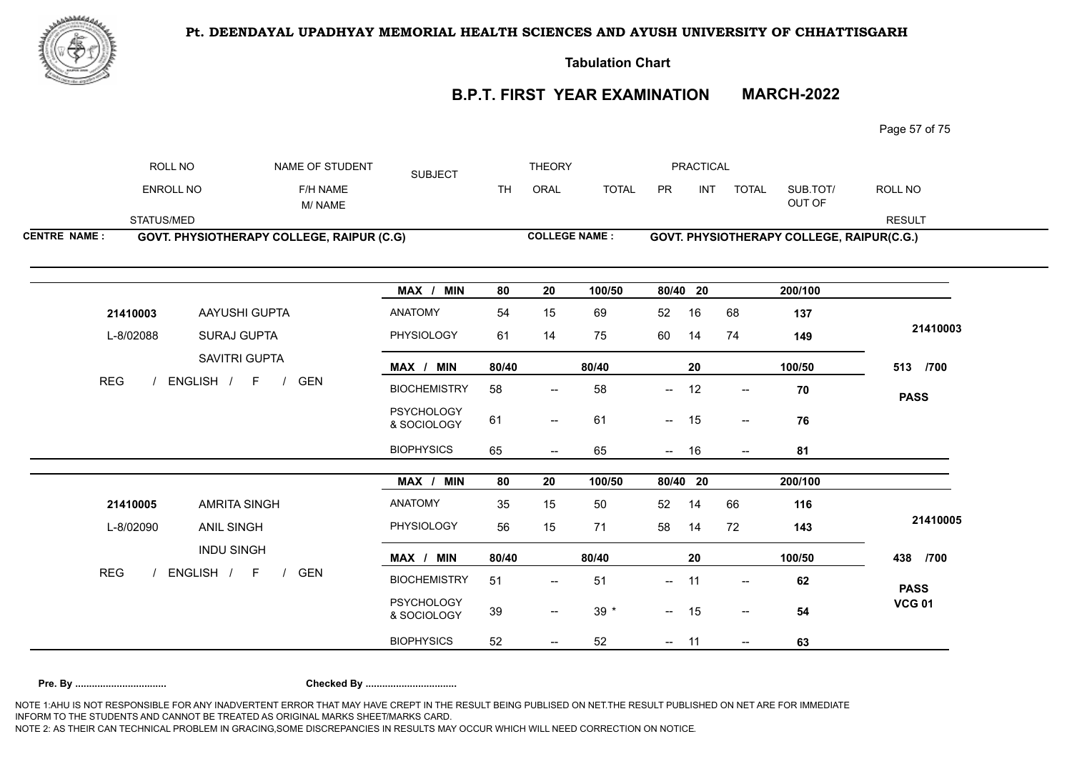**Pt. DEENDAYAL UPADHYAY MEMORIAL HEALTH SCIENCES AND AYUSH UNIVERSITY OF CHHATTISGARH**

**Tabulation Chart**

## B.P.T. FIRST YEAR EXAMINATION MARCH-2022

| ROLL NO / ENROLL NO / STATUS/MED | NAME OF STUDENT / F/H NAME / M/ NAME | SUBJECT | THEORY TH | ORAL | TOTAL | PRACTICAL PR | INT | TOTAL | SUB.TOT/ OUT OF | ROLL NO / RESULT |
|---|---|---|---|---|---|---|---|---|---|---|

**CENTRE NAME : GOVT. PHYSIOTHERAPY COLLEGE, RAIPUR (C.G)**
**COLLEGE NAME : GOVT. PHYSIOTHERAPY COLLEGE, RAIPUR(C.G.)**

| | | SUBJECT | TH | ORAL | TOTAL | PR | INT | TOTAL | SUB.TOT/ OUT OF | RESULT |
|---|---|---|---|---|---|---|---|---|---|---|
| | | MAX / MIN | 80 | 20 | 100/50 | 80/40 | 20 | | 200/100 | |
| 21410003 | AAYUSHI GUPTA | ANATOMY | 54 | 15 | 69 | 52 | 16 | 68 | 137 | 21410003 |
| L-8/02088 | SURAJ GUPTA | PHYSIOLOGY | 61 | 14 | 75 | 60 | 14 | 74 | 149 | |
| | SAVITRI GUPTA | MAX / MIN | 80/40 | | 80/40 | | 20 | | 100/50 | 513 /700 |
| REG / ENGLISH / F / GEN | | BIOCHEMISTRY | 58 | -- | 58 | -- | 12 | -- | 70 | PASS |
| | | PSYCHOLOGY & SOCIOLOGY | 61 | -- | 61 | -- | 15 | -- | 76 | |
| | | BIOPHYSICS | 65 | -- | 65 | -- | 16 | -- | 81 | |
| | | MAX / MIN | 80 | 20 | 100/50 | 80/40 | 20 | | 200/100 | |
| 21410005 | AMRITA SINGH | ANATOMY | 35 | 15 | 50 | 52 | 14 | 66 | 116 | 21410005 |
| L-8/02090 | ANIL SINGH | PHYSIOLOGY | 56 | 15 | 71 | 58 | 14 | 72 | 143 | |
| | INDU SINGH | MAX / MIN | 80/40 | | 80/40 | | 20 | | 100/50 | 438 /700 |
| REG / ENGLISH / F / GEN | | BIOCHEMISTRY | 51 | -- | 51 | -- | 11 | -- | 62 | PASS |
| | | PSYCHOLOGY & SOCIOLOGY | 39 | -- | 39 * | -- | 15 | -- | 54 | VCG 01 |
| | | BIOPHYSICS | 52 | -- | 52 | -- | 11 | -- | 63 | |

**Pre. By ................................ Checked By ................................**

NOTE 1:AHU IS NOT RESPONSIBLE FOR ANY INADVERTENT ERROR THAT MAY HAVE CREPT IN THE RESULT BEING PUBLISED ON NET.THE RESULT PUBLISHED ON NET ARE FOR IMMEDIATE INFORM TO THE STUDENTS AND CANNOT BE TREATED AS ORIGINAL MARKS SHEET/MARKS CARD.
NOTE 2: AS THEIR CAN TECHNICAL PROBLEM IN GRACING,SOME DISCREPANCIES IN RESULTS MAY OCCUR WHICH WILL NEED CORRECTION ON NOTICE.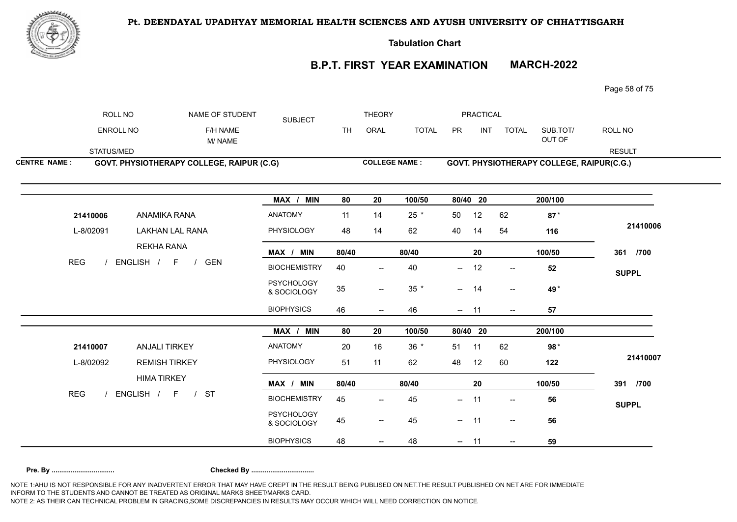**Pt. DEENDAYAL UPADHYAY MEMORIAL HEALTH SCIENCES AND AYUSH UNIVERSITY OF CHHATTISGARH**

**Tabulation Chart**

## B.P.T. FIRST YEAR EXAMINATION MARCH-2022

| ROLL NO / ENROLL NO / STATUS/MED | NAME OF STUDENT / F/H NAME / M/ NAME | SUBJECT | THEORY TH | THEORY ORAL | THEORY TOTAL | PRACTICAL PR | PRACTICAL INT | PRACTICAL TOTAL | SUB.TOT/ OUT OF | ROLL NO / RESULT |
|---|---|---|---|---|---|---|---|---|---|---|

**CENTRE NAME : GOVT. PHYSIOTHERAPY COLLEGE, RAIPUR (C.G)** | **COLLEGE NAME : GOVT. PHYSIOTHERAPY COLLEGE, RAIPUR(C.G.)**

| ROLL NO / ENROLL NO / STATUS | NAME | SUBJECT | TH | ORAL | TOTAL | PR | INT | TOTAL | SUB.TOT | RESULT |
|---|---|---|---|---|---|---|---|---|---|---|
| | | MAX / MIN | 80 | 20 | 100/50 | 80/40 | 20 | | 200/100 | |
| 21410006 | ANAMIKA RANA | ANATOMY | 11 | 14 | 25 * | 50 | 12 | 62 | 87 * | 21410006 |
| L-8/02091 | LAKHAN LAL RANA | PHYSIOLOGY | 48 | 14 | 62 | 40 | 14 | 54 | 116 | |
| | REKHA RANA | MAX / MIN | 80/40 | | 80/40 | | 20 | | 100/50 | 361 /700 |
| REG / ENGLISH / F / GEN | | BIOCHEMISTRY | 40 | -- | 40 | -- | 12 | -- | 52 | SUPPL |
| | | PSYCHOLOGY & SOCIOLOGY | 35 | -- | 35 * | -- | 14 | -- | 49 * | |
| | | BIOPHYSICS | 46 | -- | 46 | -- | 11 | -- | 57 | |
| | | MAX / MIN | 80 | 20 | 100/50 | 80/40 | 20 | | 200/100 | |
| 21410007 | ANJALI TIRKEY | ANATOMY | 20 | 16 | 36 * | 51 | 11 | 62 | 98 * | 21410007 |
| L-8/02092 | REMISH TIRKEY | PHYSIOLOGY | 51 | 11 | 62 | 48 | 12 | 60 | 122 | |
| | HIMA TIRKEY | MAX / MIN | 80/40 | | 80/40 | | 20 | | 100/50 | 391 /700 |
| REG / ENGLISH / F / ST | | BIOCHEMISTRY | 45 | -- | 45 | -- | 11 | -- | 56 | SUPPL |
| | | PSYCHOLOGY & SOCIOLOGY | 45 | -- | 45 | -- | 11 | -- | 56 | |
| | | BIOPHYSICS | 48 | -- | 48 | -- | 11 | -- | 59 | |

**Pre. By ................................** **Checked By ................................**

NOTE 1:AHU IS NOT RESPONSIBLE FOR ANY INADVERTENT ERROR THAT MAY HAVE CREPT IN THE RESULT BEING PUBLISED ON NET.THE RESULT PUBLISHED ON NET ARE FOR IMMEDIATE INFORM TO THE STUDENTS AND CANNOT BE TREATED AS ORIGINAL MARKS SHEET/MARKS CARD.
NOTE 2: AS THEIR CAN TECHNICAL PROBLEM IN GRACING,SOME DISCREPANCIES IN RESULTS MAY OCCUR WHICH WILL NEED CORRECTION ON NOTICE.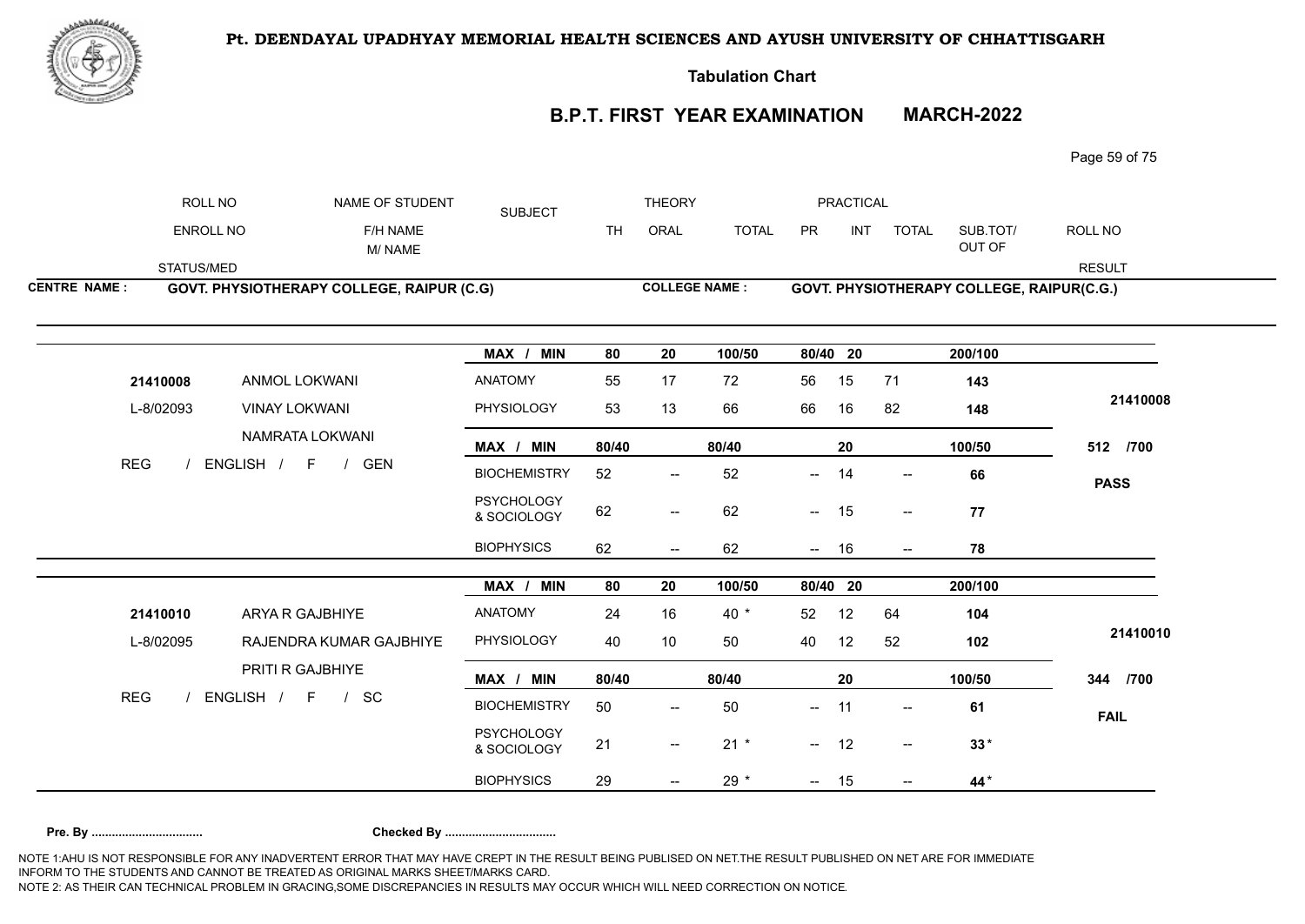**Pt. DEENDAYAL UPADHYAY MEMORIAL HEALTH SCIENCES AND AYUSH UNIVERSITY OF CHHATTISGARH**

**Tabulation Chart**

## B.P.T. FIRST YEAR EXAMINATION MARCH-2022

| ROLL NO | NAME OF STUDENT | SUBJECT | THEORY | | | PRACTICAL | | | | ROLL NO |
|---|---|---|---|---|---|---|---|---|---|---|
| ENROLL NO | F/H NAME | | TH | ORAL | TOTAL | PR | INT | TOTAL | SUB.TOT/ | |
| | M/ NAME | | | | | | | | OUT OF | |
| STATUS/MED | | | | | | | | | | RESULT |

**CENTRE NAME : GOVT. PHYSIOTHERAPY COLLEGE, RAIPUR (C.G)**

**COLLEGE NAME : GOVT. PHYSIOTHERAPY COLLEGE, RAIPUR(C.G.)**

| | | MAX / MIN | 80 | 20 | 100/50 | 80/40 | 20 | | 200/100 | |
|---|---|---|---|---|---|---|---|---|---|---|
| **21410008** | ANMOL LOKWANI | ANATOMY | 55 | 17 | 72 | 56 | 15 | 71 | **143** | |
| L-8/02093 | VINAY LOKWANI | PHYSIOLOGY | 53 | 13 | 66 | 66 | 16 | 82 | **148** | **21410008** |
| | NAMRATA LOKWANI | MAX / MIN | 80/40 | | 80/40 | | 20 | | 100/50 | **512 /700** |
| REG / ENGLISH / F / GEN | | BIOCHEMISTRY | 52 | -- | 52 | -- | 14 | -- | **66** | **PASS** |
| | | PSYCHOLOGY & SOCIOLOGY | 62 | -- | 62 | -- | 15 | -- | **77** | |
| | | BIOPHYSICS | 62 | -- | 62 | -- | 16 | -- | **78** | |

| | | MAX / MIN | 80 | 20 | 100/50 | 80/40 | 20 | | 200/100 | |
|---|---|---|---|---|---|---|---|---|---|---|
| **21410010** | ARYA R GAJBHIYE | ANATOMY | 24 | 16 | 40 * | 52 | 12 | 64 | **104** | |
| L-8/02095 | RAJENDRA KUMAR GAJBHIYE | PHYSIOLOGY | 40 | 10 | 50 | 40 | 12 | 52 | **102** | **21410010** |
| | PRITI R GAJBHIYE | MAX / MIN | 80/40 | | 80/40 | | 20 | | 100/50 | **344 /700** |
| REG / ENGLISH / F / SC | | BIOCHEMISTRY | 50 | -- | 50 | -- | 11 | -- | **61** | **FAIL** |
| | | PSYCHOLOGY & SOCIOLOGY | 21 | -- | 21 * | -- | 12 | -- | **33** * | |
| | | BIOPHYSICS | 29 | -- | 29 * | -- | 15 | -- | **44** * | |

**Pre. By ................................ Checked By ................................**

NOTE 1:AHU IS NOT RESPONSIBLE FOR ANY INADVERTENT ERROR THAT MAY HAVE CREPT IN THE RESULT BEING PUBLISED ON NET.THE RESULT PUBLISHED ON NET ARE FOR IMMEDIATE INFORM TO THE STUDENTS AND CANNOT BE TREATED AS ORIGINAL MARKS SHEET/MARKS CARD.
NOTE 2: AS THEIR CAN TECHNICAL PROBLEM IN GRACING,SOME DISCREPANCIES IN RESULTS MAY OCCUR WHICH WILL NEED CORRECTION ON NOTICE.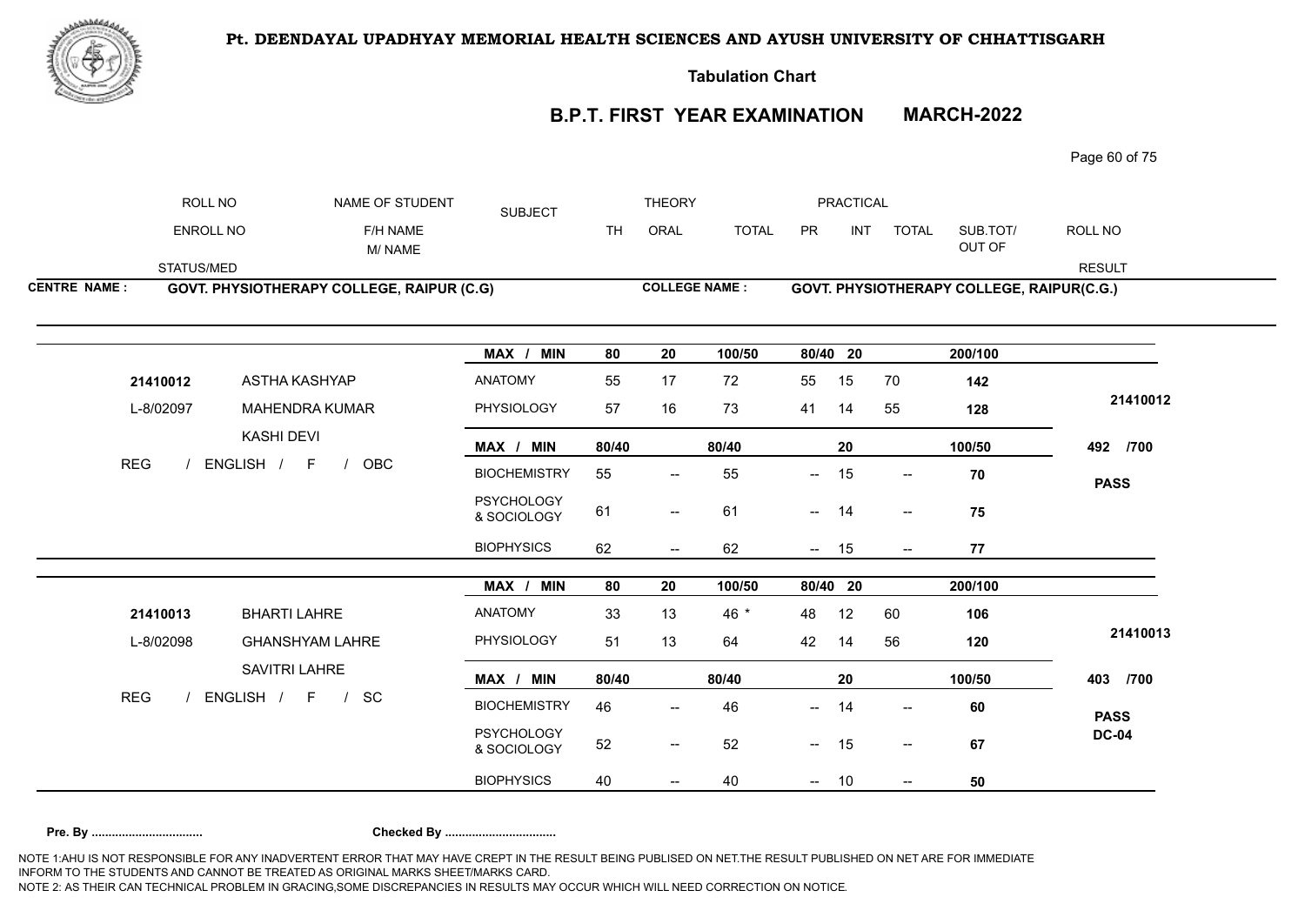**Pt. DEENDAYAL UPADHYAY MEMORIAL HEALTH SCIENCES AND AYUSH UNIVERSITY OF CHHATTISGARH**

**Tabulation Chart**

## B.P.T. FIRST YEAR EXAMINATION MARCH-2022

| ROLL NO / ENROLL NO / STATUS/MED | NAME OF STUDENT / F/H NAME / M/ NAME | SUBJECT | THEORY TH | THEORY ORAL | THEORY TOTAL | PRACTICAL PR | PRACTICAL INT | PRACTICAL TOTAL | SUB.TOT/ OUT OF | ROLL NO / RESULT |
|---|---|---|---|---|---|---|---|---|---|---|

**CENTRE NAME : GOVT. PHYSIOTHERAPY COLLEGE, RAIPUR (C.G)**

**COLLEGE NAME : GOVT. PHYSIOTHERAPY COLLEGE, RAIPUR(C.G.)**

| ROLL NO | NAME | SUBJECT | TH | ORAL | TOTAL | PR | INT | TOTAL | SUB.TOT/ OUT OF | RESULT |
|---|---|---|---|---|---|---|---|---|---|---|
| | | **MAX / MIN** | **80** | **20** | **100/50** | **80/40** | **20** | | **200/100** | |
| **21410012** | ASTHA KASHYAP | ANATOMY | 55 | 17 | 72 | 55 | 15 | 70 | **142** | |
| L-8/02097 | MAHENDRA KUMAR | PHYSIOLOGY | 57 | 16 | 73 | 41 | 14 | 55 | **128** | **21410012** |
| | KASHI DEVI | **MAX / MIN** | **80/40** | | **80/40** | | **20** | | **100/50** | **492 /700** |
| REG / ENGLISH / F / OBC | | BIOCHEMISTRY | 55 | -- | 55 | -- | 15 | -- | **70** | **PASS** |
| | | PSYCHOLOGY & SOCIOLOGY | 61 | -- | 61 | -- | 14 | -- | **75** | |
| | | BIOPHYSICS | 62 | -- | 62 | -- | 15 | -- | **77** | |
| | | **MAX / MIN** | **80** | **20** | **100/50** | **80/40** | **20** | | **200/100** | |
| **21410013** | BHARTI LAHRE | ANATOMY | 33 | 13 | 46 * | 48 | 12 | 60 | **106** | |
| L-8/02098 | GHANSHYAM LAHRE | PHYSIOLOGY | 51 | 13 | 64 | 42 | 14 | 56 | **120** | **21410013** |
| | SAVITRI LAHRE | **MAX / MIN** | **80/40** | | **80/40** | | **20** | | **100/50** | **403 /700** |
| REG / ENGLISH / F / SC | | BIOCHEMISTRY | 46 | -- | 46 | -- | 14 | -- | **60** | **PASS** |
| | | PSYCHOLOGY & SOCIOLOGY | 52 | -- | 52 | -- | 15 | -- | **67** | **DC-04** |
| | | BIOPHYSICS | 40 | -- | 40 | -- | 10 | -- | **50** | |

**Pre. By ................................ Checked By ................................**

NOTE 1:AHU IS NOT RESPONSIBLE FOR ANY INADVERTENT ERROR THAT MAY HAVE CREPT IN THE RESULT BEING PUBLISED ON NET.THE RESULT PUBLISHED ON NET ARE FOR IMMEDIATE INFORM TO THE STUDENTS AND CANNOT BE TREATED AS ORIGINAL MARKS SHEET/MARKS CARD.
NOTE 2: AS THEIR CAN TECHNICAL PROBLEM IN GRACING,SOME DISCREPANCIES IN RESULTS MAY OCCUR WHICH WILL NEED CORRECTION ON NOTICE.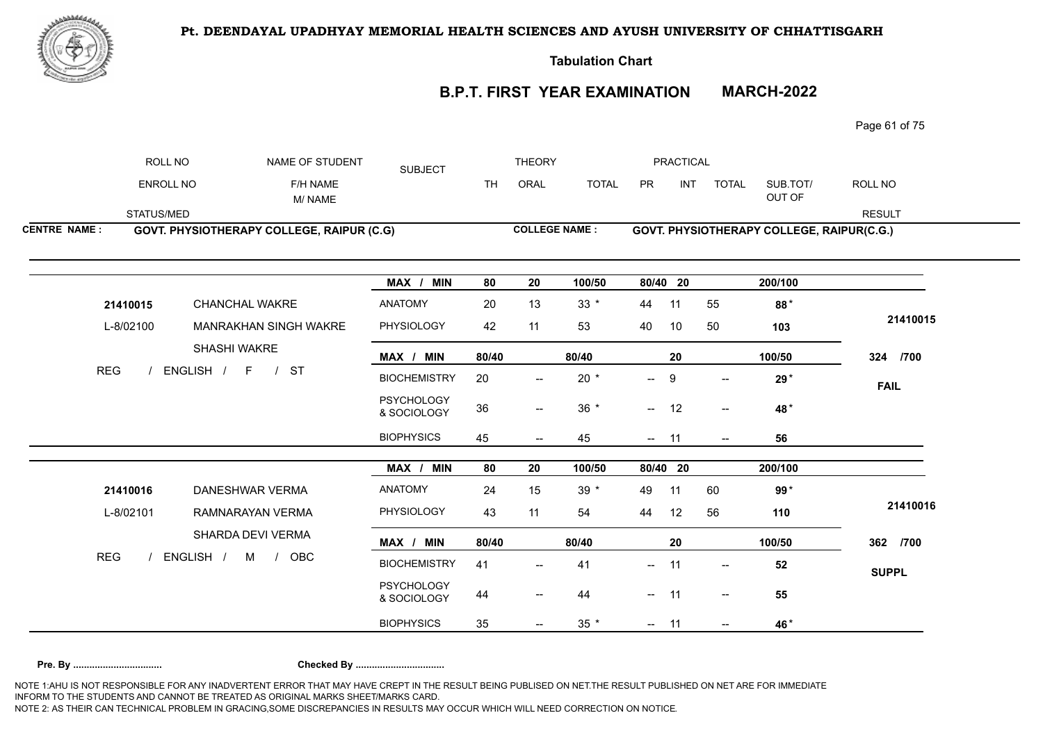**Pt. DEENDAYAL UPADHYAY MEMORIAL HEALTH SCIENCES AND AYUSH UNIVERSITY OF CHHATTISGARH**

**Tabulation Chart**

## B.P.T. FIRST YEAR EXAMINATION MARCH-2022

| ROLL NO / ENROLL NO / STATUS/MED | NAME OF STUDENT / F/H NAME / M/ NAME | SUBJECT | THEORY TH | THEORY ORAL | THEORY TOTAL | PRACTICAL PR | PRACTICAL INT | PRACTICAL TOTAL | SUB.TOT/ OUT OF | ROLL NO / RESULT |
|---|---|---|---|---|---|---|---|---|---|---|

**CENTRE NAME : GOVT. PHYSIOTHERAPY COLLEGE, RAIPUR (C.G)**

**COLLEGE NAME : GOVT. PHYSIOTHERAPY COLLEGE, RAIPUR(C.G.)**

| | | MAX / MIN | 80 | 20 | 100/50 | 80/40 | 20 | | 200/100 | |
|---|---|---|---|---|---|---|---|---|---|---|
| 21410015 | CHANCHAL WAKRE | ANATOMY | 20 | 13 | 33 * | 44 | 11 | 55 | 88 * | |
| L-8/02100 | MANRAKHAN SINGH WAKRE | PHYSIOLOGY | 42 | 11 | 53 | 40 | 10 | 50 | 103 | 21410015 |
| | SHASHI WAKRE | MAX / MIN | 80/40 | | 80/40 | | 20 | | 100/50 | 324 /700 |
| REG / ENGLISH / F / ST | | BIOCHEMISTRY | 20 | -- | 20 * | -- | 9 | -- | 29 * | FAIL |
| | | PSYCHOLOGY & SOCIOLOGY | 36 | -- | 36 * | -- | 12 | -- | 48 * | |
| | | BIOPHYSICS | 45 | -- | 45 | -- | 11 | -- | 56 | |

| | | MAX / MIN | 80 | 20 | 100/50 | 80/40 | 20 | | 200/100 | |
|---|---|---|---|---|---|---|---|---|---|---|
| 21410016 | DANESHWAR VERMA | ANATOMY | 24 | 15 | 39 * | 49 | 11 | 60 | 99 * | |
| L-8/02101 | RAMNARAYAN VERMA | PHYSIOLOGY | 43 | 11 | 54 | 44 | 12 | 56 | 110 | 21410016 |
| | SHARDA DEVI VERMA | MAX / MIN | 80/40 | | 80/40 | | 20 | | 100/50 | 362 /700 |
| REG / ENGLISH / M / OBC | | BIOCHEMISTRY | 41 | -- | 41 | -- | 11 | -- | 52 | SUPPL |
| | | PSYCHOLOGY & SOCIOLOGY | 44 | -- | 44 | -- | 11 | -- | 55 | |
| | | BIOPHYSICS | 35 | -- | 35 * | -- | 11 | -- | 46 * | |

**Pre. By ................................** **Checked By ................................**

NOTE 1:AHU IS NOT RESPONSIBLE FOR ANY INADVERTENT ERROR THAT MAY HAVE CREPT IN THE RESULT BEING PUBLISED ON NET.THE RESULT PUBLISHED ON NET ARE FOR IMMEDIATE INFORM TO THE STUDENTS AND CANNOT BE TREATED AS ORIGINAL MARKS SHEET/MARKS CARD.
NOTE 2: AS THEIR CAN TECHNICAL PROBLEM IN GRACING,SOME DISCREPANCIES IN RESULTS MAY OCCUR WHICH WILL NEED CORRECTION ON NOTICE.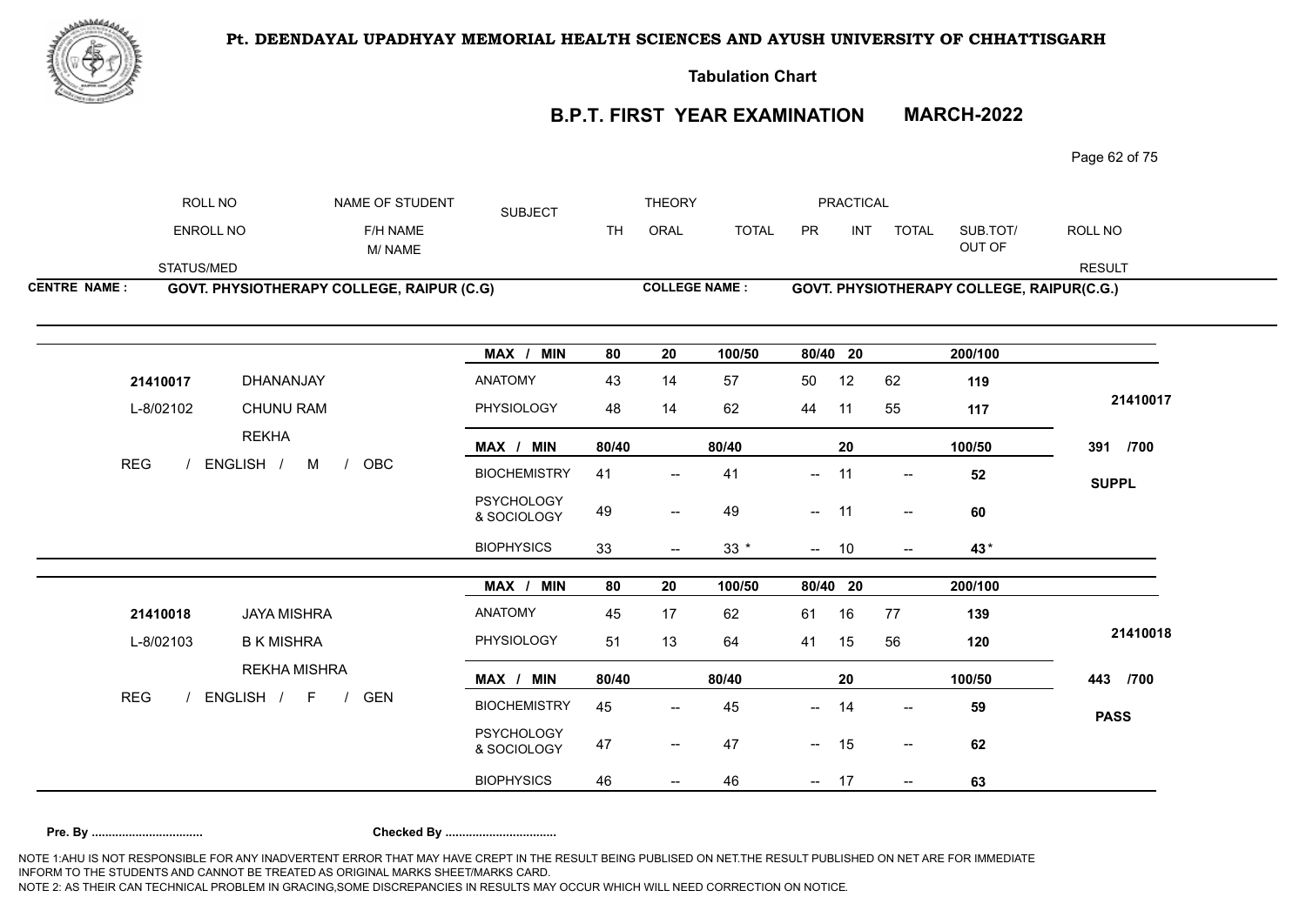**Pt. DEENDAYAL UPADHYAY MEMORIAL HEALTH SCIENCES AND AYUSH UNIVERSITY OF CHHATTISGARH**

**Tabulation Chart**

## B.P.T. FIRST YEAR EXAMINATION MARCH-2022

| ROLL NO / ENROLL NO / STATUS/MED | NAME OF STUDENT / F/H NAME / M/ NAME | SUBJECT | THEORY TH | THEORY ORAL | THEORY TOTAL | PRACTICAL PR | PRACTICAL INT | PRACTICAL TOTAL | SUB.TOT/ OUT OF | ROLL NO / RESULT |
|---|---|---|---|---|---|---|---|---|---|---|

**CENTRE NAME : GOVT. PHYSIOTHERAPY COLLEGE, RAIPUR (C.G)** **COLLEGE NAME : GOVT. PHYSIOTHERAPY COLLEGE, RAIPUR(C.G.)**

| ROLL NO / ENROLL NO / STATUS | NAME | SUBJECT | TH | ORAL | TOTAL | PR | INT | TOTAL | SUB.TOT/ OUT OF | RESULT |
|---|---|---|---|---|---|---|---|---|---|---|
| | | MAX / MIN | 80 | 20 | 100/50 | 80/40 | 20 | | 200/100 | |
| 21410017 | DHANANJAY | ANATOMY | 43 | 14 | 57 | 50 | 12 | 62 | 119 | |
| L-8/02102 | CHUNU RAM | PHYSIOLOGY | 48 | 14 | 62 | 44 | 11 | 55 | 117 | 21410017 |
| | REKHA | MAX / MIN | 80/40 | | 80/40 | | 20 | | 100/50 | 391 /700 |
| REG / ENGLISH / M / OBC | | BIOCHEMISTRY | 41 | -- | 41 | -- | 11 | -- | 52 | SUPPL |
| | | PSYCHOLOGY & SOCIOLOGY | 49 | -- | 49 | -- | 11 | -- | 60 | |
| | | BIOPHYSICS | 33 | -- | 33 * | -- | 10 | -- | 43* | |
| | | MAX / MIN | 80 | 20 | 100/50 | 80/40 | 20 | | 200/100 | |
| 21410018 | JAYA MISHRA | ANATOMY | 45 | 17 | 62 | 61 | 16 | 77 | 139 | |
| L-8/02103 | B K MISHRA | PHYSIOLOGY | 51 | 13 | 64 | 41 | 15 | 56 | 120 | 21410018 |
| | REKHA MISHRA | MAX / MIN | 80/40 | | 80/40 | | 20 | | 100/50 | 443 /700 |
| REG / ENGLISH / F / GEN | | BIOCHEMISTRY | 45 | -- | 45 | -- | 14 | -- | 59 | PASS |
| | | PSYCHOLOGY & SOCIOLOGY | 47 | -- | 47 | -- | 15 | -- | 62 | |
| | | BIOPHYSICS | 46 | -- | 46 | -- | 17 | -- | 63 | |

**Pre. By ................................** **Checked By ................................**

NOTE 1:AHU IS NOT RESPONSIBLE FOR ANY INADVERTENT ERROR THAT MAY HAVE CREPT IN THE RESULT BEING PUBLISED ON NET.THE RESULT PUBLISHED ON NET ARE FOR IMMEDIATE INFORM TO THE STUDENTS AND CANNOT BE TREATED AS ORIGINAL MARKS SHEET/MARKS CARD.
NOTE 2: AS THEIR CAN TECHNICAL PROBLEM IN GRACING,SOME DISCREPANCIES IN RESULTS MAY OCCUR WHICH WILL NEED CORRECTION ON NOTICE.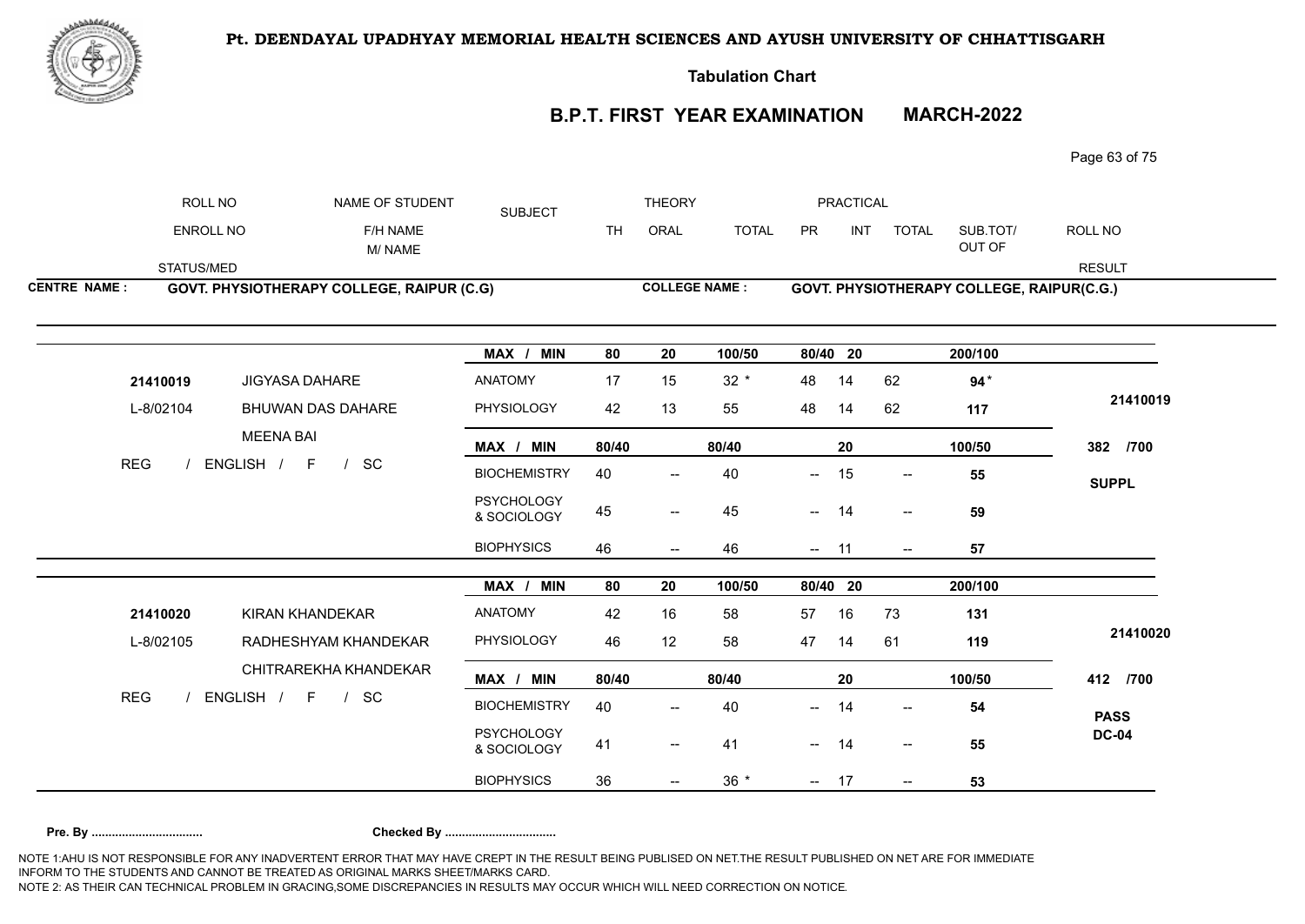**Pt. DEENDAYAL UPADHYAY MEMORIAL HEALTH SCIENCES AND AYUSH UNIVERSITY OF CHHATTISGARH**

**Tabulation Chart**

## B.P.T. FIRST YEAR EXAMINATION MARCH-2022

| ROLL NO | NAME OF STUDENT | SUBJECT | THEORY | | | PRACTICAL | | | | ROLL NO |
|---|---|---|---|---|---|---|---|---|---|---|
| ENROLL NO | F/H NAME | | TH | ORAL | TOTAL | PR | INT | TOTAL | SUB.TOT/ OUT OF | |
| STATUS/MED | M/ NAME | | | | | | | | | RESULT |

**CENTRE NAME :** GOVT. PHYSIOTHERAPY COLLEGE, RAIPUR (C.G) **COLLEGE NAME :** GOVT. PHYSIOTHERAPY COLLEGE, RAIPUR(C.G.)

| | | MAX / MIN | 80 | 20 | 100/50 | 80/40 | 20 | | 200/100 | |
|---|---|---|---|---|---|---|---|---|---|---|
| 21410019 | JIGYASA DAHARE | ANATOMY | 17 | 15 | 32 * | 48 | 14 | 62 | 94 * | |
| L-8/02104 | BHUWAN DAS DAHARE | PHYSIOLOGY | 42 | 13 | 55 | 48 | 14 | 62 | 117 | 21410019 |
| | MEENA BAI | MAX / MIN | 80/40 | | 80/40 | | 20 | | 100/50 | 382 /700 |
| REG / ENGLISH / F / SC | | BIOCHEMISTRY | 40 | -- | 40 | -- | 15 | -- | 55 | SUPPL |
| | | PSYCHOLOGY & SOCIOLOGY | 45 | -- | 45 | -- | 14 | -- | 59 | |
| | | BIOPHYSICS | 46 | -- | 46 | -- | 11 | -- | 57 | |

| | | MAX / MIN | 80 | 20 | 100/50 | 80/40 | 20 | | 200/100 | |
|---|---|---|---|---|---|---|---|---|---|---|
| 21410020 | KIRAN KHANDEKAR | ANATOMY | 42 | 16 | 58 | 57 | 16 | 73 | 131 | |
| L-8/02105 | RADHESHYAM KHANDEKAR | PHYSIOLOGY | 46 | 12 | 58 | 47 | 14 | 61 | 119 | 21410020 |
| | CHITRAREKHA KHANDEKAR | MAX / MIN | 80/40 | | 80/40 | | 20 | | 100/50 | 412 /700 |
| REG / ENGLISH / F / SC | | BIOCHEMISTRY | 40 | -- | 40 | -- | 14 | -- | 54 | PASS |
| | | PSYCHOLOGY & SOCIOLOGY | 41 | -- | 41 | -- | 14 | -- | 55 | DC-04 |
| | | BIOPHYSICS | 36 | -- | 36 * | -- | 17 | -- | 53 | |

**Pre. By ................................** **Checked By ................................**

NOTE 1:AHU IS NOT RESPONSIBLE FOR ANY INADVERTENT ERROR THAT MAY HAVE CREPT IN THE RESULT BEING PUBLISED ON NET.THE RESULT PUBLISHED ON NET ARE FOR IMMEDIATE INFORM TO THE STUDENTS AND CANNOT BE TREATED AS ORIGINAL MARKS SHEET/MARKS CARD.
NOTE 2: AS THEIR CAN TECHNICAL PROBLEM IN GRACING,SOME DISCREPANCIES IN RESULTS MAY OCCUR WHICH WILL NEED CORRECTION ON NOTICE.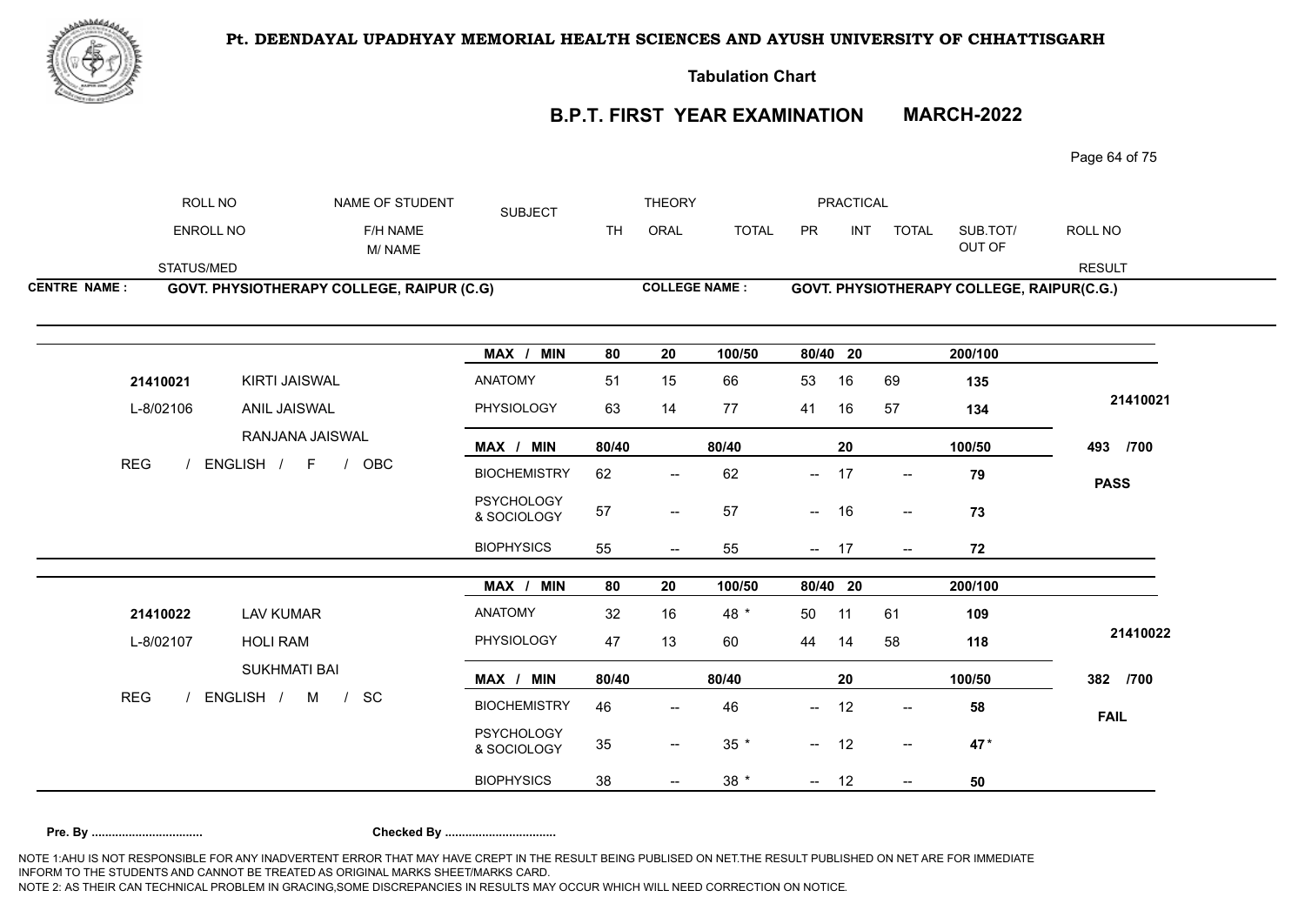**Pt. DEENDAYAL UPADHYAY MEMORIAL HEALTH SCIENCES AND AYUSH UNIVERSITY OF CHHATTISGARH**

**Tabulation Chart**

## B.P.T. FIRST YEAR EXAMINATION MARCH-2022

| ROLL NO | NAME OF STUDENT | SUBJECT | THEORY | | | PRACTICAL | | | SUB.TOT/ | ROLL NO |
|---|---|---|---|---|---|---|---|---|---|---|
| ENROLL NO | F/H NAME / M/ NAME | | TH | ORAL | TOTAL | PR | INT | TOTAL | OUT OF | |
| STATUS/MED | | | | | | | | | | RESULT |

**CENTRE NAME : GOVT. PHYSIOTHERAPY COLLEGE, RAIPUR (C.G)**  **COLLEGE NAME : GOVT. PHYSIOTHERAPY COLLEGE, RAIPUR(C.G.)**

| | | SUBJECT | TH | ORAL | TOTAL | PR | INT | TOTAL | SUB.TOT | |
|---|---|---|---|---|---|---|---|---|---|---|
| | | MAX / MIN | 80 | 20 | 100/50 | 80/40 | 20 | | 200/100 | |
| 21410021 | KIRTI JAISWAL | ANATOMY | 51 | 15 | 66 | 53 | 16 | 69 | 135 | |
| L-8/02106 | ANIL JAISWAL | PHYSIOLOGY | 63 | 14 | 77 | 41 | 16 | 57 | 134 | 21410021 |
| | RANJANA JAISWAL | MAX / MIN | 80/40 | | 80/40 | | 20 | | 100/50 | 493 /700 |
| REG / ENGLISH / F / OBC | | BIOCHEMISTRY | 62 | -- | 62 | -- | 17 | -- | 79 | PASS |
| | | PSYCHOLOGY & SOCIOLOGY | 57 | -- | 57 | -- | 16 | -- | 73 | |
| | | BIOPHYSICS | 55 | -- | 55 | -- | 17 | -- | 72 | |

| | | SUBJECT | TH | ORAL | TOTAL | PR | INT | TOTAL | SUB.TOT | |
|---|---|---|---|---|---|---|---|---|---|---|
| | | MAX / MIN | 80 | 20 | 100/50 | 80/40 | 20 | | 200/100 | |
| 21410022 | LAV KUMAR | ANATOMY | 32 | 16 | 48 * | 50 | 11 | 61 | 109 | |
| L-8/02107 | HOLI RAM | PHYSIOLOGY | 47 | 13 | 60 | 44 | 14 | 58 | 118 | 21410022 |
| | SUKHMATI BAI | MAX / MIN | 80/40 | | 80/40 | | 20 | | 100/50 | 382 /700 |
| REG / ENGLISH / M / SC | | BIOCHEMISTRY | 46 | -- | 46 | -- | 12 | -- | 58 | FAIL |
| | | PSYCHOLOGY & SOCIOLOGY | 35 | -- | 35 * | -- | 12 | -- | 47 * | |
| | | BIOPHYSICS | 38 | -- | 38 * | -- | 12 | -- | 50 | |

**Pre. By ................................** **Checked By ................................**

NOTE 1:AHU IS NOT RESPONSIBLE FOR ANY INADVERTENT ERROR THAT MAY HAVE CREPT IN THE RESULT BEING PUBLISED ON NET.THE RESULT PUBLISHED ON NET ARE FOR IMMEDIATE INFORM TO THE STUDENTS AND CANNOT BE TREATED AS ORIGINAL MARKS SHEET/MARKS CARD.
NOTE 2: AS THEIR CAN TECHNICAL PROBLEM IN GRACING,SOME DISCREPANCIES IN RESULTS MAY OCCUR WHICH WILL NEED CORRECTION ON NOTICE.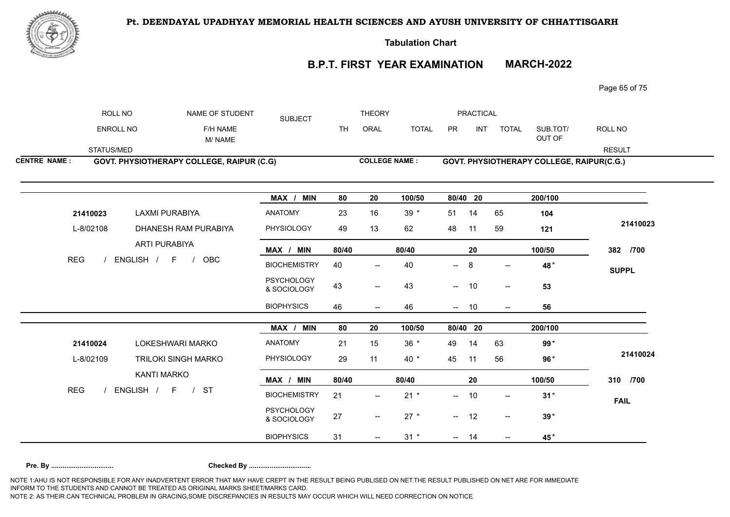**Pt. DEENDAYAL UPADHYAY MEMORIAL HEALTH SCIENCES AND AYUSH UNIVERSITY OF CHHATTISGARH**

**Tabulation Chart**

## B.P.T. FIRST YEAR EXAMINATION MARCH-2022

| ROLL NO | NAME OF STUDENT | SUBJECT | THEORY | | | PRACTICAL | | | | ROLL NO |
|---|---|---|---|---|---|---|---|---|---|---|
| ENROLL NO | F/H NAME M/ NAME | | TH | ORAL | TOTAL | PR | INT | TOTAL | SUB.TOT/ OUT OF | |
| STATUS/MED | | | | | | | | | | RESULT |

**CENTRE NAME : GOVT. PHYSIOTHERAPY COLLEGE, RAIPUR (C.G)** **COLLEGE NAME : GOVT. PHYSIOTHERAPY COLLEGE, RAIPUR(C.G.)**

| | | MAX / MIN | 80 | 20 | 100/50 | 80/40 | 20 | | 200/100 | |
|---|---|---|---|---|---|---|---|---|---|---|
| 21410023 | LAXMI PURABIYA | ANATOMY | 23 | 16 | 39 * | 51 | 14 | 65 | 104 | 21410023 |
| L-8/02108 | DHANESH RAM PURABIYA | PHYSIOLOGY | 49 | 13 | 62 | 48 | 11 | 59 | 121 | |
| | ARTI PURABIYA | MAX / MIN | 80/40 | | 80/40 | | 20 | | 100/50 | 382 /700 |
| REG / ENGLISH / F / OBC | | BIOCHEMISTRY | 40 | -- | 40 | -- | 8 | -- | 48 * | SUPPL |
| | | PSYCHOLOGY & SOCIOLOGY | 43 | -- | 43 | -- | 10 | -- | 53 | |
| | | BIOPHYSICS | 46 | -- | 46 | -- | 10 | -- | 56 | |

| | | MAX / MIN | 80 | 20 | 100/50 | 80/40 | 20 | | 200/100 | |
|---|---|---|---|---|---|---|---|---|---|---|
| 21410024 | LOKESHWARI MARKO | ANATOMY | 21 | 15 | 36 * | 49 | 14 | 63 | 99 * | 21410024 |
| L-8/02109 | TRILOKI SINGH MARKO | PHYSIOLOGY | 29 | 11 | 40 * | 45 | 11 | 56 | 96 * | |
| | KANTI MARKO | MAX / MIN | 80/40 | | 80/40 | | 20 | | 100/50 | 310 /700 |
| REG / ENGLISH / F / ST | | BIOCHEMISTRY | 21 | -- | 21 * | -- | 10 | -- | 31 * | FAIL |
| | | PSYCHOLOGY & SOCIOLOGY | 27 | -- | 27 * | -- | 12 | -- | 39 * | |
| | | BIOPHYSICS | 31 | -- | 31 * | -- | 14 | -- | 45 * | |

**Pre. By ................................** **Checked By ................................**

NOTE 1:AHU IS NOT RESPONSIBLE FOR ANY INADVERTENT ERROR THAT MAY HAVE CREPT IN THE RESULT BEING PUBLISED ON NET.THE RESULT PUBLISHED ON NET ARE FOR IMMEDIATE INFORM TO THE STUDENTS AND CANNOT BE TREATED AS ORIGINAL MARKS SHEET/MARKS CARD.
NOTE 2: AS THEIR CAN TECHNICAL PROBLEM IN GRACING,SOME DISCREPANCIES IN RESULTS MAY OCCUR WHICH WILL NEED CORRECTION ON NOTICE.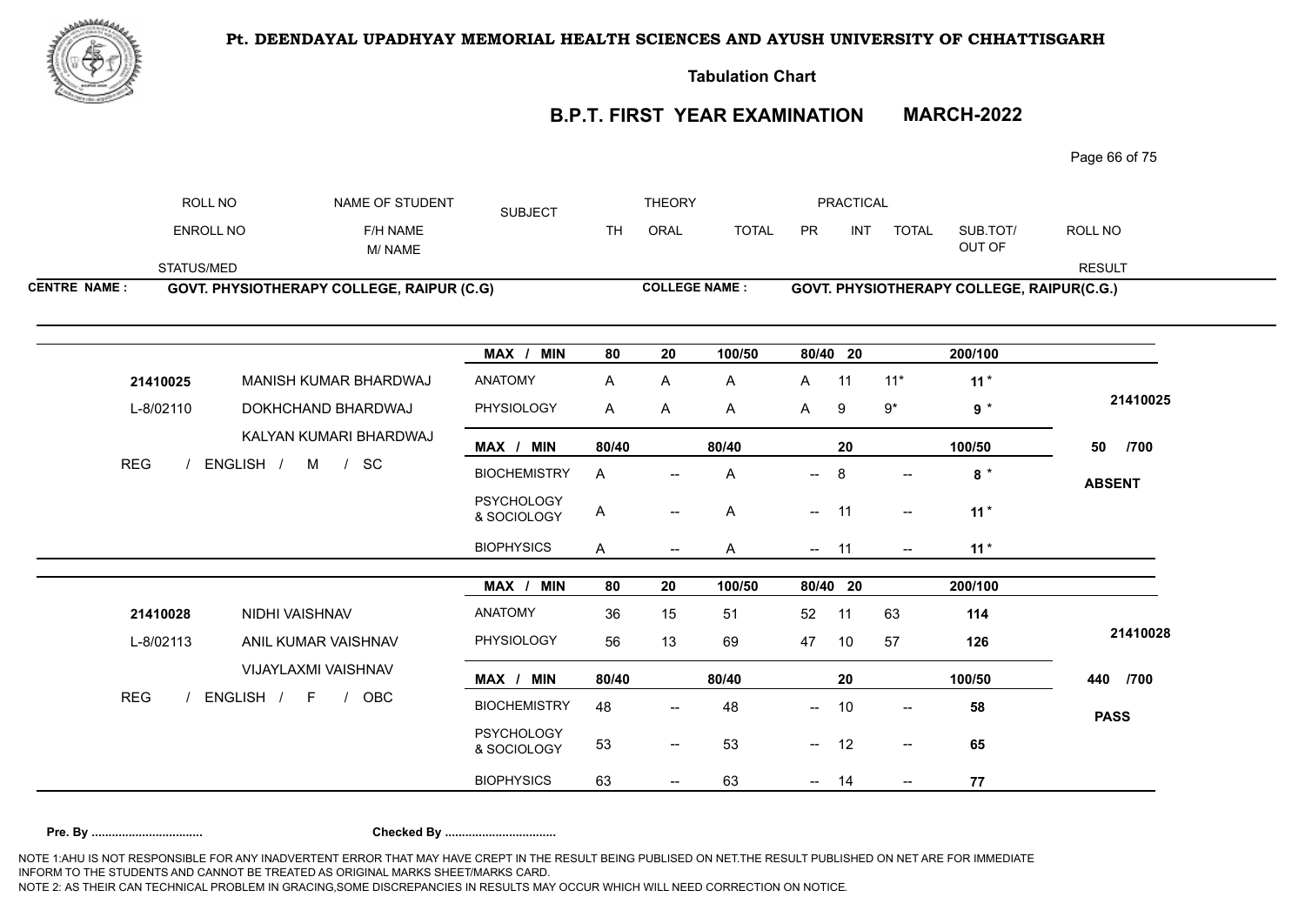**Pt. DEENDAYAL UPADHYAY MEMORIAL HEALTH SCIENCES AND AYUSH UNIVERSITY OF CHHATTISGARH**

**Tabulation Chart**

**B.P.T. FIRST YEAR EXAMINATION MARCH-2022**

| ROLL NO | NAME OF STUDENT | SUBJECT | THEORY | | | PRACTICAL | | | SUB.TOT/ OUT OF | ROLL NO |
|---|---|---|---|---|---|---|---|---|---|---|
| ENROLL NO | F/H NAME / M/ NAME | | TH | ORAL | TOTAL | PR | INT | TOTAL | | |
| STATUS/MED | | | | | | | | | | RESULT |

**CENTRE NAME : GOVT. PHYSIOTHERAPY COLLEGE, RAIPUR (C.G)** **COLLEGE NAME : GOVT. PHYSIOTHERAPY COLLEGE, RAIPUR(C.G.)**

| | | MAX / MIN | 80 | 20 | 100/50 | 80/40 | 20 | | 200/100 | |
|---|---|---|---|---|---|---|---|---|---|---|
| 21410025 | MANISH KUMAR BHARDWAJ | ANATOMY | A | A | A | A | 11 | 11* | 11 * | 21410025 |
| L-8/02110 | DOKHCHAND BHARDWAJ | PHYSIOLOGY | A | A | A | A | 9 | 9* | 9 * | |
| | KALYAN KUMARI BHARDWAJ | MAX / MIN | 80/40 | | 80/40 | | 20 | | 100/50 | 50 /700 |
| REG / ENGLISH / M / SC | | BIOCHEMISTRY | A | -- | A | -- | 8 | -- | 8 * | ABSENT |
| | | PSYCHOLOGY & SOCIOLOGY | A | -- | A | -- | 11 | -- | 11 * | |
| | | BIOPHYSICS | A | -- | A | -- | 11 | -- | 11 * | |

| | | MAX / MIN | 80 | 20 | 100/50 | 80/40 | 20 | | 200/100 | |
|---|---|---|---|---|---|---|---|---|---|---|
| 21410028 | NIDHI VAISHNAV | ANATOMY | 36 | 15 | 51 | 52 | 11 | 63 | 114 | 21410028 |
| L-8/02113 | ANIL KUMAR VAISHNAV | PHYSIOLOGY | 56 | 13 | 69 | 47 | 10 | 57 | 126 | |
| | VIJAYLAXMI VAISHNAV | MAX / MIN | 80/40 | | 80/40 | | 20 | | 100/50 | 440 /700 |
| REG / ENGLISH / F / OBC | | BIOCHEMISTRY | 48 | -- | 48 | -- | 10 | -- | 58 | PASS |
| | | PSYCHOLOGY & SOCIOLOGY | 53 | -- | 53 | -- | 12 | -- | 65 | |
| | | BIOPHYSICS | 63 | -- | 63 | -- | 14 | -- | 77 | |

**Pre. By ................................ Checked By ................................**

NOTE 1:AHU IS NOT RESPONSIBLE FOR ANY INADVERTENT ERROR THAT MAY HAVE CREPT IN THE RESULT BEING PUBLISED ON NET.THE RESULT PUBLISHED ON NET ARE FOR IMMEDIATE INFORM TO THE STUDENTS AND CANNOT BE TREATED AS ORIGINAL MARKS SHEET/MARKS CARD.
NOTE 2: AS THEIR CAN TECHNICAL PROBLEM IN GRACING,SOME DISCREPANCIES IN RESULTS MAY OCCUR WHICH WILL NEED CORRECTION ON NOTICE.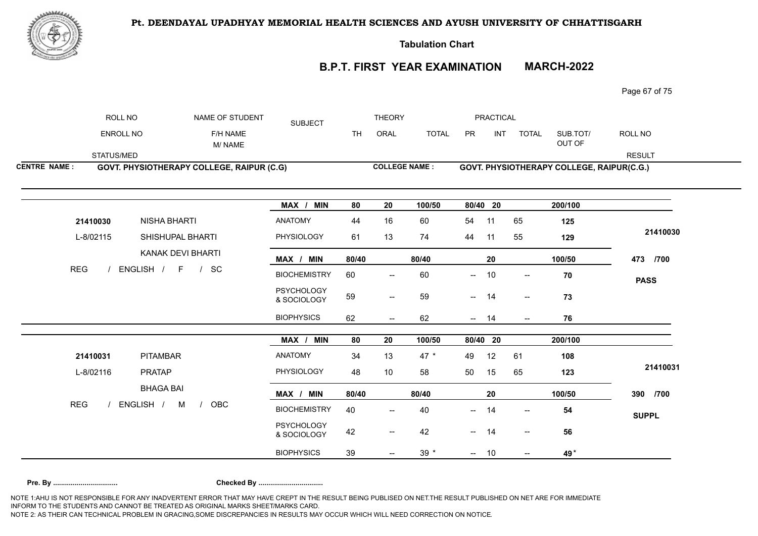**Pt. DEENDAYAL UPADHYAY MEMORIAL HEALTH SCIENCES AND AYUSH UNIVERSITY OF CHHATTISGARH**

**Tabulation Chart**

## B.P.T. FIRST YEAR EXAMINATION MARCH-2022

| ROLL NO | NAME OF STUDENT | SUBJECT | THEORY | | | PRACTICAL | | | | ROLL NO |
|---|---|---|---|---|---|---|---|---|---|---|
| ENROLL NO | F/H NAME M/ NAME | | TH | ORAL | TOTAL | PR | INT | TOTAL | SUB.TOT/ OUT OF | |
| STATUS/MED | | | | | | | | | | RESULT |

**CENTRE NAME : GOVT. PHYSIOTHERAPY COLLEGE, RAIPUR (C.G)**

**COLLEGE NAME : GOVT. PHYSIOTHERAPY COLLEGE, RAIPUR(C.G.)**

| | | MAX / MIN | 80 | 20 | 100/50 | 80/40 | 20 | | 200/100 | |
|---|---|---|---|---|---|---|---|---|---|---|
| 21410030 | NISHA BHARTI | ANATOMY | 44 | 16 | 60 | 54 | 11 | 65 | 125 | |
| L-8/02115 | SHISHUPAL BHARTI | PHYSIOLOGY | 61 | 13 | 74 | 44 | 11 | 55 | 129 | 21410030 |
| | KANAK DEVI BHARTI | MAX / MIN | 80/40 | | 80/40 | | 20 | | 100/50 | 473 /700 |
| REG / ENGLISH / F / SC | | BIOCHEMISTRY | 60 | -- | 60 | -- | 10 | -- | 70 | PASS |
| | | PSYCHOLOGY & SOCIOLOGY | 59 | -- | 59 | -- | 14 | -- | 73 | |
| | | BIOPHYSICS | 62 | -- | 62 | -- | 14 | -- | 76 | |

| | | MAX / MIN | 80 | 20 | 100/50 | 80/40 | 20 | | 200/100 | |
|---|---|---|---|---|---|---|---|---|---|---|
| 21410031 | PITAMBAR | ANATOMY | 34 | 13 | 47 * | 49 | 12 | 61 | 108 | |
| L-8/02116 | PRATAP | PHYSIOLOGY | 48 | 10 | 58 | 50 | 15 | 65 | 123 | 21410031 |
| | BHAGA BAI | MAX / MIN | 80/40 | | 80/40 | | 20 | | 100/50 | 390 /700 |
| REG / ENGLISH / M / OBC | | BIOCHEMISTRY | 40 | -- | 40 | -- | 14 | -- | 54 | SUPPL |
| | | PSYCHOLOGY & SOCIOLOGY | 42 | -- | 42 | -- | 14 | -- | 56 | |
| | | BIOPHYSICS | 39 | -- | 39 * | -- | 10 | -- | 49 * | |

**Pre. By ................................ Checked By ................................**

NOTE 1:AHU IS NOT RESPONSIBLE FOR ANY INADVERTENT ERROR THAT MAY HAVE CREPT IN THE RESULT BEING PUBLISED ON NET.THE RESULT PUBLISHED ON NET ARE FOR IMMEDIATE INFORM TO THE STUDENTS AND CANNOT BE TREATED AS ORIGINAL MARKS SHEET/MARKS CARD.
NOTE 2: AS THEIR CAN TECHNICAL PROBLEM IN GRACING,SOME DISCREPANCIES IN RESULTS MAY OCCUR WHICH WILL NEED CORRECTION ON NOTICE.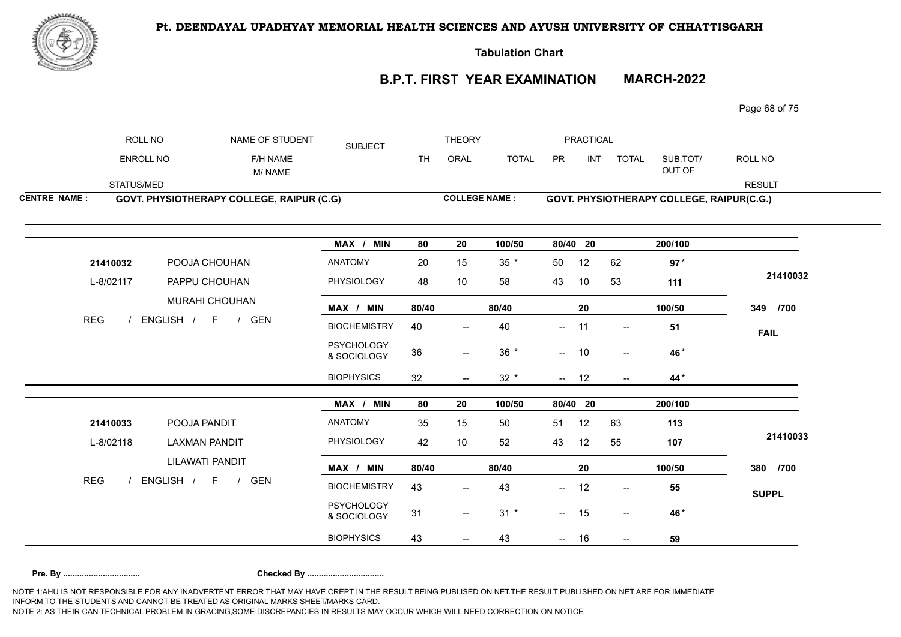**Pt. DEENDAYAL UPADHYAY MEMORIAL HEALTH SCIENCES AND AYUSH UNIVERSITY OF CHHATTISGARH**

**Tabulation Chart**

## B.P.T. FIRST YEAR EXAMINATION MARCH-2022

| ROLL NO / ENROLL NO / STATUS/MED | NAME OF STUDENT / F/H NAME / M/ NAME | SUBJECT | THEORY TH | THEORY ORAL | THEORY TOTAL | PRACTICAL PR | PRACTICAL INT | PRACTICAL TOTAL | SUB.TOT/ OUT OF | ROLL NO / RESULT |
|---|---|---|---|---|---|---|---|---|---|---|

**CENTRE NAME : GOVT. PHYSIOTHERAPY COLLEGE, RAIPUR (C.G)** &nbsp;&nbsp; **COLLEGE NAME : GOVT. PHYSIOTHERAPY COLLEGE, RAIPUR(C.G.)**

| ROLL NO | NAME | SUBJECT | TH | ORAL | TOTAL | PR | INT | TOTAL | SUB.TOT/ OUT OF | RESULT |
|---|---|---|---|---|---|---|---|---|---|---|
| | | MAX / MIN | 80 | 20 | 100/50 | 80/40 | 20 | | 200/100 | |
| 21410032 | POOJA CHOUHAN | ANATOMY | 20 | 15 | 35 * | 50 | 12 | 62 | 97 * | |
| L-8/02117 | PAPPU CHOUHAN | PHYSIOLOGY | 48 | 10 | 58 | 43 | 10 | 53 | 111 | 21410032 |
| | MURAHI CHOUHAN | MAX / MIN | 80/40 | | 80/40 | | 20 | | 100/50 | 349 /700 |
| REG / ENGLISH / F / GEN | | BIOCHEMISTRY | 40 | -- | 40 | -- | 11 | -- | 51 | FAIL |
| | | PSYCHOLOGY & SOCIOLOGY | 36 | -- | 36 * | -- | 10 | -- | 46 * | |
| | | BIOPHYSICS | 32 | -- | 32 * | -- | 12 | -- | 44 * | |
| | | MAX / MIN | 80 | 20 | 100/50 | 80/40 | 20 | | 200/100 | |
| 21410033 | POOJA PANDIT | ANATOMY | 35 | 15 | 50 | 51 | 12 | 63 | 113 | |
| L-8/02118 | LAXMAN PANDIT | PHYSIOLOGY | 42 | 10 | 52 | 43 | 12 | 55 | 107 | 21410033 |
| | LILAWATI PANDIT | MAX / MIN | 80/40 | | 80/40 | | 20 | | 100/50 | 380 /700 |
| REG / ENGLISH / F / GEN | | BIOCHEMISTRY | 43 | -- | 43 | -- | 12 | -- | 55 | SUPPL |
| | | PSYCHOLOGY & SOCIOLOGY | 31 | -- | 31 * | -- | 15 | -- | 46 * | |
| | | BIOPHYSICS | 43 | -- | 43 | -- | 16 | -- | 59 | |

**Pre. By ................................** &nbsp;&nbsp; **Checked By ................................**

NOTE 1:AHU IS NOT RESPONSIBLE FOR ANY INADVERTENT ERROR THAT MAY HAVE CREPT IN THE RESULT BEING PUBLISED ON NET.THE RESULT PUBLISHED ON NET ARE FOR IMMEDIATE INFORM TO THE STUDENTS AND CANNOT BE TREATED AS ORIGINAL MARKS SHEET/MARKS CARD.
NOTE 2: AS THEIR CAN TECHNICAL PROBLEM IN GRACING,SOME DISCREPANCIES IN RESULTS MAY OCCUR WHICH WILL NEED CORRECTION ON NOTICE.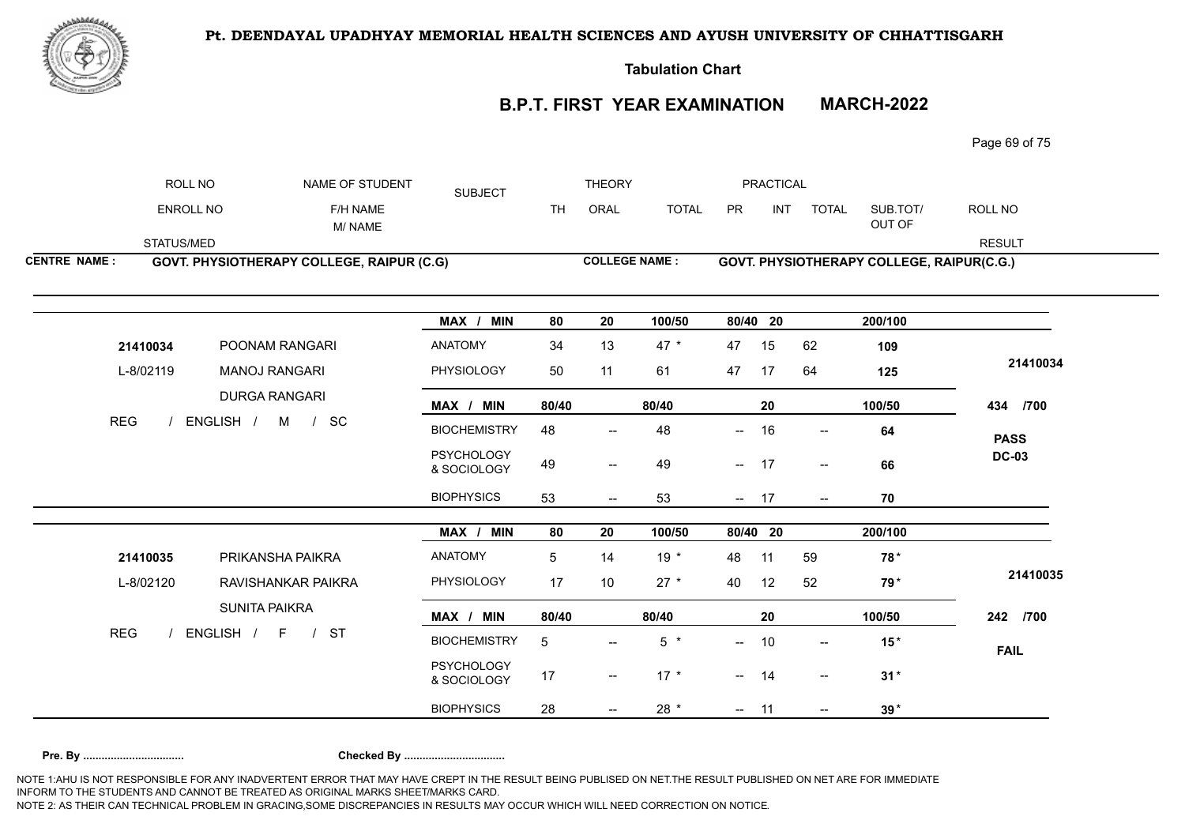**Pt. DEENDAYAL UPADHYAY MEMORIAL HEALTH SCIENCES AND AYUSH UNIVERSITY OF CHHATTISGARH**

**Tabulation Chart**

## B.P.T. FIRST YEAR EXAMINATION MARCH-2022

| ROLL NO / ENROLL NO / STATUS/MED | NAME OF STUDENT / F/H NAME / M/ NAME | SUBJECT | THEORY TH | THEORY ORAL | THEORY TOTAL | PRACTICAL PR | PRACTICAL INT | PRACTICAL TOTAL | SUB.TOT/ OUT OF | ROLL NO / RESULT |
|---|---|---|---|---|---|---|---|---|---|---|

**CENTRE NAME : GOVT. PHYSIOTHERAPY COLLEGE, RAIPUR (C.G)** **COLLEGE NAME : GOVT. PHYSIOTHERAPY COLLEGE, RAIPUR(C.G.)**

| | | MAX / MIN | 80 | 20 | 100/50 | 80/40 | 20 | | 200/100 | |
|---|---|---|---|---|---|---|---|---|---|---|
| 21410034 | POONAM RANGARI | ANATOMY | 34 | 13 | 47 * | 47 | 15 | 62 | 109 | 21410034 |
| L-8/02119 | MANOJ RANGARI | PHYSIOLOGY | 50 | 11 | 61 | 47 | 17 | 64 | 125 | |
| | DURGA RANGARI | MAX / MIN | 80/40 | | 80/40 | | 20 | | 100/50 | 434 /700 |
| REG / ENGLISH / M / SC | | BIOCHEMISTRY | 48 | -- | 48 | -- | 16 | -- | 64 | PASS |
| | | PSYCHOLOGY & SOCIOLOGY | 49 | -- | 49 | -- | 17 | -- | 66 | DC-03 |
| | | BIOPHYSICS | 53 | -- | 53 | -- | 17 | -- | 70 | |

| | | MAX / MIN | 80 | 20 | 100/50 | 80/40 | 20 | | 200/100 | |
|---|---|---|---|---|---|---|---|---|---|---|
| 21410035 | PRIKANSHA PAIKRA | ANATOMY | 5 | 14 | 19 * | 48 | 11 | 59 | 78 * | 21410035 |
| L-8/02120 | RAVISHANKAR PAIKRA | PHYSIOLOGY | 17 | 10 | 27 * | 40 | 12 | 52 | 79 * | |
| | SUNITA PAIKRA | MAX / MIN | 80/40 | | 80/40 | | 20 | | 100/50 | 242 /700 |
| REG / ENGLISH / F / ST | | BIOCHEMISTRY | 5 | -- | 5 * | -- | 10 | -- | 15 * | FAIL |
| | | PSYCHOLOGY & SOCIOLOGY | 17 | -- | 17 * | -- | 14 | -- | 31 * | |
| | | BIOPHYSICS | 28 | -- | 28 * | -- | 11 | -- | 39 * | |

**Pre. By ................................ Checked By ................................**

NOTE 1:AHU IS NOT RESPONSIBLE FOR ANY INADVERTENT ERROR THAT MAY HAVE CREPT IN THE RESULT BEING PUBLISED ON NET.THE RESULT PUBLISHED ON NET ARE FOR IMMEDIATE INFORM TO THE STUDENTS AND CANNOT BE TREATED AS ORIGINAL MARKS SHEET/MARKS CARD.
NOTE 2: AS THEIR CAN TECHNICAL PROBLEM IN GRACING,SOME DISCREPANCIES IN RESULTS MAY OCCUR WHICH WILL NEED CORRECTION ON NOTICE.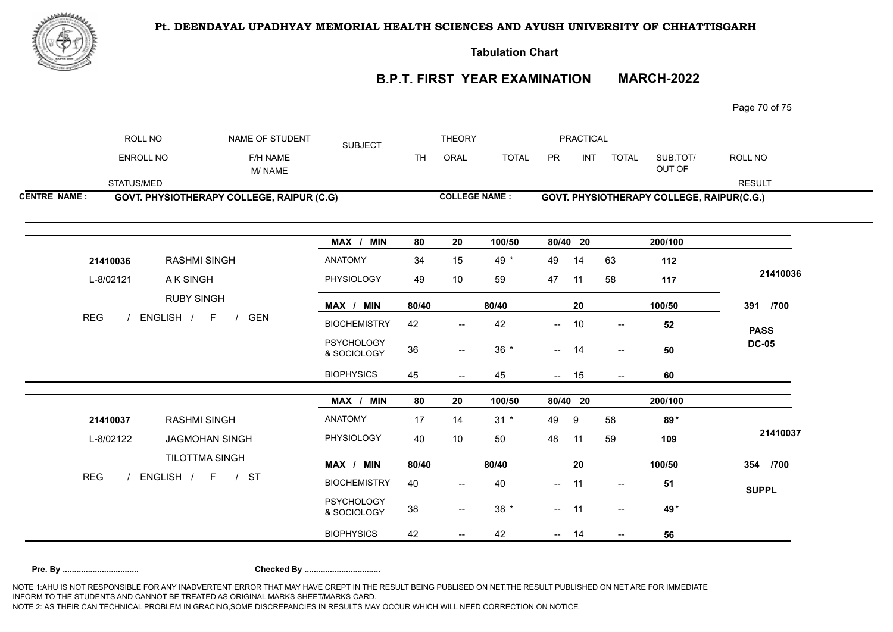# Pt. DEENDAYAL UPADHYAY MEMORIAL HEALTH SCIENCES AND AYUSH UNIVERSITY OF CHHATTISGARH

**Tabulation Chart**

## B.P.T. FIRST YEAR EXAMINATION MARCH-2022

| ROLL NO | NAME OF STUDENT | SUBJECT | THEORY | | | PRACTICAL | | | | ROLL NO |
|---|---|---|---|---|---|---|---|---|---|---|
| ENROLL NO | F/H NAME / M/ NAME | | TH | ORAL | TOTAL | PR | INT | TOTAL | SUB.TOT/ OUT OF | |
| STATUS/MED | | | | | | | | | | RESULT |

**CENTRE NAME :** GOVT. PHYSIOTHERAPY COLLEGE, RAIPUR (C.G) **COLLEGE NAME :** GOVT. PHYSIOTHERAPY COLLEGE, RAIPUR(C.G.)

| | | SUBJECT | TH | ORAL | TOTAL | PR | INT | TOTAL | SUB.TOT/ OUT OF | RESULT |
|---|---|---|---|---|---|---|---|---|---|---|
| | | MAX / MIN | 80 | 20 | 100/50 | 80/40 | 20 | | 200/100 | |
| 21410036 | RASHMI SINGH | ANATOMY | 34 | 15 | 49 * | 49 | 14 | 63 | 112 | 21410036 |
| L-8/02121 | A K SINGH | PHYSIOLOGY | 49 | 10 | 59 | 47 | 11 | 58 | 117 | |
| | RUBY SINGH | MAX / MIN | 80/40 | | 80/40 | | 20 | | 100/50 | 391 /700 |
| REG | ENGLISH / F / GEN | BIOCHEMISTRY | 42 | -- | 42 | -- | 10 | -- | 52 | PASS |
| | | PSYCHOLOGY & SOCIOLOGY | 36 | -- | 36 * | -- | 14 | -- | 50 | DC-05 |
| | | BIOPHYSICS | 45 | -- | 45 | -- | 15 | -- | 60 | |
| | | MAX / MIN | 80 | 20 | 100/50 | 80/40 | 20 | | 200/100 | |
| 21410037 | RASHMI SINGH | ANATOMY | 17 | 14 | 31 * | 49 | 9 | 58 | 89* | 21410037 |
| L-8/02122 | JAGMOHAN SINGH | PHYSIOLOGY | 40 | 10 | 50 | 48 | 11 | 59 | 109 | |
| | TILOTTMA SINGH | MAX / MIN | 80/40 | | 80/40 | | 20 | | 100/50 | 354 /700 |
| REG | ENGLISH / F / ST | BIOCHEMISTRY | 40 | -- | 40 | -- | 11 | -- | 51 | SUPPL |
| | | PSYCHOLOGY & SOCIOLOGY | 38 | -- | 38 * | -- | 11 | -- | 49* | |
| | | BIOPHYSICS | 42 | -- | 42 | -- | 14 | -- | 56 | |

**Pre. By ................................** **Checked By ................................**

NOTE 1:AHU IS NOT RESPONSIBLE FOR ANY INADVERTENT ERROR THAT MAY HAVE CREPT IN THE RESULT BEING PUBLISED ON NET.THE RESULT PUBLISHED ON NET ARE FOR IMMEDIATE INFORM TO THE STUDENTS AND CANNOT BE TREATED AS ORIGINAL MARKS SHEET/MARKS CARD.
NOTE 2: AS THEIR CAN TECHNICAL PROBLEM IN GRACING,SOME DISCREPANCIES IN RESULTS MAY OCCUR WHICH WILL NEED CORRECTION ON NOTICE.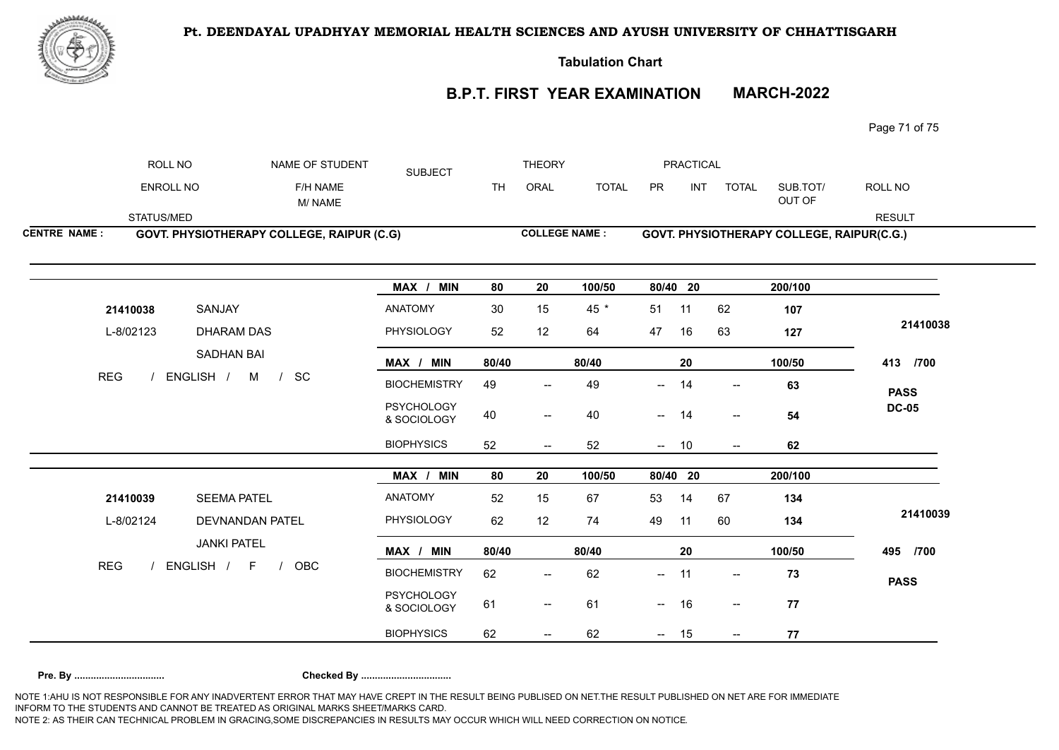# Pt. DEENDAYAL UPADHYAY MEMORIAL HEALTH SCIENCES AND AYUSH UNIVERSITY OF CHHATTISGARH

**Tabulation Chart**

## B.P.T. FIRST YEAR EXAMINATION MARCH-2022

| ROLL NO / ENROLL NO / STATUS/MED | NAME OF STUDENT / F/H NAME / M/ NAME | SUBJECT | THEORY TH | THEORY ORAL | THEORY TOTAL | PRACTICAL PR | PRACTICAL INT | PRACTICAL TOTAL | SUB.TOT/ OUT OF | ROLL NO / RESULT |
|---|---|---|---|---|---|---|---|---|---|---|

**CENTRE NAME : GOVT. PHYSIOTHERAPY COLLEGE, RAIPUR (C.G)**
**COLLEGE NAME : GOVT. PHYSIOTHERAPY COLLEGE, RAIPUR(C.G.)**

| | | SUBJECT | TH | ORAL | TOTAL | PR | INT | TOTAL | SUB.TOT/ OUT OF | RESULT |
|---|---|---|---|---|---|---|---|---|---|---|
| | | MAX / MIN | 80 | 20 | 100/50 | 80/40 | 20 | | 200/100 | |
| 21410038 | SANJAY | ANATOMY | 30 | 15 | 45 * | 51 | 11 | 62 | 107 | |
| L-8/02123 | DHARAM DAS | PHYSIOLOGY | 52 | 12 | 64 | 47 | 16 | 63 | 127 | 21410038 |
| | SADHAN BAI | MAX / MIN | 80/40 | | 80/40 | | 20 | | 100/50 | 413 /700 |
| REG / ENGLISH / M / SC | | BIOCHEMISTRY | 49 | -- | 49 | -- | 14 | -- | 63 | PASS |
| | | PSYCHOLOGY & SOCIOLOGY | 40 | -- | 40 | -- | 14 | -- | 54 | DC-05 |
| | | BIOPHYSICS | 52 | -- | 52 | -- | 10 | -- | 62 | |
| | | MAX / MIN | 80 | 20 | 100/50 | 80/40 | 20 | | 200/100 | |
| 21410039 | SEEMA PATEL | ANATOMY | 52 | 15 | 67 | 53 | 14 | 67 | 134 | |
| L-8/02124 | DEVNANDAN PATEL | PHYSIOLOGY | 62 | 12 | 74 | 49 | 11 | 60 | 134 | 21410039 |
| | JANKI PATEL | MAX / MIN | 80/40 | | 80/40 | | 20 | | 100/50 | 495 /700 |
| REG / ENGLISH / F / OBC | | BIOCHEMISTRY | 62 | -- | 62 | -- | 11 | -- | 73 | PASS |
| | | PSYCHOLOGY & SOCIOLOGY | 61 | -- | 61 | -- | 16 | -- | 77 | |
| | | BIOPHYSICS | 62 | -- | 62 | -- | 15 | -- | 77 | |

**Pre. By ................................** **Checked By ................................**

NOTE 1:AHU IS NOT RESPONSIBLE FOR ANY INADVERTENT ERROR THAT MAY HAVE CREPT IN THE RESULT BEING PUBLISED ON NET.THE RESULT PUBLISHED ON NET ARE FOR IMMEDIATE INFORM TO THE STUDENTS AND CANNOT BE TREATED AS ORIGINAL MARKS SHEET/MARKS CARD.
NOTE 2: AS THEIR CAN TECHNICAL PROBLEM IN GRACING,SOME DISCREPANCIES IN RESULTS MAY OCCUR WHICH WILL NEED CORRECTION ON NOTICE.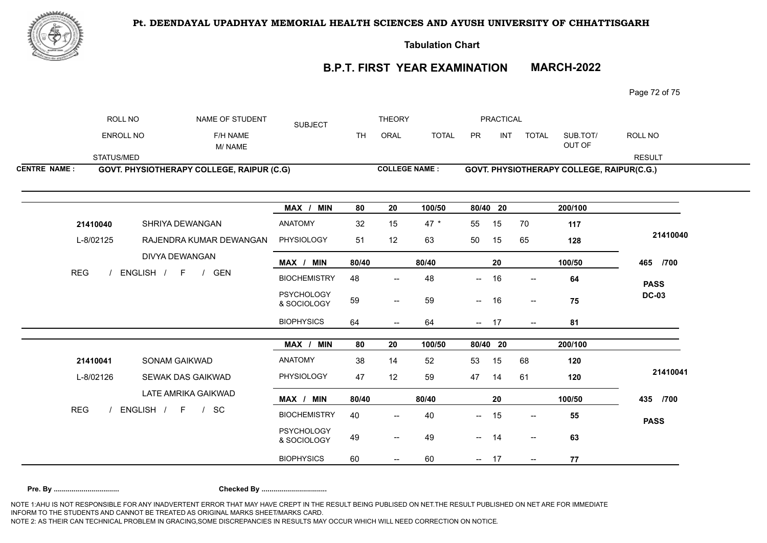# Pt. DEENDAYAL UPADHYAY MEMORIAL HEALTH SCIENCES AND AYUSH UNIVERSITY OF CHHATTISGARH

## Tabulation Chart

## B.P.T. FIRST YEAR EXAMINATION MARCH-2022

| ROLL NO | NAME OF STUDENT | SUBJECT | THEORY | | | PRACTICAL | | | | ROLL NO |
|---|---|---|---|---|---|---|---|---|---|---|
| ENROLL NO | F/H NAME / M/ NAME | | TH | ORAL | TOTAL | PR | INT | TOTAL | SUB.TOT/ OUT OF | |
| STATUS/MED | | | | | | | | | | RESULT |

**CENTRE NAME : GOVT. PHYSIOTHERAPY COLLEGE, RAIPUR (C.G)**

**COLLEGE NAME : GOVT. PHYSIOTHERAPY COLLEGE, RAIPUR(C.G.)**

| ROLL NO / ENROLL NO / STATUS | NAME | SUBJECT | TH | ORAL | TOTAL | PR | INT | TOTAL | SUB.TOT/ OUT OF | RESULT |
|---|---|---|---|---|---|---|---|---|---|---|
| | | MAX / MIN | 80 | 20 | 100/50 | 80/40 | 20 | | 200/100 | |
| 21410040 | SHRIYA DEWANGAN | ANATOMY | 32 | 15 | 47 * | 55 | 15 | 70 | 117 | 21410040 |
| L-8/02125 | RAJENDRA KUMAR DEWANGAN | PHYSIOLOGY | 51 | 12 | 63 | 50 | 15 | 65 | 128 | |
| | DIVYA DEWANGAN | MAX / MIN | 80/40 | | 80/40 | | 20 | | 100/50 | 465 /700 |
| REG / ENGLISH / F / GEN | | BIOCHEMISTRY | 48 | -- | 48 | -- | 16 | -- | 64 | PASS |
| | | PSYCHOLOGY & SOCIOLOGY | 59 | -- | 59 | -- | 16 | -- | 75 | DC-03 |
| | | BIOPHYSICS | 64 | -- | 64 | -- | 17 | -- | 81 | |
| | | MAX / MIN | 80 | 20 | 100/50 | 80/40 | 20 | | 200/100 | |
| 21410041 | SONAM GAIKWAD | ANATOMY | 38 | 14 | 52 | 53 | 15 | 68 | 120 | 21410041 |
| L-8/02126 | SEWAK DAS GAIKWAD | PHYSIOLOGY | 47 | 12 | 59 | 47 | 14 | 61 | 120 | |
| | LATE AMRIKA GAIKWAD | MAX / MIN | 80/40 | | 80/40 | | 20 | | 100/50 | 435 /700 |
| REG / ENGLISH / F / SC | | BIOCHEMISTRY | 40 | -- | 40 | -- | 15 | -- | 55 | PASS |
| | | PSYCHOLOGY & SOCIOLOGY | 49 | -- | 49 | -- | 14 | -- | 63 | |
| | | BIOPHYSICS | 60 | -- | 60 | -- | 17 | -- | 77 | |

**Pre. By .................................. Checked By ..................................**

NOTE 1:AHU IS NOT RESPONSIBLE FOR ANY INADVERTENT ERROR THAT MAY HAVE CREPT IN THE RESULT BEING PUBLISED ON NET.THE RESULT PUBLISHED ON NET ARE FOR IMMEDIATE INFORM TO THE STUDENTS AND CANNOT BE TREATED AS ORIGINAL MARKS SHEET/MARKS CARD.
NOTE 2: AS THEIR CAN TECHNICAL PROBLEM IN GRACING,SOME DISCREPANCIES IN RESULTS MAY OCCUR WHICH WILL NEED CORRECTION ON NOTICE.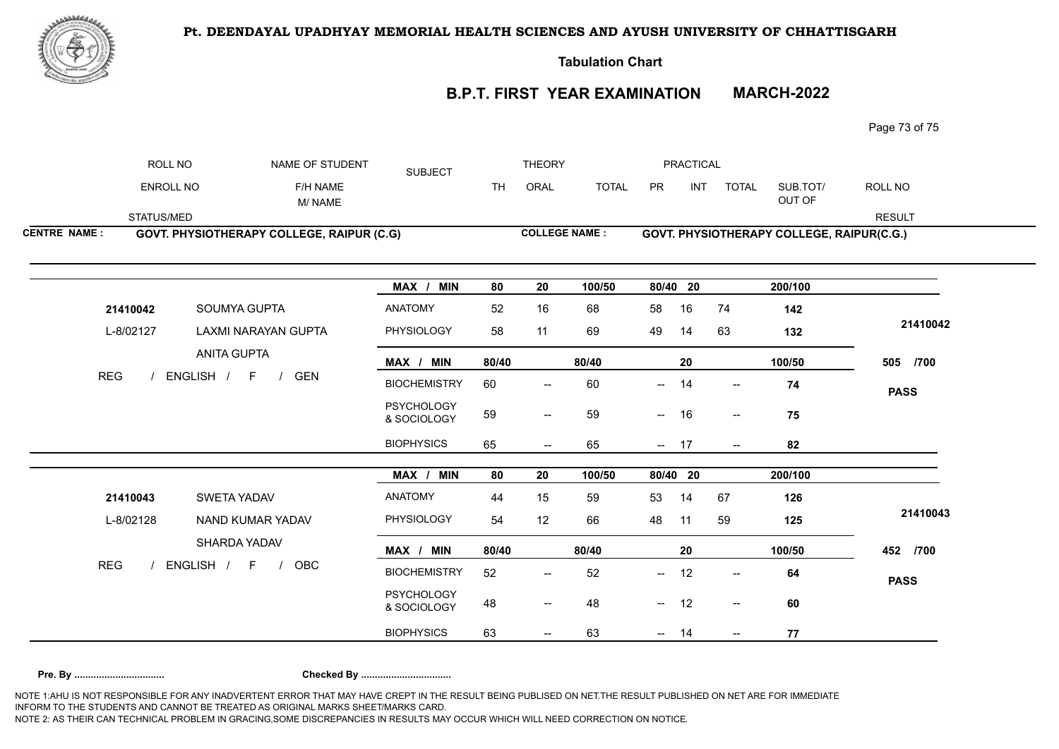**Pt. DEENDAYAL UPADHYAY MEMORIAL HEALTH SCIENCES AND AYUSH UNIVERSITY OF CHHATTISGARH**

**Tabulation Chart**

## B.P.T. FIRST YEAR EXAMINATION MARCH-2022

| ROLL NO / ENROLL NO / STATUS/MED | NAME OF STUDENT / F/H NAME / M/ NAME | SUBJECT | THEORY TH | THEORY ORAL | THEORY TOTAL | PRACTICAL PR | PRACTICAL INT | PRACTICAL TOTAL | SUB.TOT/ OUT OF | ROLL NO / RESULT |
|---|---|---|---|---|---|---|---|---|---|---|

**CENTRE NAME : GOVT. PHYSIOTHERAPY COLLEGE, RAIPUR (C.G)**

**COLLEGE NAME : GOVT. PHYSIOTHERAPY COLLEGE, RAIPUR(C.G.)**

| ROLL NO / ENROLL NO / STATUS | NAME | SUBJECT | TH | ORAL | TOTAL | PR | INT | TOTAL | SUB.TOT/ OUT OF | RESULT |
|---|---|---|---|---|---|---|---|---|---|---|
| | | MAX / MIN | 80 | 20 | 100/50 | 80/40 | 20 | | 200/100 | |
| 21410042 | SOUMYA GUPTA | ANATOMY | 52 | 16 | 68 | 58 | 16 | 74 | 142 | 21410042 |
| L-8/02127 | LAXMI NARAYAN GUPTA | PHYSIOLOGY | 58 | 11 | 69 | 49 | 14 | 63 | 132 | |
| | ANITA GUPTA | MAX / MIN | 80/40 | | 80/40 | | 20 | | 100/50 | 505 /700 |
| REG / ENGLISH / F / GEN | | BIOCHEMISTRY | 60 | -- | 60 | -- | 14 | -- | 74 | PASS |
| | | PSYCHOLOGY & SOCIOLOGY | 59 | -- | 59 | -- | 16 | -- | 75 | |
| | | BIOPHYSICS | 65 | -- | 65 | -- | 17 | -- | 82 | |
| | | MAX / MIN | 80 | 20 | 100/50 | 80/40 | 20 | | 200/100 | |
| 21410043 | SWETA YADAV | ANATOMY | 44 | 15 | 59 | 53 | 14 | 67 | 126 | 21410043 |
| L-8/02128 | NAND KUMAR YADAV | PHYSIOLOGY | 54 | 12 | 66 | 48 | 11 | 59 | 125 | |
| | SHARDA YADAV | MAX / MIN | 80/40 | | 80/40 | | 20 | | 100/50 | 452 /700 |
| REG / ENGLISH / F / OBC | | BIOCHEMISTRY | 52 | -- | 52 | -- | 12 | -- | 64 | PASS |
| | | PSYCHOLOGY & SOCIOLOGY | 48 | -- | 48 | -- | 12 | -- | 60 | |
| | | BIOPHYSICS | 63 | -- | 63 | -- | 14 | -- | 77 | |

**Pre. By .................................** **Checked By .................................**

NOTE 1:AHU IS NOT RESPONSIBLE FOR ANY INADVERTENT ERROR THAT MAY HAVE CREPT IN THE RESULT BEING PUBLISED ON NET.THE RESULT PUBLISHED ON NET ARE FOR IMMEDIATE INFORM TO THE STUDENTS AND CANNOT BE TREATED AS ORIGINAL MARKS SHEET/MARKS CARD.
NOTE 2: AS THEIR CAN TECHNICAL PROBLEM IN GRACING,SOME DISCREPANCIES IN RESULTS MAY OCCUR WHICH WILL NEED CORRECTION ON NOTICE.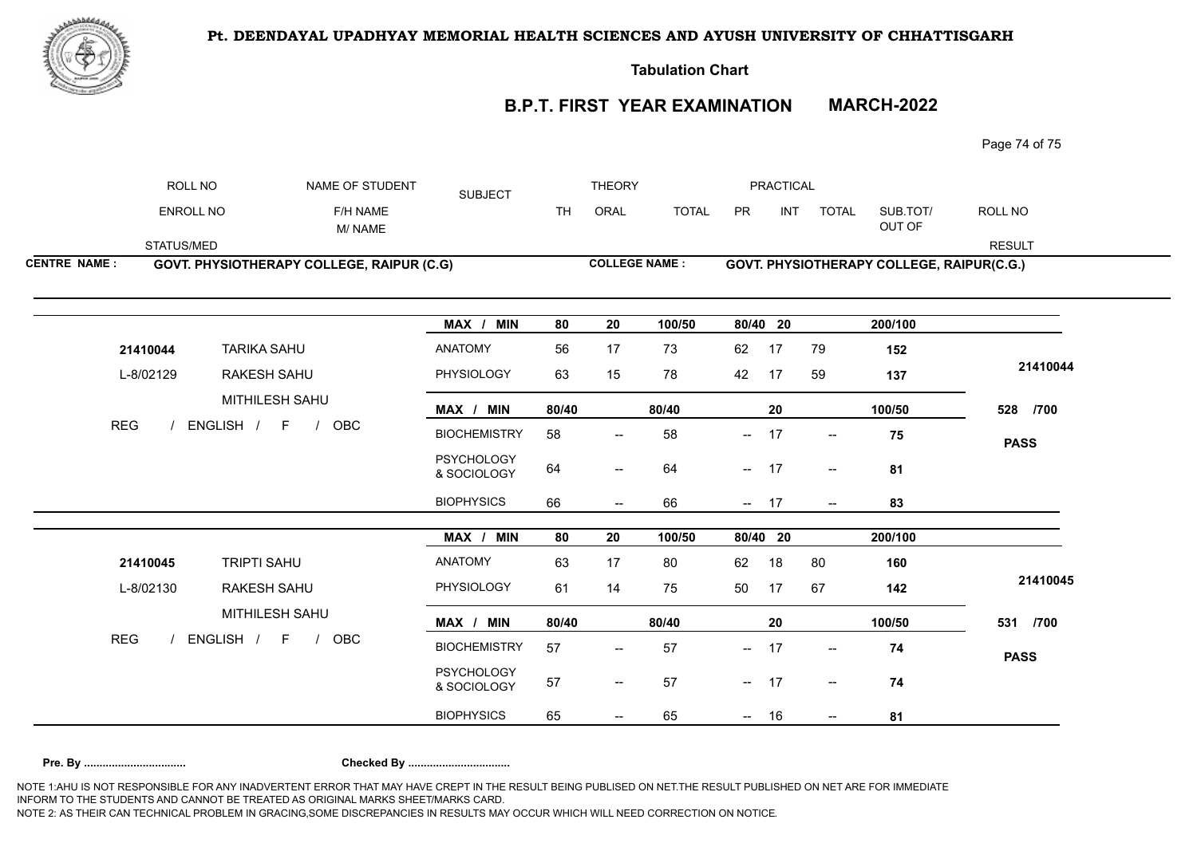**Pt. DEENDAYAL UPADHYAY MEMORIAL HEALTH SCIENCES AND AYUSH UNIVERSITY OF CHHATTISGARH**

**Tabulation Chart**

## B.P.T. FIRST YEAR EXAMINATION MARCH-2022

| ROLL NO | NAME OF STUDENT | SUBJECT | THEORY | | | PRACTICAL | | | | ROLL NO |
|---|---|---|---|---|---|---|---|---|---|---|
| ENROLL NO | F/H NAME / M/ NAME | | TH | ORAL | TOTAL | PR | INT | TOTAL | SUB.TOT/ OUT OF | |
| STATUS/MED | | | | | | | | | | RESULT |

**CENTRE NAME : GOVT. PHYSIOTHERAPY COLLEGE, RAIPUR (C.G)**

**COLLEGE NAME : GOVT. PHYSIOTHERAPY COLLEGE, RAIPUR(C.G.)**

| ROLL NO / ENROLL NO / STATUS | NAME | SUBJECT | TH | ORAL | TOTAL | PR | INT | TOTAL | SUB.TOT/ OUT OF | RESULT |
|---|---|---|---|---|---|---|---|---|---|---|
| | | **MAX / MIN** | **80** | **20** | **100/50** | **80/40** | **20** | | **200/100** | |
| **21410044** | TARIKA SAHU | ANATOMY | 56 | 17 | 73 | 62 | 17 | 79 | **152** | |
| L-8/02129 | RAKESH SAHU | PHYSIOLOGY | 63 | 15 | 78 | 42 | 17 | 59 | **137** | **21410044** |
| | MITHILESH SAHU | **MAX / MIN** | **80/40** | | **80/40** | | **20** | | **100/50** | **528 /700** |
| REG / ENGLISH / F / OBC | | BIOCHEMISTRY | 58 | -- | 58 | -- | 17 | -- | **75** | **PASS** |
| | | PSYCHOLOGY & SOCIOLOGY | 64 | -- | 64 | -- | 17 | -- | **81** | |
| | | BIOPHYSICS | 66 | -- | 66 | -- | 17 | -- | **83** | |

| ROLL NO / ENROLL NO / STATUS | NAME | SUBJECT | TH | ORAL | TOTAL | PR | INT | TOTAL | SUB.TOT/ OUT OF | RESULT |
|---|---|---|---|---|---|---|---|---|---|---|
| | | **MAX / MIN** | **80** | **20** | **100/50** | **80/40** | **20** | | **200/100** | |
| **21410045** | TRIPTI SAHU | ANATOMY | 63 | 17 | 80 | 62 | 18 | 80 | **160** | |
| L-8/02130 | RAKESH SAHU | PHYSIOLOGY | 61 | 14 | 75 | 50 | 17 | 67 | **142** | **21410045** |
| | MITHILESH SAHU | **MAX / MIN** | **80/40** | | **80/40** | | **20** | | **100/50** | **531 /700** |
| REG / ENGLISH / F / OBC | | BIOCHEMISTRY | 57 | -- | 57 | -- | 17 | -- | **74** | **PASS** |
| | | PSYCHOLOGY & SOCIOLOGY | 57 | -- | 57 | -- | 17 | -- | **74** | |
| | | BIOPHYSICS | 65 | -- | 65 | -- | 16 | -- | **81** | |

**Pre. By ................................** **Checked By ................................**

NOTE 1:AHU IS NOT RESPONSIBLE FOR ANY INADVERTENT ERROR THAT MAY HAVE CREPT IN THE RESULT BEING PUBLISED ON NET.THE RESULT PUBLISHED ON NET ARE FOR IMMEDIATE INFORM TO THE STUDENTS AND CANNOT BE TREATED AS ORIGINAL MARKS SHEET/MARKS CARD.
NOTE 2: AS THEIR CAN TECHNICAL PROBLEM IN GRACING,SOME DISCREPANCIES IN RESULTS MAY OCCUR WHICH WILL NEED CORRECTION ON NOTICE.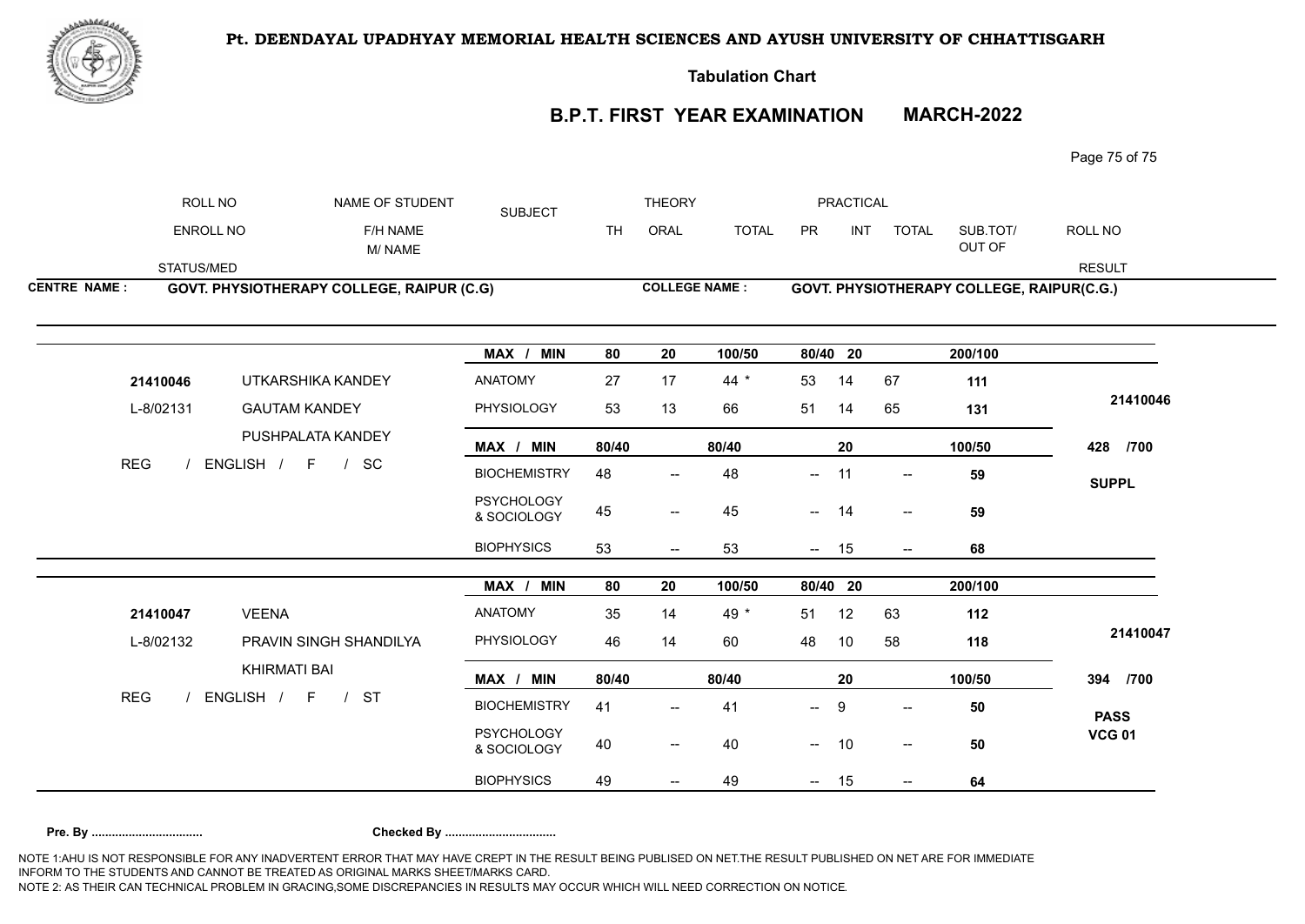# Pt. DEENDAYAL UPADHYAY MEMORIAL HEALTH SCIENCES AND AYUSH UNIVERSITY OF CHHATTISGARH

**Tabulation Chart**

## B.P.T. FIRST YEAR EXAMINATION MARCH-2022

| ROLL NO / ENROLL NO / STATUS/MED | NAME OF STUDENT / F/H NAME / M/ NAME | SUBJECT | THEORY TH | THEORY ORAL | THEORY TOTAL | PRACTICAL PR | PRACTICAL INT | PRACTICAL TOTAL | SUB.TOT/ OUT OF | ROLL NO / RESULT |
|---|---|---|---|---|---|---|---|---|---|---|

**CENTRE NAME :** GOVT. PHYSIOTHERAPY COLLEGE, RAIPUR (C.G) **COLLEGE NAME :** GOVT. PHYSIOTHERAPY COLLEGE, RAIPUR(C.G.)

| ROLL NO / ENROLL NO / STATUS/MED | NAME OF STUDENT / F/H NAME / M/ NAME | SUBJECT | TH | ORAL | TOTAL | PR | INT | TOTAL | SUB.TOT/ OUT OF | ROLL NO / RESULT |
|---|---|---|---|---|---|---|---|---|---|---|
| | | MAX / MIN | 80 | 20 | 100/50 | 80/40 | 20 | | 200/100 | |
| 21410046 | UTKARSHIKA KANDEY | ANATOMY | 27 | 17 | 44 * | 53 | 14 | 67 | 111 | |
| L-8/02131 | GAUTAM KANDEY | PHYSIOLOGY | 53 | 13 | 66 | 51 | 14 | 65 | 131 | 21410046 |
| | PUSHPALATA KANDEY | MAX / MIN | 80/40 | | 80/40 | | 20 | | 100/50 | 428 /700 |
| REG / ENGLISH / F / SC | | BIOCHEMISTRY | 48 | -- | 48 | -- | 11 | -- | 59 | SUPPL |
| | | PSYCHOLOGY & SOCIOLOGY | 45 | -- | 45 | -- | 14 | -- | 59 | |
| | | BIOPHYSICS | 53 | -- | 53 | -- | 15 | -- | 68 | |
| | | MAX / MIN | 80 | 20 | 100/50 | 80/40 | 20 | | 200/100 | |
| 21410047 | VEENA | ANATOMY | 35 | 14 | 49 * | 51 | 12 | 63 | 112 | |
| L-8/02132 | PRAVIN SINGH SHANDILYA | PHYSIOLOGY | 46 | 14 | 60 | 48 | 10 | 58 | 118 | 21410047 |
| | KHIRMATI BAI | MAX / MIN | 80/40 | | 80/40 | | 20 | | 100/50 | 394 /700 |
| REG / ENGLISH / F / ST | | BIOCHEMISTRY | 41 | -- | 41 | -- | 9 | -- | 50 | PASS |
| | | PSYCHOLOGY & SOCIOLOGY | 40 | -- | 40 | -- | 10 | -- | 50 | VCG 01 |
| | | BIOPHYSICS | 49 | -- | 49 | -- | 15 | -- | 64 | |

**Pre. By ................................** **Checked By ................................**

NOTE 1:AHU IS NOT RESPONSIBLE FOR ANY INADVERTENT ERROR THAT MAY HAVE CREPT IN THE RESULT BEING PUBLISED ON NET.THE RESULT PUBLISHED ON NET ARE FOR IMMEDIATE INFORM TO THE STUDENTS AND CANNOT BE TREATED AS ORIGINAL MARKS SHEET/MARKS CARD.
NOTE 2: AS THEIR CAN TECHNICAL PROBLEM IN GRACING,SOME DISCREPANCIES IN RESULTS MAY OCCUR WHICH WILL NEED CORRECTION ON NOTICE.